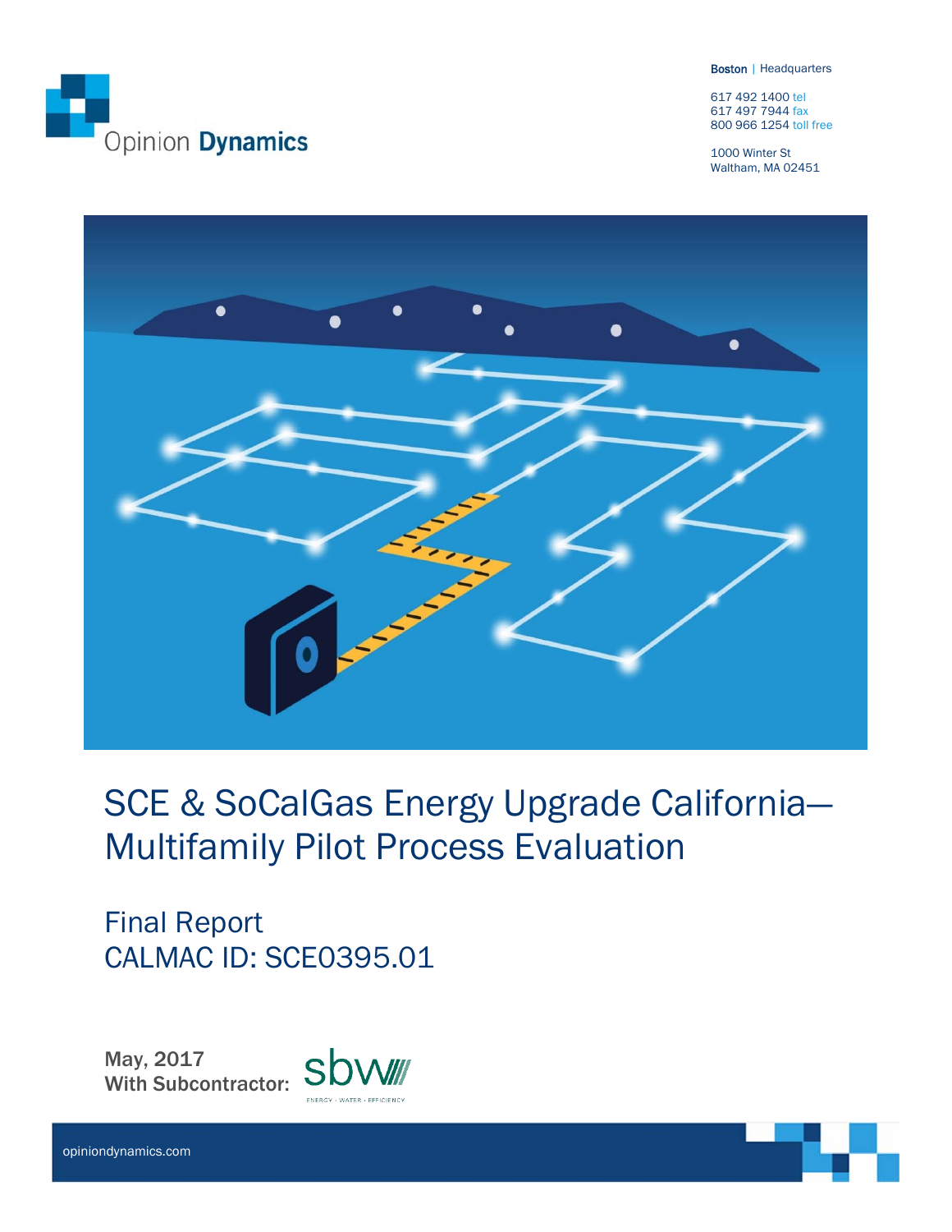Opinion **Dynamics**

**Boston** | Headquarters

617 492 1400 tel
617 497 7944 fax
800 966 1254 toll free

1000 Winter St
Waltham, MA 02451

# SCE & SoCalGas Energy Upgrade California—Multifamily Pilot Process Evaluation

## Final Report
## CALMAC ID: SCE0395.01

**May, 2017**
**With Subcontractor:** sbw
ENERGY · WATER · EFFICIENCY

opiniondynamics.com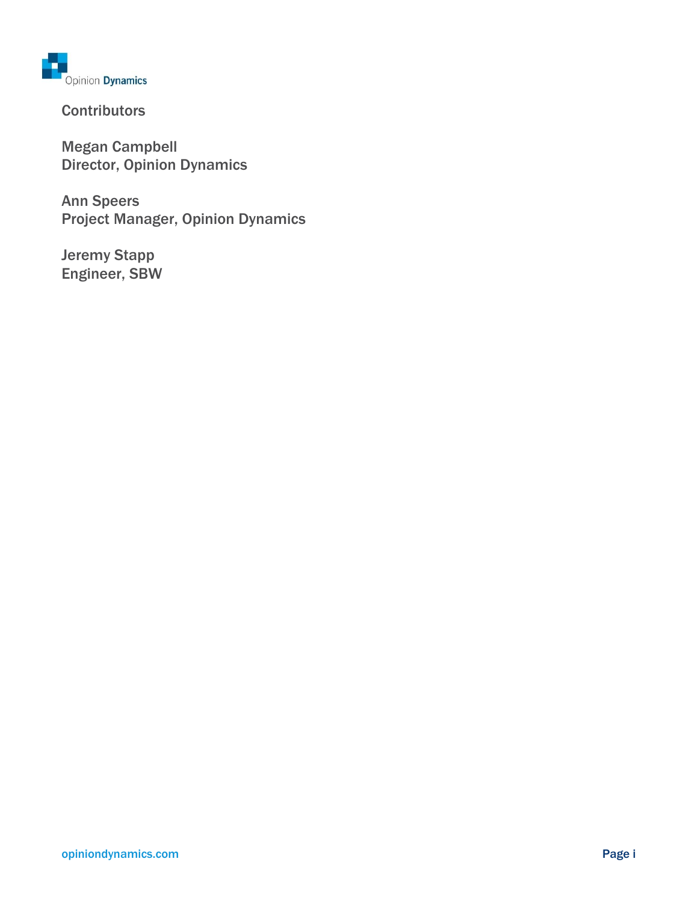## Contributors

Megan Campbell
Director, Opinion Dynamics

Ann Speers
Project Manager, Opinion Dynamics

Jeremy Stapp
Engineer, SBW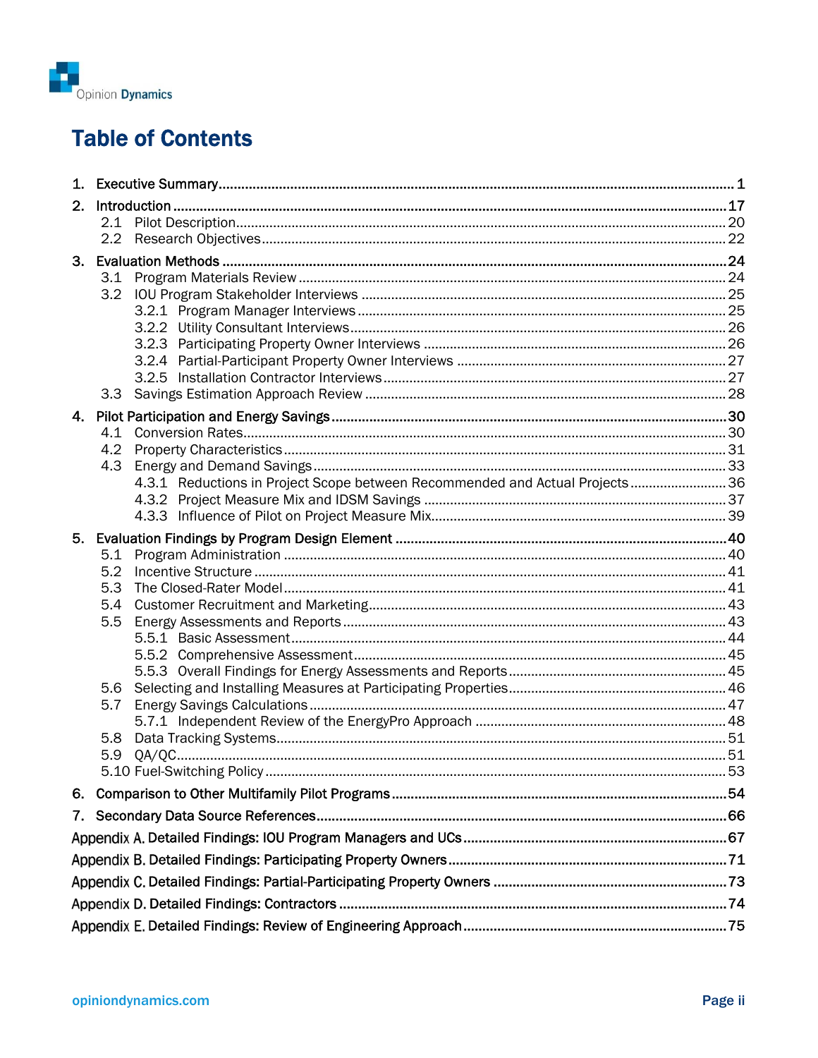# Table of Contents

1. Executive Summary .......... 1
2. Introduction .......... 17
   - 2.1 Pilot Description .......... 20
   - 2.2 Research Objectives .......... 22
3. Evaluation Methods .......... 24
   - 3.1 Program Materials Review .......... 24
   - 3.2 IOU Program Stakeholder Interviews .......... 25
     - 3.2.1 Program Manager Interviews .......... 25
     - 3.2.2 Utility Consultant Interviews .......... 26
     - 3.2.3 Participating Property Owner Interviews .......... 26
     - 3.2.4 Partial-Participant Property Owner Interviews .......... 27
     - 3.2.5 Installation Contractor Interviews .......... 27
   - 3.3 Savings Estimation Approach Review .......... 28
4. Pilot Participation and Energy Savings .......... 30
   - 4.1 Conversion Rates .......... 30
   - 4.2 Property Characteristics .......... 31
   - 4.3 Energy and Demand Savings .......... 33
     - 4.3.1 Reductions in Project Scope between Recommended and Actual Projects .......... 36
     - 4.3.2 Project Measure Mix and IDSM Savings .......... 37
     - 4.3.3 Influence of Pilot on Project Measure Mix .......... 39
5. Evaluation Findings by Program Design Element .......... 40
   - 5.1 Program Administration .......... 40
   - 5.2 Incentive Structure .......... 41
   - 5.3 The Closed-Rater Model .......... 41
   - 5.4 Customer Recruitment and Marketing .......... 43
   - 5.5 Energy Assessments and Reports .......... 43
     - 5.5.1 Basic Assessment .......... 44
     - 5.5.2 Comprehensive Assessment .......... 45
     - 5.5.3 Overall Findings for Energy Assessments and Reports .......... 45
   - 5.6 Selecting and Installing Measures at Participating Properties .......... 46
   - 5.7 Energy Savings Calculations .......... 47
     - 5.7.1 Independent Review of the EnergyPro Approach .......... 48
   - 5.8 Data Tracking Systems .......... 51
   - 5.9 QA/QC .......... 51
   - 5.10 Fuel-Switching Policy .......... 53
6. Comparison to Other Multifamily Pilot Programs .......... 54
7. Secondary Data Source References .......... 66

Appendix A. Detailed Findings: IOU Program Managers and UCs .......... 67

Appendix B. Detailed Findings: Participating Property Owners .......... 71

Appendix C. Detailed Findings: Partial-Participating Property Owners .......... 73

Appendix D. Detailed Findings: Contractors .......... 74

Appendix E. Detailed Findings: Review of Engineering Approach .......... 75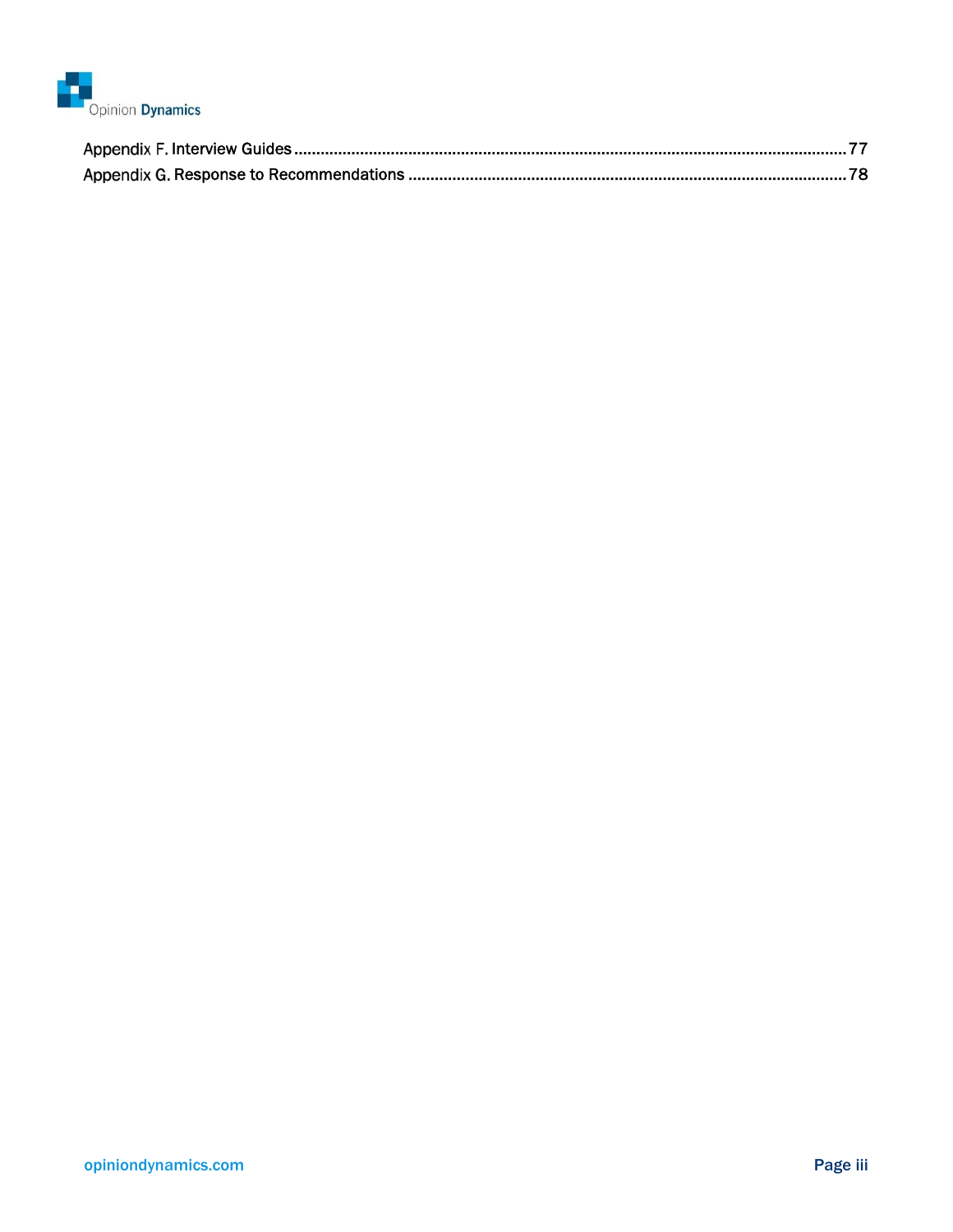Appendix F. Interview Guides ..... 77
Appendix G. Response to Recommendations ..... 78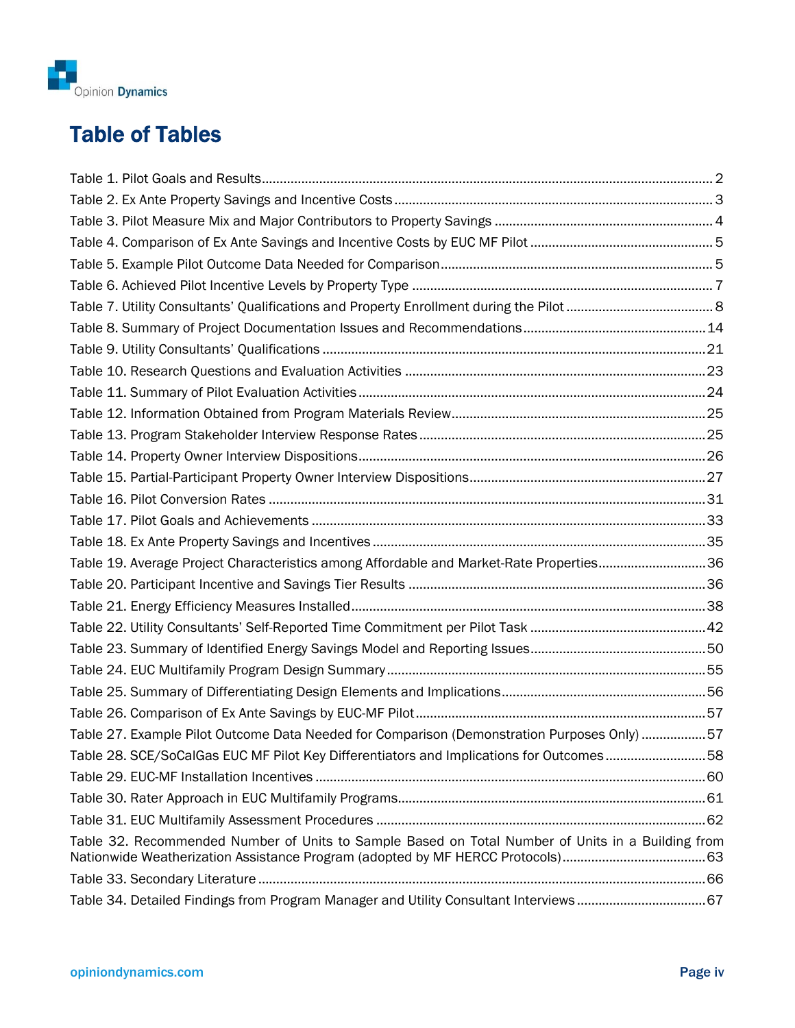# Table of Tables

Table 1. Pilot Goals and Results ........ 2
Table 2. Ex Ante Property Savings and Incentive Costs ........ 3
Table 3. Pilot Measure Mix and Major Contributors to Property Savings ........ 4
Table 4. Comparison of Ex Ante Savings and Incentive Costs by EUC MF Pilot ........ 5
Table 5. Example Pilot Outcome Data Needed for Comparison ........ 5
Table 6. Achieved Pilot Incentive Levels by Property Type ........ 7
Table 7. Utility Consultants' Qualifications and Property Enrollment during the Pilot ........ 8
Table 8. Summary of Project Documentation Issues and Recommendations ........ 14
Table 9. Utility Consultants' Qualifications ........ 21
Table 10. Research Questions and Evaluation Activities ........ 23
Table 11. Summary of Pilot Evaluation Activities ........ 24
Table 12. Information Obtained from Program Materials Review ........ 25
Table 13. Program Stakeholder Interview Response Rates ........ 25
Table 14. Property Owner Interview Dispositions ........ 26
Table 15. Partial-Participant Property Owner Interview Dispositions ........ 27
Table 16. Pilot Conversion Rates ........ 31
Table 17. Pilot Goals and Achievements ........ 33
Table 18. Ex Ante Property Savings and Incentives ........ 35
Table 19. Average Project Characteristics among Affordable and Market-Rate Properties ........ 36
Table 20. Participant Incentive and Savings Tier Results ........ 36
Table 21. Energy Efficiency Measures Installed ........ 38
Table 22. Utility Consultants' Self-Reported Time Commitment per Pilot Task ........ 42
Table 23. Summary of Identified Energy Savings Model and Reporting Issues ........ 50
Table 24. EUC Multifamily Program Design Summary ........ 55
Table 25. Summary of Differentiating Design Elements and Implications ........ 56
Table 26. Comparison of Ex Ante Savings by EUC-MF Pilot ........ 57
Table 27. Example Pilot Outcome Data Needed for Comparison (Demonstration Purposes Only) ........ 57
Table 28. SCE/SoCalGas EUC MF Pilot Key Differentiators and Implications for Outcomes ........ 58
Table 29. EUC-MF Installation Incentives ........ 60
Table 30. Rater Approach in EUC Multifamily Programs ........ 61
Table 31. EUC Multifamily Assessment Procedures ........ 62
Table 32. Recommended Number of Units to Sample Based on Total Number of Units in a Building from Nationwide Weatherization Assistance Program (adopted by MF HERCC Protocols) ........ 63
Table 33. Secondary Literature ........ 66
Table 34. Detailed Findings from Program Manager and Utility Consultant Interviews ........ 67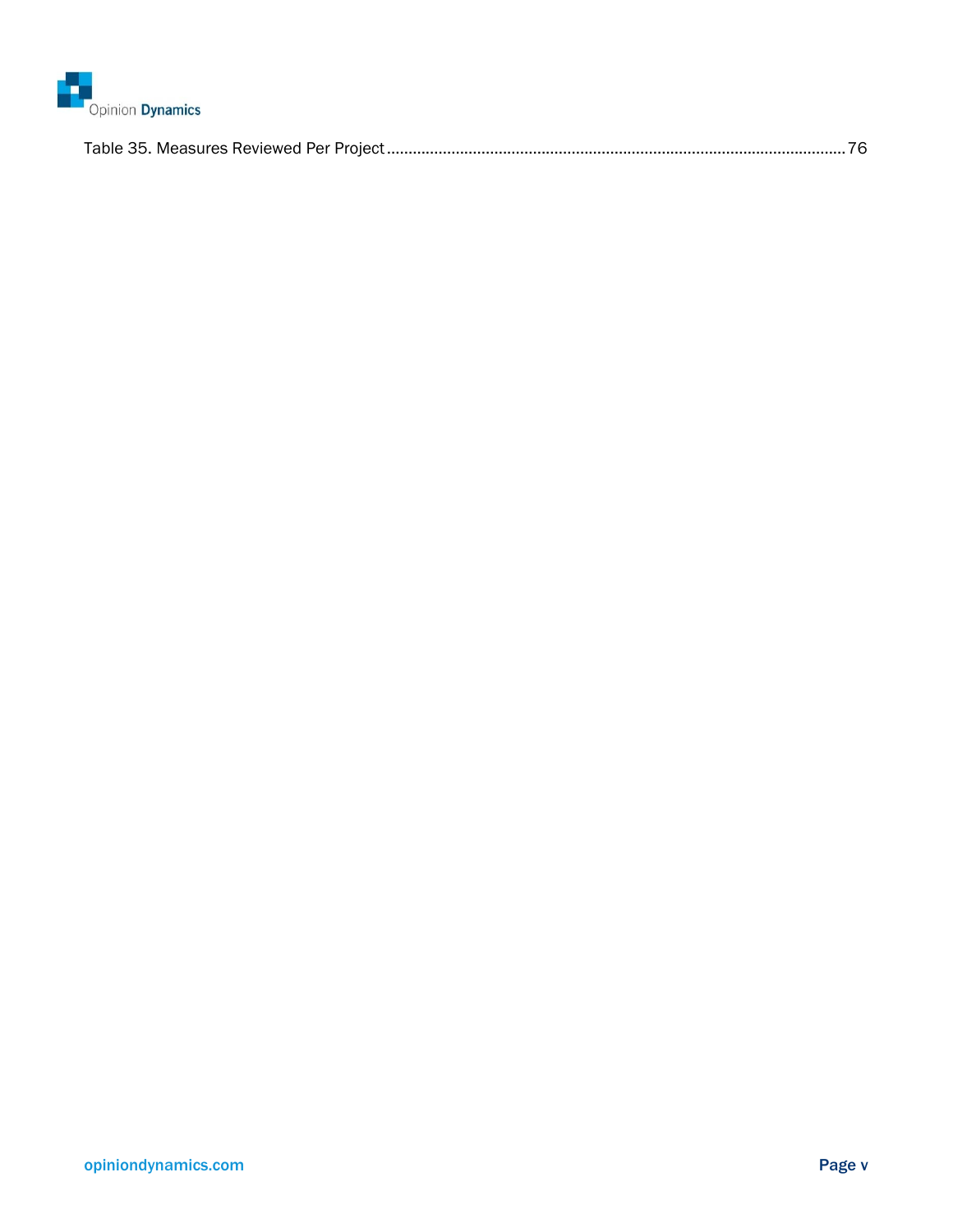Table 35. Measures Reviewed Per Project .......................................................................................................... 76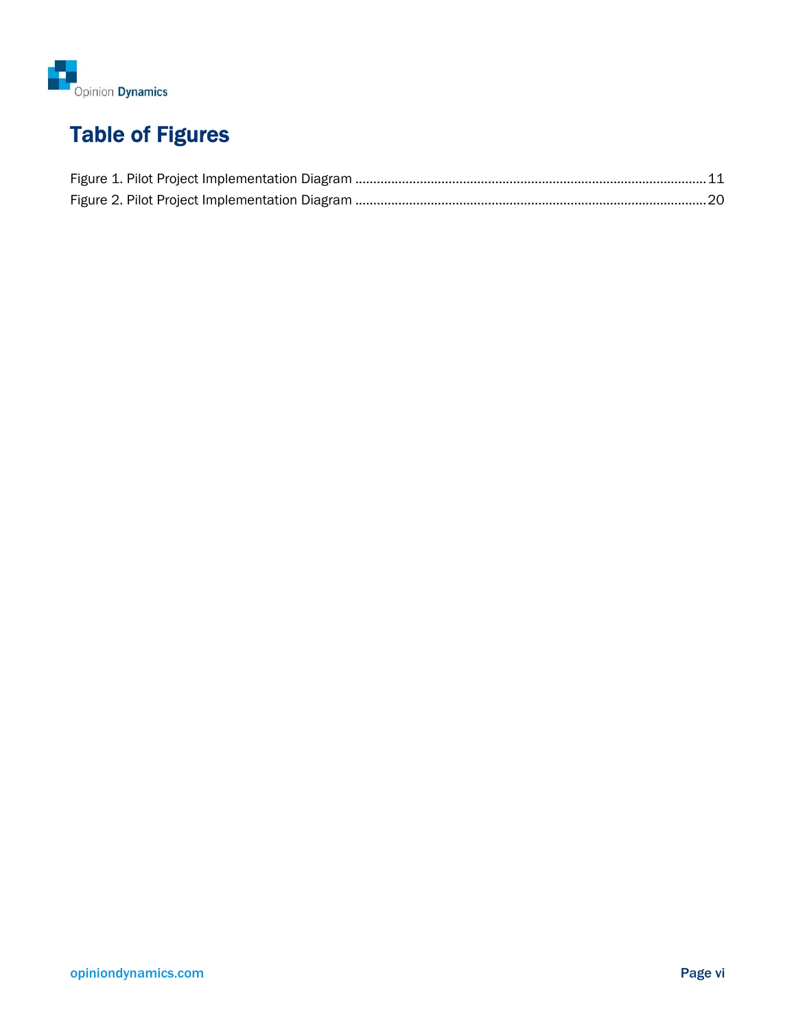# Table of Figures

Figure 1. Pilot Project Implementation Diagram ........................................................................................................ 11

Figure 2. Pilot Project Implementation Diagram ........................................................................................................ 20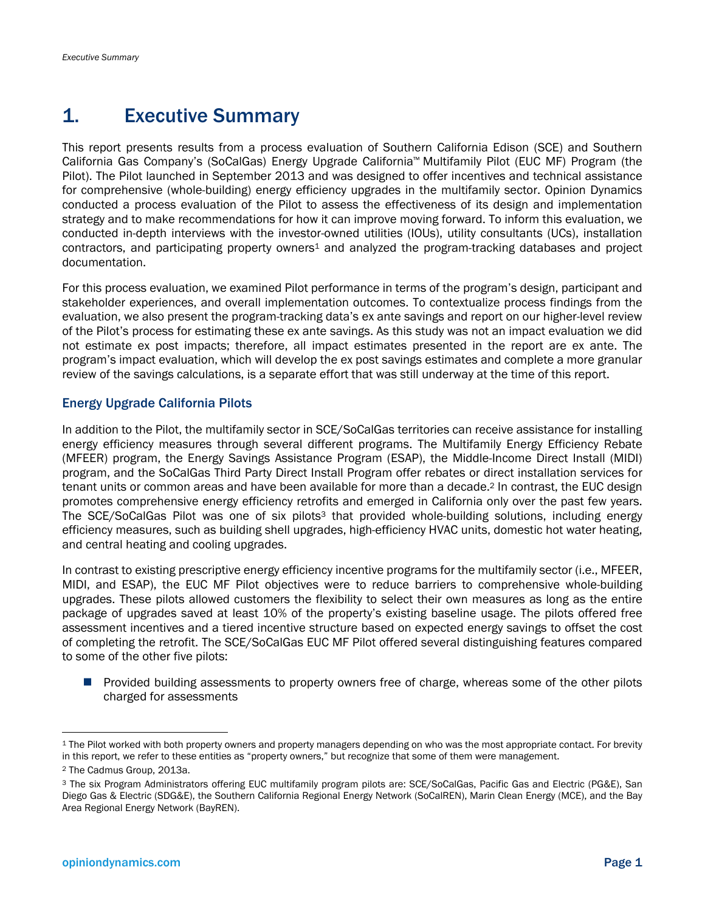# 1. Executive Summary

This report presents results from a process evaluation of Southern California Edison (SCE) and Southern California Gas Company's (SoCalGas) Energy Upgrade California™ Multifamily Pilot (EUC MF) Program (the Pilot). The Pilot launched in September 2013 and was designed to offer incentives and technical assistance for comprehensive (whole-building) energy efficiency upgrades in the multifamily sector. Opinion Dynamics conducted a process evaluation of the Pilot to assess the effectiveness of its design and implementation strategy and to make recommendations for how it can improve moving forward. To inform this evaluation, we conducted in-depth interviews with the investor-owned utilities (IOUs), utility consultants (UCs), installation contractors, and participating property owners[1] and analyzed the program-tracking databases and project documentation.

For this process evaluation, we examined Pilot performance in terms of the program's design, participant and stakeholder experiences, and overall implementation outcomes. To contextualize process findings from the evaluation, we also present the program-tracking data's ex ante savings and report on our higher-level review of the Pilot's process for estimating these ex ante savings. As this study was not an impact evaluation we did not estimate ex post impacts; therefore, all impact estimates presented in the report are ex ante. The program's impact evaluation, which will develop the ex post savings estimates and complete a more granular review of the savings calculations, is a separate effort that was still underway at the time of this report.

### Energy Upgrade California Pilots

In addition to the Pilot, the multifamily sector in SCE/SoCalGas territories can receive assistance for installing energy efficiency measures through several different programs. The Multifamily Energy Efficiency Rebate (MFEER) program, the Energy Savings Assistance Program (ESAP), the Middle-Income Direct Install (MIDI) program, and the SoCalGas Third Party Direct Install Program offer rebates or direct installation services for tenant units or common areas and have been available for more than a decade.[2] In contrast, the EUC design promotes comprehensive energy efficiency retrofits and emerged in California only over the past few years. The SCE/SoCalGas Pilot was one of six pilots[3] that provided whole-building solutions, including energy efficiency measures, such as building shell upgrades, high-efficiency HVAC units, domestic hot water heating, and central heating and cooling upgrades.

In contrast to existing prescriptive energy efficiency incentive programs for the multifamily sector (i.e., MFEER, MIDI, and ESAP), the EUC MF Pilot objectives were to reduce barriers to comprehensive whole-building upgrades. These pilots allowed customers the flexibility to select their own measures as long as the entire package of upgrades saved at least 10% of the property's existing baseline usage. The pilots offered free assessment incentives and a tiered incentive structure based on expected energy savings to offset the cost of completing the retrofit. The SCE/SoCalGas EUC MF Pilot offered several distinguishing features compared to some of the other five pilots:

- Provided building assessments to property owners free of charge, whereas some of the other pilots charged for assessments

---

[1] The Pilot worked with both property owners and property managers depending on who was the most appropriate contact. For brevity in this report, we refer to these entities as "property owners," but recognize that some of them were management.

[2] The Cadmus Group, 2013a.

[3] The six Program Administrators offering EUC multifamily program pilots are: SCE/SoCalGas, Pacific Gas and Electric (PG&E), San Diego Gas & Electric (SDG&E), the Southern California Regional Energy Network (SoCalREN), Marin Clean Energy (MCE), and the Bay Area Regional Energy Network (BayREN).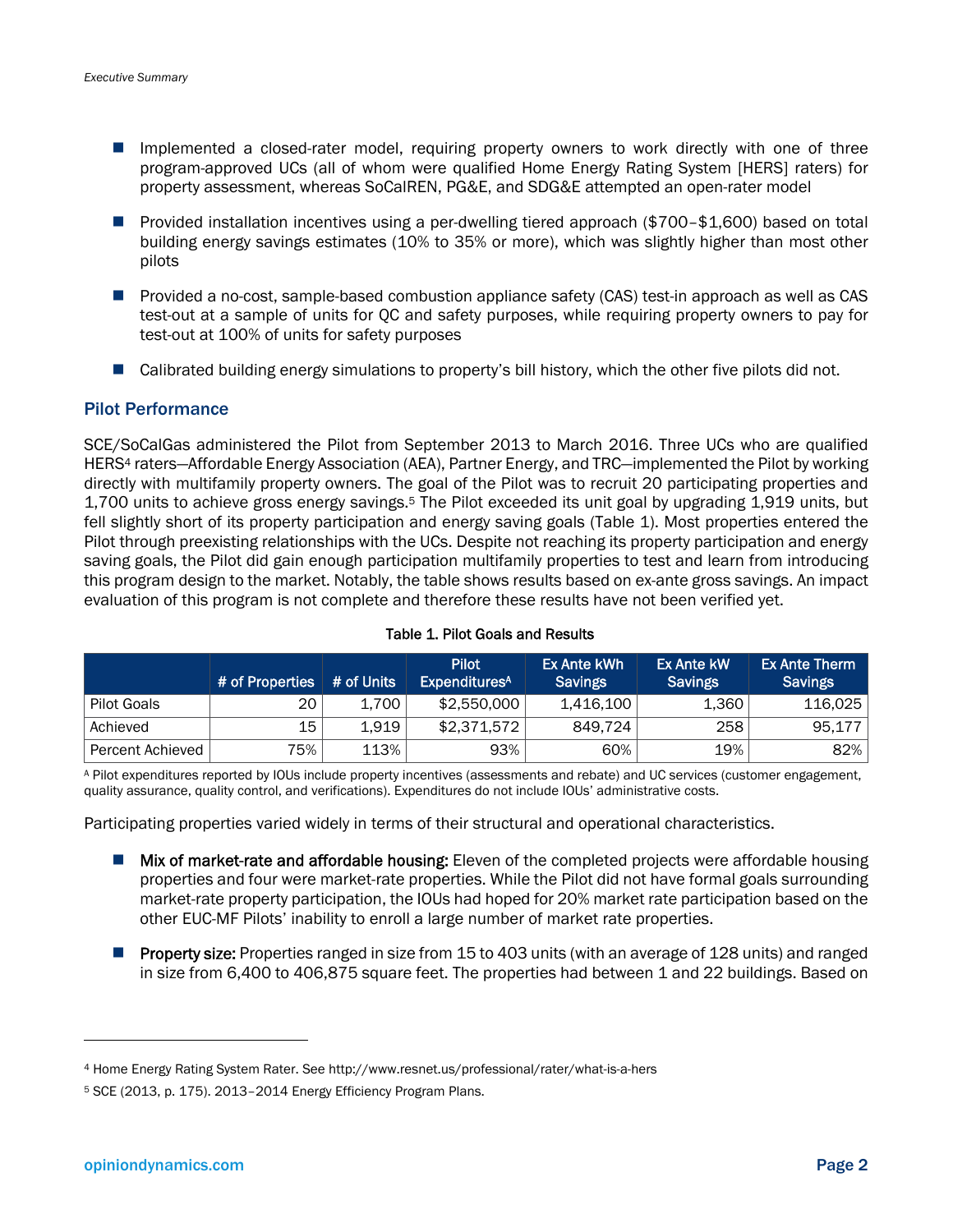- Implemented a closed-rater model, requiring property owners to work directly with one of three program-approved UCs (all of whom were qualified Home Energy Rating System [HERS] raters) for property assessment, whereas SoCalREN, PG&E, and SDG&E attempted an open-rater model
- Provided installation incentives using a per-dwelling tiered approach ($700–$1,600) based on total building energy savings estimates (10% to 35% or more), which was slightly higher than most other pilots
- Provided a no-cost, sample-based combustion appliance safety (CAS) test-in approach as well as CAS test-out at a sample of units for QC and safety purposes, while requiring property owners to pay for test-out at 100% of units for safety purposes
- Calibrated building energy simulations to property's bill history, which the other five pilots did not.

## Pilot Performance

SCE/SoCalGas administered the Pilot from September 2013 to March 2016. Three UCs who are qualified HERS[4] raters—Affordable Energy Association (AEA), Partner Energy, and TRC—implemented the Pilot by working directly with multifamily property owners. The goal of the Pilot was to recruit 20 participating properties and 1,700 units to achieve gross energy savings.[5] The Pilot exceeded its unit goal by upgrading 1,919 units, but fell slightly short of its property participation and energy saving goals (Table 1). Most properties entered the Pilot through preexisting relationships with the UCs. Despite not reaching its property participation and energy saving goals, the Pilot did gain enough participation multifamily properties to test and learn from introducing this program design to the market. Notably, the table shows results based on ex-ante gross savings. An impact evaluation of this program is not complete and therefore these results have not been verified yet.

Table 1. Pilot Goals and Results

| | # of Properties | # of Units | Pilot Expenditures[A] | Ex Ante kWh Savings | Ex Ante kW Savings | Ex Ante Therm Savings |
|---|---|---|---|---|---|---|
| Pilot Goals | 20 | 1,700 | $2,550,000 | 1,416,100 | 1,360 | 116,025 |
| Achieved | 15 | 1,919 | $2,371,572 | 849,724 | 258 | 95,177 |
| Percent Achieved | 75% | 113% | 93% | 60% | 19% | 82% |

[A] Pilot expenditures reported by IOUs include property incentives (assessments and rebate) and UC services (customer engagement, quality assurance, quality control, and verifications). Expenditures do not include IOUs' administrative costs.

Participating properties varied widely in terms of their structural and operational characteristics.

- **Mix of market-rate and affordable housing:** Eleven of the completed projects were affordable housing properties and four were market-rate properties. While the Pilot did not have formal goals surrounding market-rate property participation, the IOUs had hoped for 20% market rate participation based on the other EUC-MF Pilots' inability to enroll a large number of market rate properties.
- **Property size:** Properties ranged in size from 15 to 403 units (with an average of 128 units) and ranged in size from 6,400 to 406,875 square feet. The properties had between 1 and 22 buildings. Based on

[4] Home Energy Rating System Rater. See http://www.resnet.us/professional/rater/what-is-a-hers

[5] SCE (2013, p. 175). 2013–2014 Energy Efficiency Program Plans.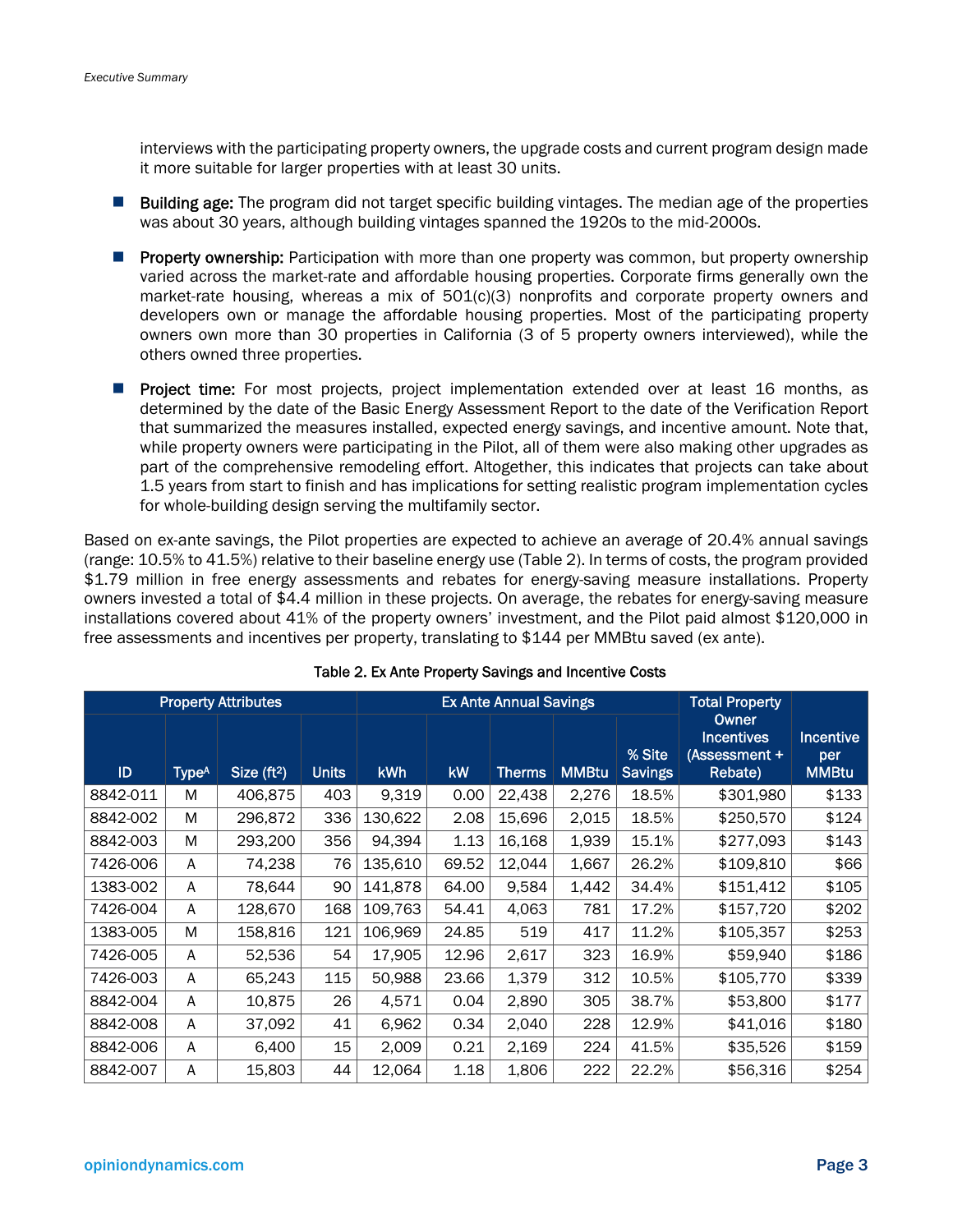interviews with the participating property owners, the upgrade costs and current program design made it more suitable for larger properties with at least 30 units.

- **Building age:** The program did not target specific building vintages. The median age of the properties was about 30 years, although building vintages spanned the 1920s to the mid-2000s.
- **Property ownership:** Participation with more than one property was common, but property ownership varied across the market-rate and affordable housing properties. Corporate firms generally own the market-rate housing, whereas a mix of 501(c)(3) nonprofits and corporate property owners and developers own or manage the affordable housing properties. Most of the participating property owners own more than 30 properties in California (3 of 5 property owners interviewed), while the others owned three properties.
- **Project time:** For most projects, project implementation extended over at least 16 months, as determined by the date of the Basic Energy Assessment Report to the date of the Verification Report that summarized the measures installed, expected energy savings, and incentive amount. Note that, while property owners were participating in the Pilot, all of them were also making other upgrades as part of the comprehensive remodeling effort. Altogether, this indicates that projects can take about 1.5 years from start to finish and has implications for setting realistic program implementation cycles for whole-building design serving the multifamily sector.

Based on ex-ante savings, the Pilot properties are expected to achieve an average of 20.4% annual savings (range: 10.5% to 41.5%) relative to their baseline energy use (Table 2). In terms of costs, the program provided $1.79 million in free energy assessments and rebates for energy-saving measure installations. Property owners invested a total of $4.4 million in these projects. On average, the rebates for energy-saving measure installations covered about 41% of the property owners' investment, and the Pilot paid almost $120,000 in free assessments and incentives per property, translating to $144 per MMBtu saved (ex ante).

Table 2. Ex Ante Property Savings and Incentive Costs

| Property Attributes | | | | Ex Ante Annual Savings | | | | | Total Property Owner Incentives (Assessment + Rebate) | Incentive per MMBtu |
|---|---|---|---|---|---|---|---|---|---|---|
| ID | Type[A] | Size (ft²) | Units | kWh | kW | Therms | MMBtu | % Site Savings | | |
| 8842-011 | M | 406,875 | 403 | 9,319 | 0.00 | 22,438 | 2,276 | 18.5% | $301,980 | $133 |
| 8842-002 | M | 296,872 | 336 | 130,622 | 2.08 | 15,696 | 2,015 | 18.5% | $250,570 | $124 |
| 8842-003 | M | 293,200 | 356 | 94,394 | 1.13 | 16,168 | 1,939 | 15.1% | $277,093 | $143 |
| 7426-006 | A | 74,238 | 76 | 135,610 | 69.52 | 12,044 | 1,667 | 26.2% | $109,810 | $66 |
| 1383-002 | A | 78,644 | 90 | 141,878 | 64.00 | 9,584 | 1,442 | 34.4% | $151,412 | $105 |
| 7426-004 | A | 128,670 | 168 | 109,763 | 54.41 | 4,063 | 781 | 17.2% | $157,720 | $202 |
| 1383-005 | M | 158,816 | 121 | 106,969 | 24.85 | 519 | 417 | 11.2% | $105,357 | $253 |
| 7426-005 | A | 52,536 | 54 | 17,905 | 12.96 | 2,617 | 323 | 16.9% | $59,940 | $186 |
| 7426-003 | A | 65,243 | 115 | 50,988 | 23.66 | 1,379 | 312 | 10.5% | $105,770 | $339 |
| 8842-004 | A | 10,875 | 26 | 4,571 | 0.04 | 2,890 | 305 | 38.7% | $53,800 | $177 |
| 8842-008 | A | 37,092 | 41 | 6,962 | 0.34 | 2,040 | 228 | 12.9% | $41,016 | $180 |
| 8842-006 | A | 6,400 | 15 | 2,009 | 0.21 | 2,169 | 224 | 41.5% | $35,526 | $159 |
| 8842-007 | A | 15,803 | 44 | 12,064 | 1.18 | 1,806 | 222 | 22.2% | $56,316 | $254 |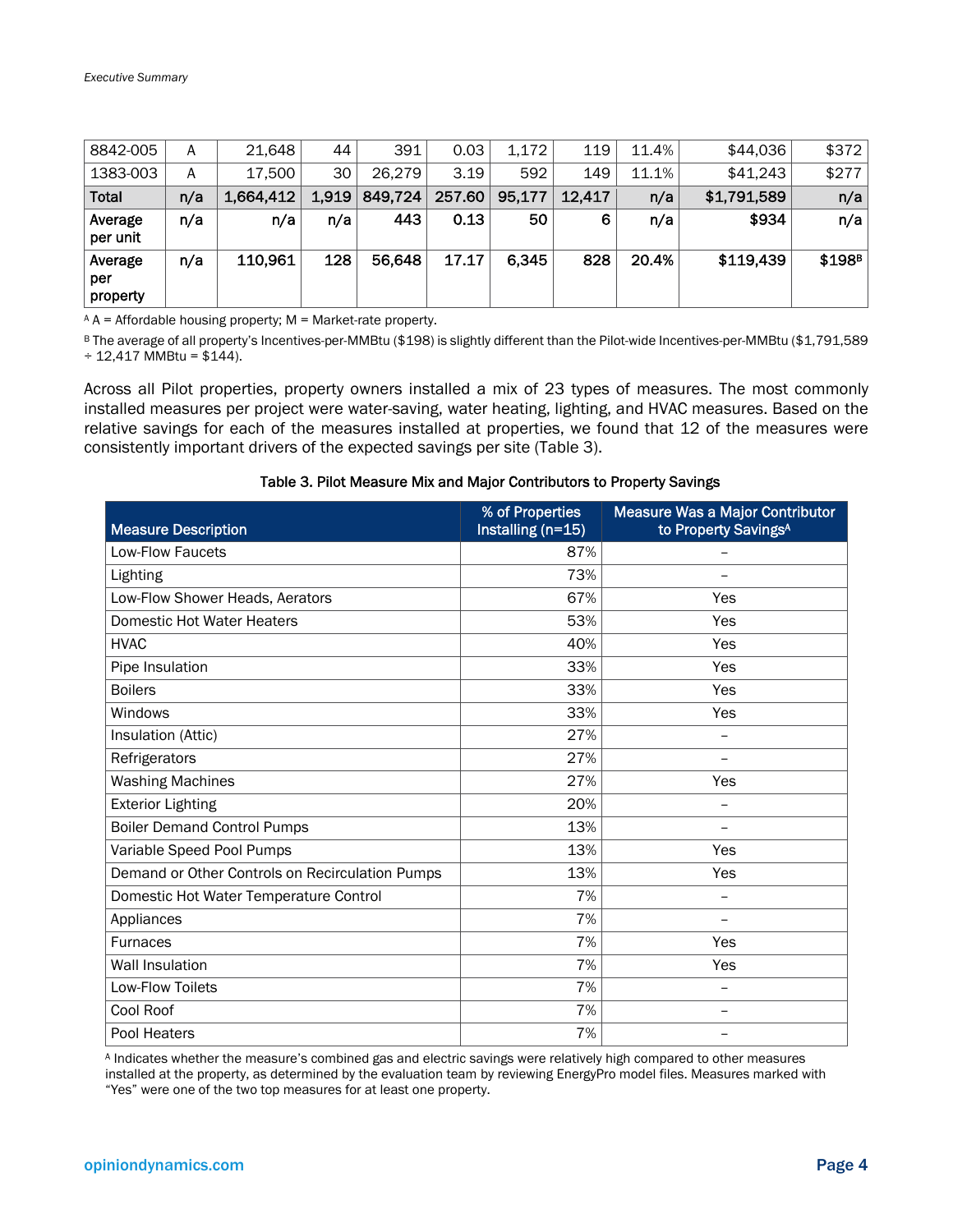| 8842-005 | A | 21,648 | 44 | 391 | 0.03 | 1,172 | 119 | 11.4% | $44,036 | $372 |
|---|---|---|---|---|---|---|---|---|---|---|
| 1383-003 | A | 17,500 | 30 | 26,279 | 3.19 | 592 | 149 | 11.1% | $41,243 | $277 |
| **Total** | **n/a** | **1,664,412** | **1,919** | **849,724** | **257.60** | **95,177** | **12,417** | **n/a** | **$1,791,589** | **n/a** |
| **Average per unit** | **n/a** | **n/a** | **n/a** | **443** | **0.13** | **50** | **6** | **n/a** | **$934** | **n/a** |
| **Average per property** | **n/a** | **110,961** | **128** | **56,648** | **17.17** | **6,345** | **828** | **20.4%** | **$119,439** | **$198[B]** |

[A] A = Affordable housing property; M = Market-rate property.

[B] The average of all property's Incentives-per-MMBtu ($198) is slightly different than the Pilot-wide Incentives-per-MMBtu ($1,791,589 ÷ 12,417 MMBtu = $144).

Across all Pilot properties, property owners installed a mix of 23 types of measures. The most commonly installed measures per project were water-saving, water heating, lighting, and HVAC measures. Based on the relative savings for each of the measures installed at properties, we found that 12 of the measures were consistently important drivers of the expected savings per site (Table 3).

**Table 3. Pilot Measure Mix and Major Contributors to Property Savings**

| Measure Description | % of Properties Installing (n=15) | Measure Was a Major Contributor to Property Savings[A] |
|---|---|---|
| Low-Flow Faucets | 87% | – |
| Lighting | 73% | – |
| Low-Flow Shower Heads, Aerators | 67% | Yes |
| Domestic Hot Water Heaters | 53% | Yes |
| HVAC | 40% | Yes |
| Pipe Insulation | 33% | Yes |
| Boilers | 33% | Yes |
| Windows | 33% | Yes |
| Insulation (Attic) | 27% | – |
| Refrigerators | 27% | – |
| Washing Machines | 27% | Yes |
| Exterior Lighting | 20% | – |
| Boiler Demand Control Pumps | 13% | – |
| Variable Speed Pool Pumps | 13% | Yes |
| Demand or Other Controls on Recirculation Pumps | 13% | Yes |
| Domestic Hot Water Temperature Control | 7% | – |
| Appliances | 7% | – |
| Furnaces | 7% | Yes |
| Wall Insulation | 7% | Yes |
| Low-Flow Toilets | 7% | – |
| Cool Roof | 7% | – |
| Pool Heaters | 7% | – |

[A] Indicates whether the measure's combined gas and electric savings were relatively high compared to other measures installed at the property, as determined by the evaluation team by reviewing EnergyPro model files. Measures marked with "Yes" were one of the two top measures for at least one property.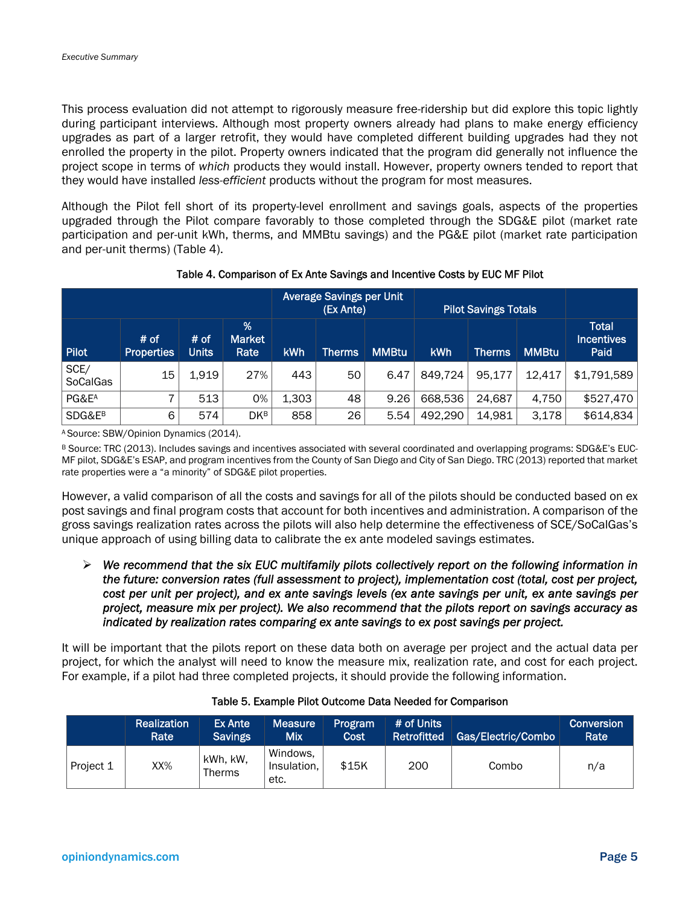This process evaluation did not attempt to rigorously measure free-ridership but did explore this topic lightly during participant interviews. Although most property owners already had plans to make energy efficiency upgrades as part of a larger retrofit, they would have completed different building upgrades had they not enrolled the property in the pilot. Property owners indicated that the program did generally not influence the project scope in terms of *which* products they would install. However, property owners tended to report that they would have installed *less-efficient* products without the program for most measures.

Although the Pilot fell short of its property-level enrollment and savings goals, aspects of the properties upgraded through the Pilot compare favorably to those completed through the SDG&E pilot (market rate participation and per-unit kWh, therms, and MMBtu savings) and the PG&E pilot (market rate participation and per-unit therms) (Table 4).

**Table 4. Comparison of Ex Ante Savings and Incentive Costs by EUC MF Pilot**

| | | | | Average Savings per Unit (Ex Ante) | | | Pilot Savings Totals | | | |
|---|---|---|---|---|---|---|---|---|---|---|
| Pilot | # of Properties | # of Units | % Market Rate | kWh | Therms | MMBtu | kWh | Therms | MMBtu | Total Incentives Paid |
| SCE/ SoCalGas | 15 | 1,919 | 27% | 443 | 50 | 6.47 | 849,724 | 95,177 | 12,417 | $1,791,589 |
| PG&E[A] | 7 | 513 | 0% | 1,303 | 48 | 9.26 | 668,536 | 24,687 | 4,750 | $527,470 |
| SDG&E[B] | 6 | 574 | DK[B] | 858 | 26 | 5.54 | 492,290 | 14,981 | 3,178 | $614,834 |

[A] Source: SBW/Opinion Dynamics (2014).

[B] Source: TRC (2013). Includes savings and incentives associated with several coordinated and overlapping programs: SDG&E's EUC-MF pilot, SDG&E's ESAP, and program incentives from the County of San Diego and City of San Diego. TRC (2013) reported that market rate properties were a "a minority" of SDG&E pilot properties.

However, a valid comparison of all the costs and savings for all of the pilots should be conducted based on ex post savings and final program costs that account for both incentives and administration. A comparison of the gross savings realization rates across the pilots will also help determine the effectiveness of SCE/SoCalGas's unique approach of using billing data to calibrate the ex ante modeled savings estimates.

- ***We recommend that the six EUC multifamily pilots collectively report on the following information in the future: conversion rates (full assessment to project), implementation cost (total, cost per project, cost per unit per project), and ex ante savings levels (ex ante savings per unit, ex ante savings per project, measure mix per project). We also recommend that the pilots report on savings accuracy as indicated by realization rates comparing ex ante savings to ex post savings per project.***

It will be important that the pilots report on these data both on average per project and the actual data per project, for which the analyst will need to know the measure mix, realization rate, and cost for each project. For example, if a pilot had three completed projects, it should provide the following information.

**Table 5. Example Pilot Outcome Data Needed for Comparison**

| | Realization Rate | Ex Ante Savings | Measure Mix | Program Cost | # of Units Retrofitted | Gas/Electric/Combo | Conversion Rate |
|---|---|---|---|---|---|---|---|
| Project 1 | XX% | kWh, kW, Therms | Windows, Insulation, etc. | $15K | 200 | Combo | n/a |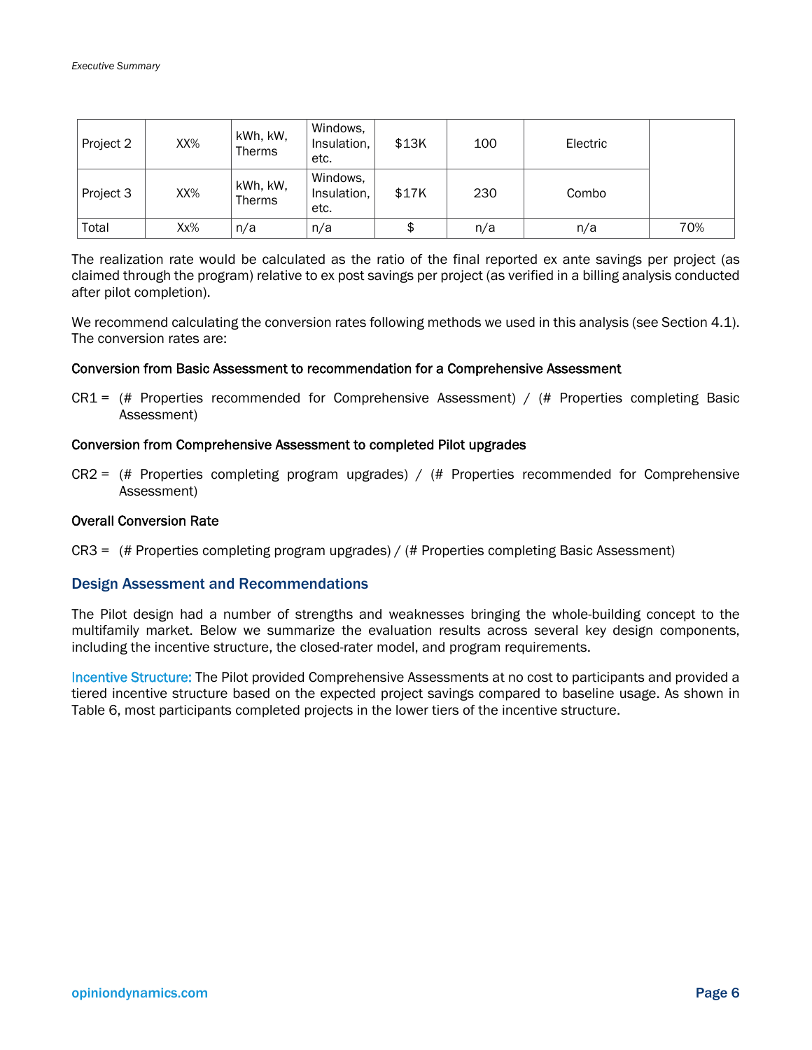| | | | | | | | |
|---|---|---|---|---|---|---|---|
| Project 2 | XX% | kWh, kW, Therms | Windows, Insulation, etc. | $13K | 100 | Electric | |
| Project 3 | XX% | kWh, kW, Therms | Windows, Insulation, etc. | $17K | 230 | Combo | |
| Total | Xx% | n/a | n/a | $ | n/a | n/a | 70% |

The realization rate would be calculated as the ratio of the final reported ex ante savings per project (as claimed through the program) relative to ex post savings per project (as verified in a billing analysis conducted after pilot completion).

We recommend calculating the conversion rates following methods we used in this analysis (see Section 4.1). The conversion rates are:

**Conversion from Basic Assessment to recommendation for a Comprehensive Assessment**

CR1 = (# Properties recommended for Comprehensive Assessment) / (# Properties completing Basic Assessment)

**Conversion from Comprehensive Assessment to completed Pilot upgrades**

CR2 = (# Properties completing program upgrades) / (# Properties recommended for Comprehensive Assessment)

**Overall Conversion Rate**

CR3 = (# Properties completing program upgrades) / (# Properties completing Basic Assessment)

### Design Assessment and Recommendations

The Pilot design had a number of strengths and weaknesses bringing the whole-building concept to the multifamily market. Below we summarize the evaluation results across several key design components, including the incentive structure, the closed-rater model, and program requirements.

Incentive Structure: The Pilot provided Comprehensive Assessments at no cost to participants and provided a tiered incentive structure based on the expected project savings compared to baseline usage. As shown in Table 6, most participants completed projects in the lower tiers of the incentive structure.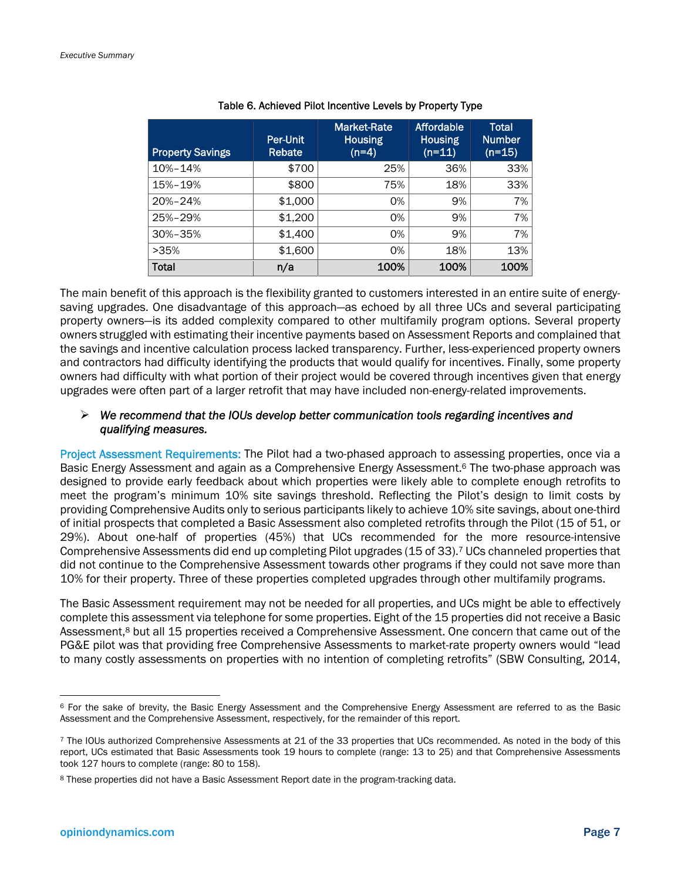Table 6. Achieved Pilot Incentive Levels by Property Type

| Property Savings | Per-Unit Rebate | Market-Rate Housing (n=4) | Affordable Housing (n=11) | Total Number (n=15) |
|---|---|---|---|---|
| 10%–14% | $700 | 25% | 36% | 33% |
| 15%–19% | $800 | 75% | 18% | 33% |
| 20%–24% | $1,000 | 0% | 9% | 7% |
| 25%–29% | $1,200 | 0% | 9% | 7% |
| 30%–35% | $1,400 | 0% | 9% | 7% |
| >35% | $1,600 | 0% | 18% | 13% |
| **Total** | **n/a** | **100%** | **100%** | **100%** |

The main benefit of this approach is the flexibility granted to customers interested in an entire suite of energy-saving upgrades. One disadvantage of this approach—as echoed by all three UCs and several participating property owners—is its added complexity compared to other multifamily program options. Several property owners struggled with estimating their incentive payments based on Assessment Reports and complained that the savings and incentive calculation process lacked transparency. Further, less-experienced property owners and contractors had difficulty identifying the products that would qualify for incentives. Finally, some property owners had difficulty with what portion of their project would be covered through incentives given that energy upgrades were often part of a larger retrofit that may have included non-energy-related improvements.

- *We recommend that the IOUs develop better communication tools regarding incentives and qualifying measures.*

Project Assessment Requirements: The Pilot had a two-phased approach to assessing properties, once via a Basic Energy Assessment and again as a Comprehensive Energy Assessment.[6] The two-phase approach was designed to provide early feedback about which properties were likely able to complete enough retrofits to meet the program's minimum 10% site savings threshold. Reflecting the Pilot's design to limit costs by providing Comprehensive Audits only to serious participants likely to achieve 10% site savings, about one-third of initial prospects that completed a Basic Assessment also completed retrofits through the Pilot (15 of 51, or 29%). About one-half of properties (45%) that UCs recommended for the more resource-intensive Comprehensive Assessments did end up completing Pilot upgrades (15 of 33).[7] UCs channeled properties that did not continue to the Comprehensive Assessment towards other programs if they could not save more than 10% for their property. Three of these properties completed upgrades through other multifamily programs.

The Basic Assessment requirement may not be needed for all properties, and UCs might be able to effectively complete this assessment via telephone for some properties. Eight of the 15 properties did not receive a Basic Assessment,[8] but all 15 properties received a Comprehensive Assessment. One concern that came out of the PG&E pilot was that providing free Comprehensive Assessments to market-rate property owners would "lead to many costly assessments on properties with no intention of completing retrofits" (SBW Consulting, 2014,

[6] For the sake of brevity, the Basic Energy Assessment and the Comprehensive Energy Assessment are referred to as the Basic Assessment and the Comprehensive Assessment, respectively, for the remainder of this report.

[7] The IOUs authorized Comprehensive Assessments at 21 of the 33 properties that UCs recommended. As noted in the body of this report, UCs estimated that Basic Assessments took 19 hours to complete (range: 13 to 25) and that Comprehensive Assessments took 127 hours to complete (range: 80 to 158).

[8] These properties did not have a Basic Assessment Report date in the program-tracking data.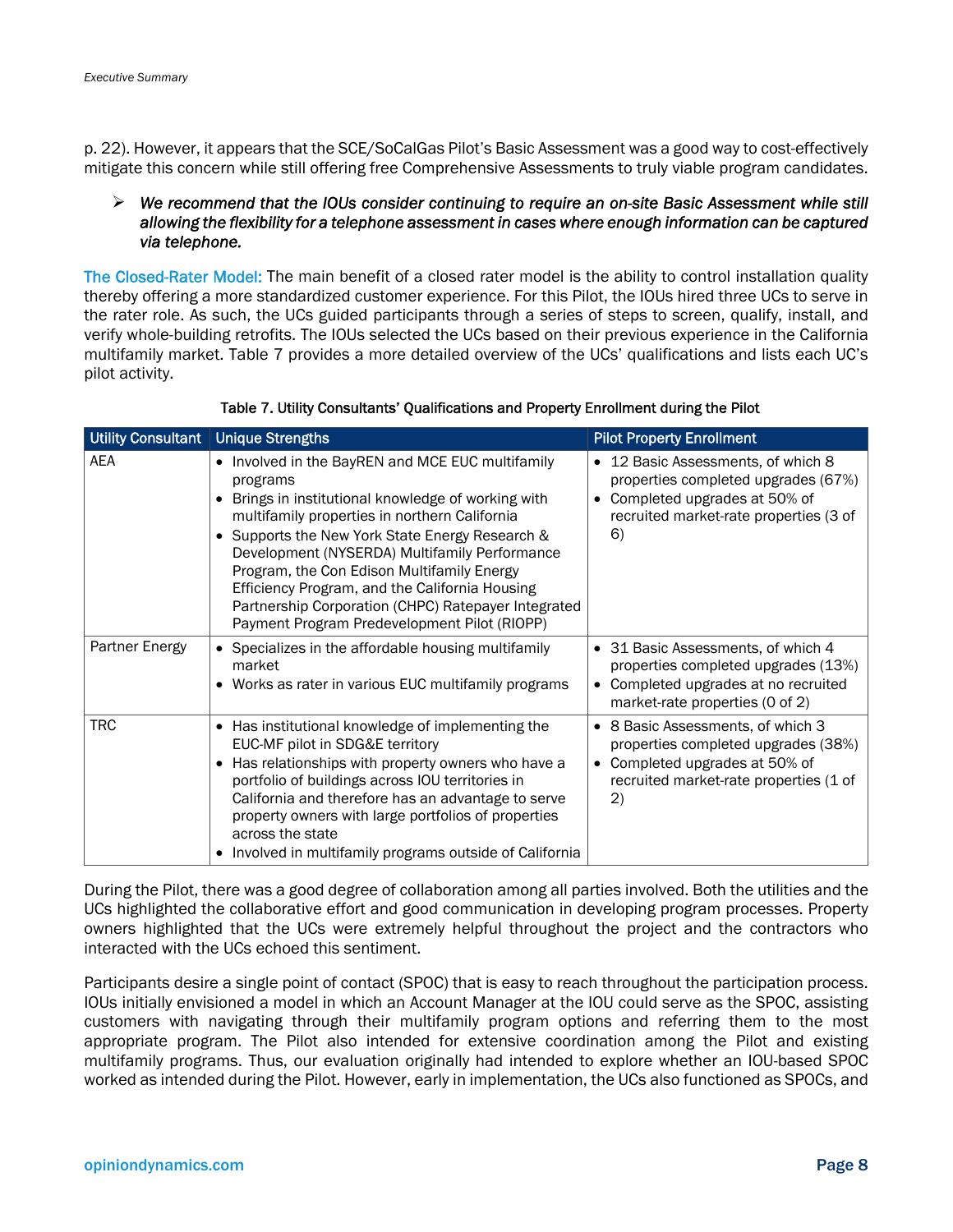p. 22). However, it appears that the SCE/SoCalGas Pilot's Basic Assessment was a good way to cost-effectively mitigate this concern while still offering free Comprehensive Assessments to truly viable program candidates.

> ***We recommend that the IOUs consider continuing to require an on-site Basic Assessment while still allowing the flexibility for a telephone assessment in cases where enough information can be captured via telephone.***

**The Closed-Rater Model:** The main benefit of a closed rater model is the ability to control installation quality thereby offering a more standardized customer experience. For this Pilot, the IOUs hired three UCs to serve in the rater role. As such, the UCs guided participants through a series of steps to screen, qualify, install, and verify whole-building retrofits. The IOUs selected the UCs based on their previous experience in the California multifamily market. Table 7 provides a more detailed overview of the UCs' qualifications and lists each UC's pilot activity.

Table 7. Utility Consultants' Qualifications and Property Enrollment during the Pilot

| Utility Consultant | Unique Strengths | Pilot Property Enrollment |
|---|---|---|
| AEA | • Involved in the BayREN and MCE EUC multifamily programs<br>• Brings in institutional knowledge of working with multifamily properties in northern California<br>• Supports the New York State Energy Research & Development (NYSERDA) Multifamily Performance Program, the Con Edison Multifamily Energy Efficiency Program, and the California Housing Partnership Corporation (CHPC) Ratepayer Integrated Payment Program Predevelopment Pilot (RIOPP) | • 12 Basic Assessments, of which 8 properties completed upgrades (67%)<br>• Completed upgrades at 50% of recruited market-rate properties (3 of 6) |
| Partner Energy | • Specializes in the affordable housing multifamily market<br>• Works as rater in various EUC multifamily programs | • 31 Basic Assessments, of which 4 properties completed upgrades (13%)<br>• Completed upgrades at no recruited market-rate properties (0 of 2) |
| TRC | • Has institutional knowledge of implementing the EUC-MF pilot in SDG&E territory<br>• Has relationships with property owners who have a portfolio of buildings across IOU territories in California and therefore has an advantage to serve property owners with large portfolios of properties across the state<br>• Involved in multifamily programs outside of California | • 8 Basic Assessments, of which 3 properties completed upgrades (38%)<br>• Completed upgrades at 50% of recruited market-rate properties (1 of 2) |

During the Pilot, there was a good degree of collaboration among all parties involved. Both the utilities and the UCs highlighted the collaborative effort and good communication in developing program processes. Property owners highlighted that the UCs were extremely helpful throughout the project and the contractors who interacted with the UCs echoed this sentiment.

Participants desire a single point of contact (SPOC) that is easy to reach throughout the participation process. IOUs initially envisioned a model in which an Account Manager at the IOU could serve as the SPOC, assisting customers with navigating through their multifamily program options and referring them to the most appropriate program. The Pilot also intended for extensive coordination among the Pilot and existing multifamily programs. Thus, our evaluation originally had intended to explore whether an IOU-based SPOC worked as intended during the Pilot. However, early in implementation, the UCs also functioned as SPOCs, and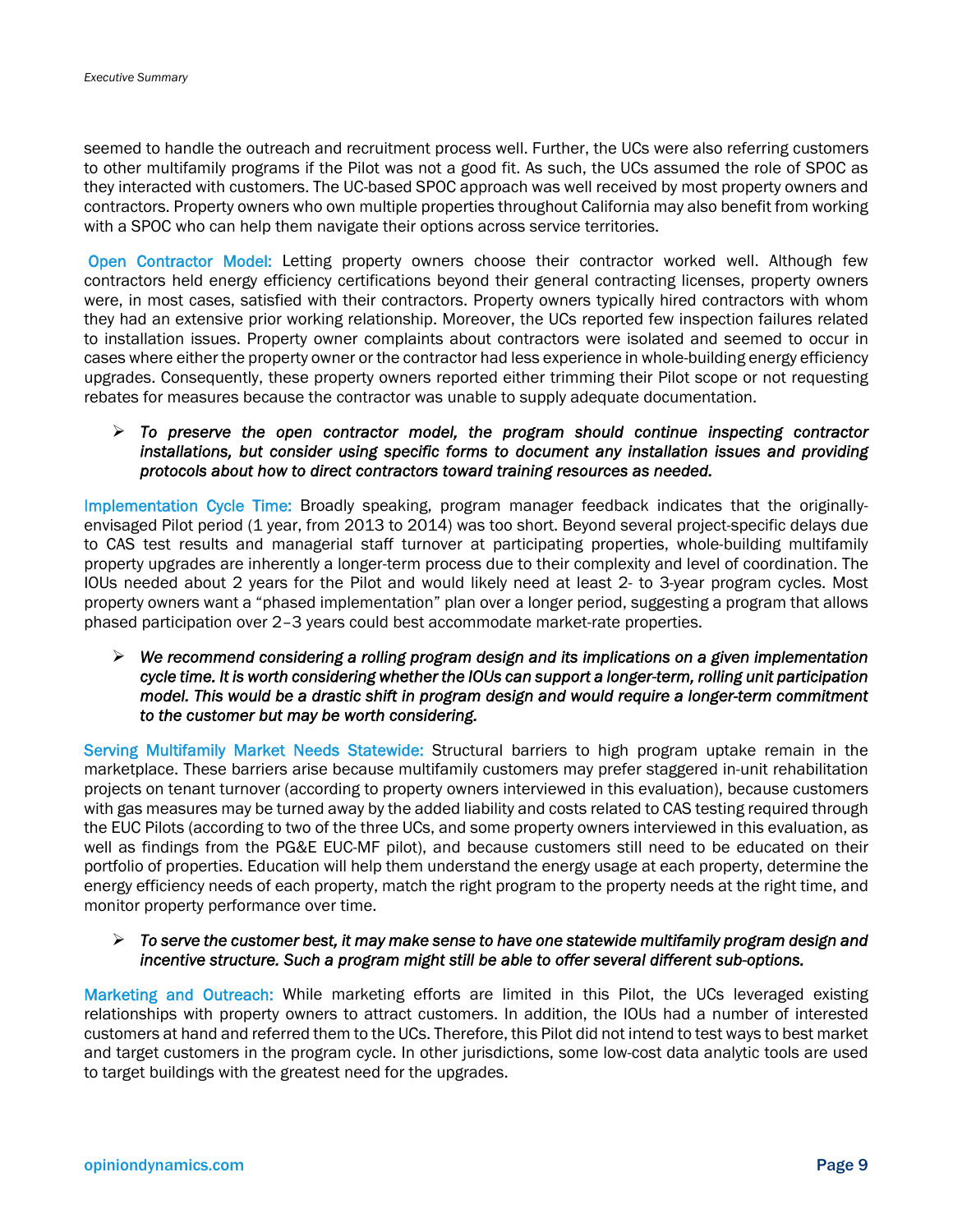seemed to handle the outreach and recruitment process well. Further, the UCs were also referring customers to other multifamily programs if the Pilot was not a good fit. As such, the UCs assumed the role of SPOC as they interacted with customers. The UC-based SPOC approach was well received by most property owners and contractors. Property owners who own multiple properties throughout California may also benefit from working with a SPOC who can help them navigate their options across service territories.

**Open Contractor Model:** Letting property owners choose their contractor worked well. Although few contractors held energy efficiency certifications beyond their general contracting licenses, property owners were, in most cases, satisfied with their contractors. Property owners typically hired contractors with whom they had an extensive prior working relationship. Moreover, the UCs reported few inspection failures related to installation issues. Property owner complaints about contractors were isolated and seemed to occur in cases where either the property owner or the contractor had less experience in whole-building energy efficiency upgrades. Consequently, these property owners reported either trimming their Pilot scope or not requesting rebates for measures because the contractor was unable to supply adequate documentation.

- ***To preserve the open contractor model, the program should continue inspecting contractor installations, but consider using specific forms to document any installation issues and providing protocols about how to direct contractors toward training resources as needed.***

**Implementation Cycle Time:** Broadly speaking, program manager feedback indicates that the originally-envisaged Pilot period (1 year, from 2013 to 2014) was too short. Beyond several project-specific delays due to CAS test results and managerial staff turnover at participating properties, whole-building multifamily property upgrades are inherently a longer-term process due to their complexity and level of coordination. The IOUs needed about 2 years for the Pilot and would likely need at least 2- to 3-year program cycles. Most property owners want a "phased implementation" plan over a longer period, suggesting a program that allows phased participation over 2–3 years could best accommodate market-rate properties.

- ***We recommend considering a rolling program design and its implications on a given implementation cycle time. It is worth considering whether the IOUs can support a longer-term, rolling unit participation model. This would be a drastic shift in program design and would require a longer-term commitment to the customer but may be worth considering.***

**Serving Multifamily Market Needs Statewide:** Structural barriers to high program uptake remain in the marketplace. These barriers arise because multifamily customers may prefer staggered in-unit rehabilitation projects on tenant turnover (according to property owners interviewed in this evaluation), because customers with gas measures may be turned away by the added liability and costs related to CAS testing required through the EUC Pilots (according to two of the three UCs, and some property owners interviewed in this evaluation, as well as findings from the PG&E EUC-MF pilot), and because customers still need to be educated on their portfolio of properties. Education will help them understand the energy usage at each property, determine the energy efficiency needs of each property, match the right program to the property needs at the right time, and monitor property performance over time.

- ***To serve the customer best, it may make sense to have one statewide multifamily program design and incentive structure. Such a program might still be able to offer several different sub-options.***

**Marketing and Outreach:** While marketing efforts are limited in this Pilot, the UCs leveraged existing relationships with property owners to attract customers. In addition, the IOUs had a number of interested customers at hand and referred them to the UCs. Therefore, this Pilot did not intend to test ways to best market and target customers in the program cycle. In other jurisdictions, some low-cost data analytic tools are used to target buildings with the greatest need for the upgrades.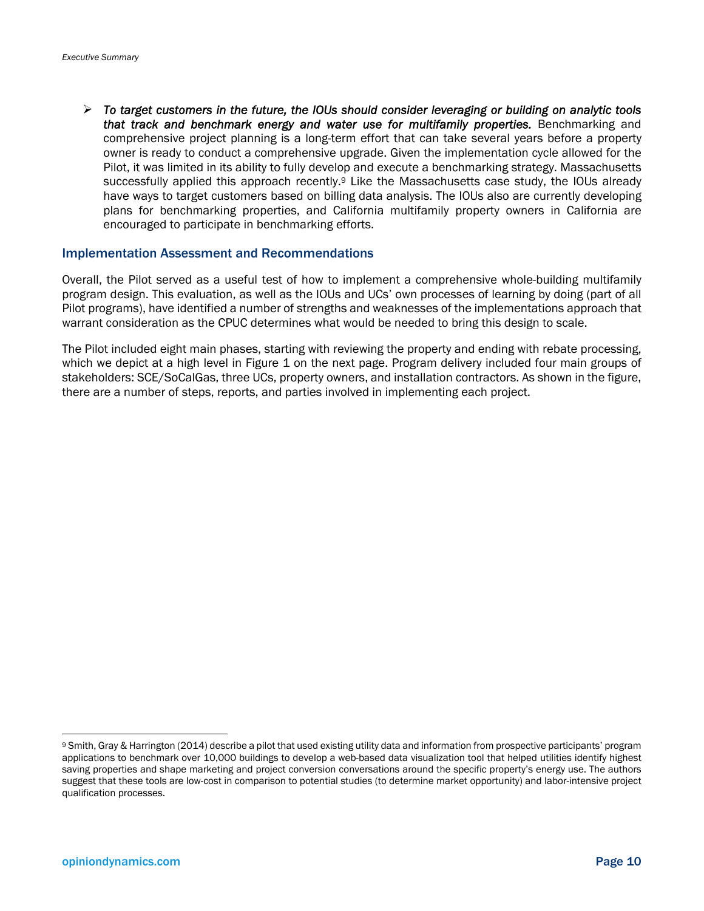- ***To target customers in the future, the IOUs should consider leveraging or building on analytic tools that track and benchmark energy and water use for multifamily properties.*** Benchmarking and comprehensive project planning is a long-term effort that can take several years before a property owner is ready to conduct a comprehensive upgrade. Given the implementation cycle allowed for the Pilot, it was limited in its ability to fully develop and execute a benchmarking strategy. Massachusetts successfully applied this approach recently.[9] Like the Massachusetts case study, the IOUs already have ways to target customers based on billing data analysis. The IOUs also are currently developing plans for benchmarking properties, and California multifamily property owners in California are encouraged to participate in benchmarking efforts.

## Implementation Assessment and Recommendations

Overall, the Pilot served as a useful test of how to implement a comprehensive whole-building multifamily program design. This evaluation, as well as the IOUs and UCs' own processes of learning by doing (part of all Pilot programs), have identified a number of strengths and weaknesses of the implementations approach that warrant consideration as the CPUC determines what would be needed to bring this design to scale.

The Pilot included eight main phases, starting with reviewing the property and ending with rebate processing, which we depict at a high level in Figure 1 on the next page. Program delivery included four main groups of stakeholders: SCE/SoCalGas, three UCs, property owners, and installation contractors. As shown in the figure, there are a number of steps, reports, and parties involved in implementing each project.

---

[9] Smith, Gray & Harrington (2014) describe a pilot that used existing utility data and information from prospective participants' program applications to benchmark over 10,000 buildings to develop a web-based data visualization tool that helped utilities identify highest saving properties and shape marketing and project conversion conversations around the specific property's energy use. The authors suggest that these tools are low-cost in comparison to potential studies (to determine market opportunity) and labor-intensive project qualification processes.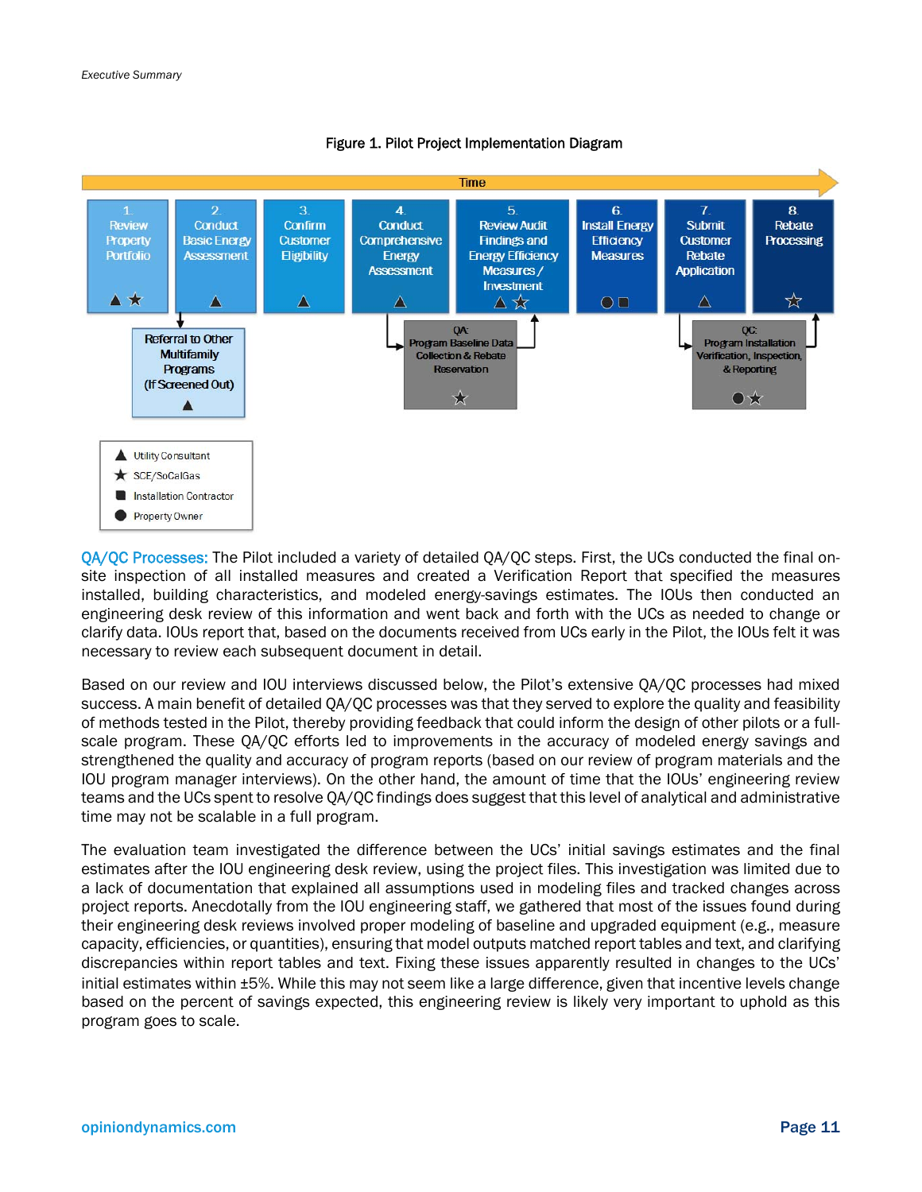Figure 1. Pilot Project Implementation Diagram

Time

1. Review Property Portfolio ▲★

2. Conduct Basic Energy Assessment ▲

Referral to Other Multifamily Programs (If Screened Out) ▲

3. Confirm Customer Eligibility ▲

4. Conduct Comprehensive Energy Assessment ▲

QA: Program Baseline Data Collection & Rebate Reservation ★

5. Review Audit Findings and Energy Efficiency Measures / Investment ▲★

6. Install Energy Efficiency Measures ●■

7. Submit Customer Rebate Application ▲

QC: Program Installation Verification, Inspection, & Reporting ●★

8. Rebate Processing ★

▲ Utility Consultant
★ SCE/SoCalGas
■ Installation Contractor
● Property Owner

**QA/QC Processes:** The Pilot included a variety of detailed QA/QC steps. First, the UCs conducted the final on-site inspection of all installed measures and created a Verification Report that specified the measures installed, building characteristics, and modeled energy-savings estimates. The IOUs then conducted an engineering desk review of this information and went back and forth with the UCs as needed to change or clarify data. IOUs report that, based on the documents received from UCs early in the Pilot, the IOUs felt it was necessary to review each subsequent document in detail.

Based on our review and IOU interviews discussed below, the Pilot's extensive QA/QC processes had mixed success. A main benefit of detailed QA/QC processes was that they served to explore the quality and feasibility of methods tested in the Pilot, thereby providing feedback that could inform the design of other pilots or a full-scale program. These QA/QC efforts led to improvements in the accuracy of modeled energy savings and strengthened the quality and accuracy of program reports (based on our review of program materials and the IOU program manager interviews). On the other hand, the amount of time that the IOUs' engineering review teams and the UCs spent to resolve QA/QC findings does suggest that this level of analytical and administrative time may not be scalable in a full program.

The evaluation team investigated the difference between the UCs' initial savings estimates and the final estimates after the IOU engineering desk review, using the project files. This investigation was limited due to a lack of documentation that explained all assumptions used in modeling files and tracked changes across project reports. Anecdotally from the IOU engineering staff, we gathered that most of the issues found during their engineering desk reviews involved proper modeling of baseline and upgraded equipment (e.g., measure capacity, efficiencies, or quantities), ensuring that model outputs matched report tables and text, and clarifying discrepancies within report tables and text. Fixing these issues apparently resulted in changes to the UCs' initial estimates within ±5%. While this may not seem like a large difference, given that incentive levels change based on the percent of savings expected, this engineering review is likely very important to uphold as this program goes to scale.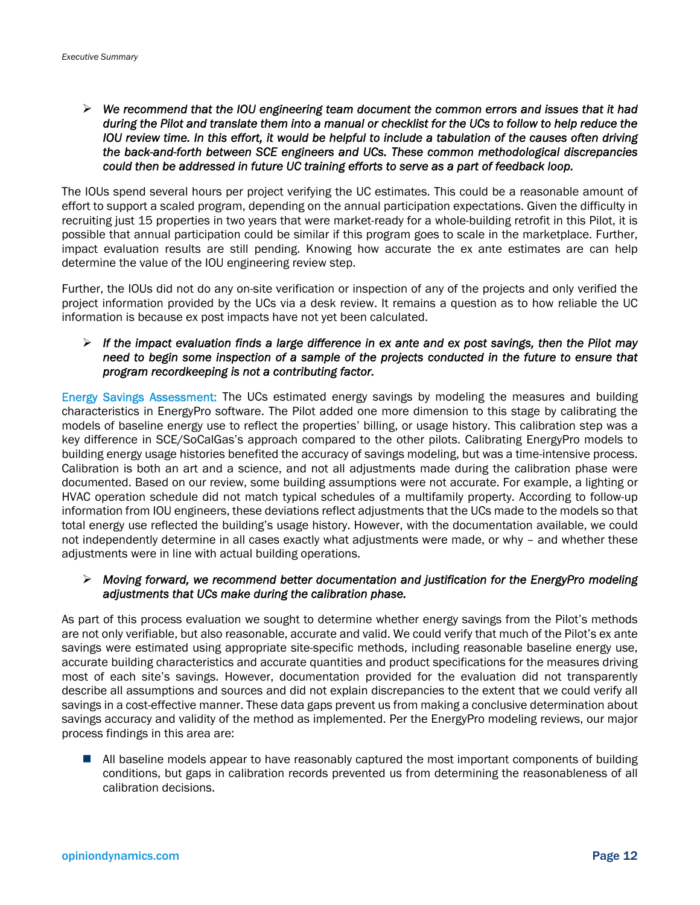- ➢ *We recommend that the IOU engineering team document the common errors and issues that it had during the Pilot and translate them into a manual or checklist for the UCs to follow to help reduce the IOU review time. In this effort, it would be helpful to include a tabulation of the causes often driving the back-and-forth between SCE engineers and UCs. These common methodological discrepancies could then be addressed in future UC training efforts to serve as a part of feedback loop.*

The IOUs spend several hours per project verifying the UC estimates. This could be a reasonable amount of effort to support a scaled program, depending on the annual participation expectations. Given the difficulty in recruiting just 15 properties in two years that were market-ready for a whole-building retrofit in this Pilot, it is possible that annual participation could be similar if this program goes to scale in the marketplace. Further, impact evaluation results are still pending. Knowing how accurate the ex ante estimates are can help determine the value of the IOU engineering review step.

Further, the IOUs did not do any on-site verification or inspection of any of the projects and only verified the project information provided by the UCs via a desk review. It remains a question as to how reliable the UC information is because ex post impacts have not yet been calculated.

- ➢ *If the impact evaluation finds a large difference in ex ante and ex post savings, then the Pilot may need to begin some inspection of a sample of the projects conducted in the future to ensure that program recordkeeping is not a contributing factor.*

Energy Savings Assessment: The UCs estimated energy savings by modeling the measures and building characteristics in EnergyPro software. The Pilot added one more dimension to this stage by calibrating the models of baseline energy use to reflect the properties' billing, or usage history. This calibration step was a key difference in SCE/SoCalGas's approach compared to the other pilots. Calibrating EnergyPro models to building energy usage histories benefited the accuracy of savings modeling, but was a time-intensive process. Calibration is both an art and a science, and not all adjustments made during the calibration phase were documented. Based on our review, some building assumptions were not accurate. For example, a lighting or HVAC operation schedule did not match typical schedules of a multifamily property. According to follow-up information from IOU engineers, these deviations reflect adjustments that the UCs made to the models so that total energy use reflected the building's usage history. However, with the documentation available, we could not independently determine in all cases exactly what adjustments were made, or why – and whether these adjustments were in line with actual building operations.

- ➢ *Moving forward, we recommend better documentation and justification for the EnergyPro modeling adjustments that UCs make during the calibration phase.*

As part of this process evaluation we sought to determine whether energy savings from the Pilot's methods are not only verifiable, but also reasonable, accurate and valid. We could verify that much of the Pilot's ex ante savings were estimated using appropriate site-specific methods, including reasonable baseline energy use, accurate building characteristics and accurate quantities and product specifications for the measures driving most of each site's savings. However, documentation provided for the evaluation did not transparently describe all assumptions and sources and did not explain discrepancies to the extent that we could verify all savings in a cost-effective manner. These data gaps prevent us from making a conclusive determination about savings accuracy and validity of the method as implemented. Per the EnergyPro modeling reviews, our major process findings in this area are:

- All baseline models appear to have reasonably captured the most important components of building conditions, but gaps in calibration records prevented us from determining the reasonableness of all calibration decisions.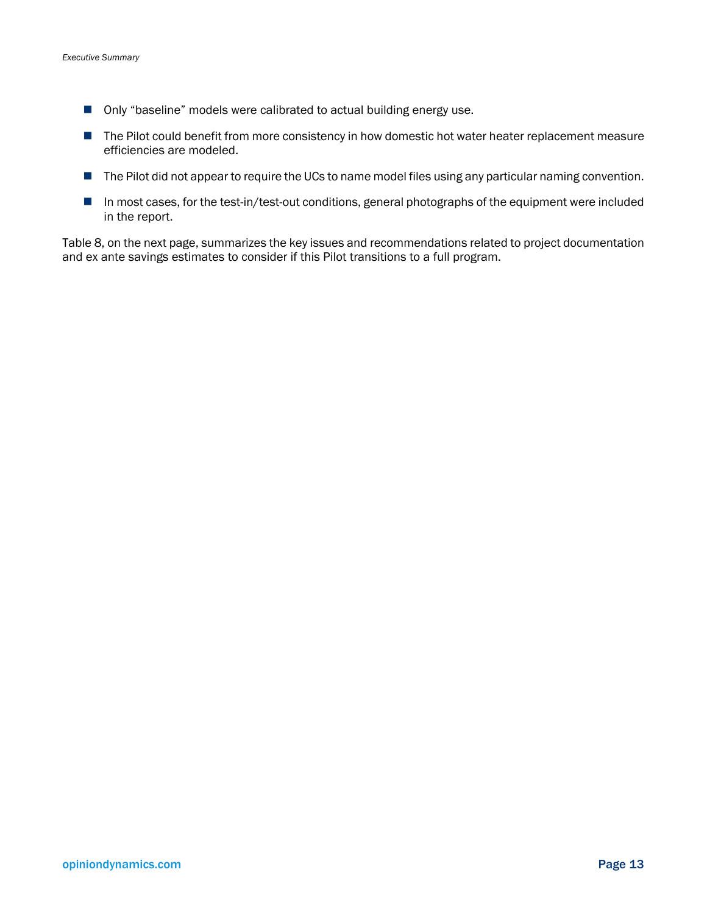- Only “baseline” models were calibrated to actual building energy use.
- The Pilot could benefit from more consistency in how domestic hot water heater replacement measure efficiencies are modeled.
- The Pilot did not appear to require the UCs to name model files using any particular naming convention.
- In most cases, for the test-in/test-out conditions, general photographs of the equipment were included in the report.

Table 8, on the next page, summarizes the key issues and recommendations related to project documentation and ex ante savings estimates to consider if this Pilot transitions to a full program.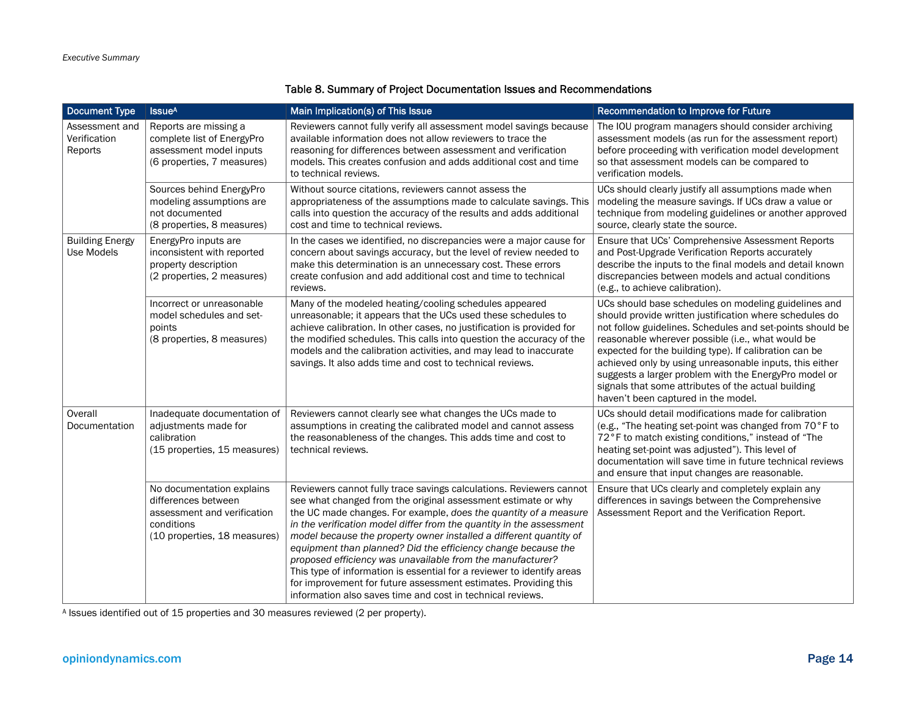Table 8. Summary of Project Documentation Issues and Recommendations

| Document Type | Issue[A] | Main Implication(s) of This Issue | Recommendation to Improve for Future |
|---|---|---|---|
| Assessment and Verification Reports | Reports are missing a complete list of EnergyPro assessment model inputs (6 properties, 7 measures) | Reviewers cannot fully verify all assessment model savings because available information does not allow reviewers to trace the reasoning for differences between assessment and verification models. This creates confusion and adds additional cost and time to technical reviews. | The IOU program managers should consider archiving assessment models (as run for the assessment report) before proceeding with verification model development so that assessment models can be compared to verification models. |
| | Sources behind EnergyPro modeling assumptions are not documented (8 properties, 8 measures) | Without source citations, reviewers cannot assess the appropriateness of the assumptions made to calculate savings. This calls into question the accuracy of the results and adds additional cost and time to technical reviews. | UCs should clearly justify all assumptions made when modeling the measure savings. If UCs draw a value or technique from modeling guidelines or another approved source, clearly state the source. |
| Building Energy Use Models | EnergyPro inputs are inconsistent with reported property description (2 properties, 2 measures) | In the cases we identified, no discrepancies were a major cause for concern about savings accuracy, but the level of review needed to make this determination is an unnecessary cost. These errors create confusion and add additional cost and time to technical reviews. | Ensure that UCs' Comprehensive Assessment Reports and Post-Upgrade Verification Reports accurately describe the inputs to the final models and detail known discrepancies between models and actual conditions (e.g., to achieve calibration). |
| | Incorrect or unreasonable model schedules and set-points (8 properties, 8 measures) | Many of the modeled heating/cooling schedules appeared unreasonable; it appears that the UCs used these schedules to achieve calibration. In other cases, no justification is provided for the modified schedules. This calls into question the accuracy of the models and the calibration activities, and may lead to inaccurate savings. It also adds time and cost to technical reviews. | UCs should base schedules on modeling guidelines and should provide written justification where schedules do not follow guidelines. Schedules and set-points should be reasonable wherever possible (i.e., what would be expected for the building type). If calibration can be achieved only by using unreasonable inputs, this either suggests a larger problem with the EnergyPro model or signals that some attributes of the actual building haven't been captured in the model. |
| Overall Documentation | Inadequate documentation of adjustments made for calibration (15 properties, 15 measures) | Reviewers cannot clearly see what changes the UCs made to assumptions in creating the calibrated model and cannot assess the reasonableness of the changes. This adds time and cost to technical reviews. | UCs should detail modifications made for calibration (e.g., "The heating set-point was changed from 70°F to 72°F to match existing conditions," instead of "The heating set-point was adjusted"). This level of documentation will save time in future technical reviews and ensure that input changes are reasonable. |
| | No documentation explains differences between assessment and verification conditions (10 properties, 18 measures) | Reviewers cannot fully trace savings calculations. Reviewers cannot see what changed from the original assessment estimate or why the UC made changes. For example, *does the quantity of a measure in the verification model differ from the quantity in the assessment model because the property owner installed a different quantity of equipment than planned? Did the efficiency change because the proposed efficiency was unavailable from the manufacturer?* This type of information is essential for a reviewer to identify areas for improvement for future assessment estimates. Providing this information also saves time and cost in technical reviews. | Ensure that UCs clearly and completely explain any differences in savings between the Comprehensive Assessment Report and the Verification Report. |

[A] Issues identified out of 15 properties and 30 measures reviewed (2 per property).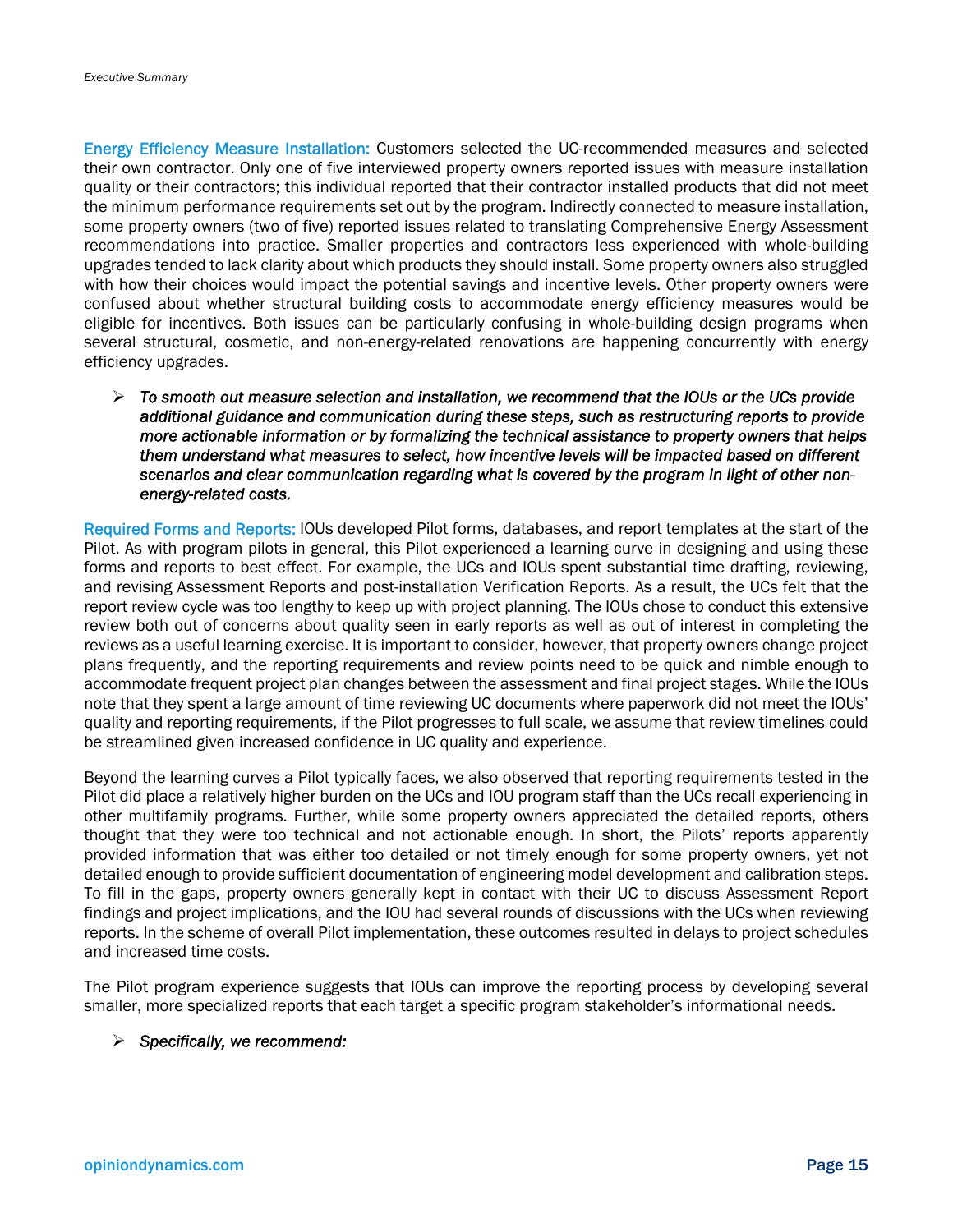Energy Efficiency Measure Installation: Customers selected the UC-recommended measures and selected their own contractor. Only one of five interviewed property owners reported issues with measure installation quality or their contractors; this individual reported that their contractor installed products that did not meet the minimum performance requirements set out by the program. Indirectly connected to measure installation, some property owners (two of five) reported issues related to translating Comprehensive Energy Assessment recommendations into practice. Smaller properties and contractors less experienced with whole-building upgrades tended to lack clarity about which products they should install. Some property owners also struggled with how their choices would impact the potential savings and incentive levels. Other property owners were confused about whether structural building costs to accommodate energy efficiency measures would be eligible for incentives. Both issues can be particularly confusing in whole-building design programs when several structural, cosmetic, and non-energy-related renovations are happening concurrently with energy efficiency upgrades.

- ***To smooth out measure selection and installation, we recommend that the IOUs or the UCs provide additional guidance and communication during these steps, such as restructuring reports to provide more actionable information or by formalizing the technical assistance to property owners that helps them understand what measures to select, how incentive levels will be impacted based on different scenarios and clear communication regarding what is covered by the program in light of other non-energy-related costs.***

Required Forms and Reports: IOUs developed Pilot forms, databases, and report templates at the start of the Pilot. As with program pilots in general, this Pilot experienced a learning curve in designing and using these forms and reports to best effect. For example, the UCs and IOUs spent substantial time drafting, reviewing, and revising Assessment Reports and post-installation Verification Reports. As a result, the UCs felt that the report review cycle was too lengthy to keep up with project planning. The IOUs chose to conduct this extensive review both out of concerns about quality seen in early reports as well as out of interest in completing the reviews as a useful learning exercise. It is important to consider, however, that property owners change project plans frequently, and the reporting requirements and review points need to be quick and nimble enough to accommodate frequent project plan changes between the assessment and final project stages. While the IOUs note that they spent a large amount of time reviewing UC documents where paperwork did not meet the IOUs' quality and reporting requirements, if the Pilot progresses to full scale, we assume that review timelines could be streamlined given increased confidence in UC quality and experience.

Beyond the learning curves a Pilot typically faces, we also observed that reporting requirements tested in the Pilot did place a relatively higher burden on the UCs and IOU program staff than the UCs recall experiencing in other multifamily programs. Further, while some property owners appreciated the detailed reports, others thought that they were too technical and not actionable enough. In short, the Pilots' reports apparently provided information that was either too detailed or not timely enough for some property owners, yet not detailed enough to provide sufficient documentation of engineering model development and calibration steps. To fill in the gaps, property owners generally kept in contact with their UC to discuss Assessment Report findings and project implications, and the IOU had several rounds of discussions with the UCs when reviewing reports. In the scheme of overall Pilot implementation, these outcomes resulted in delays to project schedules and increased time costs.

The Pilot program experience suggests that IOUs can improve the reporting process by developing several smaller, more specialized reports that each target a specific program stakeholder's informational needs.

- ***Specifically, we recommend:***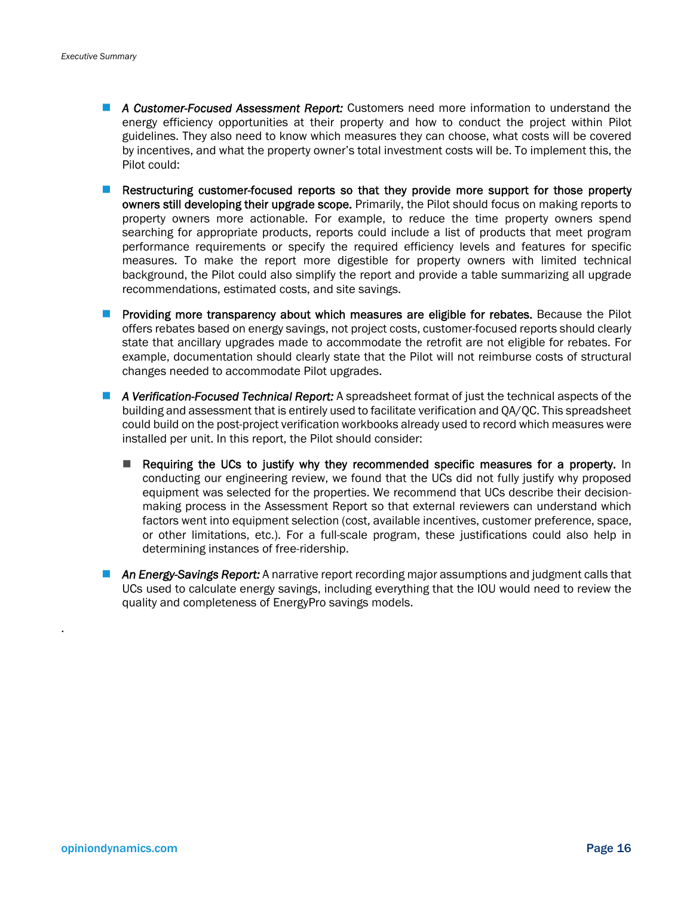- ***A Customer-Focused Assessment Report:*** Customers need more information to understand the energy efficiency opportunities at their property and how to conduct the project within Pilot guidelines. They also need to know which measures they can choose, what costs will be covered by incentives, and what the property owner's total investment costs will be. To implement this, the Pilot could:
- **Restructuring customer-focused reports so that they provide more support for those property owners still developing their upgrade scope.** Primarily, the Pilot should focus on making reports to property owners more actionable. For example, to reduce the time property owners spend searching for appropriate products, reports could include a list of products that meet program performance requirements or specify the required efficiency levels and features for specific measures. To make the report more digestible for property owners with limited technical background, the Pilot could also simplify the report and provide a table summarizing all upgrade recommendations, estimated costs, and site savings.
- **Providing more transparency about which measures are eligible for rebates.** Because the Pilot offers rebates based on energy savings, not project costs, customer-focused reports should clearly state that ancillary upgrades made to accommodate the retrofit are not eligible for rebates. For example, documentation should clearly state that the Pilot will not reimburse costs of structural changes needed to accommodate Pilot upgrades.
- ***A Verification-Focused Technical Report:*** A spreadsheet format of just the technical aspects of the building and assessment that is entirely used to facilitate verification and QA/QC. This spreadsheet could build on the post-project verification workbooks already used to record which measures were installed per unit. In this report, the Pilot should consider:
  - **Requiring the UCs to justify why they recommended specific measures for a property.** In conducting our engineering review, we found that the UCs did not fully justify why proposed equipment was selected for the properties. We recommend that UCs describe their decision-making process in the Assessment Report so that external reviewers can understand which factors went into equipment selection (cost, available incentives, customer preference, space, or other limitations, etc.). For a full-scale program, these justifications could also help in determining instances of free-ridership.
- ***An Energy-Savings Report:*** A narrative report recording major assumptions and judgment calls that UCs used to calculate energy savings, including everything that the IOU would need to review the quality and completeness of EnergyPro savings models.

.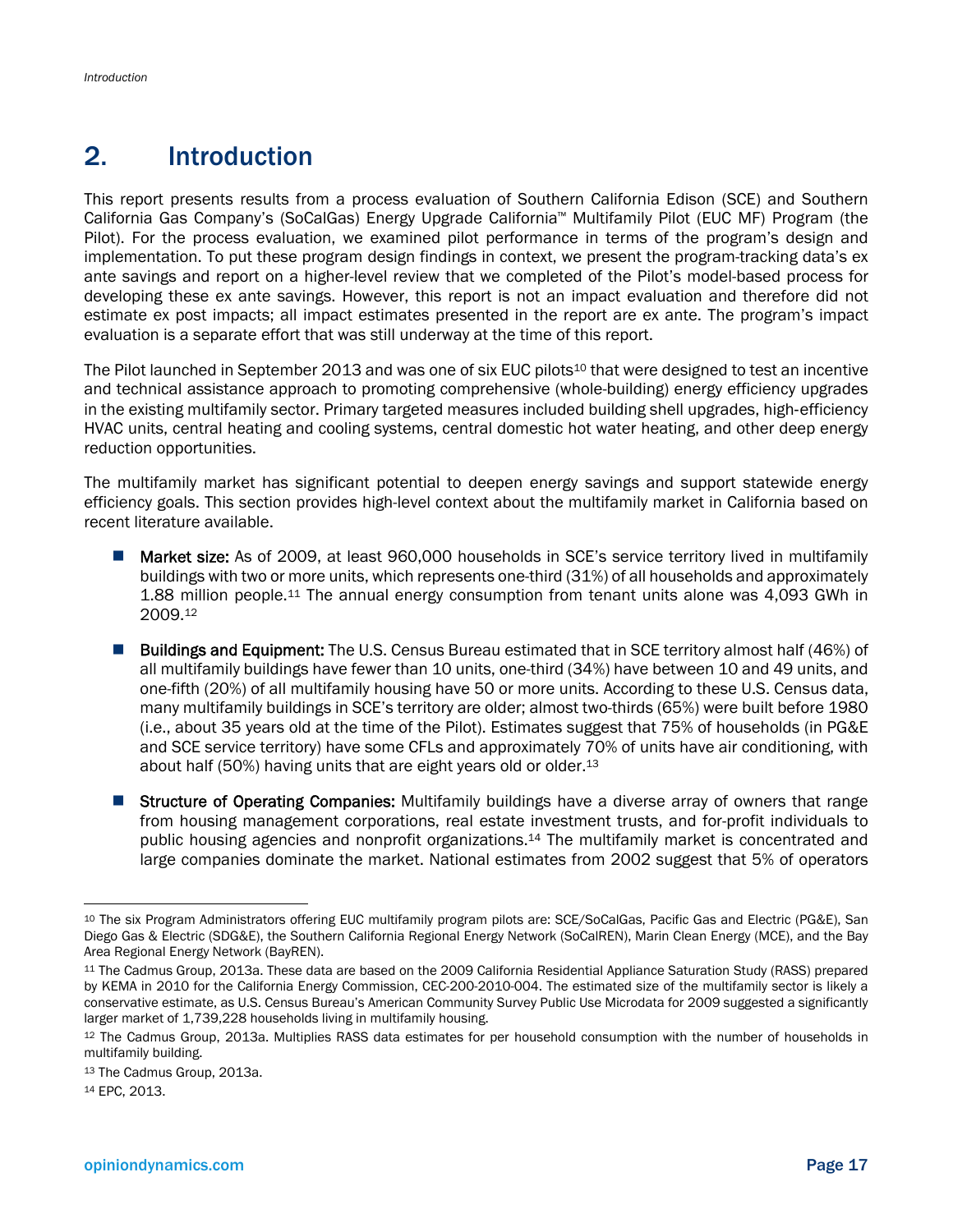# 2. Introduction

This report presents results from a process evaluation of Southern California Edison (SCE) and Southern California Gas Company's (SoCalGas) Energy Upgrade California™ Multifamily Pilot (EUC MF) Program (the Pilot). For the process evaluation, we examined pilot performance in terms of the program's design and implementation. To put these program design findings in context, we present the program-tracking data's ex ante savings and report on a higher-level review that we completed of the Pilot's model-based process for developing these ex ante savings. However, this report is not an impact evaluation and therefore did not estimate ex post impacts; all impact estimates presented in the report are ex ante. The program's impact evaluation is a separate effort that was still underway at the time of this report.

The Pilot launched in September 2013 and was one of six EUC pilots[10] that were designed to test an incentive and technical assistance approach to promoting comprehensive (whole-building) energy efficiency upgrades in the existing multifamily sector. Primary targeted measures included building shell upgrades, high-efficiency HVAC units, central heating and cooling systems, central domestic hot water heating, and other deep energy reduction opportunities.

The multifamily market has significant potential to deepen energy savings and support statewide energy efficiency goals. This section provides high-level context about the multifamily market in California based on recent literature available.

- **Market size:** As of 2009, at least 960,000 households in SCE's service territory lived in multifamily buildings with two or more units, which represents one-third (31%) of all households and approximately 1.88 million people.[11] The annual energy consumption from tenant units alone was 4,093 GWh in 2009.[12]
- **Buildings and Equipment:** The U.S. Census Bureau estimated that in SCE territory almost half (46%) of all multifamily buildings have fewer than 10 units, one-third (34%) have between 10 and 49 units, and one-fifth (20%) of all multifamily housing have 50 or more units. According to these U.S. Census data, many multifamily buildings in SCE's territory are older; almost two-thirds (65%) were built before 1980 (i.e., about 35 years old at the time of the Pilot). Estimates suggest that 75% of households (in PG&E and SCE service territory) have some CFLs and approximately 70% of units have air conditioning, with about half (50%) having units that are eight years old or older.[13]
- **Structure of Operating Companies:** Multifamily buildings have a diverse array of owners that range from housing management corporations, real estate investment trusts, and for-profit individuals to public housing agencies and nonprofit organizations.[14] The multifamily market is concentrated and large companies dominate the market. National estimates from 2002 suggest that 5% of operators

---

[10] The six Program Administrators offering EUC multifamily program pilots are: SCE/SoCalGas, Pacific Gas and Electric (PG&E), San Diego Gas & Electric (SDG&E), the Southern California Regional Energy Network (SoCalREN), Marin Clean Energy (MCE), and the Bay Area Regional Energy Network (BayREN).

[11] The Cadmus Group, 2013a. These data are based on the 2009 California Residential Appliance Saturation Study (RASS) prepared by KEMA in 2010 for the California Energy Commission, CEC-200-2010-004. The estimated size of the multifamily sector is likely a conservative estimate, as U.S. Census Bureau's American Community Survey Public Use Microdata for 2009 suggested a significantly larger market of 1,739,228 households living in multifamily housing.

[12] The Cadmus Group, 2013a. Multiplies RASS data estimates for per household consumption with the number of households in multifamily building.

[13] The Cadmus Group, 2013a.

[14] EPC, 2013.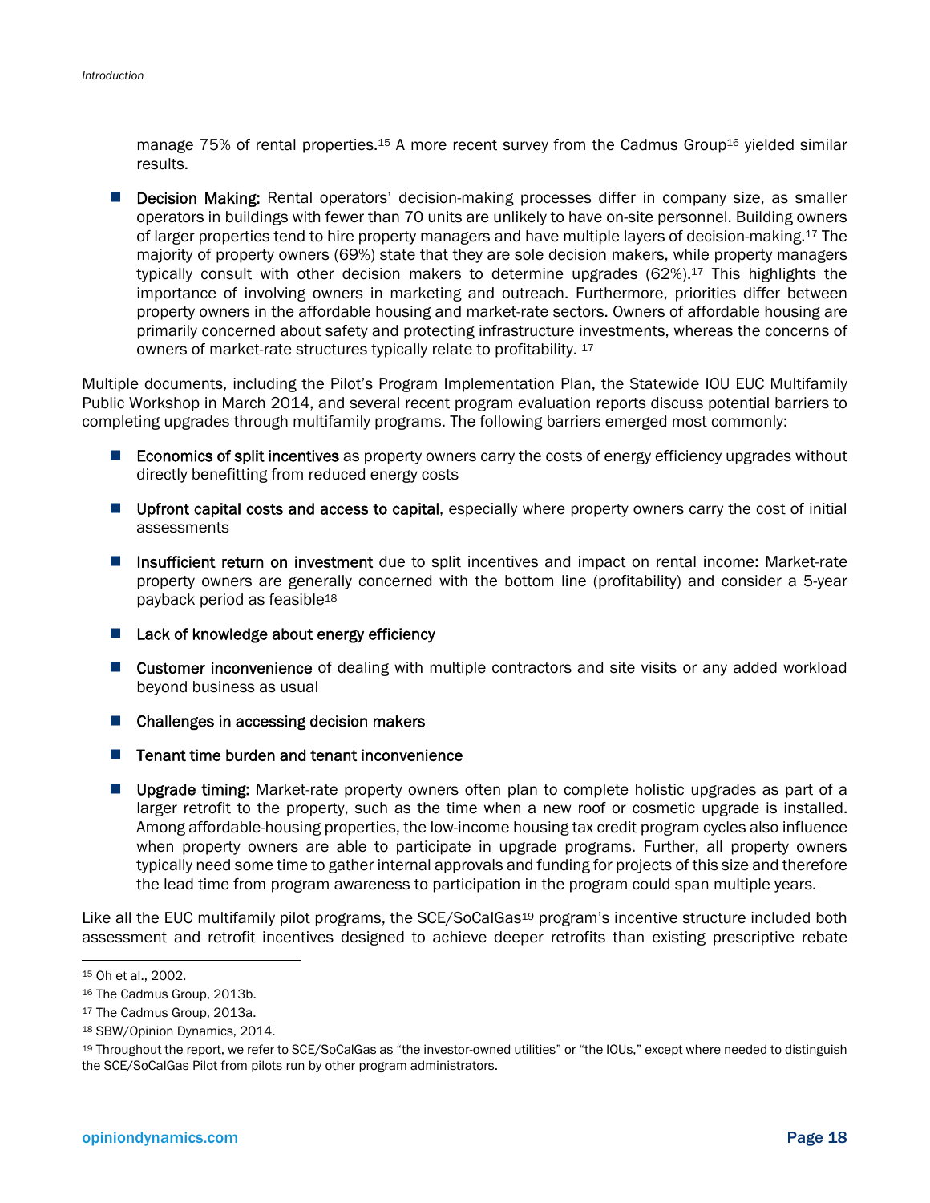manage 75% of rental properties.[15] A more recent survey from the Cadmus Group[16] yielded similar results.

- **Decision Making:** Rental operators' decision-making processes differ in company size, as smaller operators in buildings with fewer than 70 units are unlikely to have on-site personnel. Building owners of larger properties tend to hire property managers and have multiple layers of decision-making.[17] The majority of property owners (69%) state that they are sole decision makers, while property managers typically consult with other decision makers to determine upgrades (62%).[17] This highlights the importance of involving owners in marketing and outreach. Furthermore, priorities differ between property owners in the affordable housing and market-rate sectors. Owners of affordable housing are primarily concerned about safety and protecting infrastructure investments, whereas the concerns of owners of market-rate structures typically relate to profitability. [17]

Multiple documents, including the Pilot's Program Implementation Plan, the Statewide IOU EUC Multifamily Public Workshop in March 2014, and several recent program evaluation reports discuss potential barriers to completing upgrades through multifamily programs. The following barriers emerged most commonly:

- **Economics of split incentives** as property owners carry the costs of energy efficiency upgrades without directly benefitting from reduced energy costs
- **Upfront capital costs and access to capital**, especially where property owners carry the cost of initial assessments
- **Insufficient return on investment** due to split incentives and impact on rental income: Market-rate property owners are generally concerned with the bottom line (profitability) and consider a 5-year payback period as feasible[18]
- **Lack of knowledge about energy efficiency**
- **Customer inconvenience** of dealing with multiple contractors and site visits or any added workload beyond business as usual
- **Challenges in accessing decision makers**
- **Tenant time burden and tenant inconvenience**
- **Upgrade timing:** Market-rate property owners often plan to complete holistic upgrades as part of a larger retrofit to the property, such as the time when a new roof or cosmetic upgrade is installed. Among affordable-housing properties, the low-income housing tax credit program cycles also influence when property owners are able to participate in upgrade programs. Further, all property owners typically need some time to gather internal approvals and funding for projects of this size and therefore the lead time from program awareness to participation in the program could span multiple years.

Like all the EUC multifamily pilot programs, the SCE/SoCalGas[19] program's incentive structure included both assessment and retrofit incentives designed to achieve deeper retrofits than existing prescriptive rebate

---

[15] Oh et al., 2002.

[16] The Cadmus Group, 2013b.

[17] The Cadmus Group, 2013a.

[18] SBW/Opinion Dynamics, 2014.

[19] Throughout the report, we refer to SCE/SoCalGas as "the investor-owned utilities" or "the IOUs," except where needed to distinguish the SCE/SoCalGas Pilot from pilots run by other program administrators.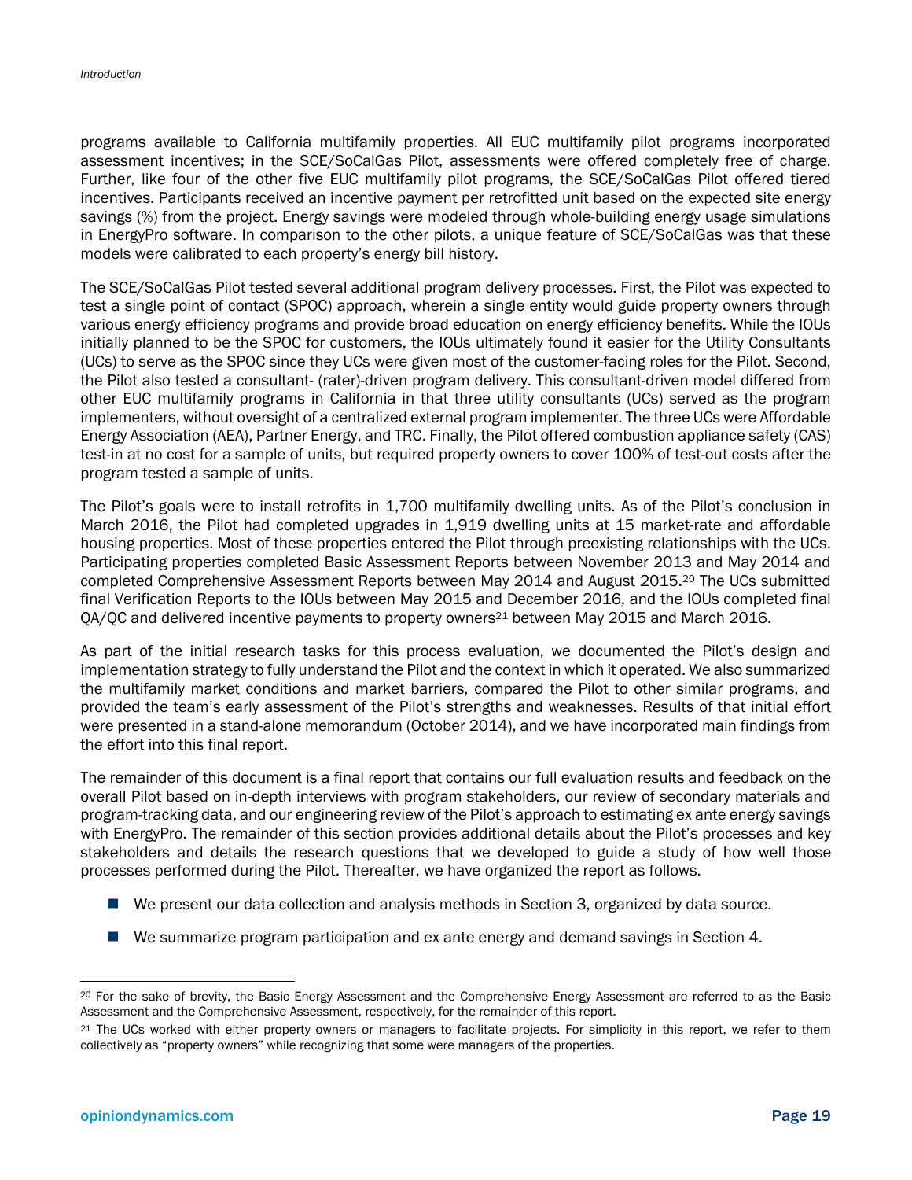programs available to California multifamily properties. All EUC multifamily pilot programs incorporated assessment incentives; in the SCE/SoCalGas Pilot, assessments were offered completely free of charge. Further, like four of the other five EUC multifamily pilot programs, the SCE/SoCalGas Pilot offered tiered incentives. Participants received an incentive payment per retrofitted unit based on the expected site energy savings (%) from the project. Energy savings were modeled through whole-building energy usage simulations in EnergyPro software. In comparison to the other pilots, a unique feature of SCE/SoCalGas was that these models were calibrated to each property's energy bill history.

The SCE/SoCalGas Pilot tested several additional program delivery processes. First, the Pilot was expected to test a single point of contact (SPOC) approach, wherein a single entity would guide property owners through various energy efficiency programs and provide broad education on energy efficiency benefits. While the IOUs initially planned to be the SPOC for customers, the IOUs ultimately found it easier for the Utility Consultants (UCs) to serve as the SPOC since they UCs were given most of the customer-facing roles for the Pilot. Second, the Pilot also tested a consultant- (rater)-driven program delivery. This consultant-driven model differed from other EUC multifamily programs in California in that three utility consultants (UCs) served as the program implementers, without oversight of a centralized external program implementer. The three UCs were Affordable Energy Association (AEA), Partner Energy, and TRC. Finally, the Pilot offered combustion appliance safety (CAS) test-in at no cost for a sample of units, but required property owners to cover 100% of test-out costs after the program tested a sample of units.

The Pilot's goals were to install retrofits in 1,700 multifamily dwelling units. As of the Pilot's conclusion in March 2016, the Pilot had completed upgrades in 1,919 dwelling units at 15 market-rate and affordable housing properties. Most of these properties entered the Pilot through preexisting relationships with the UCs. Participating properties completed Basic Assessment Reports between November 2013 and May 2014 and completed Comprehensive Assessment Reports between May 2014 and August 2015.[20] The UCs submitted final Verification Reports to the IOUs between May 2015 and December 2016, and the IOUs completed final QA/QC and delivered incentive payments to property owners[21] between May 2015 and March 2016.

As part of the initial research tasks for this process evaluation, we documented the Pilot's design and implementation strategy to fully understand the Pilot and the context in which it operated. We also summarized the multifamily market conditions and market barriers, compared the Pilot to other similar programs, and provided the team's early assessment of the Pilot's strengths and weaknesses. Results of that initial effort were presented in a stand-alone memorandum (October 2014), and we have incorporated main findings from the effort into this final report.

The remainder of this document is a final report that contains our full evaluation results and feedback on the overall Pilot based on in-depth interviews with program stakeholders, our review of secondary materials and program-tracking data, and our engineering review of the Pilot's approach to estimating ex ante energy savings with EnergyPro. The remainder of this section provides additional details about the Pilot's processes and key stakeholders and details the research questions that we developed to guide a study of how well those processes performed during the Pilot. Thereafter, we have organized the report as follows.

- We present our data collection and analysis methods in Section 3, organized by data source.
- We summarize program participation and ex ante energy and demand savings in Section 4.

---

[20] For the sake of brevity, the Basic Energy Assessment and the Comprehensive Energy Assessment are referred to as the Basic Assessment and the Comprehensive Assessment, respectively, for the remainder of this report.

[21] The UCs worked with either property owners or managers to facilitate projects. For simplicity in this report, we refer to them collectively as "property owners" while recognizing that some were managers of the properties.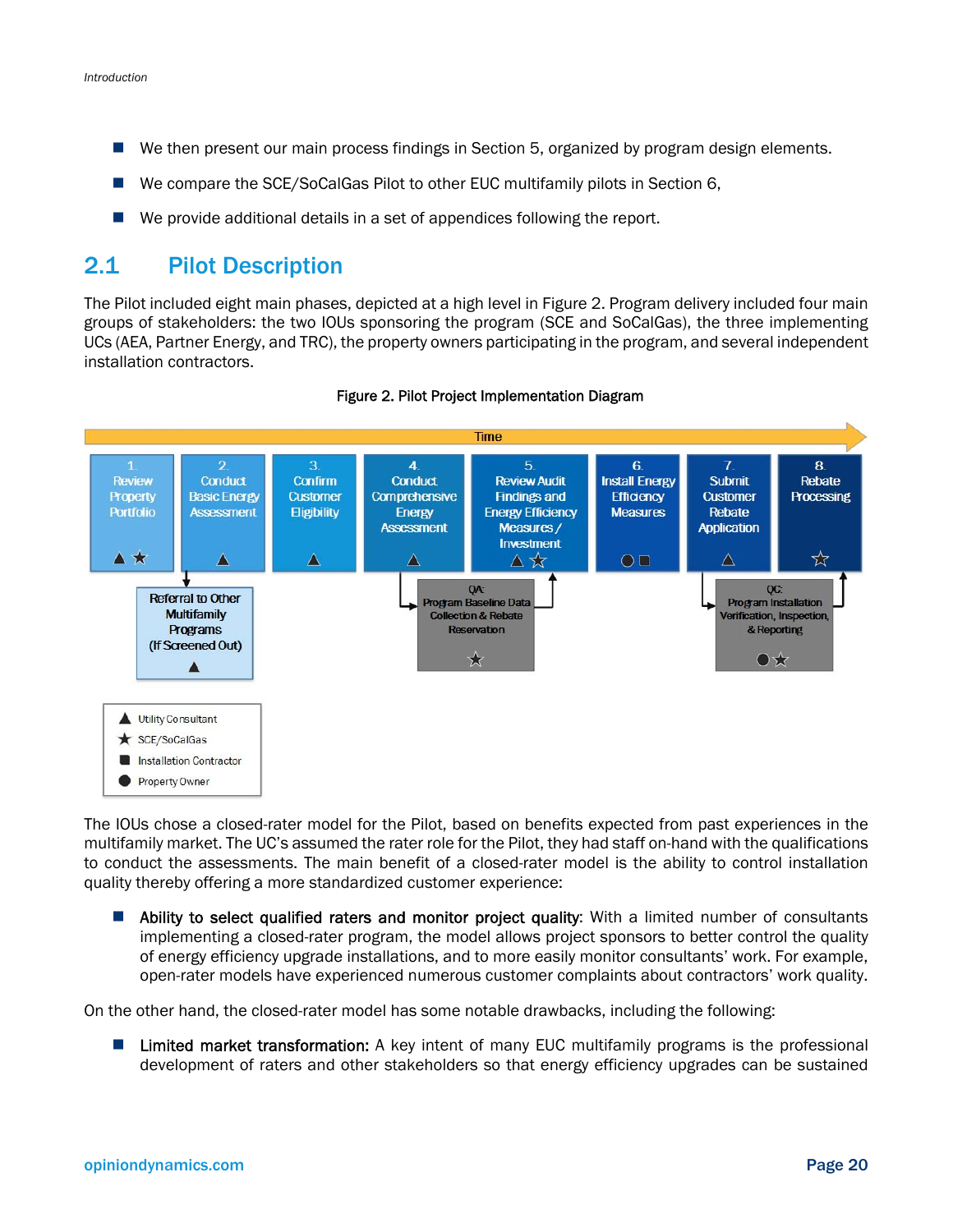- We then present our main process findings in Section 5, organized by program design elements.
- We compare the SCE/SoCalGas Pilot to other EUC multifamily pilots in Section 6,
- We provide additional details in a set of appendices following the report.

## 2.1 Pilot Description

The Pilot included eight main phases, depicted at a high level in Figure 2. Program delivery included four main groups of stakeholders: the two IOUs sponsoring the program (SCE and SoCalGas), the three implementing UCs (AEA, Partner Energy, and TRC), the property owners participating in the program, and several independent installation contractors.

Figure 2. Pilot Project Implementation Diagram

Time →

| 1. Review Property Portfolio | 2. Conduct Basic Energy Assessment | 3. Confirm Customer Eligibility | 4. Conduct Comprehensive Energy Assessment | 5. Review Audit Findings and Energy Efficiency Measures / Investment | 6. Install Energy Efficiency Measures | 7. Submit Customer Rebate Application | 8. Rebate Processing |
|---|---|---|---|---|---|---|---|
| ▲ ★ | ▲ | ▲ | ▲ | ▲ ★ | ● ■ | ▲ | ★ |

- From step 2: Referral to Other Multifamily Programs (If Screened Out) ▲
- Between steps 4 and 5: QA: Program Baseline Data Collection & Rebate Reservation ★
- Between steps 7 and 8: QC: Program Installation Verification, Inspection, & Reporting ● ★

Legend:
- ▲ Utility Consultant
- ★ SCE/SoCalGas
- ■ Installation Contractor
- ● Property Owner

The IOUs chose a closed-rater model for the Pilot, based on benefits expected from past experiences in the multifamily market. The UC's assumed the rater role for the Pilot, they had staff on-hand with the qualifications to conduct the assessments. The main benefit of a closed-rater model is the ability to control installation quality thereby offering a more standardized customer experience:

- **Ability to select qualified raters and monitor project quality:** With a limited number of consultants implementing a closed-rater program, the model allows project sponsors to better control the quality of energy efficiency upgrade installations, and to more easily monitor consultants' work. For example, open-rater models have experienced numerous customer complaints about contractors' work quality.

On the other hand, the closed-rater model has some notable drawbacks, including the following:

- **Limited market transformation:** A key intent of many EUC multifamily programs is the professional development of raters and other stakeholders so that energy efficiency upgrades can be sustained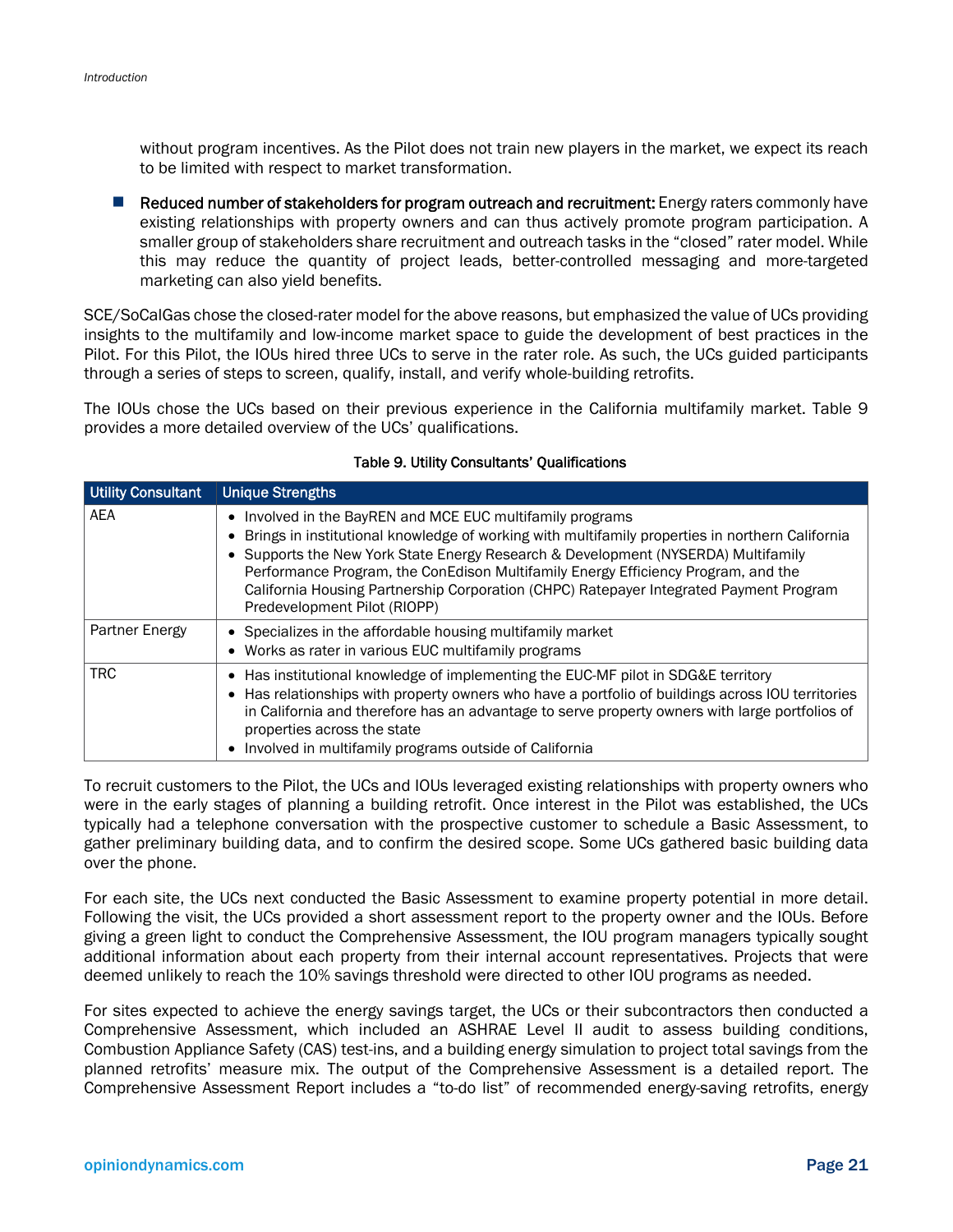without program incentives. As the Pilot does not train new players in the market, we expect its reach to be limited with respect to market transformation.

- **Reduced number of stakeholders for program outreach and recruitment:** Energy raters commonly have existing relationships with property owners and can thus actively promote program participation. A smaller group of stakeholders share recruitment and outreach tasks in the "closed" rater model. While this may reduce the quantity of project leads, better-controlled messaging and more-targeted marketing can also yield benefits.

SCE/SoCalGas chose the closed-rater model for the above reasons, but emphasized the value of UCs providing insights to the multifamily and low-income market space to guide the development of best practices in the Pilot. For this Pilot, the IOUs hired three UCs to serve in the rater role. As such, the UCs guided participants through a series of steps to screen, qualify, install, and verify whole-building retrofits.

The IOUs chose the UCs based on their previous experience in the California multifamily market. Table 9 provides a more detailed overview of the UCs' qualifications.

**Table 9. Utility Consultants' Qualifications**

| Utility Consultant | Unique Strengths |
|---|---|
| AEA | • Involved in the BayREN and MCE EUC multifamily programs<br>• Brings in institutional knowledge of working with multifamily properties in northern California<br>• Supports the New York State Energy Research & Development (NYSERDA) Multifamily Performance Program, the ConEdison Multifamily Energy Efficiency Program, and the California Housing Partnership Corporation (CHPC) Ratepayer Integrated Payment Program Predevelopment Pilot (RIOPP) |
| Partner Energy | • Specializes in the affordable housing multifamily market<br>• Works as rater in various EUC multifamily programs |
| TRC | • Has institutional knowledge of implementing the EUC-MF pilot in SDG&E territory<br>• Has relationships with property owners who have a portfolio of buildings across IOU territories in California and therefore has an advantage to serve property owners with large portfolios of properties across the state<br>• Involved in multifamily programs outside of California |

To recruit customers to the Pilot, the UCs and IOUs leveraged existing relationships with property owners who were in the early stages of planning a building retrofit. Once interest in the Pilot was established, the UCs typically had a telephone conversation with the prospective customer to schedule a Basic Assessment, to gather preliminary building data, and to confirm the desired scope. Some UCs gathered basic building data over the phone.

For each site, the UCs next conducted the Basic Assessment to examine property potential in more detail. Following the visit, the UCs provided a short assessment report to the property owner and the IOUs. Before giving a green light to conduct the Comprehensive Assessment, the IOU program managers typically sought additional information about each property from their internal account representatives. Projects that were deemed unlikely to reach the 10% savings threshold were directed to other IOU programs as needed.

For sites expected to achieve the energy savings target, the UCs or their subcontractors then conducted a Comprehensive Assessment, which included an ASHRAE Level II audit to assess building conditions, Combustion Appliance Safety (CAS) test-ins, and a building energy simulation to project total savings from the planned retrofits' measure mix. The output of the Comprehensive Assessment is a detailed report. The Comprehensive Assessment Report includes a "to-do list" of recommended energy-saving retrofits, energy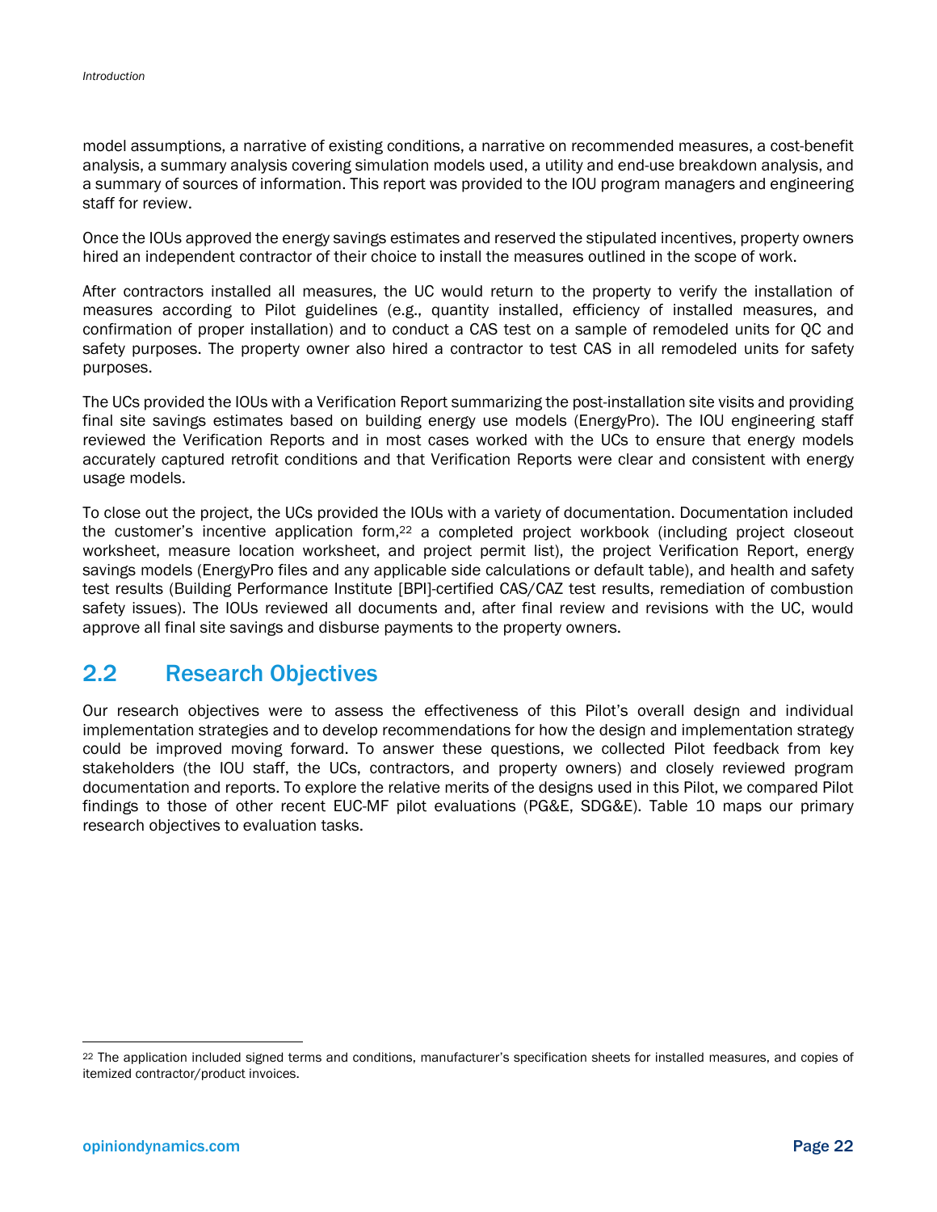model assumptions, a narrative of existing conditions, a narrative on recommended measures, a cost-benefit analysis, a summary analysis covering simulation models used, a utility and end-use breakdown analysis, and a summary of sources of information. This report was provided to the IOU program managers and engineering staff for review.

Once the IOUs approved the energy savings estimates and reserved the stipulated incentives, property owners hired an independent contractor of their choice to install the measures outlined in the scope of work.

After contractors installed all measures, the UC would return to the property to verify the installation of measures according to Pilot guidelines (e.g., quantity installed, efficiency of installed measures, and confirmation of proper installation) and to conduct a CAS test on a sample of remodeled units for QC and safety purposes. The property owner also hired a contractor to test CAS in all remodeled units for safety purposes.

The UCs provided the IOUs with a Verification Report summarizing the post-installation site visits and providing final site savings estimates based on building energy use models (EnergyPro). The IOU engineering staff reviewed the Verification Reports and in most cases worked with the UCs to ensure that energy models accurately captured retrofit conditions and that Verification Reports were clear and consistent with energy usage models.

To close out the project, the UCs provided the IOUs with a variety of documentation. Documentation included the customer's incentive application form,[22] a completed project workbook (including project closeout worksheet, measure location worksheet, and project permit list), the project Verification Report, energy savings models (EnergyPro files and any applicable side calculations or default table), and health and safety test results (Building Performance Institute [BPI]-certified CAS/CAZ test results, remediation of combustion safety issues). The IOUs reviewed all documents and, after final review and revisions with the UC, would approve all final site savings and disburse payments to the property owners.

## 2.2 Research Objectives

Our research objectives were to assess the effectiveness of this Pilot's overall design and individual implementation strategies and to develop recommendations for how the design and implementation strategy could be improved moving forward. To answer these questions, we collected Pilot feedback from key stakeholders (the IOU staff, the UCs, contractors, and property owners) and closely reviewed program documentation and reports. To explore the relative merits of the designs used in this Pilot, we compared Pilot findings to those of other recent EUC-MF pilot evaluations (PG&E, SDG&E). Table 10 maps our primary research objectives to evaluation tasks.

[22] The application included signed terms and conditions, manufacturer's specification sheets for installed measures, and copies of itemized contractor/product invoices.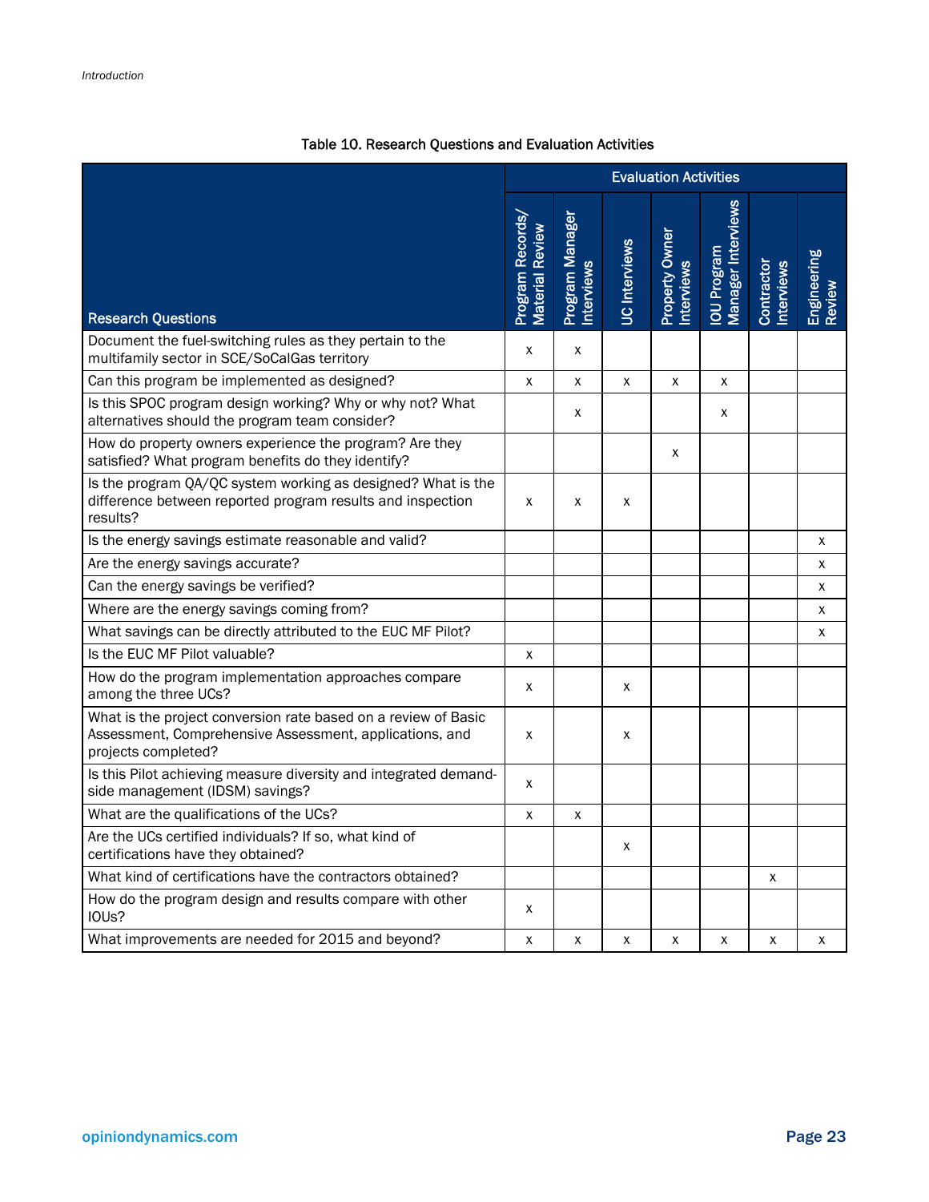Table 10. Research Questions and Evaluation Activities

| Research Questions | Evaluation Activities | | | | | | |
|---|---|---|---|---|---|---|---|
| | Program Records/ Material Review | Program Manager Interviews | UC Interviews | Property Owner Interviews | IOU Program Manager Interviews | Contractor Interviews | Engineering Review |
| Document the fuel-switching rules as they pertain to the multifamily sector in SCE/SoCalGas territory | x | x | | | | | |
| Can this program be implemented as designed? | x | x | x | x | x | | |
| Is this SPOC program design working? Why or why not? What alternatives should the program team consider? | | x | | | x | | |
| How do property owners experience the program? Are they satisfied? What program benefits do they identify? | | | | x | | | |
| Is the program QA/QC system working as designed? What is the difference between reported program results and inspection results? | x | x | x | | | | |
| Is the energy savings estimate reasonable and valid? | | | | | | | x |
| Are the energy savings accurate? | | | | | | | x |
| Can the energy savings be verified? | | | | | | | x |
| Where are the energy savings coming from? | | | | | | | x |
| What savings can be directly attributed to the EUC MF Pilot? | | | | | | | x |
| Is the EUC MF Pilot valuable? | x | | | | | | |
| How do the program implementation approaches compare among the three UCs? | x | | x | | | | |
| What is the project conversion rate based on a review of Basic Assessment, Comprehensive Assessment, applications, and projects completed? | x | | x | | | | |
| Is this Pilot achieving measure diversity and integrated demand-side management (IDSM) savings? | x | | | | | | |
| What are the qualifications of the UCs? | x | x | | | | | |
| Are the UCs certified individuals? If so, what kind of certifications have they obtained? | | | x | | | | |
| What kind of certifications have the contractors obtained? | | | | | | x | |
| How do the program design and results compare with other IOUs? | x | | | | | | |
| What improvements are needed for 2015 and beyond? | x | x | x | x | x | x | x |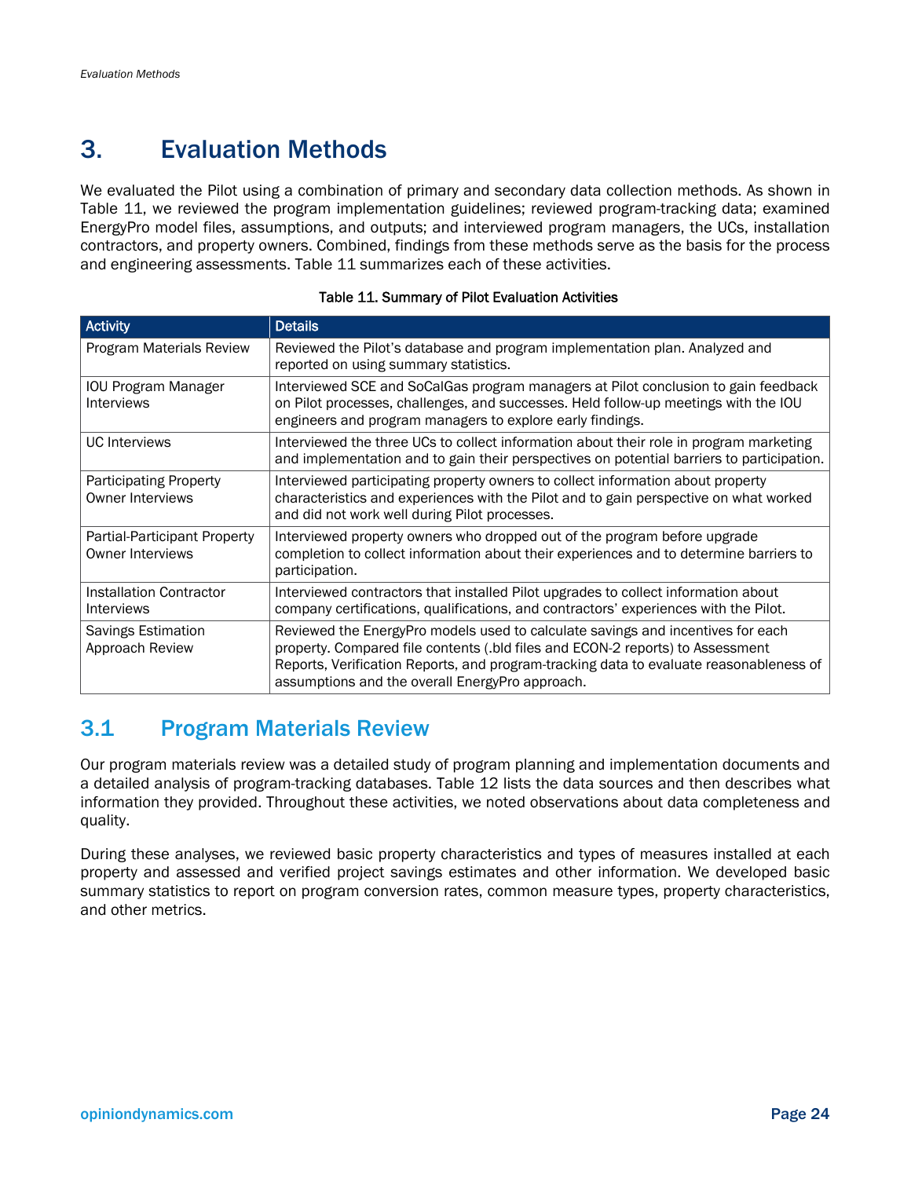# 3. Evaluation Methods

We evaluated the Pilot using a combination of primary and secondary data collection methods. As shown in Table 11, we reviewed the program implementation guidelines; reviewed program-tracking data; examined EnergyPro model files, assumptions, and outputs; and interviewed program managers, the UCs, installation contractors, and property owners. Combined, findings from these methods serve as the basis for the process and engineering assessments. Table 11 summarizes each of these activities.

Table 11. Summary of Pilot Evaluation Activities

| Activity | Details |
|---|---|
| Program Materials Review | Reviewed the Pilot's database and program implementation plan. Analyzed and reported on using summary statistics. |
| IOU Program Manager Interviews | Interviewed SCE and SoCalGas program managers at Pilot conclusion to gain feedback on Pilot processes, challenges, and successes. Held follow-up meetings with the IOU engineers and program managers to explore early findings. |
| UC Interviews | Interviewed the three UCs to collect information about their role in program marketing and implementation and to gain their perspectives on potential barriers to participation. |
| Participating Property Owner Interviews | Interviewed participating property owners to collect information about property characteristics and experiences with the Pilot and to gain perspective on what worked and did not work well during Pilot processes. |
| Partial-Participant Property Owner Interviews | Interviewed property owners who dropped out of the program before upgrade completion to collect information about their experiences and to determine barriers to participation. |
| Installation Contractor Interviews | Interviewed contractors that installed Pilot upgrades to collect information about company certifications, qualifications, and contractors' experiences with the Pilot. |
| Savings Estimation Approach Review | Reviewed the EnergyPro models used to calculate savings and incentives for each property. Compared file contents (.bld files and ECON-2 reports) to Assessment Reports, Verification Reports, and program-tracking data to evaluate reasonableness of assumptions and the overall EnergyPro approach. |

## 3.1 Program Materials Review

Our program materials review was a detailed study of program planning and implementation documents and a detailed analysis of program-tracking databases. Table 12 lists the data sources and then describes what information they provided. Throughout these activities, we noted observations about data completeness and quality.

During these analyses, we reviewed basic property characteristics and types of measures installed at each property and assessed and verified project savings estimates and other information. We developed basic summary statistics to report on program conversion rates, common measure types, property characteristics, and other metrics.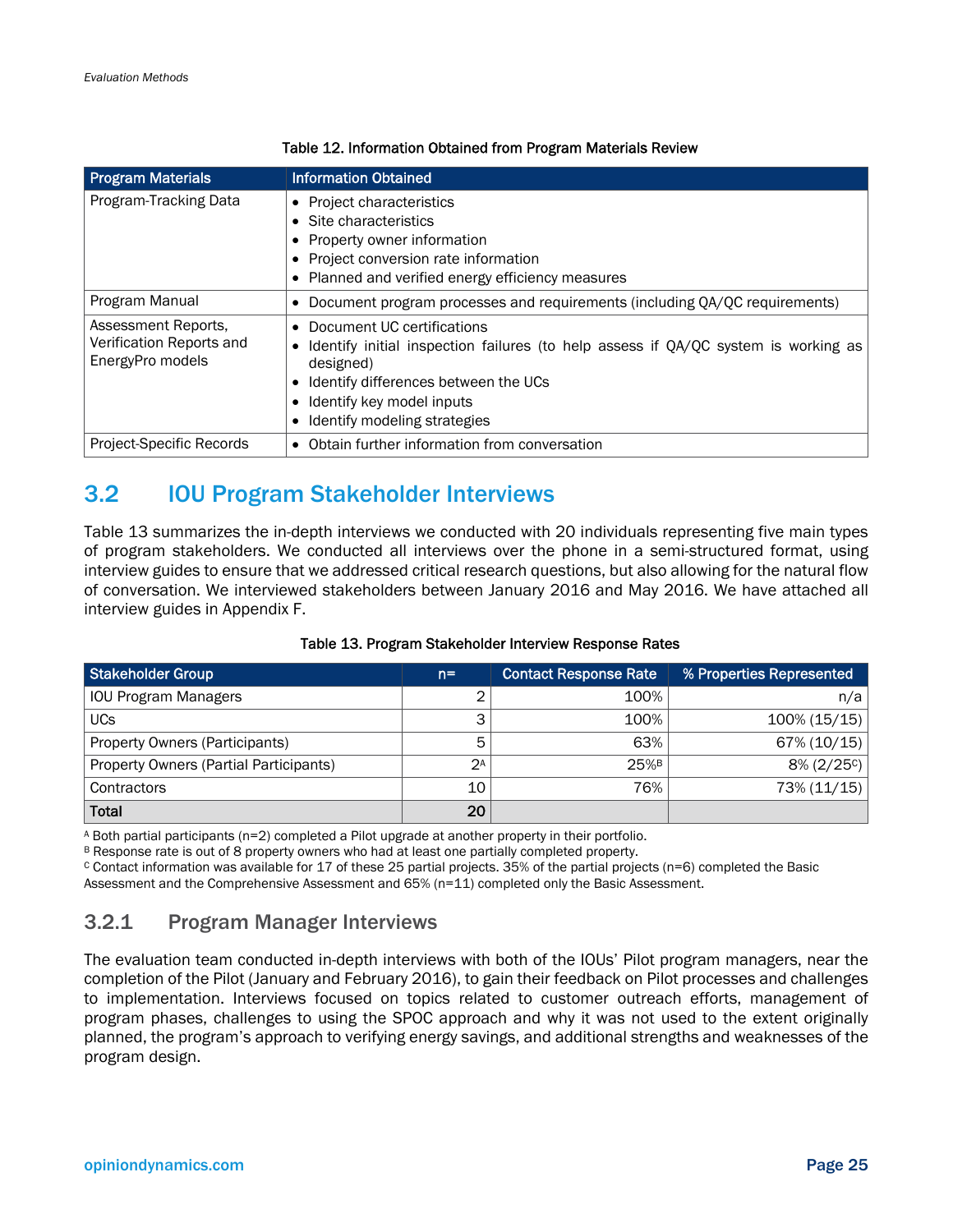Table 12. Information Obtained from Program Materials Review

| Program Materials | Information Obtained |
|---|---|
| Program-Tracking Data | • Project characteristics<br>• Site characteristics<br>• Property owner information<br>• Project conversion rate information<br>• Planned and verified energy efficiency measures |
| Program Manual | • Document program processes and requirements (including QA/QC requirements) |
| Assessment Reports, Verification Reports and EnergyPro models | • Document UC certifications<br>• Identify initial inspection failures (to help assess if QA/QC system is working as designed)<br>• Identify differences between the UCs<br>• Identify key model inputs<br>• Identify modeling strategies |
| Project-Specific Records | • Obtain further information from conversation |

## 3.2 IOU Program Stakeholder Interviews

Table 13 summarizes the in-depth interviews we conducted with 20 individuals representing five main types of program stakeholders. We conducted all interviews over the phone in a semi-structured format, using interview guides to ensure that we addressed critical research questions, but also allowing for the natural flow of conversation. We interviewed stakeholders between January 2016 and May 2016. We have attached all interview guides in Appendix F.

Table 13. Program Stakeholder Interview Response Rates

| Stakeholder Group | n= | Contact Response Rate | % Properties Represented |
|---|---|---|---|
| IOU Program Managers | 2 | 100% | n/a |
| UCs | 3 | 100% | 100% (15/15) |
| Property Owners (Participants) | 5 | 63% | 67% (10/15) |
| Property Owners (Partial Participants) | 2[A] | 25%[B] | 8% (2/25[C]) |
| Contractors | 10 | 76% | 73% (11/15) |
| **Total** | **20** | | |

[A] Both partial participants (n=2) completed a Pilot upgrade at another property in their portfolio.
[B] Response rate is out of 8 property owners who had at least one partially completed property.
[C] Contact information was available for 17 of these 25 partial projects. 35% of the partial projects (n=6) completed the Basic Assessment and the Comprehensive Assessment and 65% (n=11) completed only the Basic Assessment.

### 3.2.1 Program Manager Interviews

The evaluation team conducted in-depth interviews with both of the IOUs' Pilot program managers, near the completion of the Pilot (January and February 2016), to gain their feedback on Pilot processes and challenges to implementation. Interviews focused on topics related to customer outreach efforts, management of program phases, challenges to using the SPOC approach and why it was not used to the extent originally planned, the program's approach to verifying energy savings, and additional strengths and weaknesses of the program design.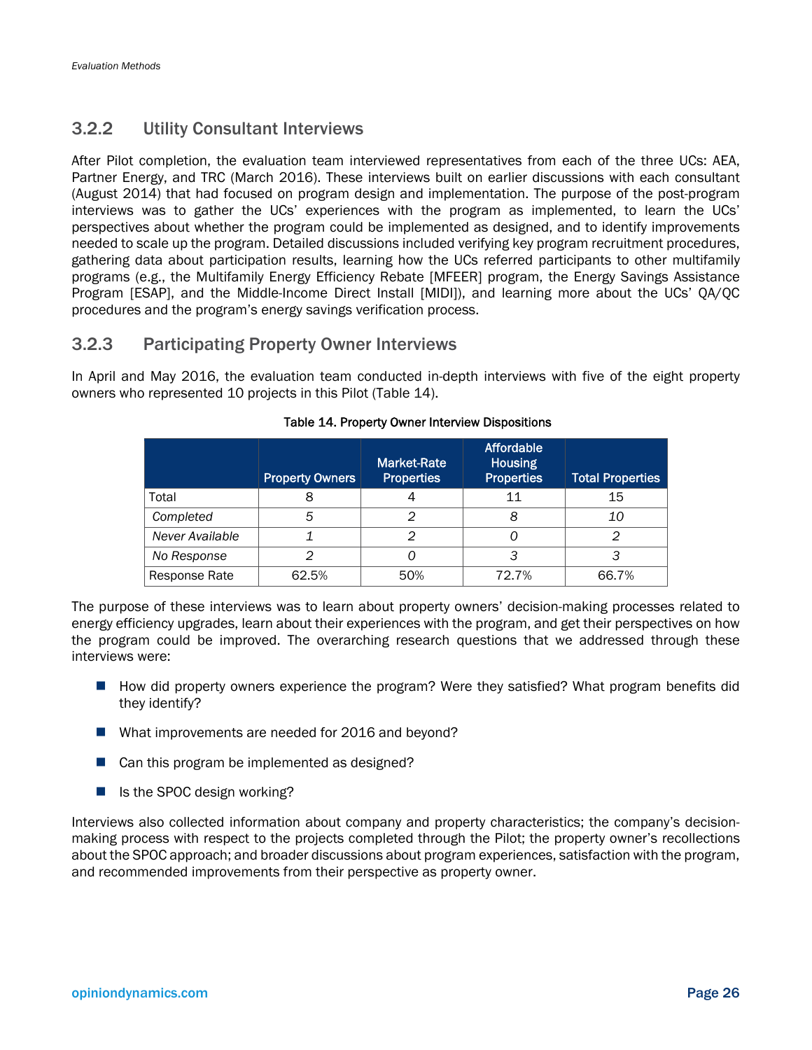### 3.2.2 Utility Consultant Interviews

After Pilot completion, the evaluation team interviewed representatives from each of the three UCs: AEA, Partner Energy, and TRC (March 2016). These interviews built on earlier discussions with each consultant (August 2014) that had focused on program design and implementation. The purpose of the post-program interviews was to gather the UCs' experiences with the program as implemented, to learn the UCs' perspectives about whether the program could be implemented as designed, and to identify improvements needed to scale up the program. Detailed discussions included verifying key program recruitment procedures, gathering data about participation results, learning how the UCs referred participants to other multifamily programs (e.g., the Multifamily Energy Efficiency Rebate [MFEER] program, the Energy Savings Assistance Program [ESAP], and the Middle-Income Direct Install [MIDI]), and learning more about the UCs' QA/QC procedures and the program's energy savings verification process.

### 3.2.3 Participating Property Owner Interviews

In April and May 2016, the evaluation team conducted in-depth interviews with five of the eight property owners who represented 10 projects in this Pilot (Table 14).

**Table 14. Property Owner Interview Dispositions**

| | Property Owners | Market-Rate Properties | Affordable Housing Properties | Total Properties |
|---|---|---|---|---|
| Total | 8 | 4 | 11 | 15 |
| *Completed* | *5* | *2* | *8* | *10* |
| *Never Available* | *1* | *2* | *0* | *2* |
| *No Response* | *2* | *0* | *3* | *3* |
| Response Rate | 62.5% | 50% | 72.7% | 66.7% |

The purpose of these interviews was to learn about property owners' decision-making processes related to energy efficiency upgrades, learn about their experiences with the program, and get their perspectives on how the program could be improved. The overarching research questions that we addressed through these interviews were:

- How did property owners experience the program? Were they satisfied? What program benefits did they identify?
- What improvements are needed for 2016 and beyond?
- Can this program be implemented as designed?
- Is the SPOC design working?

Interviews also collected information about company and property characteristics; the company's decision-making process with respect to the projects completed through the Pilot; the property owner's recollections about the SPOC approach; and broader discussions about program experiences, satisfaction with the program, and recommended improvements from their perspective as property owner.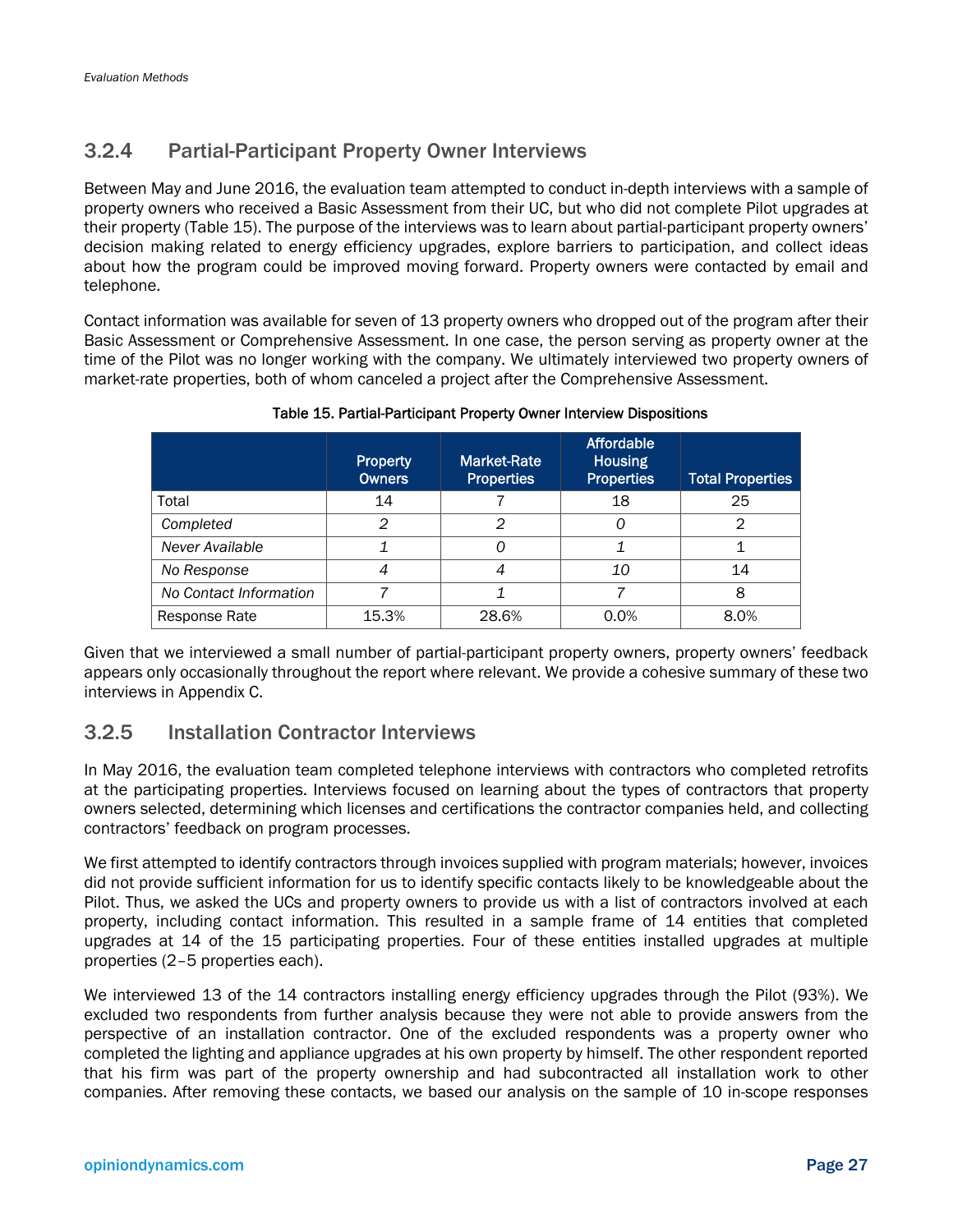### 3.2.4 Partial-Participant Property Owner Interviews

Between May and June 2016, the evaluation team attempted to conduct in-depth interviews with a sample of property owners who received a Basic Assessment from their UC, but who did not complete Pilot upgrades at their property (Table 15). The purpose of the interviews was to learn about partial-participant property owners' decision making related to energy efficiency upgrades, explore barriers to participation, and collect ideas about how the program could be improved moving forward. Property owners were contacted by email and telephone.

Contact information was available for seven of 13 property owners who dropped out of the program after their Basic Assessment or Comprehensive Assessment. In one case, the person serving as property owner at the time of the Pilot was no longer working with the company. We ultimately interviewed two property owners of market-rate properties, both of whom canceled a project after the Comprehensive Assessment.

Table 15. Partial-Participant Property Owner Interview Dispositions

| | Property Owners | Market-Rate Properties | Affordable Housing Properties | Total Properties |
|---|---|---|---|---|
| Total | 14 | 7 | 18 | 25 |
| *Completed* | *2* | *2* | *0* | 2 |
| *Never Available* | *1* | *0* | *1* | 1 |
| *No Response* | *4* | *4* | *10* | 14 |
| *No Contact Information* | *7* | *1* | *7* | 8 |
| Response Rate | 15.3% | 28.6% | 0.0% | 8.0% |

Given that we interviewed a small number of partial-participant property owners, property owners' feedback appears only occasionally throughout the report where relevant. We provide a cohesive summary of these two interviews in Appendix C.

### 3.2.5 Installation Contractor Interviews

In May 2016, the evaluation team completed telephone interviews with contractors who completed retrofits at the participating properties. Interviews focused on learning about the types of contractors that property owners selected, determining which licenses and certifications the contractor companies held, and collecting contractors' feedback on program processes.

We first attempted to identify contractors through invoices supplied with program materials; however, invoices did not provide sufficient information for us to identify specific contacts likely to be knowledgeable about the Pilot. Thus, we asked the UCs and property owners to provide us with a list of contractors involved at each property, including contact information. This resulted in a sample frame of 14 entities that completed upgrades at 14 of the 15 participating properties. Four of these entities installed upgrades at multiple properties (2–5 properties each).

We interviewed 13 of the 14 contractors installing energy efficiency upgrades through the Pilot (93%). We excluded two respondents from further analysis because they were not able to provide answers from the perspective of an installation contractor. One of the excluded respondents was a property owner who completed the lighting and appliance upgrades at his own property by himself. The other respondent reported that his firm was part of the property ownership and had subcontracted all installation work to other companies. After removing these contacts, we based our analysis on the sample of 10 in-scope responses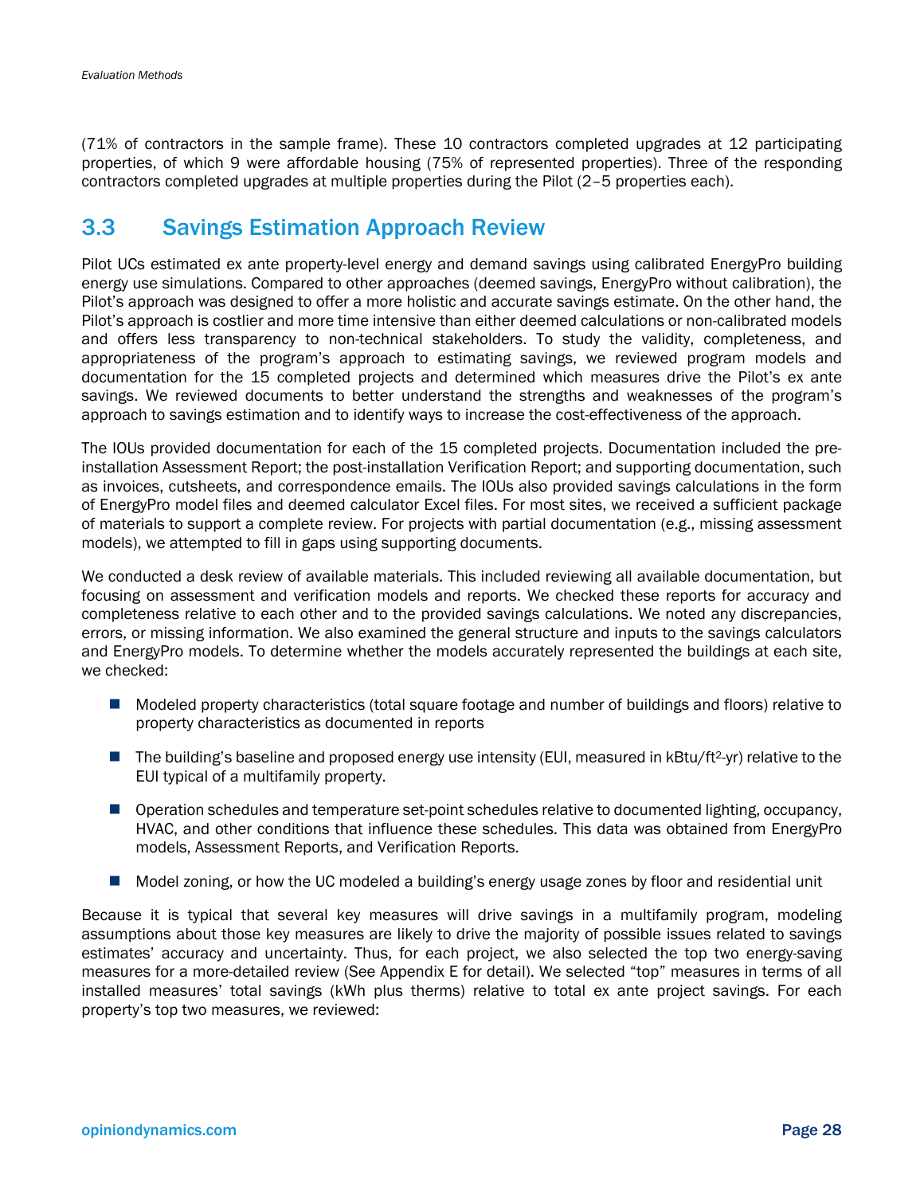(71% of contractors in the sample frame). These 10 contractors completed upgrades at 12 participating properties, of which 9 were affordable housing (75% of represented properties). Three of the responding contractors completed upgrades at multiple properties during the Pilot (2–5 properties each).

## 3.3 Savings Estimation Approach Review

Pilot UCs estimated ex ante property-level energy and demand savings using calibrated EnergyPro building energy use simulations. Compared to other approaches (deemed savings, EnergyPro without calibration), the Pilot's approach was designed to offer a more holistic and accurate savings estimate. On the other hand, the Pilot's approach is costlier and more time intensive than either deemed calculations or non-calibrated models and offers less transparency to non-technical stakeholders. To study the validity, completeness, and appropriateness of the program's approach to estimating savings, we reviewed program models and documentation for the 15 completed projects and determined which measures drive the Pilot's ex ante savings. We reviewed documents to better understand the strengths and weaknesses of the program's approach to savings estimation and to identify ways to increase the cost-effectiveness of the approach.

The IOUs provided documentation for each of the 15 completed projects. Documentation included the pre-installation Assessment Report; the post-installation Verification Report; and supporting documentation, such as invoices, cutsheets, and correspondence emails. The IOUs also provided savings calculations in the form of EnergyPro model files and deemed calculator Excel files. For most sites, we received a sufficient package of materials to support a complete review. For projects with partial documentation (e.g., missing assessment models), we attempted to fill in gaps using supporting documents.

We conducted a desk review of available materials. This included reviewing all available documentation, but focusing on assessment and verification models and reports. We checked these reports for accuracy and completeness relative to each other and to the provided savings calculations. We noted any discrepancies, errors, or missing information. We also examined the general structure and inputs to the savings calculators and EnergyPro models. To determine whether the models accurately represented the buildings at each site, we checked:

- Modeled property characteristics (total square footage and number of buildings and floors) relative to property characteristics as documented in reports
- The building's baseline and proposed energy use intensity (EUI, measured in kBtu/ft$^2$-yr) relative to the EUI typical of a multifamily property.
- Operation schedules and temperature set-point schedules relative to documented lighting, occupancy, HVAC, and other conditions that influence these schedules. This data was obtained from EnergyPro models, Assessment Reports, and Verification Reports.
- Model zoning, or how the UC modeled a building's energy usage zones by floor and residential unit

Because it is typical that several key measures will drive savings in a multifamily program, modeling assumptions about those key measures are likely to drive the majority of possible issues related to savings estimates' accuracy and uncertainty. Thus, for each project, we also selected the top two energy-saving measures for a more-detailed review (See Appendix E for detail). We selected "top" measures in terms of all installed measures' total savings (kWh plus therms) relative to total ex ante project savings. For each property's top two measures, we reviewed: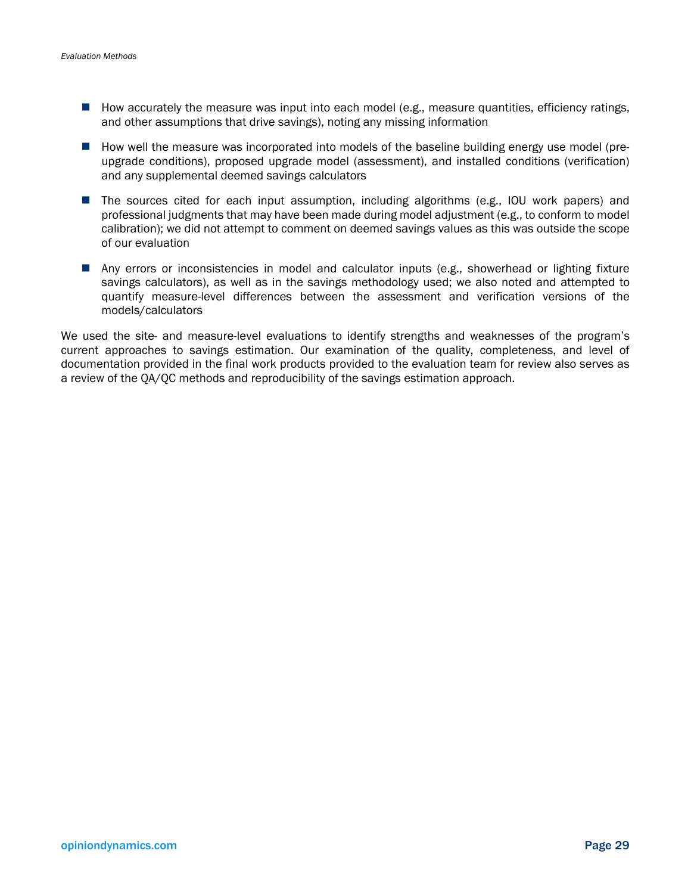- How accurately the measure was input into each model (e.g., measure quantities, efficiency ratings, and other assumptions that drive savings), noting any missing information
- How well the measure was incorporated into models of the baseline building energy use model (pre-upgrade conditions), proposed upgrade model (assessment), and installed conditions (verification) and any supplemental deemed savings calculators
- The sources cited for each input assumption, including algorithms (e.g., IOU work papers) and professional judgments that may have been made during model adjustment (e.g., to conform to model calibration); we did not attempt to comment on deemed savings values as this was outside the scope of our evaluation
- Any errors or inconsistencies in model and calculator inputs (e.g., showerhead or lighting fixture savings calculators), as well as in the savings methodology used; we also noted and attempted to quantify measure-level differences between the assessment and verification versions of the models/calculators

We used the site- and measure-level evaluations to identify strengths and weaknesses of the program's current approaches to savings estimation. Our examination of the quality, completeness, and level of documentation provided in the final work products provided to the evaluation team for review also serves as a review of the QA/QC methods and reproducibility of the savings estimation approach.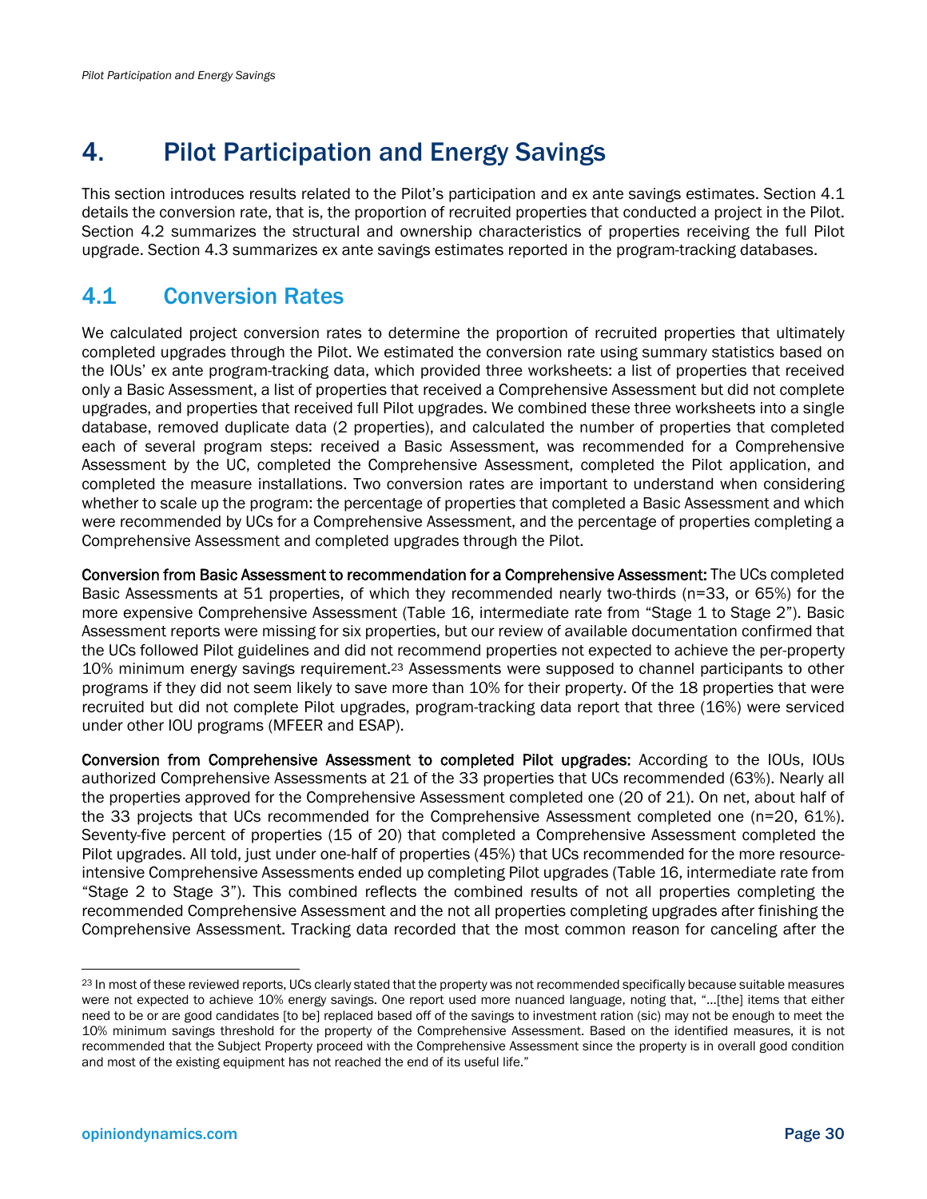# 4. Pilot Participation and Energy Savings

This section introduces results related to the Pilot's participation and ex ante savings estimates. Section 4.1 details the conversion rate, that is, the proportion of recruited properties that conducted a project in the Pilot. Section 4.2 summarizes the structural and ownership characteristics of properties receiving the full Pilot upgrade. Section 4.3 summarizes ex ante savings estimates reported in the program-tracking databases.

## 4.1 Conversion Rates

We calculated project conversion rates to determine the proportion of recruited properties that ultimately completed upgrades through the Pilot. We estimated the conversion rate using summary statistics based on the IOUs' ex ante program-tracking data, which provided three worksheets: a list of properties that received only a Basic Assessment, a list of properties that received a Comprehensive Assessment but did not complete upgrades, and properties that received full Pilot upgrades. We combined these three worksheets into a single database, removed duplicate data (2 properties), and calculated the number of properties that completed each of several program steps: received a Basic Assessment, was recommended for a Comprehensive Assessment by the UC, completed the Comprehensive Assessment, completed the Pilot application, and completed the measure installations. Two conversion rates are important to understand when considering whether to scale up the program: the percentage of properties that completed a Basic Assessment and which were recommended by UCs for a Comprehensive Assessment, and the percentage of properties completing a Comprehensive Assessment and completed upgrades through the Pilot.

**Conversion from Basic Assessment to recommendation for a Comprehensive Assessment:** The UCs completed Basic Assessments at 51 properties, of which they recommended nearly two-thirds (n=33, or 65%) for the more expensive Comprehensive Assessment (Table 16, intermediate rate from "Stage 1 to Stage 2"). Basic Assessment reports were missing for six properties, but our review of available documentation confirmed that the UCs followed Pilot guidelines and did not recommend properties not expected to achieve the per-property 10% minimum energy savings requirement.[23] Assessments were supposed to channel participants to other programs if they did not seem likely to save more than 10% for their property. Of the 18 properties that were recruited but did not complete Pilot upgrades, program-tracking data report that three (16%) were serviced under other IOU programs (MFEER and ESAP).

**Conversion from Comprehensive Assessment to completed Pilot upgrades:** According to the IOUs, IOUs authorized Comprehensive Assessments at 21 of the 33 properties that UCs recommended (63%). Nearly all the properties approved for the Comprehensive Assessment completed one (20 of 21). On net, about half of the 33 projects that UCs recommended for the Comprehensive Assessment completed one (n=20, 61%). Seventy-five percent of properties (15 of 20) that completed a Comprehensive Assessment completed the Pilot upgrades. All told, just under one-half of properties (45%) that UCs recommended for the more resource-intensive Comprehensive Assessments ended up completing Pilot upgrades (Table 16, intermediate rate from "Stage 2 to Stage 3"). This combined reflects the combined results of not all properties completing the recommended Comprehensive Assessment and the not all properties completing upgrades after finishing the Comprehensive Assessment. Tracking data recorded that the most common reason for canceling after the

[23] In most of these reviewed reports, UCs clearly stated that the property was not recommended specifically because suitable measures were not expected to achieve 10% energy savings. One report used more nuanced language, noting that, "…[the] items that either need to be or are good candidates [to be] replaced based off of the savings to investment ration (sic) may not be enough to meet the 10% minimum savings threshold for the property of the Comprehensive Assessment. Based on the identified measures, it is not recommended that the Subject Property proceed with the Comprehensive Assessment since the property is in overall good condition and most of the existing equipment has not reached the end of its useful life."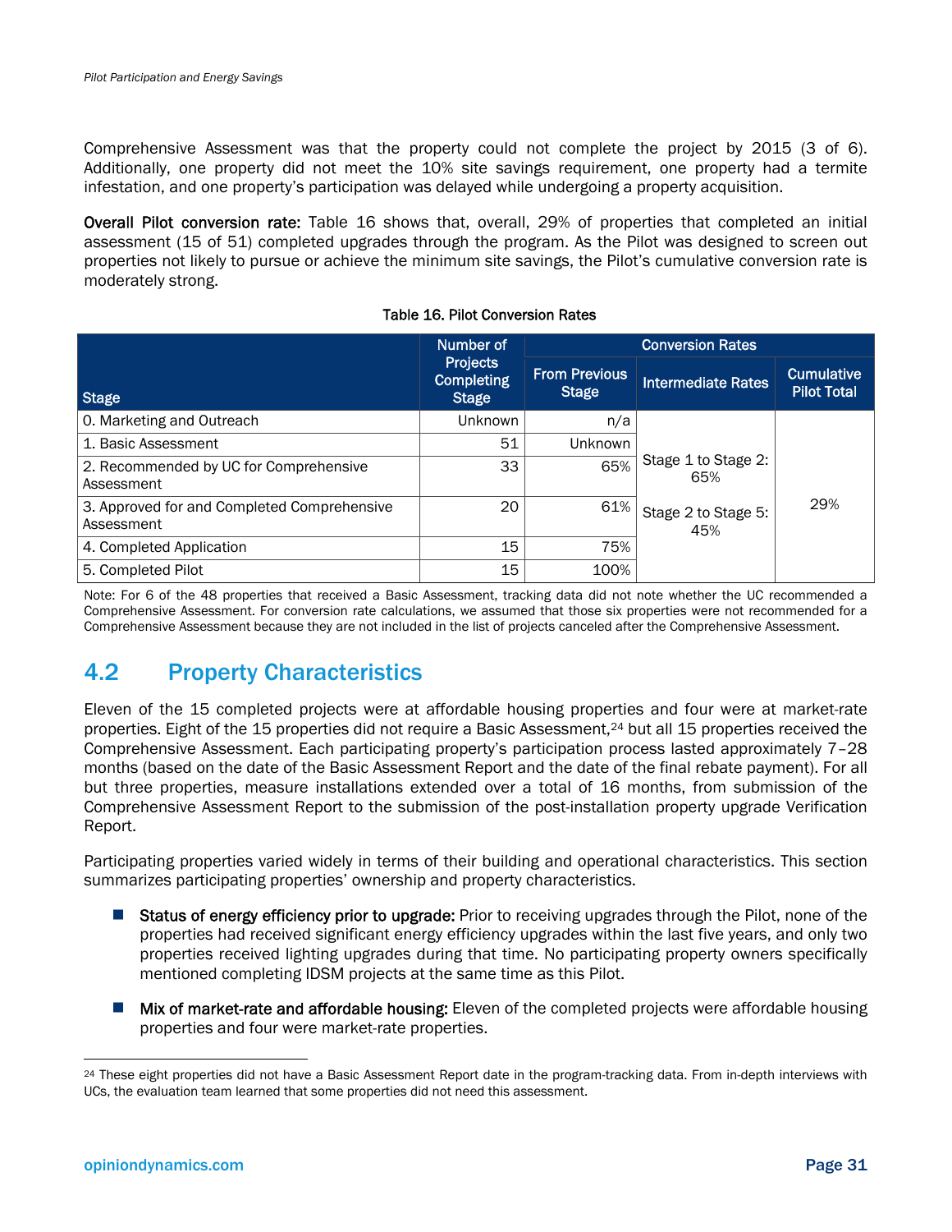Comprehensive Assessment was that the property could not complete the project by 2015 (3 of 6). Additionally, one property did not meet the 10% site savings requirement, one property had a termite infestation, and one property's participation was delayed while undergoing a property acquisition.

**Overall Pilot conversion rate:** Table 16 shows that, overall, 29% of properties that completed an initial assessment (15 of 51) completed upgrades through the program. As the Pilot was designed to screen out properties not likely to pursue or achieve the minimum site savings, the Pilot's cumulative conversion rate is moderately strong.

Table 16. Pilot Conversion Rates

| Stage | Number of Projects Completing Stage | Conversion Rates | | |
|---|---|---|---|---|
| | | From Previous Stage | Intermediate Rates | Cumulative Pilot Total |
| 0. Marketing and Outreach | Unknown | n/a | | 29% |
| 1. Basic Assessment | 51 | Unknown | Stage 1 to Stage 2: 65% | |
| 2. Recommended by UC for Comprehensive Assessment | 33 | 65% | | |
| 3. Approved for and Completed Comprehensive Assessment | 20 | 61% | Stage 2 to Stage 5: 45% | |
| 4. Completed Application | 15 | 75% | | |
| 5. Completed Pilot | 15 | 100% | | |

Note: For 6 of the 48 properties that received a Basic Assessment, tracking data did not note whether the UC recommended a Comprehensive Assessment. For conversion rate calculations, we assumed that those six properties were not recommended for a Comprehensive Assessment because they are not included in the list of projects canceled after the Comprehensive Assessment.

## 4.2 Property Characteristics

Eleven of the 15 completed projects were at affordable housing properties and four were at market-rate properties. Eight of the 15 properties did not require a Basic Assessment,[24] but all 15 properties received the Comprehensive Assessment. Each participating property's participation process lasted approximately 7–28 months (based on the date of the Basic Assessment Report and the date of the final rebate payment). For all but three properties, measure installations extended over a total of 16 months, from submission of the Comprehensive Assessment Report to the submission of the post-installation property upgrade Verification Report.

Participating properties varied widely in terms of their building and operational characteristics. This section summarizes participating properties' ownership and property characteristics.

- **Status of energy efficiency prior to upgrade:** Prior to receiving upgrades through the Pilot, none of the properties had received significant energy efficiency upgrades within the last five years, and only two properties received lighting upgrades during that time. No participating property owners specifically mentioned completing IDSM projects at the same time as this Pilot.
- **Mix of market-rate and affordable housing:** Eleven of the completed projects were affordable housing properties and four were market-rate properties.

[24] These eight properties did not have a Basic Assessment Report date in the program-tracking data. From in-depth interviews with UCs, the evaluation team learned that some properties did not need this assessment.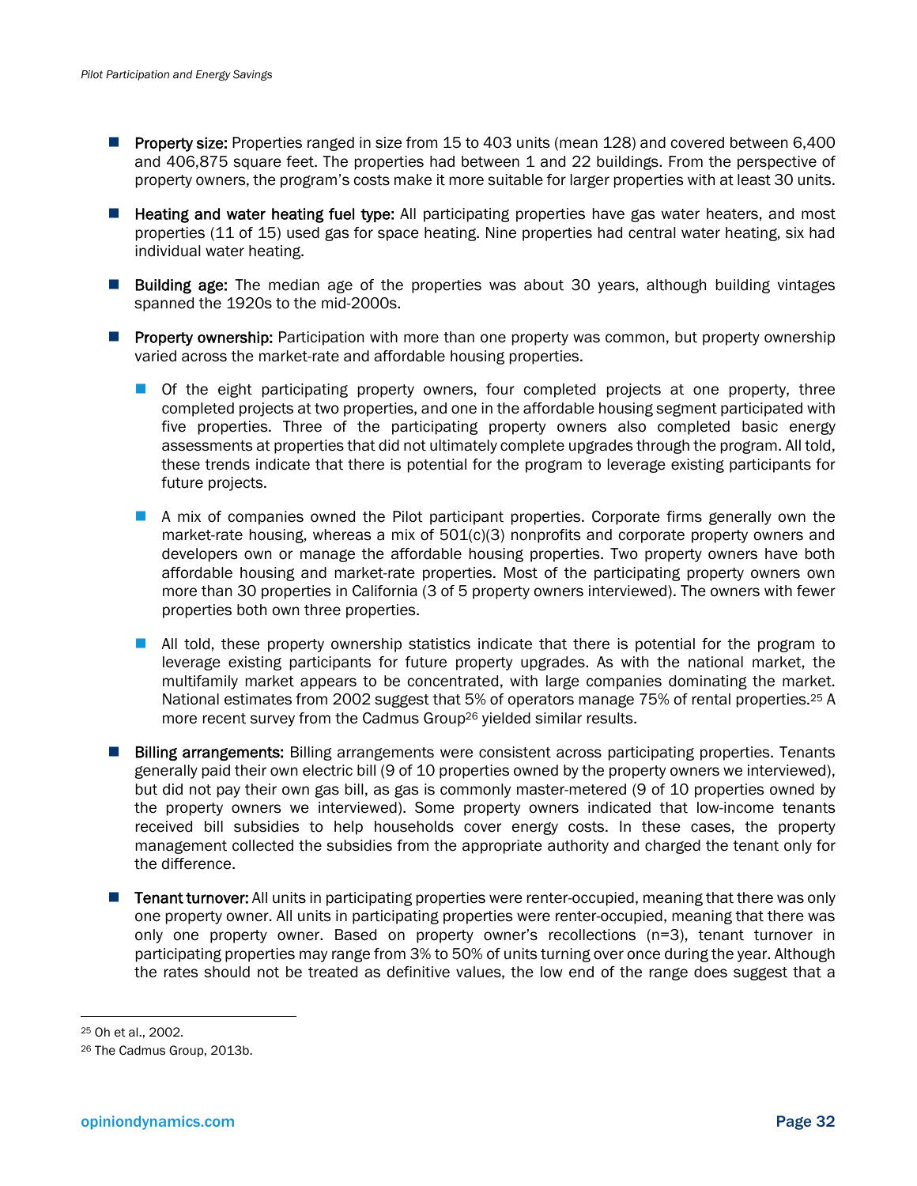- **Property size:** Properties ranged in size from 15 to 403 units (mean 128) and covered between 6,400 and 406,875 square feet. The properties had between 1 and 22 buildings. From the perspective of property owners, the program's costs make it more suitable for larger properties with at least 30 units.

- **Heating and water heating fuel type:** All participating properties have gas water heaters, and most properties (11 of 15) used gas for space heating. Nine properties had central water heating, six had individual water heating.

- **Building age:** The median age of the properties was about 30 years, although building vintages spanned the 1920s to the mid-2000s.

- **Property ownership:** Participation with more than one property was common, but property ownership varied across the market-rate and affordable housing properties.

  - Of the eight participating property owners, four completed projects at one property, three completed projects at two properties, and one in the affordable housing segment participated with five properties. Three of the participating property owners also completed basic energy assessments at properties that did not ultimately complete upgrades through the program. All told, these trends indicate that there is potential for the program to leverage existing participants for future projects.

  - A mix of companies owned the Pilot participant properties. Corporate firms generally own the market-rate housing, whereas a mix of 501(c)(3) nonprofits and corporate property owners and developers own or manage the affordable housing properties. Two property owners have both affordable housing and market-rate properties. Most of the participating property owners own more than 30 properties in California (3 of 5 property owners interviewed). The owners with fewer properties both own three properties.

  - All told, these property ownership statistics indicate that there is potential for the program to leverage existing participants for future property upgrades. As with the national market, the multifamily market appears to be concentrated, with large companies dominating the market. National estimates from 2002 suggest that 5% of operators manage 75% of rental properties.[25] A more recent survey from the Cadmus Group[26] yielded similar results.

- **Billing arrangements:** Billing arrangements were consistent across participating properties. Tenants generally paid their own electric bill (9 of 10 properties owned by the property owners we interviewed), but did not pay their own gas bill, as gas is commonly master-metered (9 of 10 properties owned by the property owners we interviewed). Some property owners indicated that low-income tenants received bill subsidies to help households cover energy costs. In these cases, the property management collected the subsidies from the appropriate authority and charged the tenant only for the difference.

- **Tenant turnover:** All units in participating properties were renter-occupied, meaning that there was only one property owner. All units in participating properties were renter-occupied, meaning that there was only one property owner. Based on property owner's recollections (n=3), tenant turnover in participating properties may range from 3% to 50% of units turning over once during the year. Although the rates should not be treated as definitive values, the low end of the range does suggest that a

[25] Oh et al., 2002.

[26] The Cadmus Group, 2013b.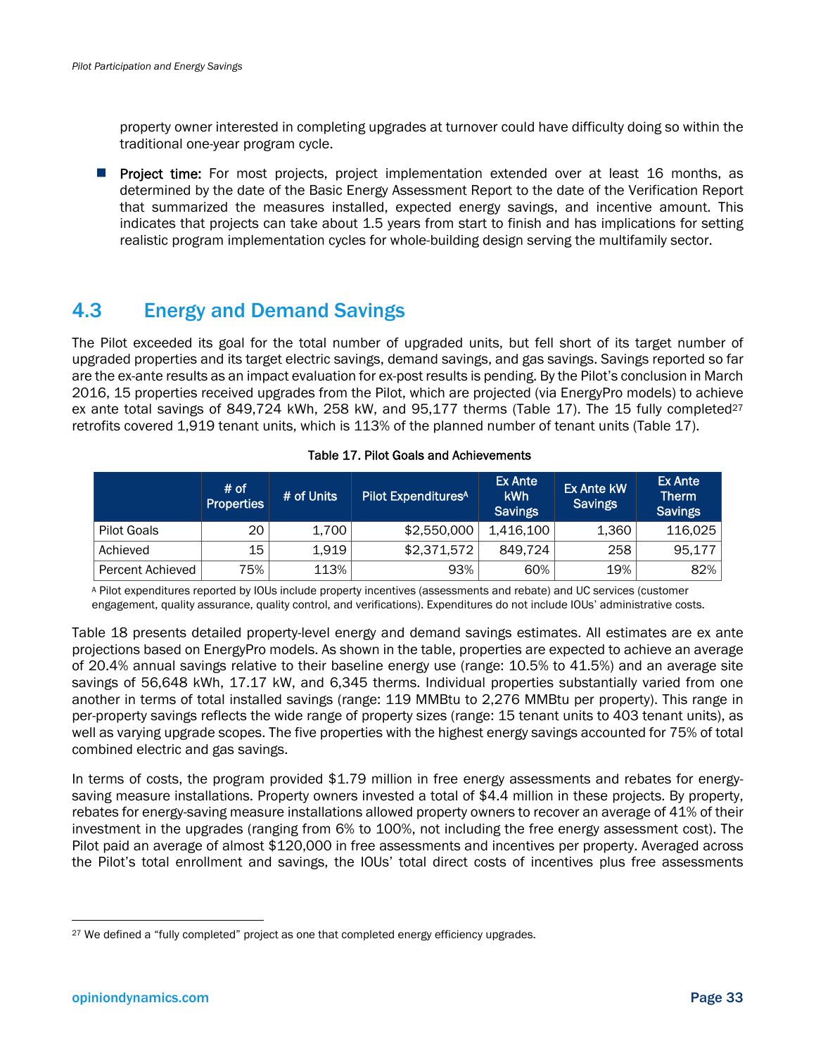property owner interested in completing upgrades at turnover could have difficulty doing so within the traditional one-year program cycle.

- **Project time:** For most projects, project implementation extended over at least 16 months, as determined by the date of the Basic Energy Assessment Report to the date of the Verification Report that summarized the measures installed, expected energy savings, and incentive amount. This indicates that projects can take about 1.5 years from start to finish and has implications for setting realistic program implementation cycles for whole-building design serving the multifamily sector.

## 4.3 Energy and Demand Savings

The Pilot exceeded its goal for the total number of upgraded units, but fell short of its target number of upgraded properties and its target electric savings, demand savings, and gas savings. Savings reported so far are the ex-ante results as an impact evaluation for ex-post results is pending. By the Pilot's conclusion in March 2016, 15 properties received upgrades from the Pilot, which are projected (via EnergyPro models) to achieve ex ante total savings of 849,724 kWh, 258 kW, and 95,177 therms (Table 17). The 15 fully completed[27] retrofits covered 1,919 tenant units, which is 113% of the planned number of tenant units (Table 17).

**Table 17. Pilot Goals and Achievements**

| | # of Properties | # of Units | Pilot Expenditures[A] | Ex Ante kWh Savings | Ex Ante kW Savings | Ex Ante Therm Savings |
|---|---|---|---|---|---|---|
| Pilot Goals | 20 | 1,700 | $2,550,000 | 1,416,100 | 1,360 | 116,025 |
| Achieved | 15 | 1,919 | $2,371,572 | 849,724 | 258 | 95,177 |
| Percent Achieved | 75% | 113% | 93% | 60% | 19% | 82% |

[A] Pilot expenditures reported by IOUs include property incentives (assessments and rebate) and UC services (customer engagement, quality assurance, quality control, and verifications). Expenditures do not include IOUs' administrative costs.

Table 18 presents detailed property-level energy and demand savings estimates. All estimates are ex ante projections based on EnergyPro models. As shown in the table, properties are expected to achieve an average of 20.4% annual savings relative to their baseline energy use (range: 10.5% to 41.5%) and an average site savings of 56,648 kWh, 17.17 kW, and 6,345 therms. Individual properties substantially varied from one another in terms of total installed savings (range: 119 MMBtu to 2,276 MMBtu per property). This range in per-property savings reflects the wide range of property sizes (range: 15 tenant units to 403 tenant units), as well as varying upgrade scopes. The five properties with the highest energy savings accounted for 75% of total combined electric and gas savings.

In terms of costs, the program provided $1.79 million in free energy assessments and rebates for energy-saving measure installations. Property owners invested a total of $4.4 million in these projects. By property, rebates for energy-saving measure installations allowed property owners to recover an average of 41% of their investment in the upgrades (ranging from 6% to 100%, not including the free energy assessment cost). The Pilot paid an average of almost $120,000 in free assessments and incentives per property. Averaged across the Pilot's total enrollment and savings, the IOUs' total direct costs of incentives plus free assessments

[27] We defined a "fully completed" project as one that completed energy efficiency upgrades.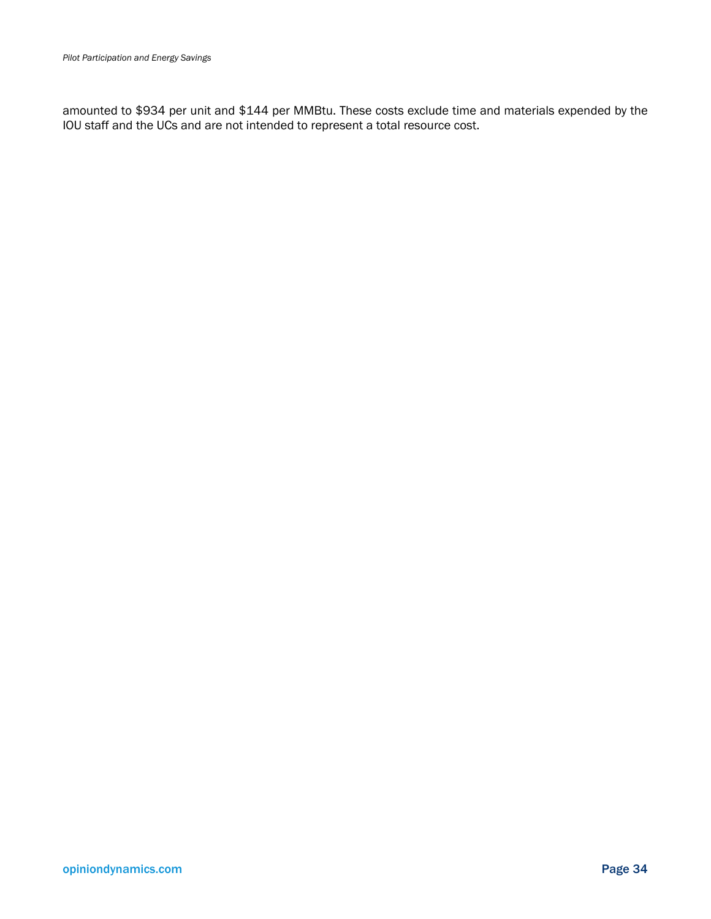amounted to $934 per unit and $144 per MMBtu. These costs exclude time and materials expended by the IOU staff and the UCs and are not intended to represent a total resource cost.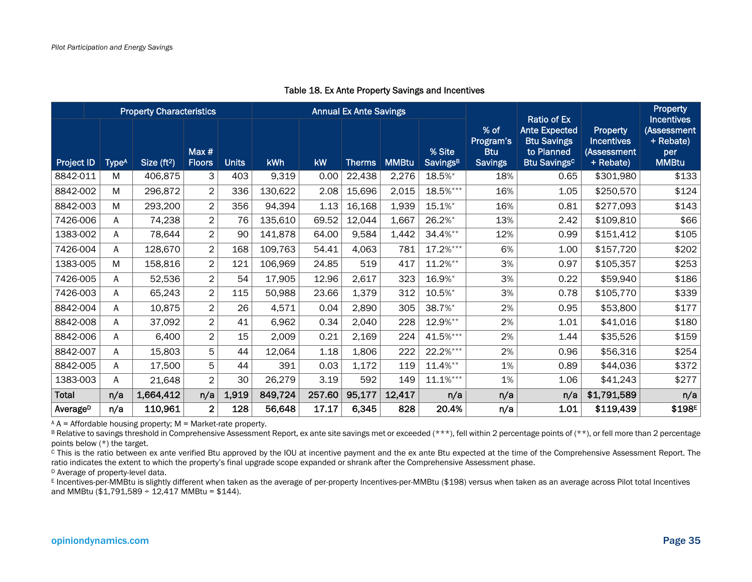Table 18. Ex Ante Property Savings and Incentives

| | Property Characteristics | | | | Annual Ex Ante Savings | | | | | % of Program's Btu Savings | Ratio of Ex Ante Expected Btu Savings to Planned Btu Savings[C] | Property Incentives (Assessment + Rebate) | Property Incentives (Assessment + Rebate) per MMBtu |
|---|---|---|---|---|---|---|---|---|---|---|---|---|---|
| Project ID | Type[A] | Size (ft$^2$) | Max # Floors | Units | kWh | kW | Therms | MMBtu | % Site Savings[B] | | | | |
| 8842-011 | M | 406,875 | 3 | 403 | 9,319 | 0.00 | 22,438 | 2,276 | 18.5%* | 18% | 0.65 | $301,980 | $133 |
| 8842-002 | M | 296,872 | 2 | 336 | 130,622 | 2.08 | 15,696 | 2,015 | 18.5%*** | 16% | 1.05 | $250,570 | $124 |
| 8842-003 | M | 293,200 | 2 | 356 | 94,394 | 1.13 | 16,168 | 1,939 | 15.1%* | 16% | 0.81 | $277,093 | $143 |
| 7426-006 | A | 74,238 | 2 | 76 | 135,610 | 69.52 | 12,044 | 1,667 | 26.2%* | 13% | 2.42 | $109,810 | $66 |
| 1383-002 | A | 78,644 | 2 | 90 | 141,878 | 64.00 | 9,584 | 1,442 | 34.4%** | 12% | 0.99 | $151,412 | $105 |
| 7426-004 | A | 128,670 | 2 | 168 | 109,763 | 54.41 | 4,063 | 781 | 17.2%*** | 6% | 1.00 | $157,720 | $202 |
| 1383-005 | M | 158,816 | 2 | 121 | 106,969 | 24.85 | 519 | 417 | 11.2%** | 3% | 0.97 | $105,357 | $253 |
| 7426-005 | A | 52,536 | 2 | 54 | 17,905 | 12.96 | 2,617 | 323 | 16.9%* | 3% | 0.22 | $59,940 | $186 |
| 7426-003 | A | 65,243 | 2 | 115 | 50,988 | 23.66 | 1,379 | 312 | 10.5%* | 3% | 0.78 | $105,770 | $339 |
| 8842-004 | A | 10,875 | 2 | 26 | 4,571 | 0.04 | 2,890 | 305 | 38.7%* | 2% | 0.95 | $53,800 | $177 |
| 8842-008 | A | 37,092 | 2 | 41 | 6,962 | 0.34 | 2,040 | 228 | 12.9%** | 2% | 1.01 | $41,016 | $180 |
| 8842-006 | A | 6,400 | 2 | 15 | 2,009 | 0.21 | 2,169 | 224 | 41.5%*** | 2% | 1.44 | $35,526 | $159 |
| 8842-007 | A | 15,803 | 5 | 44 | 12,064 | 1.18 | 1,806 | 222 | 22.2%*** | 2% | 0.96 | $56,316 | $254 |
| 8842-005 | A | 17,500 | 5 | 44 | 391 | 0.03 | 1,172 | 119 | 11.4%** | 1% | 0.89 | $44,036 | $372 |
| 1383-003 | A | 21,648 | 2 | 30 | 26,279 | 3.19 | 592 | 149 | 11.1%*** | 1% | 1.06 | $41,243 | $277 |
| **Total** | **n/a** | **1,664,412** | **n/a** | **1,919** | **849,724** | **257.60** | **95,177** | **12,417** | **n/a** | **n/a** | **n/a** | **$1,791,589** | **n/a** |
| **Average[D]** | **n/a** | **110,961** | **2** | **128** | **56,648** | **17.17** | **6,345** | **828** | **20.4%** | **n/a** | **1.01** | **$119,439** | **$198[E]** |

[A] A = Affordable housing property; M = Market-rate property.
[B] Relative to savings threshold in Comprehensive Assessment Report, ex ante site savings met or exceeded (***), fell within 2 percentage points of (**), or fell more than 2 percentage points below (*) the target.
[C] This is the ratio between ex ante verified Btu approved by the IOU at incentive payment and the ex ante Btu expected at the time of the Comprehensive Assessment Report. The ratio indicates the extent to which the property's final upgrade scope expanded or shrank after the Comprehensive Assessment phase.
[D] Average of property-level data.
[E] Incentives-per-MMBtu is slightly different when taken as the average of per-property Incentives-per-MMBtu ($198) versus when taken as an average across Pilot total Incentives and MMBtu ($1,791,589 ÷ 12,417 MMBtu = $144).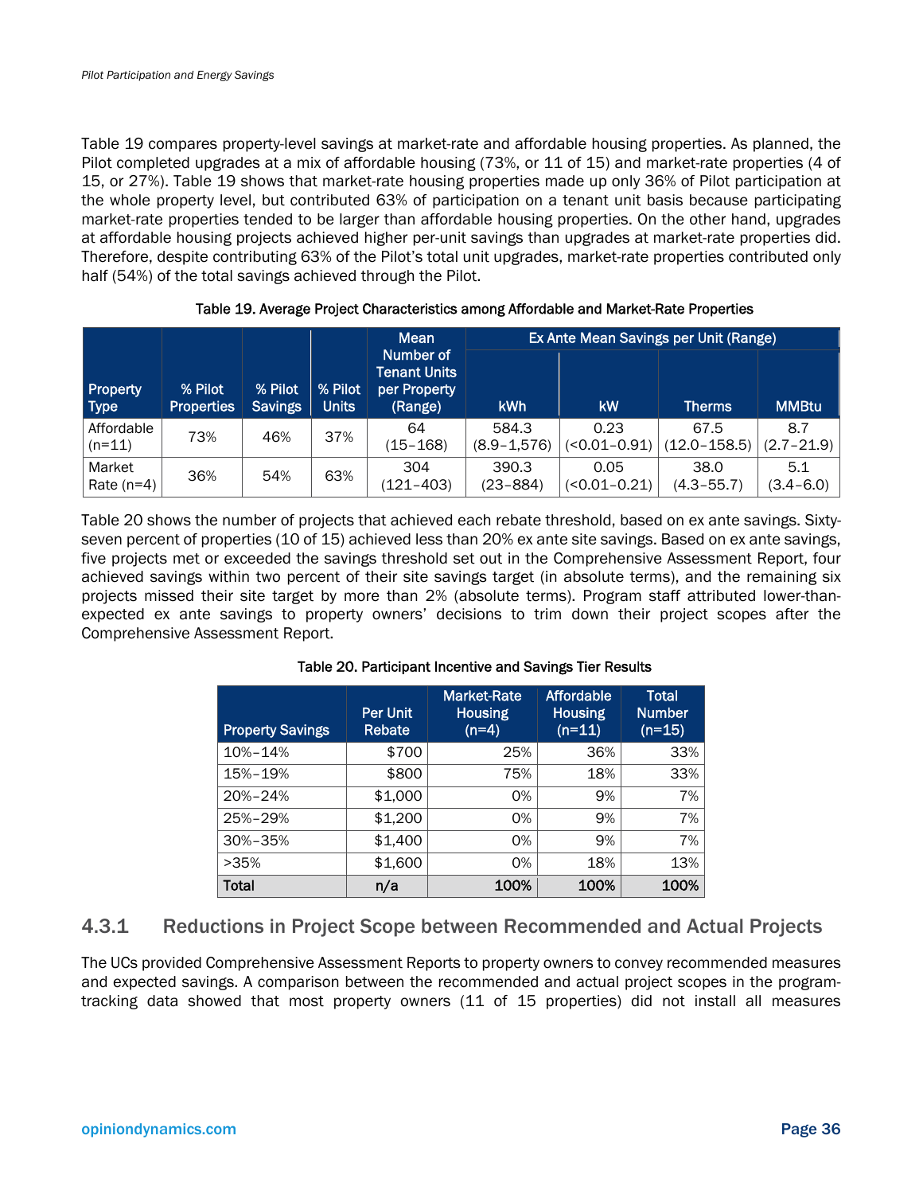Table 19 compares property-level savings at market-rate and affordable housing properties. As planned, the Pilot completed upgrades at a mix of affordable housing (73%, or 11 of 15) and market-rate properties (4 of 15, or 27%). Table 19 shows that market-rate housing properties made up only 36% of Pilot participation at the whole property level, but contributed 63% of participation on a tenant unit basis because participating market-rate properties tended to be larger than affordable housing properties. On the other hand, upgrades at affordable housing projects achieved higher per-unit savings than upgrades at market-rate properties did. Therefore, despite contributing 63% of the Pilot's total unit upgrades, market-rate properties contributed only half (54%) of the total savings achieved through the Pilot.

Table 19. Average Project Characteristics among Affordable and Market-Rate Properties

| Property Type | % Pilot Properties | % Pilot Savings | % Pilot Units | Mean Number of Tenant Units per Property (Range) | Ex Ante Mean Savings per Unit (Range) | | | |
|---|---|---|---|---|---|---|---|---|
| | | | | | kWh | kW | Therms | MMBtu |
| Affordable (n=11) | 73% | 46% | 37% | 64 (15–168) | 584.3 (8.9–1,576) | 0.23 (<0.01–0.91) | 67.5 (12.0–158.5) | 8.7 (2.7–21.9) |
| Market Rate (n=4) | 36% | 54% | 63% | 304 (121–403) | 390.3 (23–884) | 0.05 (<0.01–0.21) | 38.0 (4.3–55.7) | 5.1 (3.4–6.0) |

Table 20 shows the number of projects that achieved each rebate threshold, based on ex ante savings. Sixty-seven percent of properties (10 of 15) achieved less than 20% ex ante site savings. Based on ex ante savings, five projects met or exceeded the savings threshold set out in the Comprehensive Assessment Report, four achieved savings within two percent of their site savings target (in absolute terms), and the remaining six projects missed their site target by more than 2% (absolute terms). Program staff attributed lower-than-expected ex ante savings to property owners' decisions to trim down their project scopes after the Comprehensive Assessment Report.

Table 20. Participant Incentive and Savings Tier Results

| Property Savings | Per Unit Rebate | Market-Rate Housing (n=4) | Affordable Housing (n=11) | Total Number (n=15) |
|---|---|---|---|---|
| 10%–14% | $700 | 25% | 36% | 33% |
| 15%–19% | $800 | 75% | 18% | 33% |
| 20%–24% | $1,000 | 0% | 9% | 7% |
| 25%–29% | $1,200 | 0% | 9% | 7% |
| 30%–35% | $1,400 | 0% | 9% | 7% |
| >35% | $1,600 | 0% | 18% | 13% |
| **Total** | **n/a** | **100%** | **100%** | **100%** |

### 4.3.1 Reductions in Project Scope between Recommended and Actual Projects

The UCs provided Comprehensive Assessment Reports to property owners to convey recommended measures and expected savings. A comparison between the recommended and actual project scopes in the program-tracking data showed that most property owners (11 of 15 properties) did not install all measures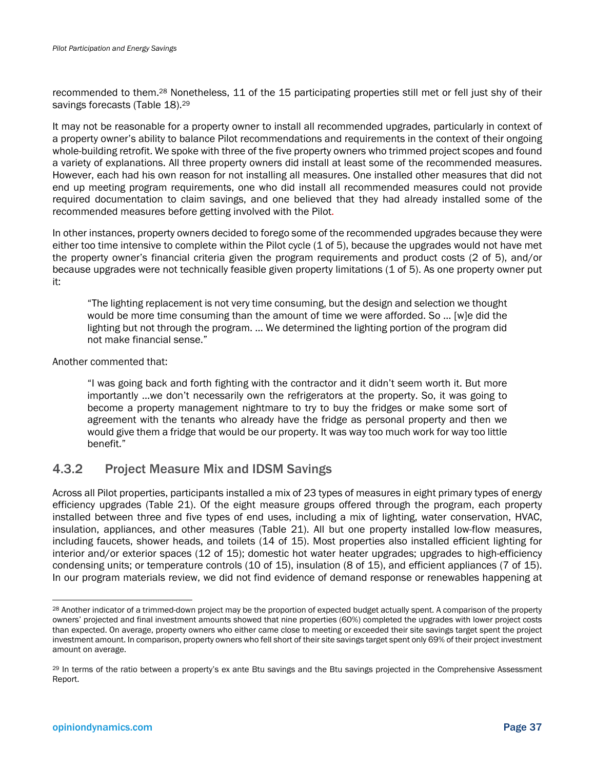recommended to them.[28] Nonetheless, 11 of the 15 participating properties still met or fell just shy of their savings forecasts (Table 18).[29]

It may not be reasonable for a property owner to install all recommended upgrades, particularly in context of a property owner's ability to balance Pilot recommendations and requirements in the context of their ongoing whole-building retrofit. We spoke with three of the five property owners who trimmed project scopes and found a variety of explanations. All three property owners did install at least some of the recommended measures. However, each had his own reason for not installing all measures. One installed other measures that did not end up meeting program requirements, one who did install all recommended measures could not provide required documentation to claim savings, and one believed that they had already installed some of the recommended measures before getting involved with the Pilot.

In other instances, property owners decided to forego some of the recommended upgrades because they were either too time intensive to complete within the Pilot cycle (1 of 5), because the upgrades would not have met the property owner's financial criteria given the program requirements and product costs (2 of 5), and/or because upgrades were not technically feasible given property limitations (1 of 5). As one property owner put it:

> "The lighting replacement is not very time consuming, but the design and selection we thought would be more time consuming than the amount of time we were afforded. So … [w]e did the lighting but not through the program. … We determined the lighting portion of the program did not make financial sense."

Another commented that:

> "I was going back and forth fighting with the contractor and it didn't seem worth it. But more importantly …we don't necessarily own the refrigerators at the property. So, it was going to become a property management nightmare to try to buy the fridges or make some sort of agreement with the tenants who already have the fridge as personal property and then we would give them a fridge that would be our property. It was way too much work for way too little benefit."

### 4.3.2 Project Measure Mix and IDSM Savings

Across all Pilot properties, participants installed a mix of 23 types of measures in eight primary types of energy efficiency upgrades (Table 21). Of the eight measure groups offered through the program, each property installed between three and five types of end uses, including a mix of lighting, water conservation, HVAC, insulation, appliances, and other measures (Table 21). All but one property installed low-flow measures, including faucets, shower heads, and toilets (14 of 15). Most properties also installed efficient lighting for interior and/or exterior spaces (12 of 15); domestic hot water heater upgrades; upgrades to high-efficiency condensing units; or temperature controls (10 of 15), insulation (8 of 15), and efficient appliances (7 of 15). In our program materials review, we did not find evidence of demand response or renewables happening at

[28] Another indicator of a trimmed-down project may be the proportion of expected budget actually spent. A comparison of the property owners' projected and final investment amounts showed that nine properties (60%) completed the upgrades with lower project costs than expected. On average, property owners who either came close to meeting or exceeded their site savings target spent the project investment amount. In comparison, property owners who fell short of their site savings target spent only 69% of their project investment amount on average.

[29] In terms of the ratio between a property's ex ante Btu savings and the Btu savings projected in the Comprehensive Assessment Report.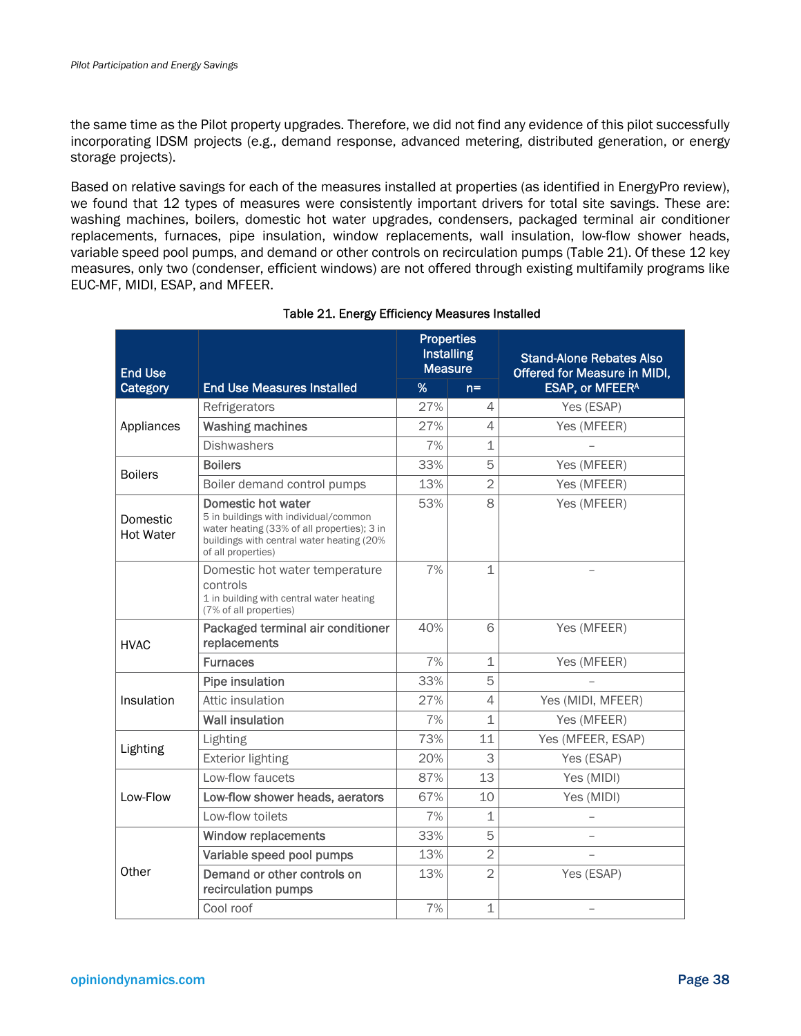the same time as the Pilot property upgrades. Therefore, we did not find any evidence of this pilot successfully incorporating IDSM projects (e.g., demand response, advanced metering, distributed generation, or energy storage projects).

Based on relative savings for each of the measures installed at properties (as identified in EnergyPro review), we found that 12 types of measures were consistently important drivers for total site savings. These are: washing machines, boilers, domestic hot water upgrades, condensers, packaged terminal air conditioner replacements, furnaces, pipe insulation, window replacements, wall insulation, low-flow shower heads, variable speed pool pumps, and demand or other controls on recirculation pumps (Table 21). Of these 12 key measures, only two (condenser, efficient windows) are not offered through existing multifamily programs like EUC-MF, MIDI, ESAP, and MFEER.

Table 21. Energy Efficiency Measures Installed

| End Use Category | End Use Measures Installed | Properties Installing Measure | | Stand-Alone Rebates Also Offered for Measure in MIDI, ESAP, or MFEER[A] |
|---|---|---|---|---|
| | | % | n= | |
| Appliances | Refrigerators | 27% | 4 | Yes (ESAP) |
| | **Washing machines** | 27% | 4 | Yes (MFEER) |
| | Dishwashers | 7% | 1 | – |
| Boilers | **Boilers** | 33% | 5 | Yes (MFEER) |
| | Boiler demand control pumps | 13% | 2 | Yes (MFEER) |
| Domestic Hot Water | **Domestic hot water** 5 in buildings with individual/common water heating (33% of all properties); 3 in buildings with central water heating (20% of all properties) | 53% | 8 | Yes (MFEER) |
| | Domestic hot water temperature controls 1 in building with central water heating (7% of all properties) | 7% | 1 | – |
| HVAC | **Packaged terminal air conditioner replacements** | 40% | 6 | Yes (MFEER) |
| | **Furnaces** | 7% | 1 | Yes (MFEER) |
| Insulation | **Pipe insulation** | 33% | 5 | – |
| | Attic insulation | 27% | 4 | Yes (MIDI, MFEER) |
| | **Wall insulation** | 7% | 1 | Yes (MFEER) |
| Lighting | Lighting | 73% | 11 | Yes (MFEER, ESAP) |
| | Exterior lighting | 20% | 3 | Yes (ESAP) |
| Low-Flow | Low-flow faucets | 87% | 13 | Yes (MIDI) |
| | **Low-flow shower heads, aerators** | 67% | 10 | Yes (MIDI) |
| | Low-flow toilets | 7% | 1 | – |
| Other | **Window replacements** | 33% | 5 | – |
| | **Variable speed pool pumps** | 13% | 2 | – |
| | **Demand or other controls on recirculation pumps** | 13% | 2 | Yes (ESAP) |
| | Cool roof | 7% | 1 | – |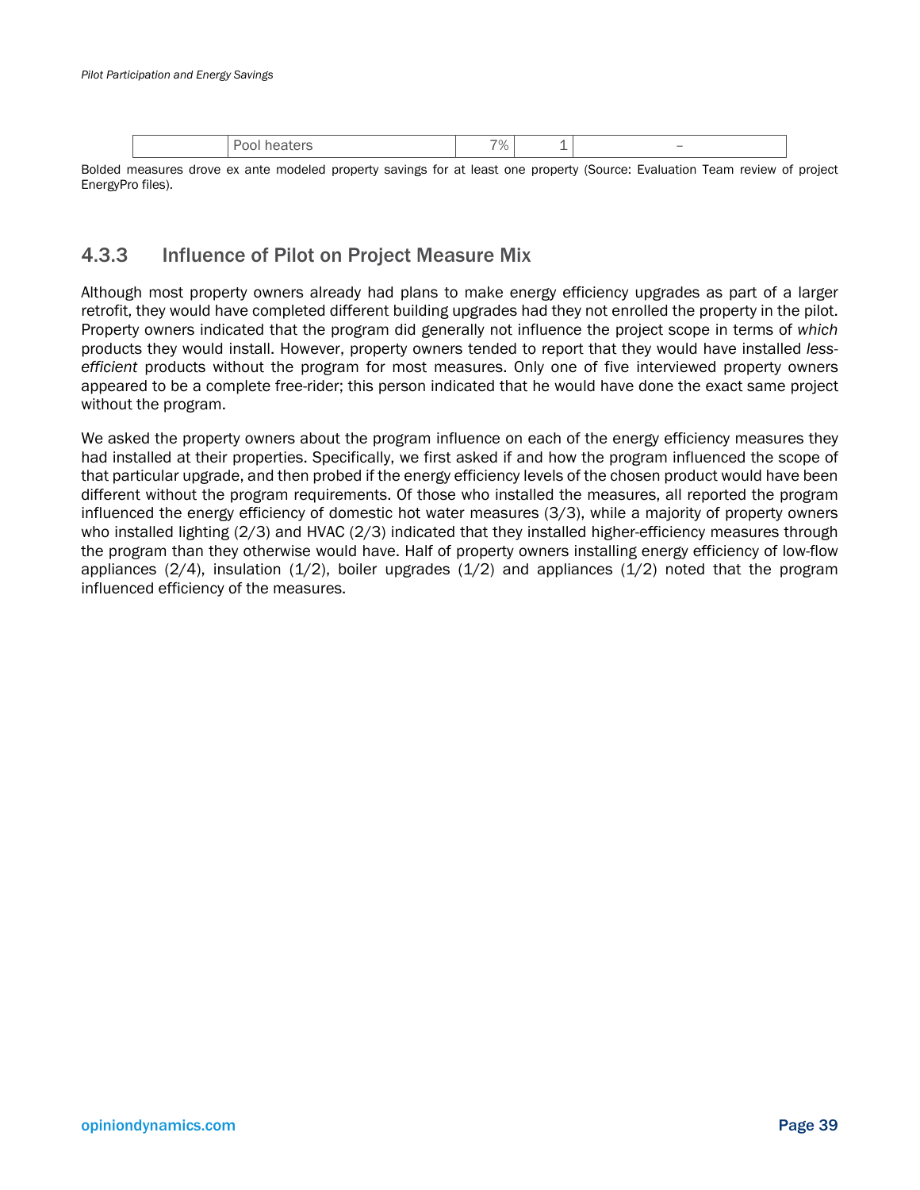|  | Pool heaters | 7% | 1 | – |
|---|---|---|---|---|

Bolded measures drove ex ante modeled property savings for at least one property (Source: Evaluation Team review of project EnergyPro files).

### 4.3.3 Influence of Pilot on Project Measure Mix

Although most property owners already had plans to make energy efficiency upgrades as part of a larger retrofit, they would have completed different building upgrades had they not enrolled the property in the pilot. Property owners indicated that the program did generally not influence the project scope in terms of *which* products they would install. However, property owners tended to report that they would have installed *less-efficient* products without the program for most measures. Only one of five interviewed property owners appeared to be a complete free-rider; this person indicated that he would have done the exact same project without the program.

We asked the property owners about the program influence on each of the energy efficiency measures they had installed at their properties. Specifically, we first asked if and how the program influenced the scope of that particular upgrade, and then probed if the energy efficiency levels of the chosen product would have been different without the program requirements. Of those who installed the measures, all reported the program influenced the energy efficiency of domestic hot water measures (3/3), while a majority of property owners who installed lighting (2/3) and HVAC (2/3) indicated that they installed higher-efficiency measures through the program than they otherwise would have. Half of property owners installing energy efficiency of low-flow appliances (2/4), insulation (1/2), boiler upgrades (1/2) and appliances (1/2) noted that the program influenced efficiency of the measures.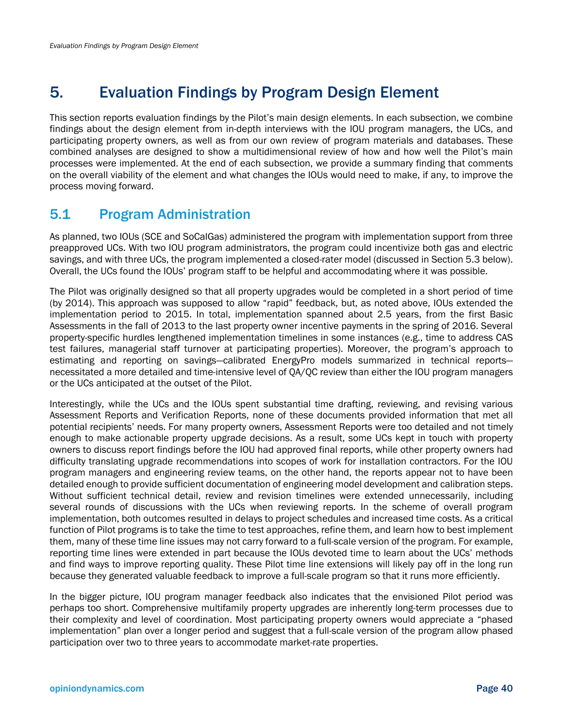# 5. Evaluation Findings by Program Design Element

This section reports evaluation findings by the Pilot's main design elements. In each subsection, we combine findings about the design element from in-depth interviews with the IOU program managers, the UCs, and participating property owners, as well as from our own review of program materials and databases. These combined analyses are designed to show a multidimensional review of how and how well the Pilot's main processes were implemented. At the end of each subsection, we provide a summary finding that comments on the overall viability of the element and what changes the IOUs would need to make, if any, to improve the process moving forward.

## 5.1 Program Administration

As planned, two IOUs (SCE and SoCalGas) administered the program with implementation support from three preapproved UCs. With two IOU program administrators, the program could incentivize both gas and electric savings, and with three UCs, the program implemented a closed-rater model (discussed in Section 5.3 below). Overall, the UCs found the IOUs' program staff to be helpful and accommodating where it was possible.

The Pilot was originally designed so that all property upgrades would be completed in a short period of time (by 2014). This approach was supposed to allow "rapid" feedback, but, as noted above, IOUs extended the implementation period to 2015. In total, implementation spanned about 2.5 years, from the first Basic Assessments in the fall of 2013 to the last property owner incentive payments in the spring of 2016. Several property-specific hurdles lengthened implementation timelines in some instances (e.g., time to address CAS test failures, managerial staff turnover at participating properties). Moreover, the program's approach to estimating and reporting on savings—calibrated EnergyPro models summarized in technical reports—necessitated a more detailed and time-intensive level of QA/QC review than either the IOU program managers or the UCs anticipated at the outset of the Pilot.

Interestingly, while the UCs and the IOUs spent substantial time drafting, reviewing, and revising various Assessment Reports and Verification Reports, none of these documents provided information that met all potential recipients' needs. For many property owners, Assessment Reports were too detailed and not timely enough to make actionable property upgrade decisions. As a result, some UCs kept in touch with property owners to discuss report findings before the IOU had approved final reports, while other property owners had difficulty translating upgrade recommendations into scopes of work for installation contractors. For the IOU program managers and engineering review teams, on the other hand, the reports appear not to have been detailed enough to provide sufficient documentation of engineering model development and calibration steps. Without sufficient technical detail, review and revision timelines were extended unnecessarily, including several rounds of discussions with the UCs when reviewing reports. In the scheme of overall program implementation, both outcomes resulted in delays to project schedules and increased time costs. As a critical function of Pilot programs is to take the time to test approaches, refine them, and learn how to best implement them, many of these time line issues may not carry forward to a full-scale version of the program. For example, reporting time lines were extended in part because the IOUs devoted time to learn about the UCs' methods and find ways to improve reporting quality. These Pilot time line extensions will likely pay off in the long run because they generated valuable feedback to improve a full-scale program so that it runs more efficiently.

In the bigger picture, IOU program manager feedback also indicates that the envisioned Pilot period was perhaps too short. Comprehensive multifamily property upgrades are inherently long-term processes due to their complexity and level of coordination. Most participating property owners would appreciate a "phased implementation" plan over a longer period and suggest that a full-scale version of the program allow phased participation over two to three years to accommodate market-rate properties.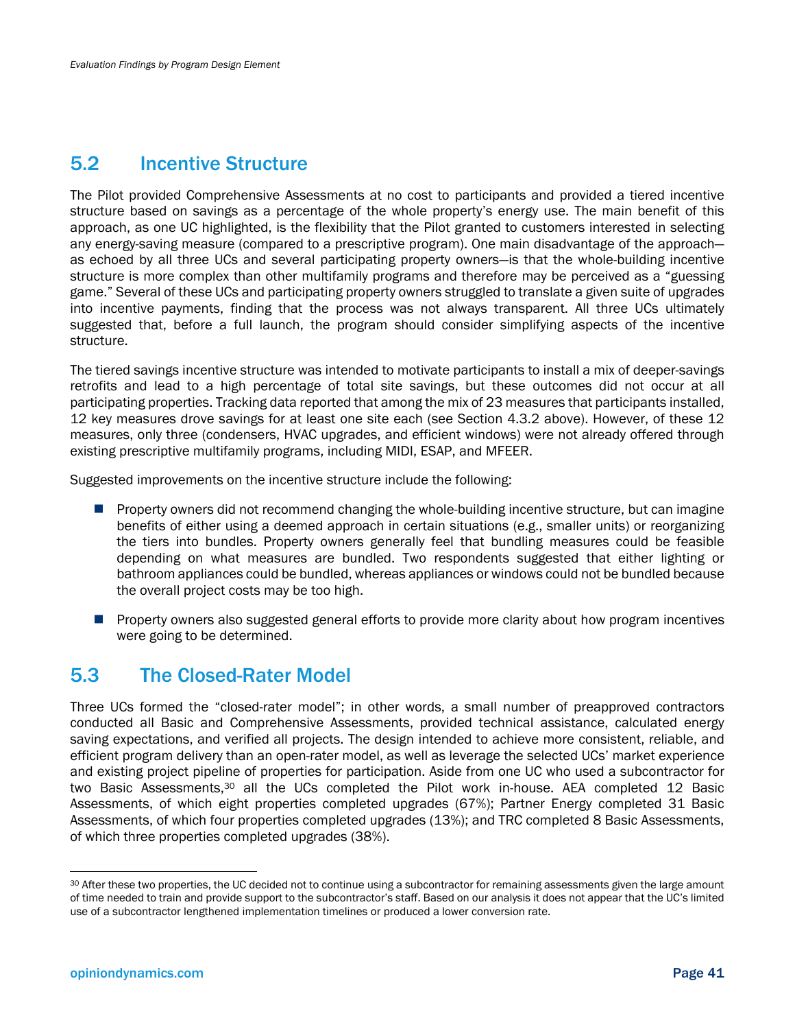## 5.2 Incentive Structure

The Pilot provided Comprehensive Assessments at no cost to participants and provided a tiered incentive structure based on savings as a percentage of the whole property's energy use. The main benefit of this approach, as one UC highlighted, is the flexibility that the Pilot granted to customers interested in selecting any energy-saving measure (compared to a prescriptive program). One main disadvantage of the approach—as echoed by all three UCs and several participating property owners—is that the whole-building incentive structure is more complex than other multifamily programs and therefore may be perceived as a "guessing game." Several of these UCs and participating property owners struggled to translate a given suite of upgrades into incentive payments, finding that the process was not always transparent. All three UCs ultimately suggested that, before a full launch, the program should consider simplifying aspects of the incentive structure.

The tiered savings incentive structure was intended to motivate participants to install a mix of deeper-savings retrofits and lead to a high percentage of total site savings, but these outcomes did not occur at all participating properties. Tracking data reported that among the mix of 23 measures that participants installed, 12 key measures drove savings for at least one site each (see Section 4.3.2 above). However, of these 12 measures, only three (condensers, HVAC upgrades, and efficient windows) were not already offered through existing prescriptive multifamily programs, including MIDI, ESAP, and MFEER.

Suggested improvements on the incentive structure include the following:

- Property owners did not recommend changing the whole-building incentive structure, but can imagine benefits of either using a deemed approach in certain situations (e.g., smaller units) or reorganizing the tiers into bundles. Property owners generally feel that bundling measures could be feasible depending on what measures are bundled. Two respondents suggested that either lighting or bathroom appliances could be bundled, whereas appliances or windows could not be bundled because the overall project costs may be too high.
- Property owners also suggested general efforts to provide more clarity about how program incentives were going to be determined.

## 5.3 The Closed-Rater Model

Three UCs formed the "closed-rater model"; in other words, a small number of preapproved contractors conducted all Basic and Comprehensive Assessments, provided technical assistance, calculated energy saving expectations, and verified all projects. The design intended to achieve more consistent, reliable, and efficient program delivery than an open-rater model, as well as leverage the selected UCs' market experience and existing project pipeline of properties for participation. Aside from one UC who used a subcontractor for two Basic Assessments,[30] all the UCs completed the Pilot work in-house. AEA completed 12 Basic Assessments, of which eight properties completed upgrades (67%); Partner Energy completed 31 Basic Assessments, of which four properties completed upgrades (13%); and TRC completed 8 Basic Assessments, of which three properties completed upgrades (38%).

[30] After these two properties, the UC decided not to continue using a subcontractor for remaining assessments given the large amount of time needed to train and provide support to the subcontractor's staff. Based on our analysis it does not appear that the UC's limited use of a subcontractor lengthened implementation timelines or produced a lower conversion rate.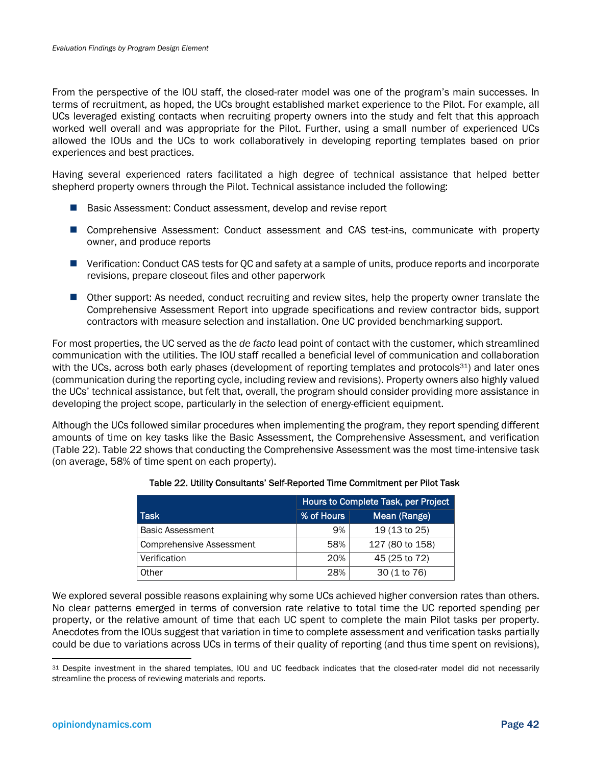From the perspective of the IOU staff, the closed-rater model was one of the program's main successes. In terms of recruitment, as hoped, the UCs brought established market experience to the Pilot. For example, all UCs leveraged existing contacts when recruiting property owners into the study and felt that this approach worked well overall and was appropriate for the Pilot. Further, using a small number of experienced UCs allowed the IOUs and the UCs to work collaboratively in developing reporting templates based on prior experiences and best practices.

Having several experienced raters facilitated a high degree of technical assistance that helped better shepherd property owners through the Pilot. Technical assistance included the following:

- Basic Assessment: Conduct assessment, develop and revise report
- Comprehensive Assessment: Conduct assessment and CAS test-ins, communicate with property owner, and produce reports
- Verification: Conduct CAS tests for QC and safety at a sample of units, produce reports and incorporate revisions, prepare closeout files and other paperwork
- Other support: As needed, conduct recruiting and review sites, help the property owner translate the Comprehensive Assessment Report into upgrade specifications and review contractor bids, support contractors with measure selection and installation. One UC provided benchmarking support.

For most properties, the UC served as the *de facto* lead point of contact with the customer, which streamlined communication with the utilities. The IOU staff recalled a beneficial level of communication and collaboration with the UCs, across both early phases (development of reporting templates and protocols[31]) and later ones (communication during the reporting cycle, including review and revisions). Property owners also highly valued the UCs' technical assistance, but felt that, overall, the program should consider providing more assistance in developing the project scope, particularly in the selection of energy-efficient equipment.

Although the UCs followed similar procedures when implementing the program, they report spending different amounts of time on key tasks like the Basic Assessment, the Comprehensive Assessment, and verification (Table 22). Table 22 shows that conducting the Comprehensive Assessment was the most time-intensive task (on average, 58% of time spent on each property).

Table 22. Utility Consultants' Self-Reported Time Commitment per Pilot Task

| | Hours to Complete Task, per Project | |
|---|---|---|
| Task | % of Hours | Mean (Range) |
| Basic Assessment | 9% | 19 (13 to 25) |
| Comprehensive Assessment | 58% | 127 (80 to 158) |
| Verification | 20% | 45 (25 to 72) |
| Other | 28% | 30 (1 to 76) |

We explored several possible reasons explaining why some UCs achieved higher conversion rates than others. No clear patterns emerged in terms of conversion rate relative to total time the UC reported spending per property, or the relative amount of time that each UC spent to complete the main Pilot tasks per property. Anecdotes from the IOUs suggest that variation in time to complete assessment and verification tasks partially could be due to variations across UCs in terms of their quality of reporting (and thus time spent on revisions),

[31] Despite investment in the shared templates, IOU and UC feedback indicates that the closed-rater model did not necessarily streamline the process of reviewing materials and reports.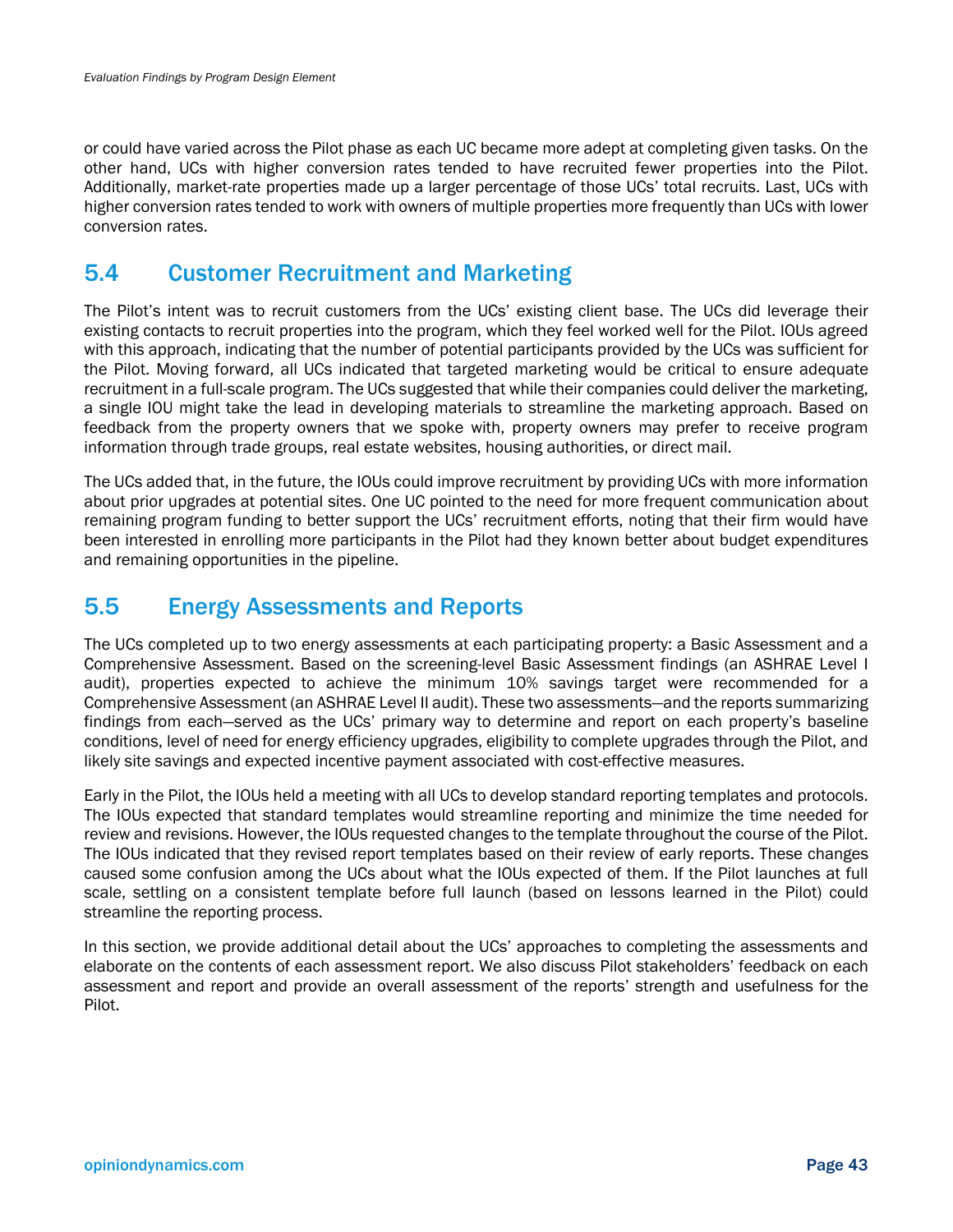or could have varied across the Pilot phase as each UC became more adept at completing given tasks. On the other hand, UCs with higher conversion rates tended to have recruited fewer properties into the Pilot. Additionally, market-rate properties made up a larger percentage of those UCs' total recruits. Last, UCs with higher conversion rates tended to work with owners of multiple properties more frequently than UCs with lower conversion rates.

## 5.4 Customer Recruitment and Marketing

The Pilot's intent was to recruit customers from the UCs' existing client base. The UCs did leverage their existing contacts to recruit properties into the program, which they feel worked well for the Pilot. IOUs agreed with this approach, indicating that the number of potential participants provided by the UCs was sufficient for the Pilot. Moving forward, all UCs indicated that targeted marketing would be critical to ensure adequate recruitment in a full-scale program. The UCs suggested that while their companies could deliver the marketing, a single IOU might take the lead in developing materials to streamline the marketing approach. Based on feedback from the property owners that we spoke with, property owners may prefer to receive program information through trade groups, real estate websites, housing authorities, or direct mail.

The UCs added that, in the future, the IOUs could improve recruitment by providing UCs with more information about prior upgrades at potential sites. One UC pointed to the need for more frequent communication about remaining program funding to better support the UCs' recruitment efforts, noting that their firm would have been interested in enrolling more participants in the Pilot had they known better about budget expenditures and remaining opportunities in the pipeline.

## 5.5 Energy Assessments and Reports

The UCs completed up to two energy assessments at each participating property: a Basic Assessment and a Comprehensive Assessment. Based on the screening-level Basic Assessment findings (an ASHRAE Level I audit), properties expected to achieve the minimum 10% savings target were recommended for a Comprehensive Assessment (an ASHRAE Level II audit). These two assessments—and the reports summarizing findings from each—served as the UCs' primary way to determine and report on each property's baseline conditions, level of need for energy efficiency upgrades, eligibility to complete upgrades through the Pilot, and likely site savings and expected incentive payment associated with cost-effective measures.

Early in the Pilot, the IOUs held a meeting with all UCs to develop standard reporting templates and protocols. The IOUs expected that standard templates would streamline reporting and minimize the time needed for review and revisions. However, the IOUs requested changes to the template throughout the course of the Pilot. The IOUs indicated that they revised report templates based on their review of early reports. These changes caused some confusion among the UCs about what the IOUs expected of them. If the Pilot launches at full scale, settling on a consistent template before full launch (based on lessons learned in the Pilot) could streamline the reporting process.

In this section, we provide additional detail about the UCs' approaches to completing the assessments and elaborate on the contents of each assessment report. We also discuss Pilot stakeholders' feedback on each assessment and report and provide an overall assessment of the reports' strength and usefulness for the Pilot.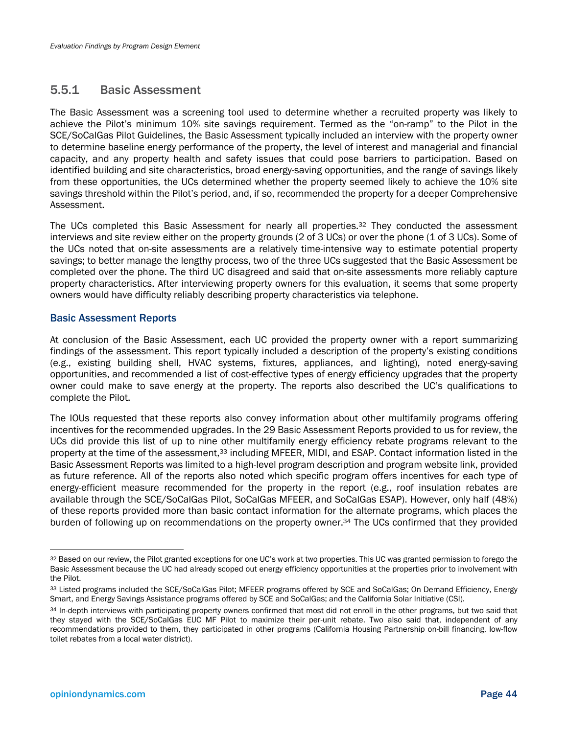### 5.5.1 Basic Assessment

The Basic Assessment was a screening tool used to determine whether a recruited property was likely to achieve the Pilot's minimum 10% site savings requirement. Termed as the "on-ramp" to the Pilot in the SCE/SoCalGas Pilot Guidelines, the Basic Assessment typically included an interview with the property owner to determine baseline energy performance of the property, the level of interest and managerial and financial capacity, and any property health and safety issues that could pose barriers to participation. Based on identified building and site characteristics, broad energy-saving opportunities, and the range of savings likely from these opportunities, the UCs determined whether the property seemed likely to achieve the 10% site savings threshold within the Pilot's period, and, if so, recommended the property for a deeper Comprehensive Assessment.

The UCs completed this Basic Assessment for nearly all properties.[32] They conducted the assessment interviews and site review either on the property grounds (2 of 3 UCs) or over the phone (1 of 3 UCs). Some of the UCs noted that on-site assessments are a relatively time-intensive way to estimate potential property savings; to better manage the lengthy process, two of the three UCs suggested that the Basic Assessment be completed over the phone. The third UC disagreed and said that on-site assessments more reliably capture property characteristics. After interviewing property owners for this evaluation, it seems that some property owners would have difficulty reliably describing property characteristics via telephone.

#### Basic Assessment Reports

At conclusion of the Basic Assessment, each UC provided the property owner with a report summarizing findings of the assessment. This report typically included a description of the property's existing conditions (e.g., existing building shell, HVAC systems, fixtures, appliances, and lighting), noted energy-saving opportunities, and recommended a list of cost-effective types of energy efficiency upgrades that the property owner could make to save energy at the property. The reports also described the UC's qualifications to complete the Pilot.

The IOUs requested that these reports also convey information about other multifamily programs offering incentives for the recommended upgrades. In the 29 Basic Assessment Reports provided to us for review, the UCs did provide this list of up to nine other multifamily energy efficiency rebate programs relevant to the property at the time of the assessment,[33] including MFEER, MIDI, and ESAP. Contact information listed in the Basic Assessment Reports was limited to a high-level program description and program website link, provided as future reference. All of the reports also noted which specific program offers incentives for each type of energy-efficient measure recommended for the property in the report (e.g., roof insulation rebates are available through the SCE/SoCalGas Pilot, SoCalGas MFEER, and SoCalGas ESAP). However, only half (48%) of these reports provided more than basic contact information for the alternate programs, which places the burden of following up on recommendations on the property owner.[34] The UCs confirmed that they provided

---

[32] Based on our review, the Pilot granted exceptions for one UC's work at two properties. This UC was granted permission to forego the Basic Assessment because the UC had already scoped out energy efficiency opportunities at the properties prior to involvement with the Pilot.

[33] Listed programs included the SCE/SoCalGas Pilot; MFEER programs offered by SCE and SoCalGas; On Demand Efficiency, Energy Smart, and Energy Savings Assistance programs offered by SCE and SoCalGas; and the California Solar Initiative (CSI).

[34] In-depth interviews with participating property owners confirmed that most did not enroll in the other programs, but two said that they stayed with the SCE/SoCalGas EUC MF Pilot to maximize their per-unit rebate. Two also said that, independent of any recommendations provided to them, they participated in other programs (California Housing Partnership on-bill financing, low-flow toilet rebates from a local water district).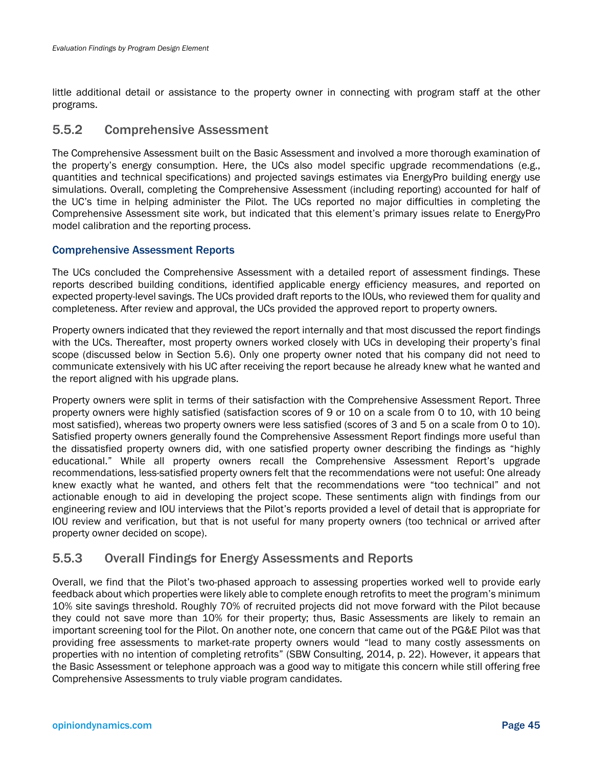little additional detail or assistance to the property owner in connecting with program staff at the other programs.

### 5.5.2 Comprehensive Assessment

The Comprehensive Assessment built on the Basic Assessment and involved a more thorough examination of the property's energy consumption. Here, the UCs also model specific upgrade recommendations (e.g., quantities and technical specifications) and projected savings estimates via EnergyPro building energy use simulations. Overall, completing the Comprehensive Assessment (including reporting) accounted for half of the UC's time in helping administer the Pilot. The UCs reported no major difficulties in completing the Comprehensive Assessment site work, but indicated that this element's primary issues relate to EnergyPro model calibration and the reporting process.

#### Comprehensive Assessment Reports

The UCs concluded the Comprehensive Assessment with a detailed report of assessment findings. These reports described building conditions, identified applicable energy efficiency measures, and reported on expected property-level savings. The UCs provided draft reports to the IOUs, who reviewed them for quality and completeness. After review and approval, the UCs provided the approved report to property owners.

Property owners indicated that they reviewed the report internally and that most discussed the report findings with the UCs. Thereafter, most property owners worked closely with UCs in developing their property's final scope (discussed below in Section 5.6). Only one property owner noted that his company did not need to communicate extensively with his UC after receiving the report because he already knew what he wanted and the report aligned with his upgrade plans.

Property owners were split in terms of their satisfaction with the Comprehensive Assessment Report. Three property owners were highly satisfied (satisfaction scores of 9 or 10 on a scale from 0 to 10, with 10 being most satisfied), whereas two property owners were less satisfied (scores of 3 and 5 on a scale from 0 to 10). Satisfied property owners generally found the Comprehensive Assessment Report findings more useful than the dissatisfied property owners did, with one satisfied property owner describing the findings as "highly educational." While all property owners recall the Comprehensive Assessment Report's upgrade recommendations, less-satisfied property owners felt that the recommendations were not useful: One already knew exactly what he wanted, and others felt that the recommendations were "too technical" and not actionable enough to aid in developing the project scope. These sentiments align with findings from our engineering review and IOU interviews that the Pilot's reports provided a level of detail that is appropriate for IOU review and verification, but that is not useful for many property owners (too technical or arrived after property owner decided on scope).

### 5.5.3 Overall Findings for Energy Assessments and Reports

Overall, we find that the Pilot's two-phased approach to assessing properties worked well to provide early feedback about which properties were likely able to complete enough retrofits to meet the program's minimum 10% site savings threshold. Roughly 70% of recruited projects did not move forward with the Pilot because they could not save more than 10% for their property; thus, Basic Assessments are likely to remain an important screening tool for the Pilot. On another note, one concern that came out of the PG&E Pilot was that providing free assessments to market-rate property owners would "lead to many costly assessments on properties with no intention of completing retrofits" (SBW Consulting, 2014, p. 22). However, it appears that the Basic Assessment or telephone approach was a good way to mitigate this concern while still offering free Comprehensive Assessments to truly viable program candidates.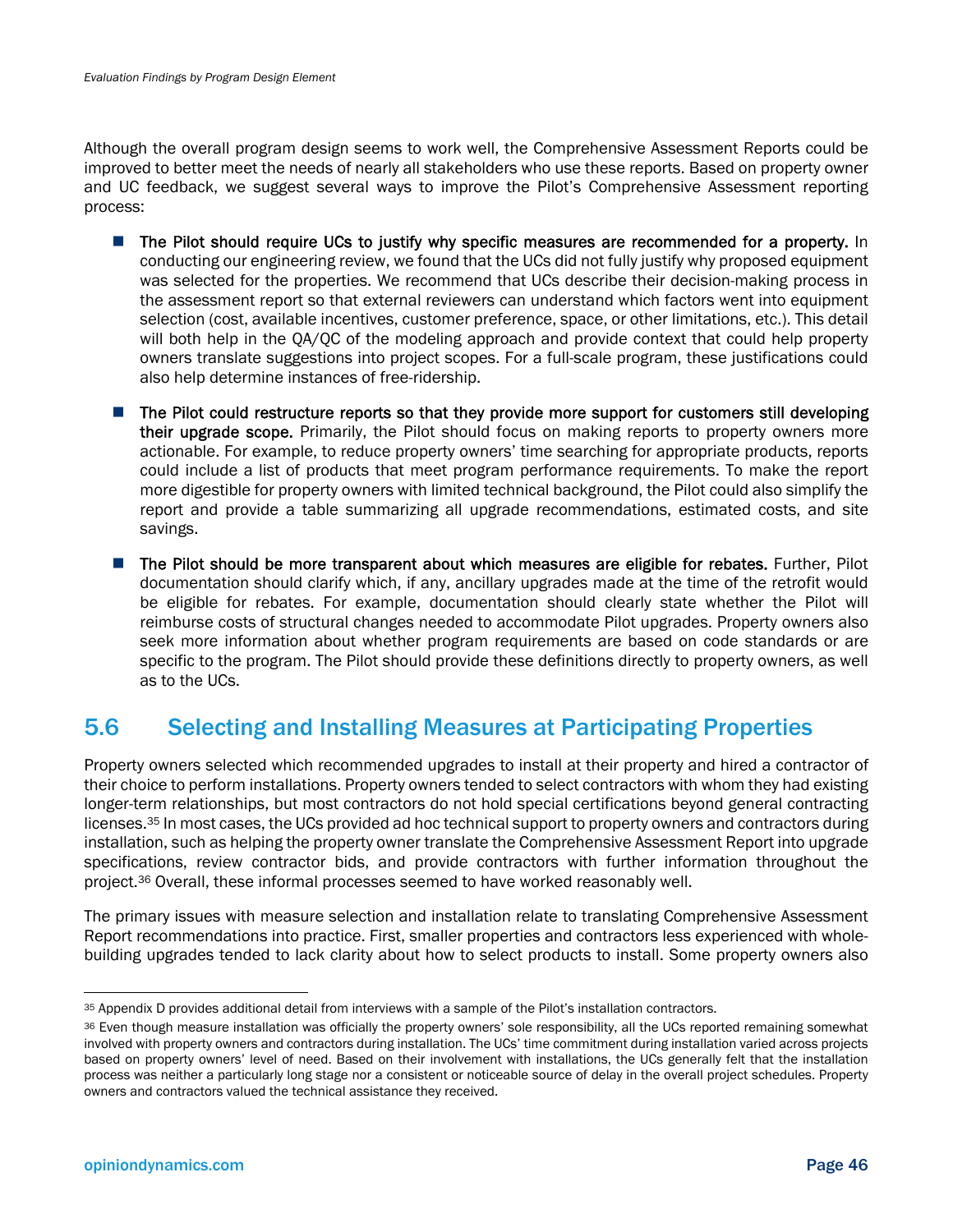Although the overall program design seems to work well, the Comprehensive Assessment Reports could be improved to better meet the needs of nearly all stakeholders who use these reports. Based on property owner and UC feedback, we suggest several ways to improve the Pilot's Comprehensive Assessment reporting process:

- **The Pilot should require UCs to justify why specific measures are recommended for a property.** In conducting our engineering review, we found that the UCs did not fully justify why proposed equipment was selected for the properties. We recommend that UCs describe their decision-making process in the assessment report so that external reviewers can understand which factors went into equipment selection (cost, available incentives, customer preference, space, or other limitations, etc.). This detail will both help in the QA/QC of the modeling approach and provide context that could help property owners translate suggestions into project scopes. For a full-scale program, these justifications could also help determine instances of free-ridership.

- **The Pilot could restructure reports so that they provide more support for customers still developing their upgrade scope.** Primarily, the Pilot should focus on making reports to property owners more actionable. For example, to reduce property owners' time searching for appropriate products, reports could include a list of products that meet program performance requirements. To make the report more digestible for property owners with limited technical background, the Pilot could also simplify the report and provide a table summarizing all upgrade recommendations, estimated costs, and site savings.

- **The Pilot should be more transparent about which measures are eligible for rebates.** Further, Pilot documentation should clarify which, if any, ancillary upgrades made at the time of the retrofit would be eligible for rebates. For example, documentation should clearly state whether the Pilot will reimburse costs of structural changes needed to accommodate Pilot upgrades. Property owners also seek more information about whether program requirements are based on code standards or are specific to the program. The Pilot should provide these definitions directly to property owners, as well as to the UCs.

## 5.6 Selecting and Installing Measures at Participating Properties

Property owners selected which recommended upgrades to install at their property and hired a contractor of their choice to perform installations. Property owners tended to select contractors with whom they had existing longer-term relationships, but most contractors do not hold special certifications beyond general contracting licenses.[35] In most cases, the UCs provided ad hoc technical support to property owners and contractors during installation, such as helping the property owner translate the Comprehensive Assessment Report into upgrade specifications, review contractor bids, and provide contractors with further information throughout the project.[36] Overall, these informal processes seemed to have worked reasonably well.

The primary issues with measure selection and installation relate to translating Comprehensive Assessment Report recommendations into practice. First, smaller properties and contractors less experienced with whole-building upgrades tended to lack clarity about how to select products to install. Some property owners also

---

[35] Appendix D provides additional detail from interviews with a sample of the Pilot's installation contractors.

[36] Even though measure installation was officially the property owners' sole responsibility, all the UCs reported remaining somewhat involved with property owners and contractors during installation. The UCs' time commitment during installation varied across projects based on property owners' level of need. Based on their involvement with installations, the UCs generally felt that the installation process was neither a particularly long stage nor a consistent or noticeable source of delay in the overall project schedules. Property owners and contractors valued the technical assistance they received.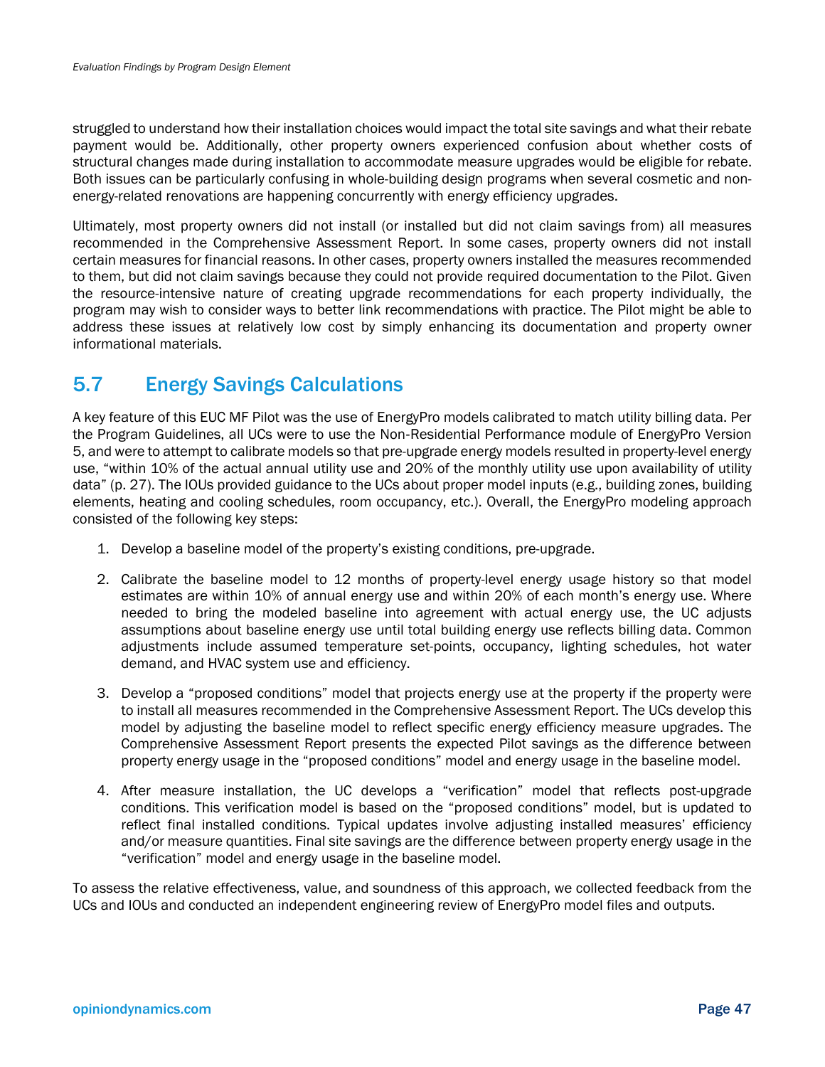struggled to understand how their installation choices would impact the total site savings and what their rebate payment would be. Additionally, other property owners experienced confusion about whether costs of structural changes made during installation to accommodate measure upgrades would be eligible for rebate. Both issues can be particularly confusing in whole-building design programs when several cosmetic and non-energy-related renovations are happening concurrently with energy efficiency upgrades.

Ultimately, most property owners did not install (or installed but did not claim savings from) all measures recommended in the Comprehensive Assessment Report. In some cases, property owners did not install certain measures for financial reasons. In other cases, property owners installed the measures recommended to them, but did not claim savings because they could not provide required documentation to the Pilot. Given the resource-intensive nature of creating upgrade recommendations for each property individually, the program may wish to consider ways to better link recommendations with practice. The Pilot might be able to address these issues at relatively low cost by simply enhancing its documentation and property owner informational materials.

## 5.7 Energy Savings Calculations

A key feature of this EUC MF Pilot was the use of EnergyPro models calibrated to match utility billing data. Per the Program Guidelines, all UCs were to use the Non-Residential Performance module of EnergyPro Version 5, and were to attempt to calibrate models so that pre-upgrade energy models resulted in property-level energy use, "within 10% of the actual annual utility use and 20% of the monthly utility use upon availability of utility data" (p. 27). The IOUs provided guidance to the UCs about proper model inputs (e.g., building zones, building elements, heating and cooling schedules, room occupancy, etc.). Overall, the EnergyPro modeling approach consisted of the following key steps:

1. Develop a baseline model of the property's existing conditions, pre-upgrade.
2. Calibrate the baseline model to 12 months of property-level energy usage history so that model estimates are within 10% of annual energy use and within 20% of each month's energy use. Where needed to bring the modeled baseline into agreement with actual energy use, the UC adjusts assumptions about baseline energy use until total building energy use reflects billing data. Common adjustments include assumed temperature set-points, occupancy, lighting schedules, hot water demand, and HVAC system use and efficiency.
3. Develop a "proposed conditions" model that projects energy use at the property if the property were to install all measures recommended in the Comprehensive Assessment Report. The UCs develop this model by adjusting the baseline model to reflect specific energy efficiency measure upgrades. The Comprehensive Assessment Report presents the expected Pilot savings as the difference between property energy usage in the "proposed conditions" model and energy usage in the baseline model.
4. After measure installation, the UC develops a "verification" model that reflects post-upgrade conditions. This verification model is based on the "proposed conditions" model, but is updated to reflect final installed conditions. Typical updates involve adjusting installed measures' efficiency and/or measure quantities. Final site savings are the difference between property energy usage in the "verification" model and energy usage in the baseline model.

To assess the relative effectiveness, value, and soundness of this approach, we collected feedback from the UCs and IOUs and conducted an independent engineering review of EnergyPro model files and outputs.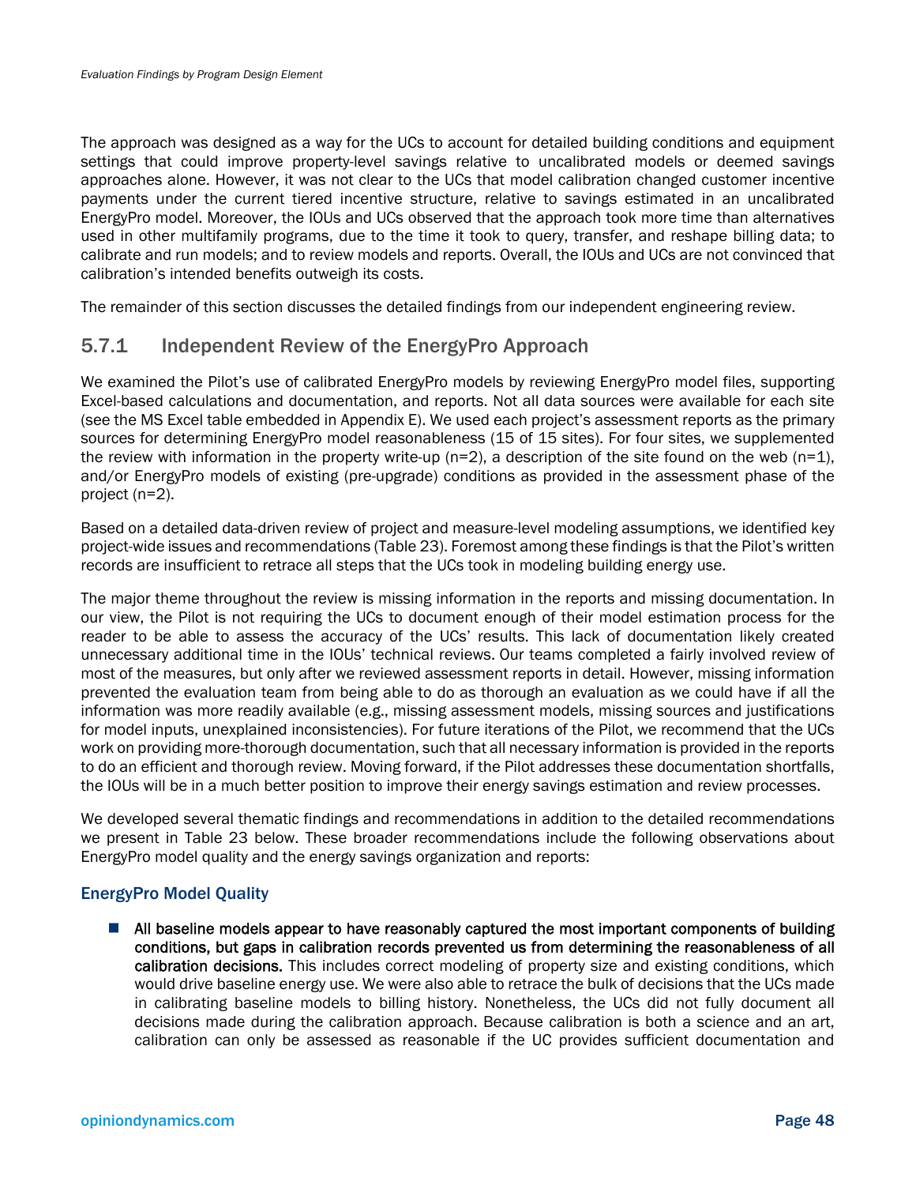The approach was designed as a way for the UCs to account for detailed building conditions and equipment settings that could improve property-level savings relative to uncalibrated models or deemed savings approaches alone. However, it was not clear to the UCs that model calibration changed customer incentive payments under the current tiered incentive structure, relative to savings estimated in an uncalibrated EnergyPro model. Moreover, the IOUs and UCs observed that the approach took more time than alternatives used in other multifamily programs, due to the time it took to query, transfer, and reshape billing data; to calibrate and run models; and to review models and reports. Overall, the IOUs and UCs are not convinced that calibration's intended benefits outweigh its costs.

The remainder of this section discusses the detailed findings from our independent engineering review.

## 5.7.1 Independent Review of the EnergyPro Approach

We examined the Pilot's use of calibrated EnergyPro models by reviewing EnergyPro model files, supporting Excel-based calculations and documentation, and reports. Not all data sources were available for each site (see the MS Excel table embedded in Appendix E). We used each project's assessment reports as the primary sources for determining EnergyPro model reasonableness (15 of 15 sites). For four sites, we supplemented the review with information in the property write-up (n=2), a description of the site found on the web (n=1), and/or EnergyPro models of existing (pre-upgrade) conditions as provided in the assessment phase of the project (n=2).

Based on a detailed data-driven review of project and measure-level modeling assumptions, we identified key project-wide issues and recommendations (Table 23). Foremost among these findings is that the Pilot's written records are insufficient to retrace all steps that the UCs took in modeling building energy use.

The major theme throughout the review is missing information in the reports and missing documentation. In our view, the Pilot is not requiring the UCs to document enough of their model estimation process for the reader to be able to assess the accuracy of the UCs' results. This lack of documentation likely created unnecessary additional time in the IOUs' technical reviews. Our teams completed a fairly involved review of most of the measures, but only after we reviewed assessment reports in detail. However, missing information prevented the evaluation team from being able to do as thorough an evaluation as we could have if all the information was more readily available (e.g., missing assessment models, missing sources and justifications for model inputs, unexplained inconsistencies). For future iterations of the Pilot, we recommend that the UCs work on providing more-thorough documentation, such that all necessary information is provided in the reports to do an efficient and thorough review. Moving forward, if the Pilot addresses these documentation shortfalls, the IOUs will be in a much better position to improve their energy savings estimation and review processes.

We developed several thematic findings and recommendations in addition to the detailed recommendations we present in Table 23 below. These broader recommendations include the following observations about EnergyPro model quality and the energy savings organization and reports:

### EnergyPro Model Quality

- **All baseline models appear to have reasonably captured the most important components of building conditions, but gaps in calibration records prevented us from determining the reasonableness of all calibration decisions.** This includes correct modeling of property size and existing conditions, which would drive baseline energy use. We were also able to retrace the bulk of decisions that the UCs made in calibrating baseline models to billing history. Nonetheless, the UCs did not fully document all decisions made during the calibration approach. Because calibration is both a science and an art, calibration can only be assessed as reasonable if the UC provides sufficient documentation and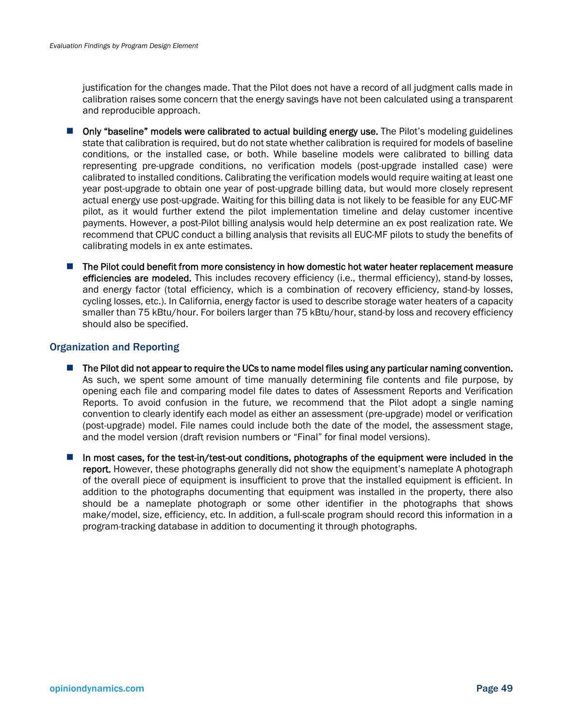justification for the changes made. That the Pilot does not have a record of all judgment calls made in calibration raises some concern that the energy savings have not been calculated using a transparent and reproducible approach.

- **Only "baseline" models were calibrated to actual building energy use.** The Pilot's modeling guidelines state that calibration is required, but do not state whether calibration is required for models of baseline conditions, or the installed case, or both. While baseline models were calibrated to billing data representing pre-upgrade conditions, no verification models (post-upgrade installed case) were calibrated to installed conditions. Calibrating the verification models would require waiting at least one year post-upgrade to obtain one year of post-upgrade billing data, but would more closely represent actual energy use post-upgrade. Waiting for this billing data is not likely to be feasible for any EUC-MF pilot, as it would further extend the pilot implementation timeline and delay customer incentive payments. However, a post-Pilot billing analysis would help determine an ex post realization rate. We recommend that CPUC conduct a billing analysis that revisits all EUC-MF pilots to study the benefits of calibrating models in ex ante estimates.

- **The Pilot could benefit from more consistency in how domestic hot water heater replacement measure efficiencies are modeled.** This includes recovery efficiency (i.e., thermal efficiency), stand-by losses, and energy factor (total efficiency, which is a combination of recovery efficiency, stand-by losses, cycling losses, etc.). In California, energy factor is used to describe storage water heaters of a capacity smaller than 75 kBtu/hour. For boilers larger than 75 kBtu/hour, stand-by loss and recovery efficiency should also be specified.

### Organization and Reporting

- **The Pilot did not appear to require the UCs to name model files using any particular naming convention.** As such, we spent some amount of time manually determining file contents and file purpose, by opening each file and comparing model file dates to dates of Assessment Reports and Verification Reports. To avoid confusion in the future, we recommend that the Pilot adopt a single naming convention to clearly identify each model as either an assessment (pre-upgrade) model or verification (post-upgrade) model. File names could include both the date of the model, the assessment stage, and the model version (draft revision numbers or "Final" for final model versions).

- **In most cases, for the test-in/test-out conditions, photographs of the equipment were included in the report.** However, these photographs generally did not show the equipment's nameplate A photograph of the overall piece of equipment is insufficient to prove that the installed equipment is efficient. In addition to the photographs documenting that equipment was installed in the property, there also should be a nameplate photograph or some other identifier in the photographs that shows make/model, size, efficiency, etc. In addition, a full-scale program should record this information in a program-tracking database in addition to documenting it through photographs.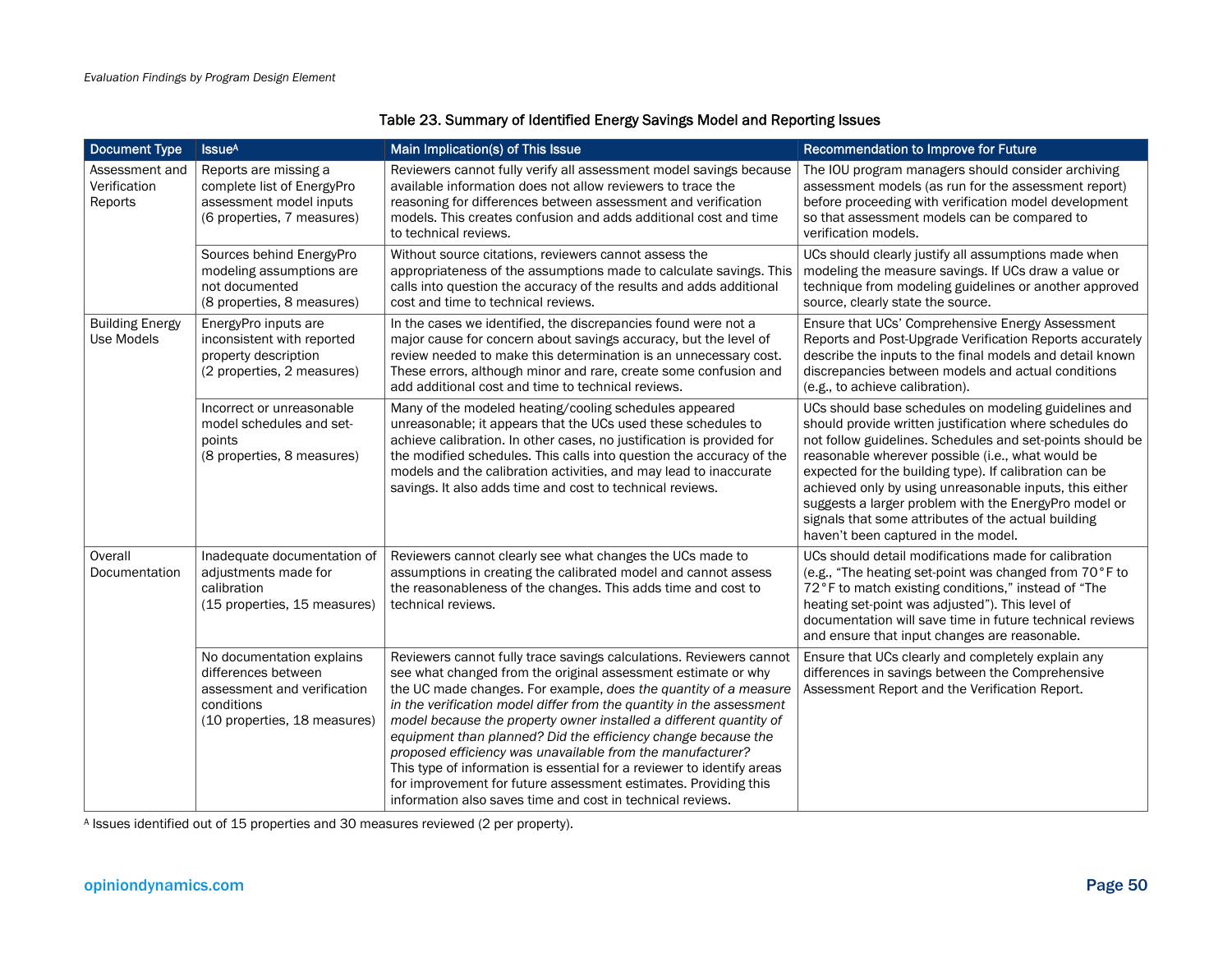Table 23. Summary of Identified Energy Savings Model and Reporting Issues

| Document Type | Issue[A] | Main Implication(s) of This Issue | Recommendation to Improve for Future |
| --- | --- | --- | --- |
| Assessment and Verification Reports | Reports are missing a complete list of EnergyPro assessment model inputs (6 properties, 7 measures) | Reviewers cannot fully verify all assessment model savings because available information does not allow reviewers to trace the reasoning for differences between assessment and verification models. This creates confusion and adds additional cost and time to technical reviews. | The IOU program managers should consider archiving assessment models (as run for the assessment report) before proceeding with verification model development so that assessment models can be compared to verification models. |
| | Sources behind EnergyPro modeling assumptions are not documented (8 properties, 8 measures) | Without source citations, reviewers cannot assess the appropriateness of the assumptions made to calculate savings. This calls into question the accuracy of the results and adds additional cost and time to technical reviews. | UCs should clearly justify all assumptions made when modeling the measure savings. If UCs draw a value or technique from modeling guidelines or another approved source, clearly state the source. |
| Building Energy Use Models | EnergyPro inputs are inconsistent with reported property description (2 properties, 2 measures) | In the cases we identified, the discrepancies found were not a major cause for concern about savings accuracy, but the level of review needed to make this determination is an unnecessary cost. These errors, although minor and rare, create some confusion and add additional cost and time to technical reviews. | Ensure that UCs' Comprehensive Energy Assessment Reports and Post-Upgrade Verification Reports accurately describe the inputs to the final models and detail known discrepancies between models and actual conditions (e.g., to achieve calibration). |
| | Incorrect or unreasonable model schedules and set-points (8 properties, 8 measures) | Many of the modeled heating/cooling schedules appeared unreasonable; it appears that the UCs used these schedules to achieve calibration. In other cases, no justification is provided for the modified schedules. This calls into question the accuracy of the models and the calibration activities, and may lead to inaccurate savings. It also adds time and cost to technical reviews. | UCs should base schedules on modeling guidelines and should provide written justification where schedules do not follow guidelines. Schedules and set-points should be reasonable wherever possible (i.e., what would be expected for the building type). If calibration can be achieved only by using unreasonable inputs, this either suggests a larger problem with the EnergyPro model or signals that some attributes of the actual building haven't been captured in the model. |
| Overall Documentation | Inadequate documentation of adjustments made for calibration (15 properties, 15 measures) | Reviewers cannot clearly see what changes the UCs made to assumptions in creating the calibrated model and cannot assess the reasonableness of the changes. This adds time and cost to technical reviews. | UCs should detail modifications made for calibration (e.g., "The heating set-point was changed from 70°F to 72°F to match existing conditions," instead of "The heating set-point was adjusted"). This level of documentation will save time in future technical reviews and ensure that input changes are reasonable. |
| | No documentation explains differences between assessment and verification conditions (10 properties, 18 measures) | Reviewers cannot fully trace savings calculations. Reviewers cannot see what changed from the original assessment estimate or why the UC made changes. For example, *does the quantity of a measure in the verification model differ from the quantity in the assessment model because the property owner installed a different quantity of equipment than planned? Did the efficiency change because the proposed efficiency was unavailable from the manufacturer?* This type of information is essential for a reviewer to identify areas for improvement for future assessment estimates. Providing this information also saves time and cost in technical reviews. | Ensure that UCs clearly and completely explain any differences in savings between the Comprehensive Assessment Report and the Verification Report. |

[A] Issues identified out of 15 properties and 30 measures reviewed (2 per property).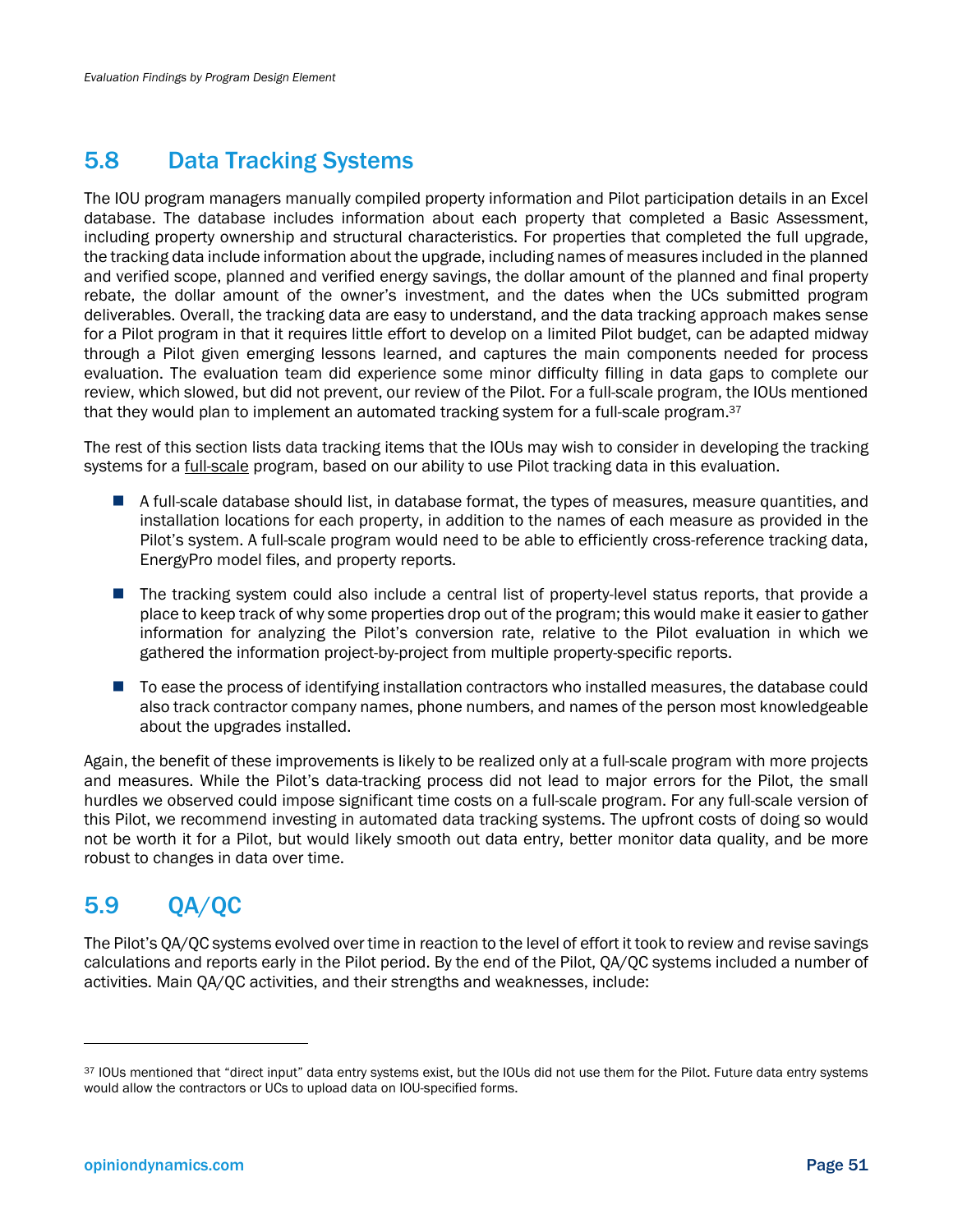## 5.8 Data Tracking Systems

The IOU program managers manually compiled property information and Pilot participation details in an Excel database. The database includes information about each property that completed a Basic Assessment, including property ownership and structural characteristics. For properties that completed the full upgrade, the tracking data include information about the upgrade, including names of measures included in the planned and verified scope, planned and verified energy savings, the dollar amount of the planned and final property rebate, the dollar amount of the owner's investment, and the dates when the UCs submitted program deliverables. Overall, the tracking data are easy to understand, and the data tracking approach makes sense for a Pilot program in that it requires little effort to develop on a limited Pilot budget, can be adapted midway through a Pilot given emerging lessons learned, and captures the main components needed for process evaluation. The evaluation team did experience some minor difficulty filling in data gaps to complete our review, which slowed, but did not prevent, our review of the Pilot. For a full-scale program, the IOUs mentioned that they would plan to implement an automated tracking system for a full-scale program.[37]

The rest of this section lists data tracking items that the IOUs may wish to consider in developing the tracking systems for a full-scale program, based on our ability to use Pilot tracking data in this evaluation.

- A full-scale database should list, in database format, the types of measures, measure quantities, and installation locations for each property, in addition to the names of each measure as provided in the Pilot's system. A full-scale program would need to be able to efficiently cross-reference tracking data, EnergyPro model files, and property reports.
- The tracking system could also include a central list of property-level status reports, that provide a place to keep track of why some properties drop out of the program; this would make it easier to gather information for analyzing the Pilot's conversion rate, relative to the Pilot evaluation in which we gathered the information project-by-project from multiple property-specific reports.
- To ease the process of identifying installation contractors who installed measures, the database could also track contractor company names, phone numbers, and names of the person most knowledgeable about the upgrades installed.

Again, the benefit of these improvements is likely to be realized only at a full-scale program with more projects and measures. While the Pilot's data-tracking process did not lead to major errors for the Pilot, the small hurdles we observed could impose significant time costs on a full-scale program. For any full-scale version of this Pilot, we recommend investing in automated data tracking systems. The upfront costs of doing so would not be worth it for a Pilot, but would likely smooth out data entry, better monitor data quality, and be more robust to changes in data over time.

## 5.9 QA/QC

The Pilot's QA/QC systems evolved over time in reaction to the level of effort it took to review and revise savings calculations and reports early in the Pilot period. By the end of the Pilot, QA/QC systems included a number of activities. Main QA/QC activities, and their strengths and weaknesses, include:

---

[37] IOUs mentioned that "direct input" data entry systems exist, but the IOUs did not use them for the Pilot. Future data entry systems would allow the contractors or UCs to upload data on IOU-specified forms.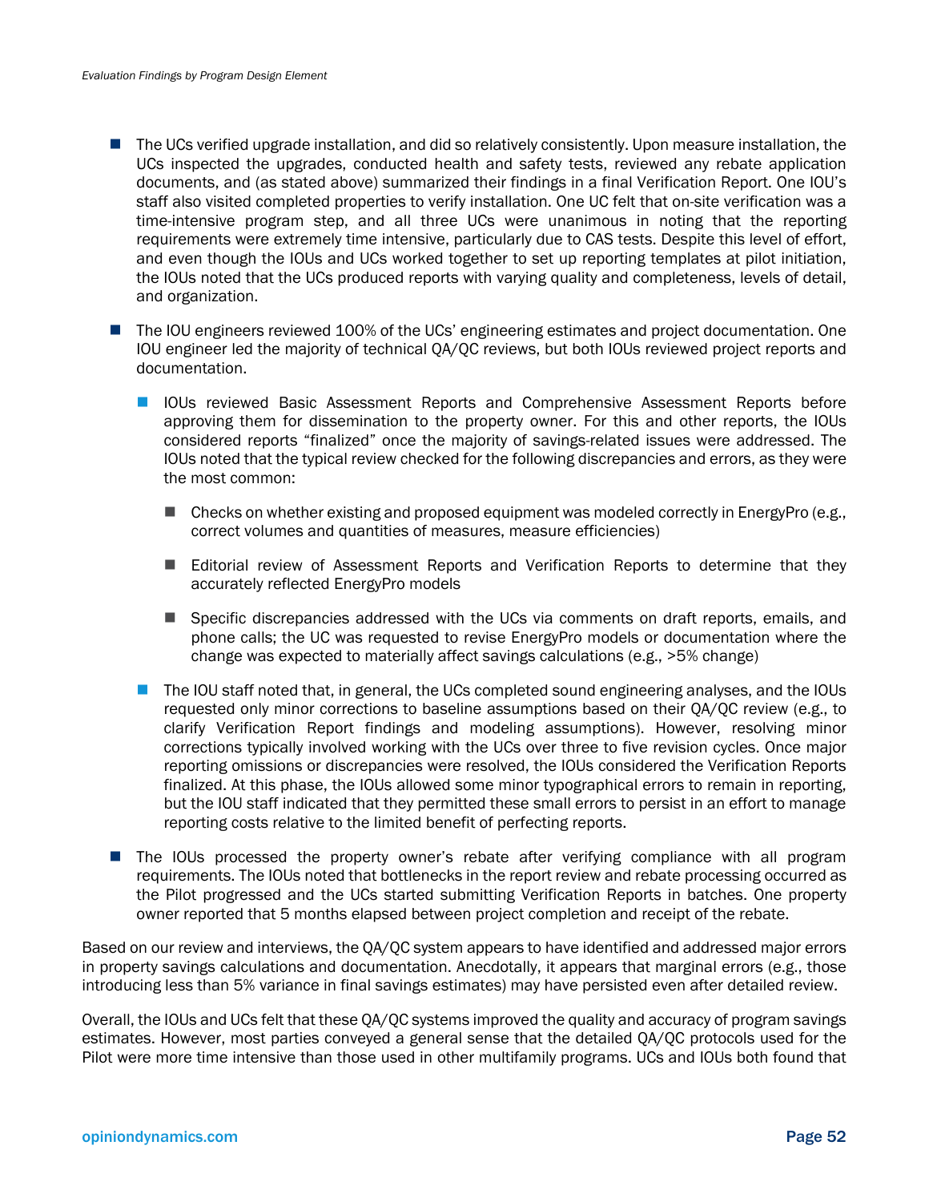- The UCs verified upgrade installation, and did so relatively consistently. Upon measure installation, the UCs inspected the upgrades, conducted health and safety tests, reviewed any rebate application documents, and (as stated above) summarized their findings in a final Verification Report. One IOU's staff also visited completed properties to verify installation. One UC felt that on-site verification was a time-intensive program step, and all three UCs were unanimous in noting that the reporting requirements were extremely time intensive, particularly due to CAS tests. Despite this level of effort, and even though the IOUs and UCs worked together to set up reporting templates at pilot initiation, the IOUs noted that the UCs produced reports with varying quality and completeness, levels of detail, and organization.

- The IOU engineers reviewed 100% of the UCs' engineering estimates and project documentation. One IOU engineer led the majority of technical QA/QC reviews, but both IOUs reviewed project reports and documentation.

  - IOUs reviewed Basic Assessment Reports and Comprehensive Assessment Reports before approving them for dissemination to the property owner. For this and other reports, the IOUs considered reports "finalized" once the majority of savings-related issues were addressed. The IOUs noted that the typical review checked for the following discrepancies and errors, as they were the most common:

    - Checks on whether existing and proposed equipment was modeled correctly in EnergyPro (e.g., correct volumes and quantities of measures, measure efficiencies)

    - Editorial review of Assessment Reports and Verification Reports to determine that they accurately reflected EnergyPro models

    - Specific discrepancies addressed with the UCs via comments on draft reports, emails, and phone calls; the UC was requested to revise EnergyPro models or documentation where the change was expected to materially affect savings calculations (e.g., >5% change)

  - The IOU staff noted that, in general, the UCs completed sound engineering analyses, and the IOUs requested only minor corrections to baseline assumptions based on their QA/QC review (e.g., to clarify Verification Report findings and modeling assumptions). However, resolving minor corrections typically involved working with the UCs over three to five revision cycles. Once major reporting omissions or discrepancies were resolved, the IOUs considered the Verification Reports finalized. At this phase, the IOUs allowed some minor typographical errors to remain in reporting, but the IOU staff indicated that they permitted these small errors to persist in an effort to manage reporting costs relative to the limited benefit of perfecting reports.

- The IOUs processed the property owner's rebate after verifying compliance with all program requirements. The IOUs noted that bottlenecks in the report review and rebate processing occurred as the Pilot progressed and the UCs started submitting Verification Reports in batches. One property owner reported that 5 months elapsed between project completion and receipt of the rebate.

Based on our review and interviews, the QA/QC system appears to have identified and addressed major errors in property savings calculations and documentation. Anecdotally, it appears that marginal errors (e.g., those introducing less than 5% variance in final savings estimates) may have persisted even after detailed review.

Overall, the IOUs and UCs felt that these QA/QC systems improved the quality and accuracy of program savings estimates. However, most parties conveyed a general sense that the detailed QA/QC protocols used for the Pilot were more time intensive than those used in other multifamily programs. UCs and IOUs both found that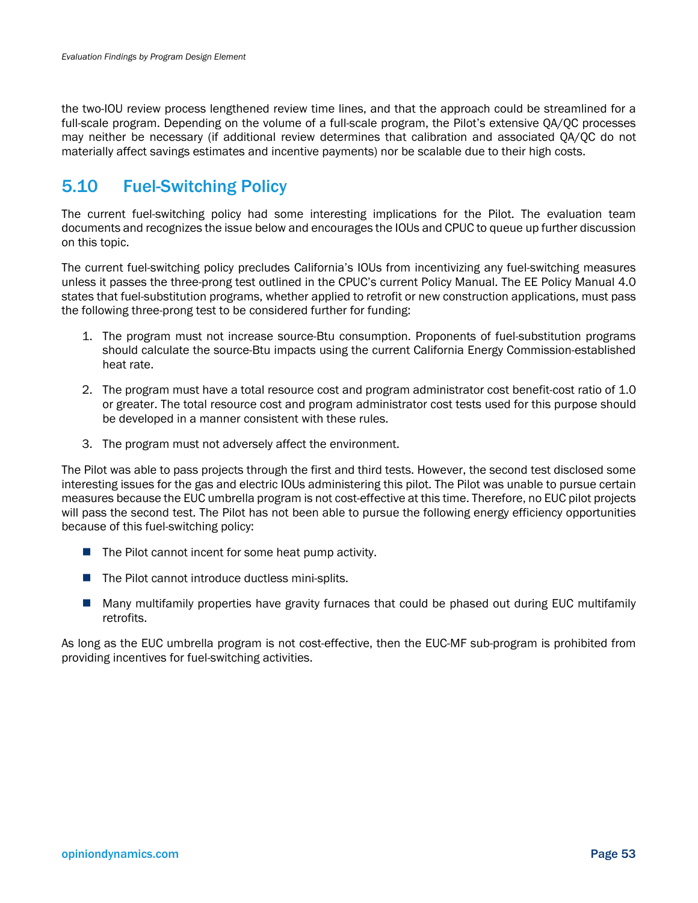the two-IOU review process lengthened review time lines, and that the approach could be streamlined for a full-scale program. Depending on the volume of a full-scale program, the Pilot's extensive QA/QC processes may neither be necessary (if additional review determines that calibration and associated QA/QC do not materially affect savings estimates and incentive payments) nor be scalable due to their high costs.

## 5.10 Fuel-Switching Policy

The current fuel-switching policy had some interesting implications for the Pilot. The evaluation team documents and recognizes the issue below and encourages the IOUs and CPUC to queue up further discussion on this topic.

The current fuel-switching policy precludes California's IOUs from incentivizing any fuel-switching measures unless it passes the three-prong test outlined in the CPUC's current Policy Manual. The EE Policy Manual 4.0 states that fuel-substitution programs, whether applied to retrofit or new construction applications, must pass the following three-prong test to be considered further for funding:

1. The program must not increase source-Btu consumption. Proponents of fuel-substitution programs should calculate the source-Btu impacts using the current California Energy Commission-established heat rate.

2. The program must have a total resource cost and program administrator cost benefit-cost ratio of 1.0 or greater. The total resource cost and program administrator cost tests used for this purpose should be developed in a manner consistent with these rules.

3. The program must not adversely affect the environment.

The Pilot was able to pass projects through the first and third tests. However, the second test disclosed some interesting issues for the gas and electric IOUs administering this pilot. The Pilot was unable to pursue certain measures because the EUC umbrella program is not cost-effective at this time. Therefore, no EUC pilot projects will pass the second test. The Pilot has not been able to pursue the following energy efficiency opportunities because of this fuel-switching policy:

- The Pilot cannot incent for some heat pump activity.
- The Pilot cannot introduce ductless mini-splits.
- Many multifamily properties have gravity furnaces that could be phased out during EUC multifamily retrofits.

As long as the EUC umbrella program is not cost-effective, then the EUC-MF sub-program is prohibited from providing incentives for fuel-switching activities.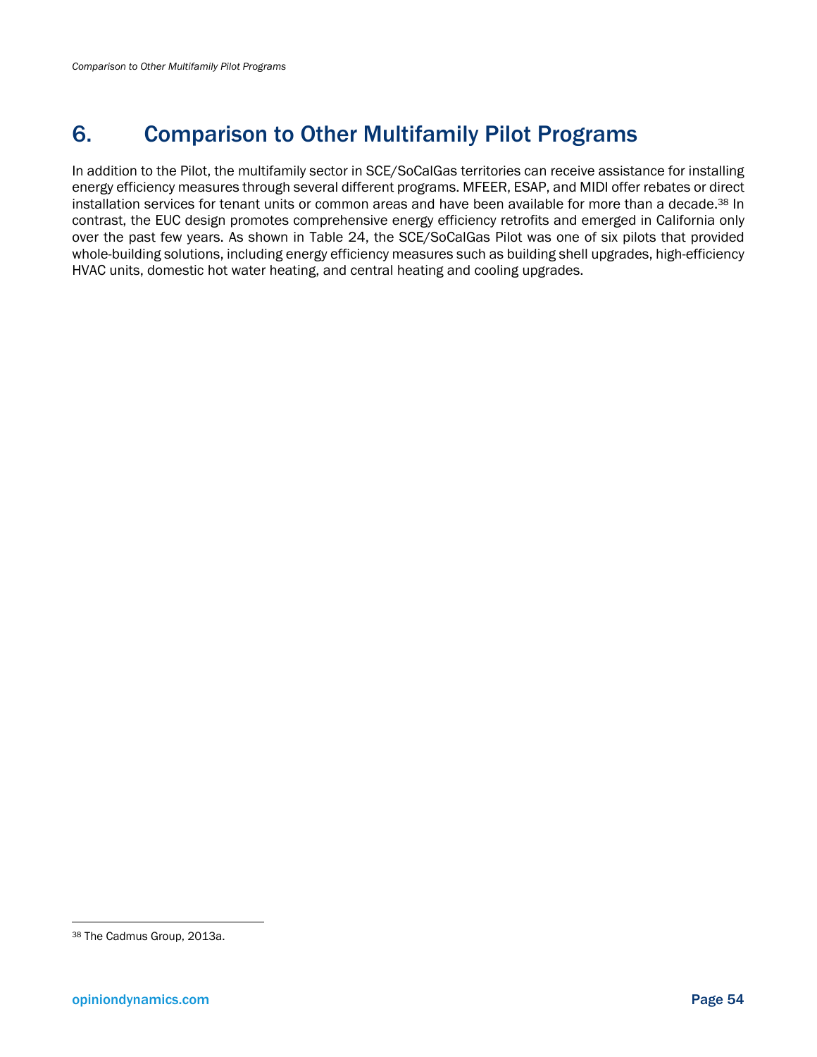# 6. Comparison to Other Multifamily Pilot Programs

In addition to the Pilot, the multifamily sector in SCE/SoCalGas territories can receive assistance for installing energy efficiency measures through several different programs. MFEER, ESAP, and MIDI offer rebates or direct installation services for tenant units or common areas and have been available for more than a decade.[38] In contrast, the EUC design promotes comprehensive energy efficiency retrofits and emerged in California only over the past few years. As shown in Table 24, the SCE/SoCalGas Pilot was one of six pilots that provided whole-building solutions, including energy efficiency measures such as building shell upgrades, high-efficiency HVAC units, domestic hot water heating, and central heating and cooling upgrades.

---

[38] The Cadmus Group, 2013a.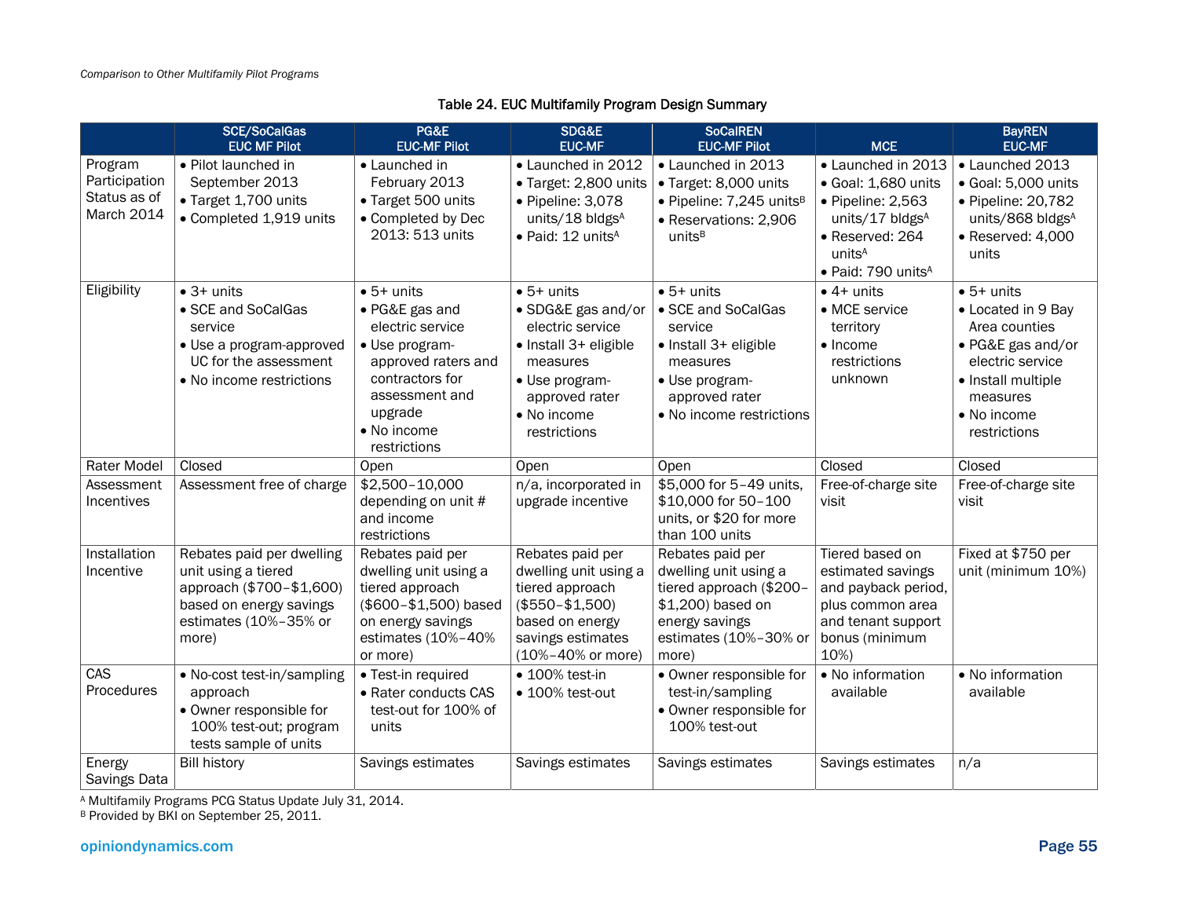Table 24. EUC Multifamily Program Design Summary

| | SCE/SoCalGas EUC MF Pilot | PG&E EUC-MF Pilot | SDG&E EUC-MF | SoCalREN EUC-MF Pilot | MCE | BayREN EUC-MF |
|---|---|---|---|---|---|---|
| Program Participation Status as of March 2014 | • Pilot launched in September 2013<br>• Target 1,700 units<br>• Completed 1,919 units | • Launched in February 2013<br>• Target 500 units<br>• Completed by Dec 2013: 513 units | • Launched in 2012<br>• Target: 2,800 units<br>• Pipeline: 3,078 units/18 bldgs[A]<br>• Paid: 12 units[A] | • Launched in 2013<br>• Target: 8,000 units<br>• Pipeline: 7,245 units[B]<br>• Reservations: 2,906 units[B] | • Launched in 2013<br>• Goal: 1,680 units<br>• Pipeline: 2,563 units/17 bldgs[A]<br>• Reserved: 264 units[A]<br>• Paid: 790 units[A] | • Launched 2013<br>• Goal: 5,000 units<br>• Pipeline: 20,782 units/868 bldgs[A]<br>• Reserved: 4,000 units |
| Eligibility | • 3+ units<br>• SCE and SoCalGas service<br>• Use a program-approved UC for the assessment<br>• No income restrictions | • 5+ units<br>• PG&E gas and electric service<br>• Use program-approved raters and contractors for assessment and upgrade<br>• No income restrictions | • 5+ units<br>• SDG&E gas and/or electric service<br>• Install 3+ eligible measures<br>• Use program-approved rater<br>• No income restrictions | • 5+ units<br>• SCE and SoCalGas service<br>• Install 3+ eligible measures<br>• Use program-approved rater<br>• No income restrictions | • 4+ units<br>• MCE service territory<br>• Income restrictions unknown | • 5+ units<br>• Located in 9 Bay Area counties<br>• PG&E gas and/or electric service<br>• Install multiple measures<br>• No income restrictions |
| Rater Model | Closed | Open | Open | Open | Closed | Closed |
| Assessment Incentives | Assessment free of charge | $2,500–10,000 depending on unit # and income restrictions | n/a, incorporated in upgrade incentive | $5,000 for 5–49 units, $10,000 for 50–100 units, or $20 for more than 100 units | Free-of-charge site visit | Free-of-charge site visit |
| Installation Incentive | Rebates paid per dwelling unit using a tiered approach ($700–$1,600) based on energy savings estimates (10%–35% or more) | Rebates paid per dwelling unit using a tiered approach ($600–$1,500) based on energy savings estimates (10%–40% or more) | Rebates paid per dwelling unit using a tiered approach ($550–$1,500) based on energy savings estimates (10%–40% or more) | Rebates paid per dwelling unit using a tiered approach ($200–$1,200) based on energy savings estimates (10%–30% or more) | Tiered based on estimated savings and payback period, plus common area and tenant support bonus (minimum 10%) | Fixed at $750 per unit (minimum 10%) |
| CAS Procedures | • No-cost test-in/sampling approach<br>• Owner responsible for 100% test-out; program tests sample of units | • Test-in required<br>• Rater conducts CAS test-out for 100% of units | • 100% test-in<br>• 100% test-out | • Owner responsible for test-in/sampling<br>• Owner responsible for 100% test-out | • No information available | • No information available |
| Energy Savings Data | Bill history | Savings estimates | Savings estimates | Savings estimates | Savings estimates | n/a |

[A] Multifamily Programs PCG Status Update July 31, 2014.
[B] Provided by BKI on September 25, 2011.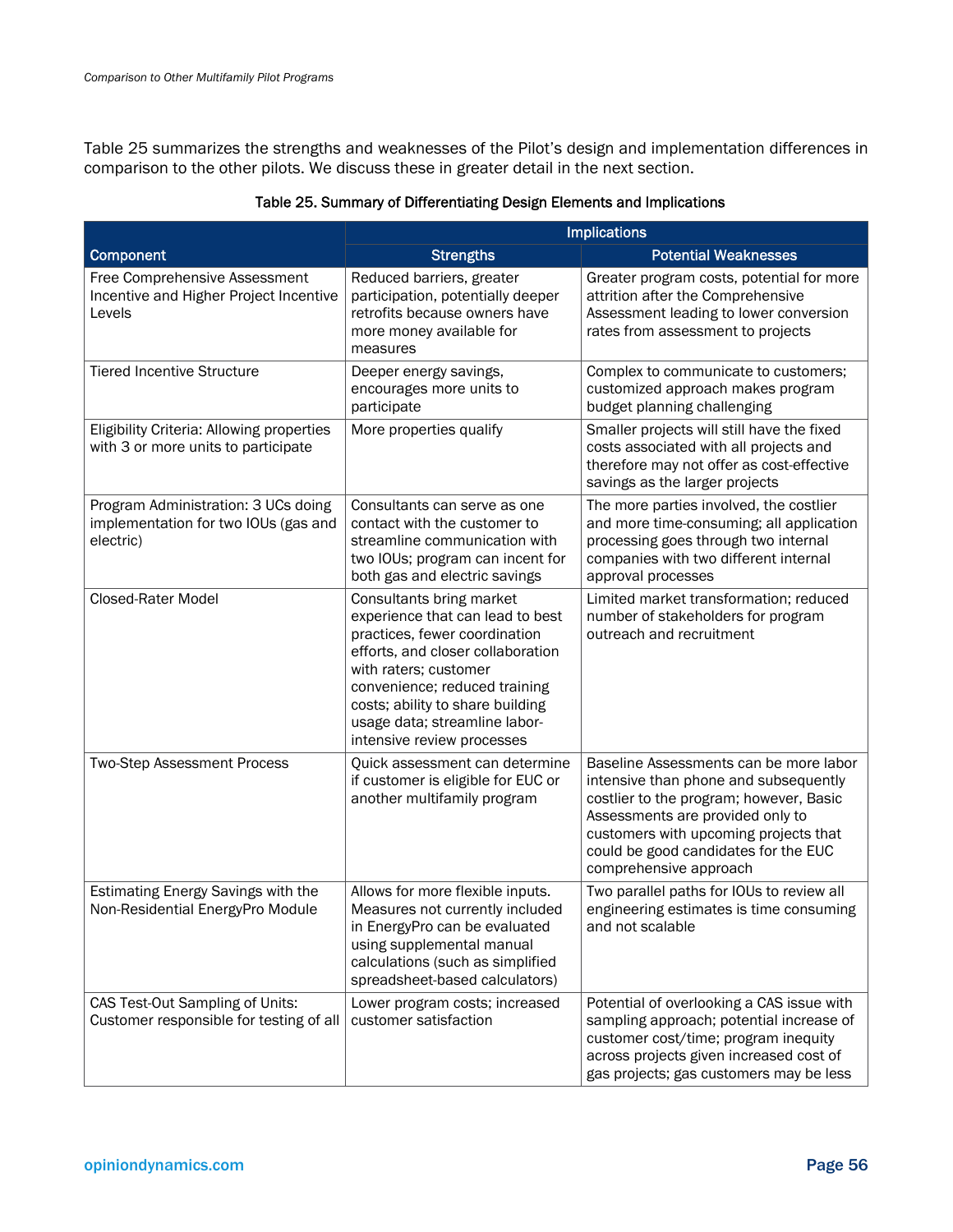Table 25 summarizes the strengths and weaknesses of the Pilot's design and implementation differences in comparison to the other pilots. We discuss these in greater detail in the next section.

Table 25. Summary of Differentiating Design Elements and Implications

| Component | Implications | |
|---|---|---|
| | Strengths | Potential Weaknesses |
| Free Comprehensive Assessment Incentive and Higher Project Incentive Levels | Reduced barriers, greater participation, potentially deeper retrofits because owners have more money available for measures | Greater program costs, potential for more attrition after the Comprehensive Assessment leading to lower conversion rates from assessment to projects |
| Tiered Incentive Structure | Deeper energy savings, encourages more units to participate | Complex to communicate to customers; customized approach makes program budget planning challenging |
| Eligibility Criteria: Allowing properties with 3 or more units to participate | More properties qualify | Smaller projects will still have the fixed costs associated with all projects and therefore may not offer as cost-effective savings as the larger projects |
| Program Administration: 3 UCs doing implementation for two IOUs (gas and electric) | Consultants can serve as one contact with the customer to streamline communication with two IOUs; program can incent for both gas and electric savings | The more parties involved, the costlier and more time-consuming; all application processing goes through two internal companies with two different internal approval processes |
| Closed-Rater Model | Consultants bring market experience that can lead to best practices, fewer coordination efforts, and closer collaboration with raters; customer convenience; reduced training costs; ability to share building usage data; streamline labor-intensive review processes | Limited market transformation; reduced number of stakeholders for program outreach and recruitment |
| Two-Step Assessment Process | Quick assessment can determine if customer is eligible for EUC or another multifamily program | Baseline Assessments can be more labor intensive than phone and subsequently costlier to the program; however, Basic Assessments are provided only to customers with upcoming projects that could be good candidates for the EUC comprehensive approach |
| Estimating Energy Savings with the Non-Residential EnergyPro Module | Allows for more flexible inputs. Measures not currently included in EnergyPro can be evaluated using supplemental manual calculations (such as simplified spreadsheet-based calculators) | Two parallel paths for IOUs to review all engineering estimates is time consuming and not scalable |
| CAS Test-Out Sampling of Units: Customer responsible for testing of all | Lower program costs; increased customer satisfaction | Potential of overlooking a CAS issue with sampling approach; potential increase of customer cost/time; program inequity across projects given increased cost of gas projects; gas customers may be less |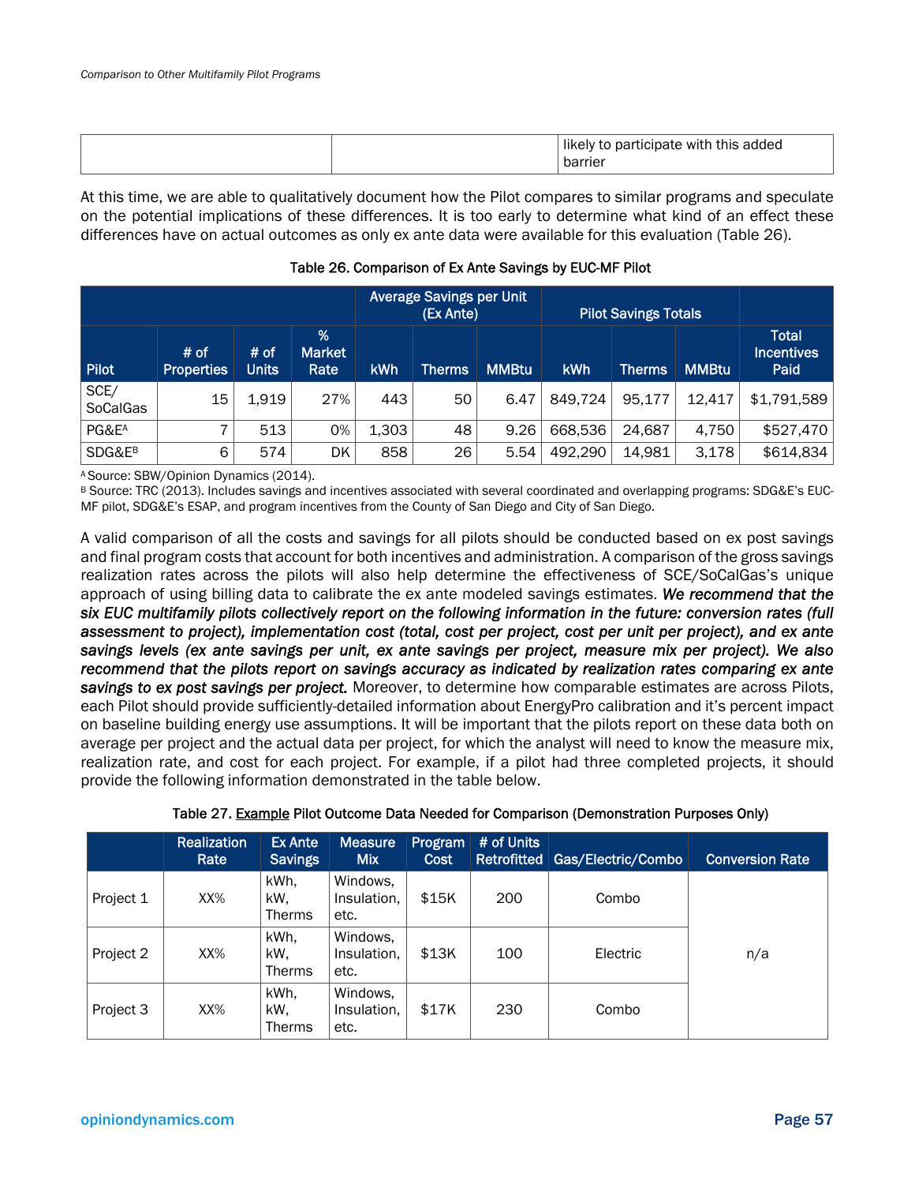| | | likely to participate with this added barrier |
|---|---|---|

At this time, we are able to qualitatively document how the Pilot compares to similar programs and speculate on the potential implications of these differences. It is too early to determine what kind of an effect these differences have on actual outcomes as only ex ante data were available for this evaluation (Table 26).

Table 26. Comparison of Ex Ante Savings by EUC-MF Pilot

| | | | | Average Savings per Unit (Ex Ante) | | | Pilot Savings Totals | | | |
|---|---|---|---|---|---|---|---|---|---|---|
| Pilot | # of Properties | # of Units | % Market Rate | kWh | Therms | MMBtu | kWh | Therms | MMBtu | Total Incentives Paid |
| SCE/ SoCalGas | 15 | 1,919 | 27% | 443 | 50 | 6.47 | 849,724 | 95,177 | 12,417 | $1,791,589 |
| PG&E[A] | 7 | 513 | 0% | 1,303 | 48 | 9.26 | 668,536 | 24,687 | 4,750 | $527,470 |
| SDG&E[B] | 6 | 574 | DK | 858 | 26 | 5.54 | 492,290 | 14,981 | 3,178 | $614,834 |

[A] Source: SBW/Opinion Dynamics (2014).
[B] Source: TRC (2013). Includes savings and incentives associated with several coordinated and overlapping programs: SDG&E's EUC-MF pilot, SDG&E's ESAP, and program incentives from the County of San Diego and City of San Diego.

A valid comparison of all the costs and savings for all pilots should be conducted based on ex post savings and final program costs that account for both incentives and administration. A comparison of the gross savings realization rates across the pilots will also help determine the effectiveness of SCE/SoCalGas's unique approach of using billing data to calibrate the ex ante modeled savings estimates. ***We recommend that the six EUC multifamily pilots collectively report on the following information in the future: conversion rates (full assessment to project), implementation cost (total, cost per project, cost per unit per project), and ex ante savings levels (ex ante savings per unit, ex ante savings per project, measure mix per project). We also recommend that the pilots report on savings accuracy as indicated by realization rates comparing ex ante savings to ex post savings per project.*** Moreover, to determine how comparable estimates are across Pilots, each Pilot should provide sufficiently-detailed information about EnergyPro calibration and it's percent impact on baseline building energy use assumptions. It will be important that the pilots report on these data both on average per project and the actual data per project, for which the analyst will need to know the measure mix, realization rate, and cost for each project. For example, if a pilot had three completed projects, it should provide the following information demonstrated in the table below.

Table 27. <u>Example</u> Pilot Outcome Data Needed for Comparison (Demonstration Purposes Only)

| | Realization Rate | Ex Ante Savings | Measure Mix | Program Cost | # of Units Retrofitted | Gas/Electric/Combo | Conversion Rate |
|---|---|---|---|---|---|---|---|
| Project 1 | XX% | kWh, kW, Therms | Windows, Insulation, etc. | $15K | 200 | Combo | n/a |
| Project 2 | XX% | kWh, kW, Therms | Windows, Insulation, etc. | $13K | 100 | Electric | |
| Project 3 | XX% | kWh, kW, Therms | Windows, Insulation, etc. | $17K | 230 | Combo | |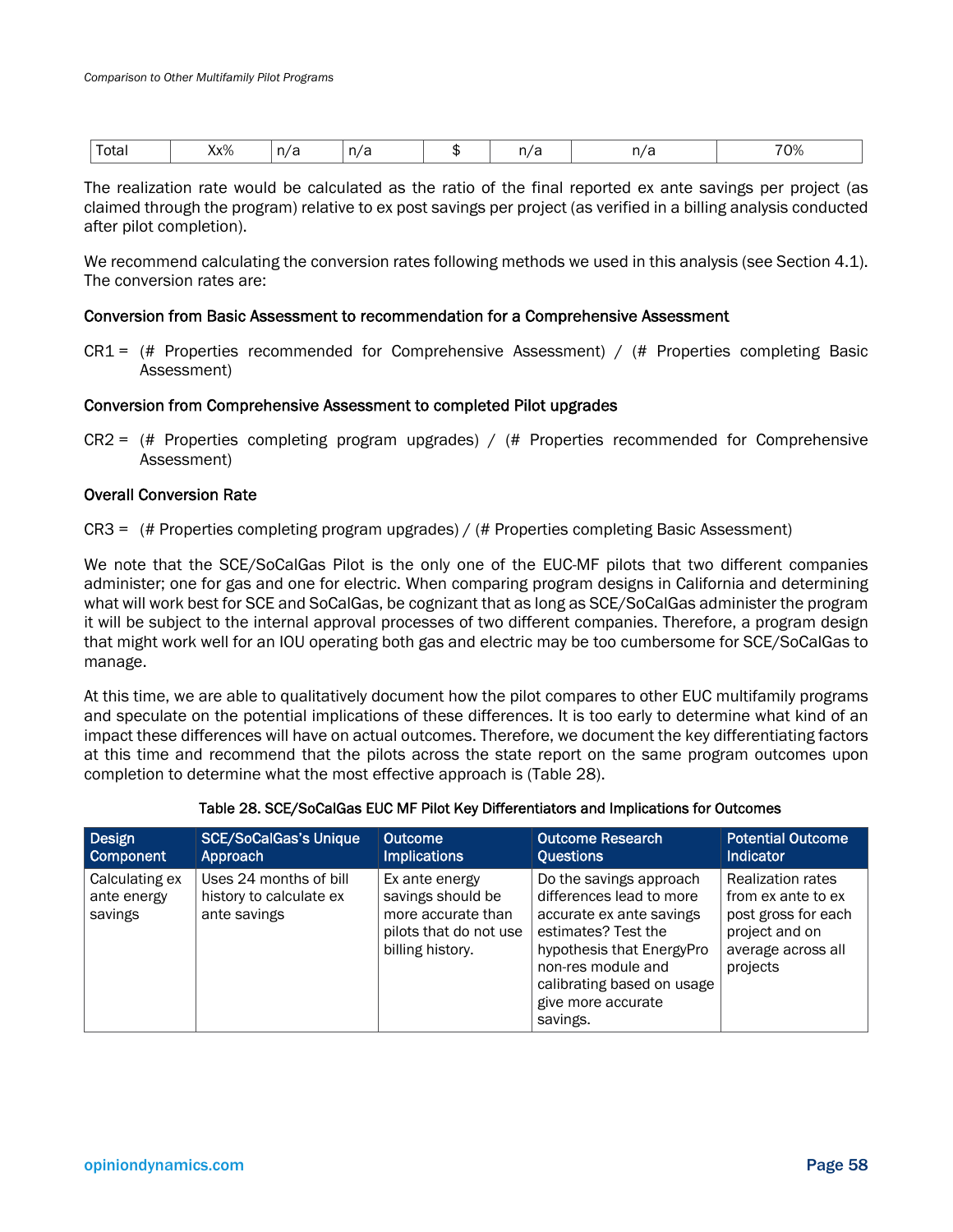| Total | Xx% | n/a | n/a | $ | n/a | n/a | 70% |
|---|---|---|---|---|---|---|---|

The realization rate would be calculated as the ratio of the final reported ex ante savings per project (as claimed through the program) relative to ex post savings per project (as verified in a billing analysis conducted after pilot completion).

We recommend calculating the conversion rates following methods we used in this analysis (see Section 4.1). The conversion rates are:

**Conversion from Basic Assessment to recommendation for a Comprehensive Assessment**

CR1 = (# Properties recommended for Comprehensive Assessment) / (# Properties completing Basic Assessment)

**Conversion from Comprehensive Assessment to completed Pilot upgrades**

CR2 = (# Properties completing program upgrades) / (# Properties recommended for Comprehensive Assessment)

**Overall Conversion Rate**

CR3 = (# Properties completing program upgrades) / (# Properties completing Basic Assessment)

We note that the SCE/SoCalGas Pilot is the only one of the EUC-MF pilots that two different companies administer; one for gas and one for electric. When comparing program designs in California and determining what will work best for SCE and SoCalGas, be cognizant that as long as SCE/SoCalGas administer the program it will be subject to the internal approval processes of two different companies. Therefore, a program design that might work well for an IOU operating both gas and electric may be too cumbersome for SCE/SoCalGas to manage.

At this time, we are able to qualitatively document how the pilot compares to other EUC multifamily programs and speculate on the potential implications of these differences. It is too early to determine what kind of an impact these differences will have on actual outcomes. Therefore, we document the key differentiating factors at this time and recommend that the pilots across the state report on the same program outcomes upon completion to determine what the most effective approach is (Table 28).

Table 28. SCE/SoCalGas EUC MF Pilot Key Differentiators and Implications for Outcomes

| Design Component | SCE/SoCalGas's Unique Approach | Outcome Implications | Outcome Research Questions | Potential Outcome Indicator |
|---|---|---|---|---|
| Calculating ex ante energy savings | Uses 24 months of bill history to calculate ex ante savings | Ex ante energy savings should be more accurate than pilots that do not use billing history. | Do the savings approach differences lead to more accurate ex ante savings estimates? Test the hypothesis that EnergyPro non-res module and calibrating based on usage give more accurate savings. | Realization rates from ex ante to ex post gross for each project and on average across all projects |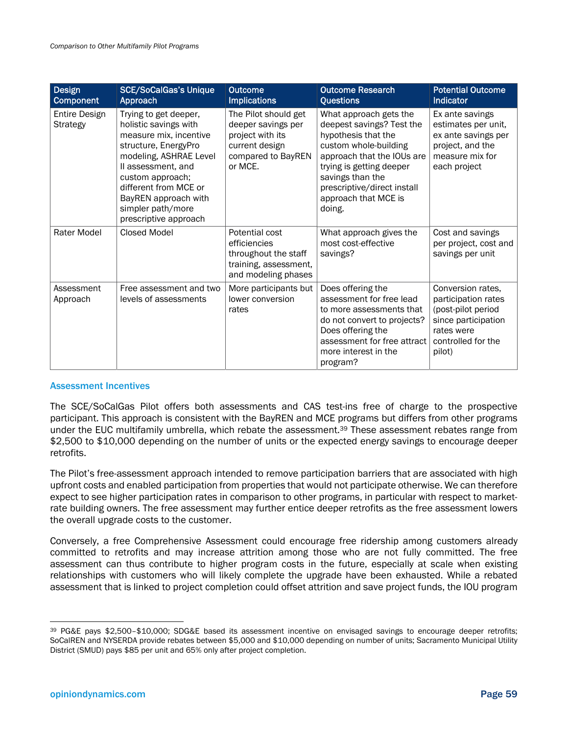| Design Component | SCE/SoCalGas's Unique Approach | Outcome Implications | Outcome Research Questions | Potential Outcome Indicator |
|---|---|---|---|---|
| Entire Design Strategy | Trying to get deeper, holistic savings with measure mix, incentive structure, EnergyPro modeling, ASHRAE Level II assessment, and custom approach; different from MCE or BayREN approach with simpler path/more prescriptive approach | The Pilot should get deeper savings per project with its current design compared to BayREN or MCE. | What approach gets the deepest savings? Test the hypothesis that the custom whole-building approach that the IOUs are trying is getting deeper savings than the prescriptive/direct install approach that MCE is doing. | Ex ante savings estimates per unit, ex ante savings per project, and the measure mix for each project |
| Rater Model | Closed Model | Potential cost efficiencies throughout the staff training, assessment, and modeling phases | What approach gives the most cost-effective savings? | Cost and savings per project, cost and savings per unit |
| Assessment Approach | Free assessment and two levels of assessments | More participants but lower conversion rates | Does offering the assessment for free lead to more assessments that do not convert to projects? Does offering the assessment for free attract more interest in the program? | Conversion rates, participation rates (post-pilot period since participation rates were controlled for the pilot) |

### Assessment Incentives

The SCE/SoCalGas Pilot offers both assessments and CAS test-ins free of charge to the prospective participant. This approach is consistent with the BayREN and MCE programs but differs from other programs under the EUC multifamily umbrella, which rebate the assessment.[39] These assessment rebates range from $2,500 to $10,000 depending on the number of units or the expected energy savings to encourage deeper retrofits.

The Pilot's free-assessment approach intended to remove participation barriers that are associated with high upfront costs and enabled participation from properties that would not participate otherwise. We can therefore expect to see higher participation rates in comparison to other programs, in particular with respect to market-rate building owners. The free assessment may further entice deeper retrofits as the free assessment lowers the overall upgrade costs to the customer.

Conversely, a free Comprehensive Assessment could encourage free ridership among customers already committed to retrofits and may increase attrition among those who are not fully committed. The free assessment can thus contribute to higher program costs in the future, especially at scale when existing relationships with customers who will likely complete the upgrade have been exhausted. While a rebated assessment that is linked to project completion could offset attrition and save project funds, the IOU program

---

[39] PG&E pays $2,500–$10,000; SDG&E based its assessment incentive on envisaged savings to encourage deeper retrofits; SoCalREN and NYSERDA provide rebates between $5,000 and $10,000 depending on number of units; Sacramento Municipal Utility District (SMUD) pays $85 per unit and 65% only after project completion.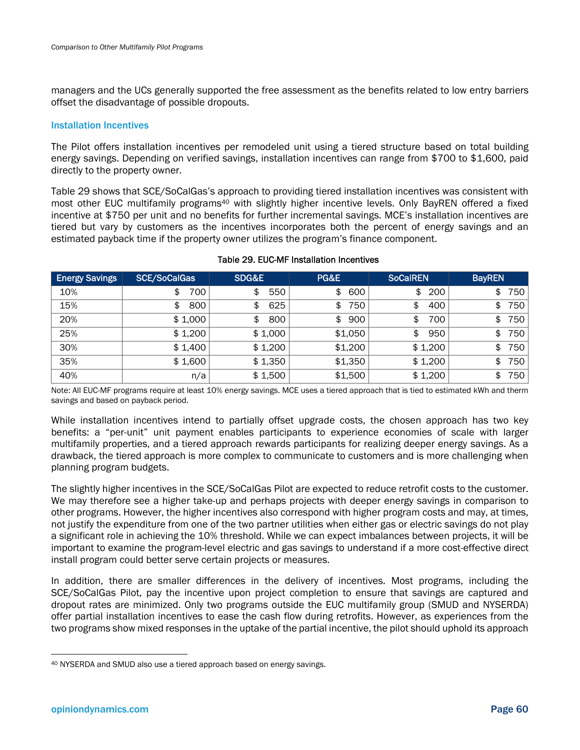managers and the UCs generally supported the free assessment as the benefits related to low entry barriers offset the disadvantage of possible dropouts.

### Installation Incentives

The Pilot offers installation incentives per remodeled unit using a tiered structure based on total building energy savings. Depending on verified savings, installation incentives can range from $700 to $1,600, paid directly to the property owner.

Table 29 shows that SCE/SoCalGas's approach to providing tiered installation incentives was consistent with most other EUC multifamily programs[40] with slightly higher incentive levels. Only BayREN offered a fixed incentive at $750 per unit and no benefits for further incremental savings. MCE's installation incentives are tiered but vary by customers as the incentives incorporates both the percent of energy savings and an estimated payback time if the property owner utilizes the program's finance component.

**Table 29. EUC-MF Installation Incentives**

| Energy Savings | SCE/SoCalGas | SDG&E | PG&E | SoCalREN | BayREN |
|---|---|---|---|---|---|
| 10% | $ 700 | $ 550 | $ 600 | $ 200 | $ 750 |
| 15% | $ 800 | $ 625 | $ 750 | $ 400 | $ 750 |
| 20% | $ 1,000 | $ 800 | $ 900 | $ 700 | $ 750 |
| 25% | $ 1,200 | $ 1,000 | $1,050 | $ 950 | $ 750 |
| 30% | $ 1,400 | $ 1,200 | $1,200 | $ 1,200 | $ 750 |
| 35% | $ 1,600 | $ 1,350 | $1,350 | $ 1,200 | $ 750 |
| 40% | n/a | $ 1,500 | $1,500 | $ 1,200 | $ 750 |

Note: All EUC-MF programs require at least 10% energy savings. MCE uses a tiered approach that is tied to estimated kWh and therm savings and based on payback period.

While installation incentives intend to partially offset upgrade costs, the chosen approach has two key benefits: a "per-unit" unit payment enables participants to experience economies of scale with larger multifamily properties, and a tiered approach rewards participants for realizing deeper energy savings. As a drawback, the tiered approach is more complex to communicate to customers and is more challenging when planning program budgets.

The slightly higher incentives in the SCE/SoCalGas Pilot are expected to reduce retrofit costs to the customer. We may therefore see a higher take-up and perhaps projects with deeper energy savings in comparison to other programs. However, the higher incentives also correspond with higher program costs and may, at times, not justify the expenditure from one of the two partner utilities when either gas or electric savings do not play a significant role in achieving the 10% threshold. While we can expect imbalances between projects, it will be important to examine the program-level electric and gas savings to understand if a more cost-effective direct install program could better serve certain projects or measures.

In addition, there are smaller differences in the delivery of incentives. Most programs, including the SCE/SoCalGas Pilot, pay the incentive upon project completion to ensure that savings are captured and dropout rates are minimized. Only two programs outside the EUC multifamily group (SMUD and NYSERDA) offer partial installation incentives to ease the cash flow during retrofits. However, as experiences from the two programs show mixed responses in the uptake of the partial incentive, the pilot should uphold its approach

[40] NYSERDA and SMUD also use a tiered approach based on energy savings.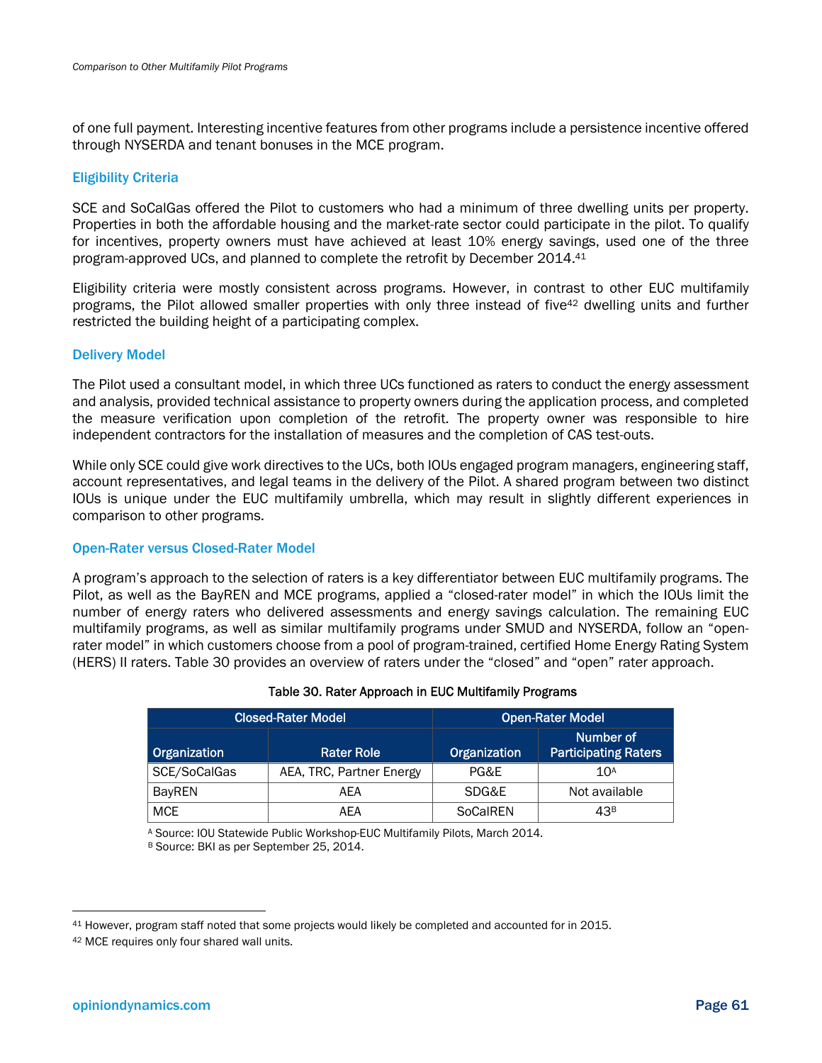of one full payment. Interesting incentive features from other programs include a persistence incentive offered through NYSERDA and tenant bonuses in the MCE program.

### Eligibility Criteria

SCE and SoCalGas offered the Pilot to customers who had a minimum of three dwelling units per property. Properties in both the affordable housing and the market-rate sector could participate in the pilot. To qualify for incentives, property owners must have achieved at least 10% energy savings, used one of the three program-approved UCs, and planned to complete the retrofit by December 2014.[41]

Eligibility criteria were mostly consistent across programs. However, in contrast to other EUC multifamily programs, the Pilot allowed smaller properties with only three instead of five[42] dwelling units and further restricted the building height of a participating complex.

### Delivery Model

The Pilot used a consultant model, in which three UCs functioned as raters to conduct the energy assessment and analysis, provided technical assistance to property owners during the application process, and completed the measure verification upon completion of the retrofit. The property owner was responsible to hire independent contractors for the installation of measures and the completion of CAS test-outs.

While only SCE could give work directives to the UCs, both IOUs engaged program managers, engineering staff, account representatives, and legal teams in the delivery of the Pilot. A shared program between two distinct IOUs is unique under the EUC multifamily umbrella, which may result in slightly different experiences in comparison to other programs.

### Open-Rater versus Closed-Rater Model

A program's approach to the selection of raters is a key differentiator between EUC multifamily programs. The Pilot, as well as the BayREN and MCE programs, applied a "closed-rater model" in which the IOUs limit the number of energy raters who delivered assessments and energy savings calculation. The remaining EUC multifamily programs, as well as similar multifamily programs under SMUD and NYSERDA, follow an "open-rater model" in which customers choose from a pool of program-trained, certified Home Energy Rating System (HERS) II raters. Table 30 provides an overview of raters under the "closed" and "open" rater approach.

Table 30. Rater Approach in EUC Multifamily Programs

| Closed-Rater Model | | Open-Rater Model | |
|---|---|---|---|
| Organization | Rater Role | Organization | Number of Participating Raters |
| SCE/SoCalGas | AEA, TRC, Partner Energy | PG&E | 10[A] |
| BayREN | AEA | SDG&E | Not available |
| MCE | AEA | SoCalREN | 43[B] |

[A] Source: IOU Statewide Public Workshop-EUC Multifamily Pilots, March 2014.
[B] Source: BKI as per September 25, 2014.

[41] However, program staff noted that some projects would likely be completed and accounted for in 2015.

[42] MCE requires only four shared wall units.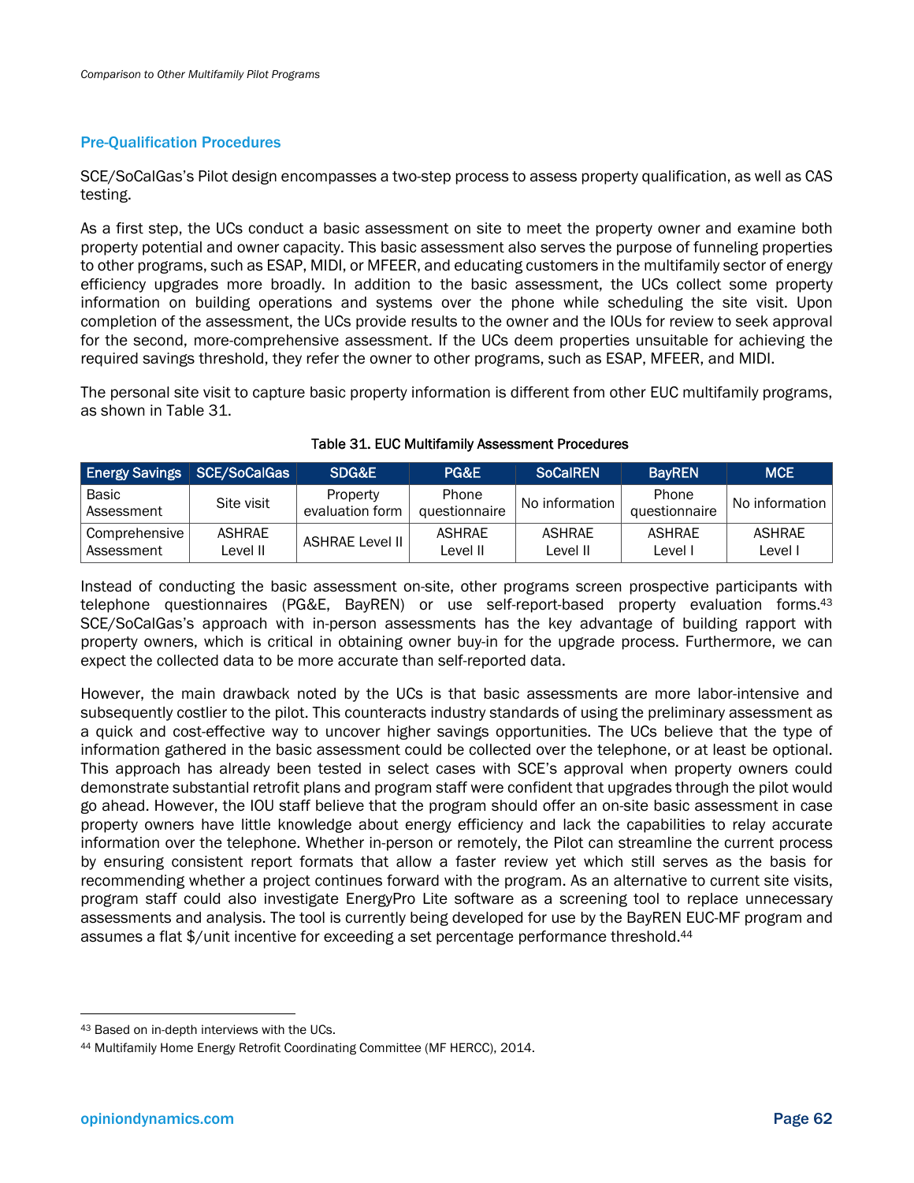### Pre-Qualification Procedures

SCE/SoCalGas's Pilot design encompasses a two-step process to assess property qualification, as well as CAS testing.

As a first step, the UCs conduct a basic assessment on site to meet the property owner and examine both property potential and owner capacity. This basic assessment also serves the purpose of funneling properties to other programs, such as ESAP, MIDI, or MFEER, and educating customers in the multifamily sector of energy efficiency upgrades more broadly. In addition to the basic assessment, the UCs collect some property information on building operations and systems over the phone while scheduling the site visit. Upon completion of the assessment, the UCs provide results to the owner and the IOUs for review to seek approval for the second, more-comprehensive assessment. If the UCs deem properties unsuitable for achieving the required savings threshold, they refer the owner to other programs, such as ESAP, MFEER, and MIDI.

The personal site visit to capture basic property information is different from other EUC multifamily programs, as shown in Table 31.

Table 31. EUC Multifamily Assessment Procedures

| Energy Savings | SCE/SoCalGas | SDG&E | PG&E | SoCalREN | BayREN | MCE |
|---|---|---|---|---|---|---|
| Basic Assessment | Site visit | Property evaluation form | Phone questionnaire | No information | Phone questionnaire | No information |
| Comprehensive Assessment | ASHRAE Level II | ASHRAE Level II | ASHRAE Level II | ASHRAE Level II | ASHRAE Level I | ASHRAE Level I |

Instead of conducting the basic assessment on-site, other programs screen prospective participants with telephone questionnaires (PG&E, BayREN) or use self-report-based property evaluation forms.[43] SCE/SoCalGas's approach with in-person assessments has the key advantage of building rapport with property owners, which is critical in obtaining owner buy-in for the upgrade process. Furthermore, we can expect the collected data to be more accurate than self-reported data.

However, the main drawback noted by the UCs is that basic assessments are more labor-intensive and subsequently costlier to the pilot. This counteracts industry standards of using the preliminary assessment as a quick and cost-effective way to uncover higher savings opportunities. The UCs believe that the type of information gathered in the basic assessment could be collected over the telephone, or at least be optional. This approach has already been tested in select cases with SCE's approval when property owners could demonstrate substantial retrofit plans and program staff were confident that upgrades through the pilot would go ahead. However, the IOU staff believe that the program should offer an on-site basic assessment in case property owners have little knowledge about energy efficiency and lack the capabilities to relay accurate information over the telephone. Whether in-person or remotely, the Pilot can streamline the current process by ensuring consistent report formats that allow a faster review yet which still serves as the basis for recommending whether a project continues forward with the program. As an alternative to current site visits, program staff could also investigate EnergyPro Lite software as a screening tool to replace unnecessary assessments and analysis. The tool is currently being developed for use by the BayREN EUC-MF program and assumes a flat $/unit incentive for exceeding a set percentage performance threshold.[44]

---

[43] Based on in-depth interviews with the UCs.

[44] Multifamily Home Energy Retrofit Coordinating Committee (MF HERCC), 2014.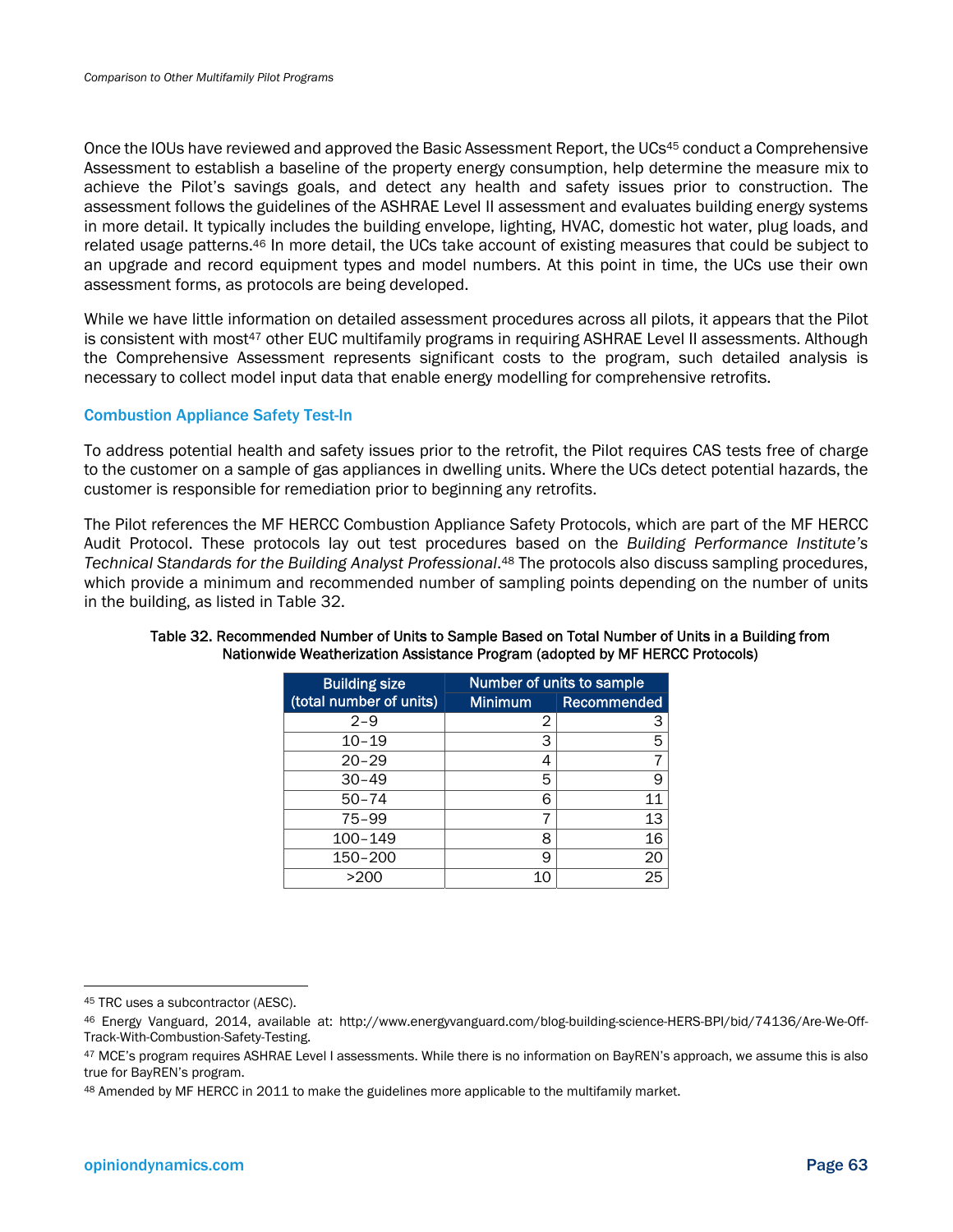Once the IOUs have reviewed and approved the Basic Assessment Report, the UCs[45] conduct a Comprehensive Assessment to establish a baseline of the property energy consumption, help determine the measure mix to achieve the Pilot's savings goals, and detect any health and safety issues prior to construction. The assessment follows the guidelines of the ASHRAE Level II assessment and evaluates building energy systems in more detail. It typically includes the building envelope, lighting, HVAC, domestic hot water, plug loads, and related usage patterns.[46] In more detail, the UCs take account of existing measures that could be subject to an upgrade and record equipment types and model numbers. At this point in time, the UCs use their own assessment forms, as protocols are being developed.

While we have little information on detailed assessment procedures across all pilots, it appears that the Pilot is consistent with most[47] other EUC multifamily programs in requiring ASHRAE Level II assessments. Although the Comprehensive Assessment represents significant costs to the program, such detailed analysis is necessary to collect model input data that enable energy modelling for comprehensive retrofits.

### Combustion Appliance Safety Test-In

To address potential health and safety issues prior to the retrofit, the Pilot requires CAS tests free of charge to the customer on a sample of gas appliances in dwelling units. Where the UCs detect potential hazards, the customer is responsible for remediation prior to beginning any retrofits.

The Pilot references the MF HERCC Combustion Appliance Safety Protocols, which are part of the MF HERCC Audit Protocol. These protocols lay out test procedures based on the *Building Performance Institute's Technical Standards for the Building Analyst Professional*.[48] The protocols also discuss sampling procedures, which provide a minimum and recommended number of sampling points depending on the number of units in the building, as listed in Table 32.

**Table 32. Recommended Number of Units to Sample Based on Total Number of Units in a Building from Nationwide Weatherization Assistance Program (adopted by MF HERCC Protocols)**

| Building size (total number of units) | Number of units to sample | |
|---|---|---|
| | Minimum | Recommended |
| 2–9 | 2 | 3 |
| 10–19 | 3 | 5 |
| 20–29 | 4 | 7 |
| 30–49 | 5 | 9 |
| 50–74 | 6 | 11 |
| 75–99 | 7 | 13 |
| 100–149 | 8 | 16 |
| 150–200 | 9 | 20 |
| >200 | 10 | 25 |

[45] TRC uses a subcontractor (AESC).

[46] Energy Vanguard, 2014, available at: http://www.energyvanguard.com/blog-building-science-HERS-BPI/bid/74136/Are-We-Off-Track-With-Combustion-Safety-Testing.

[47] MCE's program requires ASHRAE Level I assessments. While there is no information on BayREN's approach, we assume this is also true for BayREN's program.

[48] Amended by MF HERCC in 2011 to make the guidelines more applicable to the multifamily market.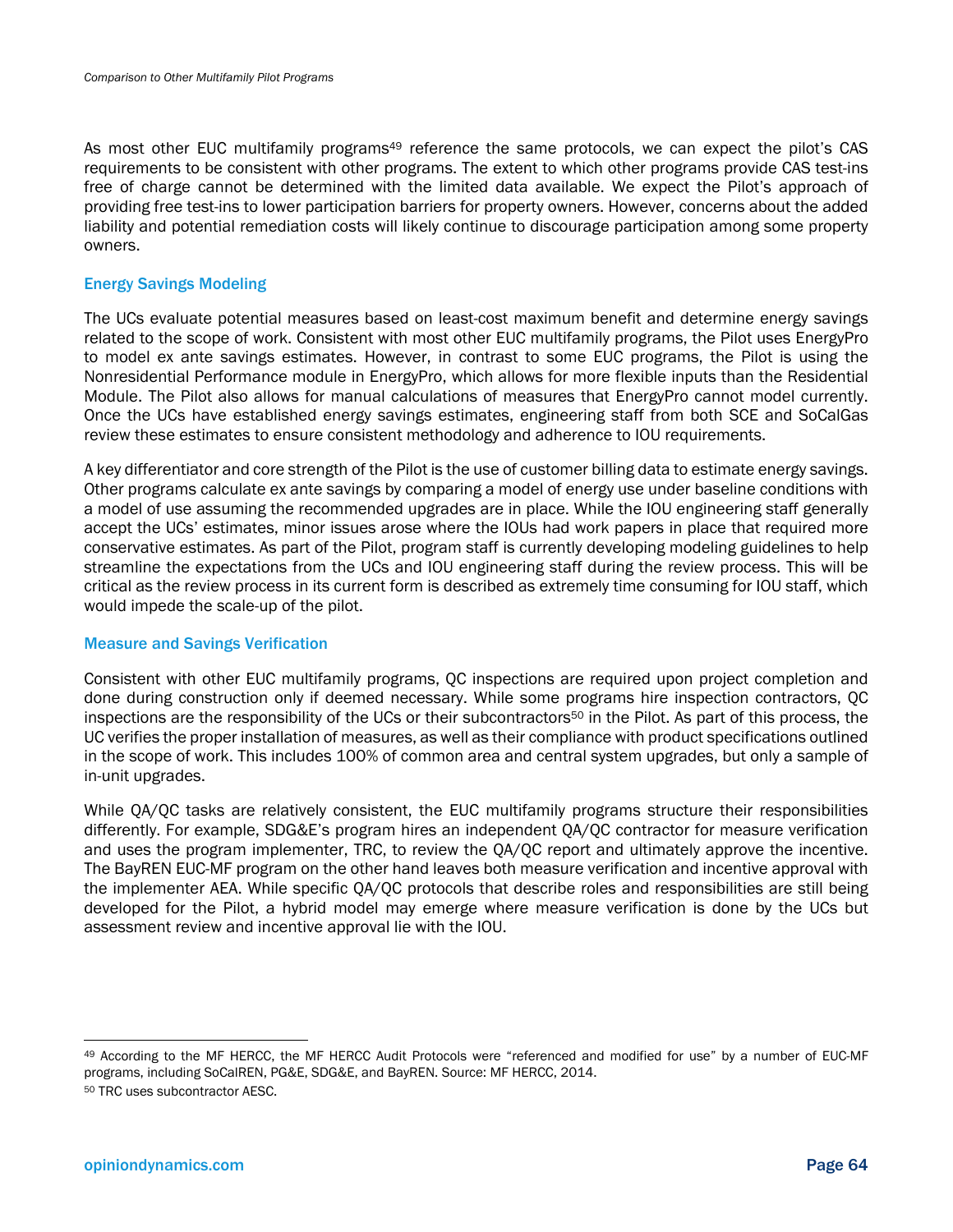As most other EUC multifamily programs[49] reference the same protocols, we can expect the pilot's CAS requirements to be consistent with other programs. The extent to which other programs provide CAS test-ins free of charge cannot be determined with the limited data available. We expect the Pilot's approach of providing free test-ins to lower participation barriers for property owners. However, concerns about the added liability and potential remediation costs will likely continue to discourage participation among some property owners.

### Energy Savings Modeling

The UCs evaluate potential measures based on least-cost maximum benefit and determine energy savings related to the scope of work. Consistent with most other EUC multifamily programs, the Pilot uses EnergyPro to model ex ante savings estimates. However, in contrast to some EUC programs, the Pilot is using the Nonresidential Performance module in EnergyPro, which allows for more flexible inputs than the Residential Module. The Pilot also allows for manual calculations of measures that EnergyPro cannot model currently. Once the UCs have established energy savings estimates, engineering staff from both SCE and SoCalGas review these estimates to ensure consistent methodology and adherence to IOU requirements.

A key differentiator and core strength of the Pilot is the use of customer billing data to estimate energy savings. Other programs calculate ex ante savings by comparing a model of energy use under baseline conditions with a model of use assuming the recommended upgrades are in place. While the IOU engineering staff generally accept the UCs' estimates, minor issues arose where the IOUs had work papers in place that required more conservative estimates. As part of the Pilot, program staff is currently developing modeling guidelines to help streamline the expectations from the UCs and IOU engineering staff during the review process. This will be critical as the review process in its current form is described as extremely time consuming for IOU staff, which would impede the scale-up of the pilot.

### Measure and Savings Verification

Consistent with other EUC multifamily programs, QC inspections are required upon project completion and done during construction only if deemed necessary. While some programs hire inspection contractors, QC inspections are the responsibility of the UCs or their subcontractors[50] in the Pilot. As part of this process, the UC verifies the proper installation of measures, as well as their compliance with product specifications outlined in the scope of work. This includes 100% of common area and central system upgrades, but only a sample of in-unit upgrades.

While QA/QC tasks are relatively consistent, the EUC multifamily programs structure their responsibilities differently. For example, SDG&E's program hires an independent QA/QC contractor for measure verification and uses the program implementer, TRC, to review the QA/QC report and ultimately approve the incentive. The BayREN EUC-MF program on the other hand leaves both measure verification and incentive approval with the implementer AEA. While specific QA/QC protocols that describe roles and responsibilities are still being developed for the Pilot, a hybrid model may emerge where measure verification is done by the UCs but assessment review and incentive approval lie with the IOU.

---

[49] According to the MF HERCC, the MF HERCC Audit Protocols were "referenced and modified for use" by a number of EUC-MF programs, including SoCalREN, PG&E, SDG&E, and BayREN. Source: MF HERCC, 2014.

[50] TRC uses subcontractor AESC.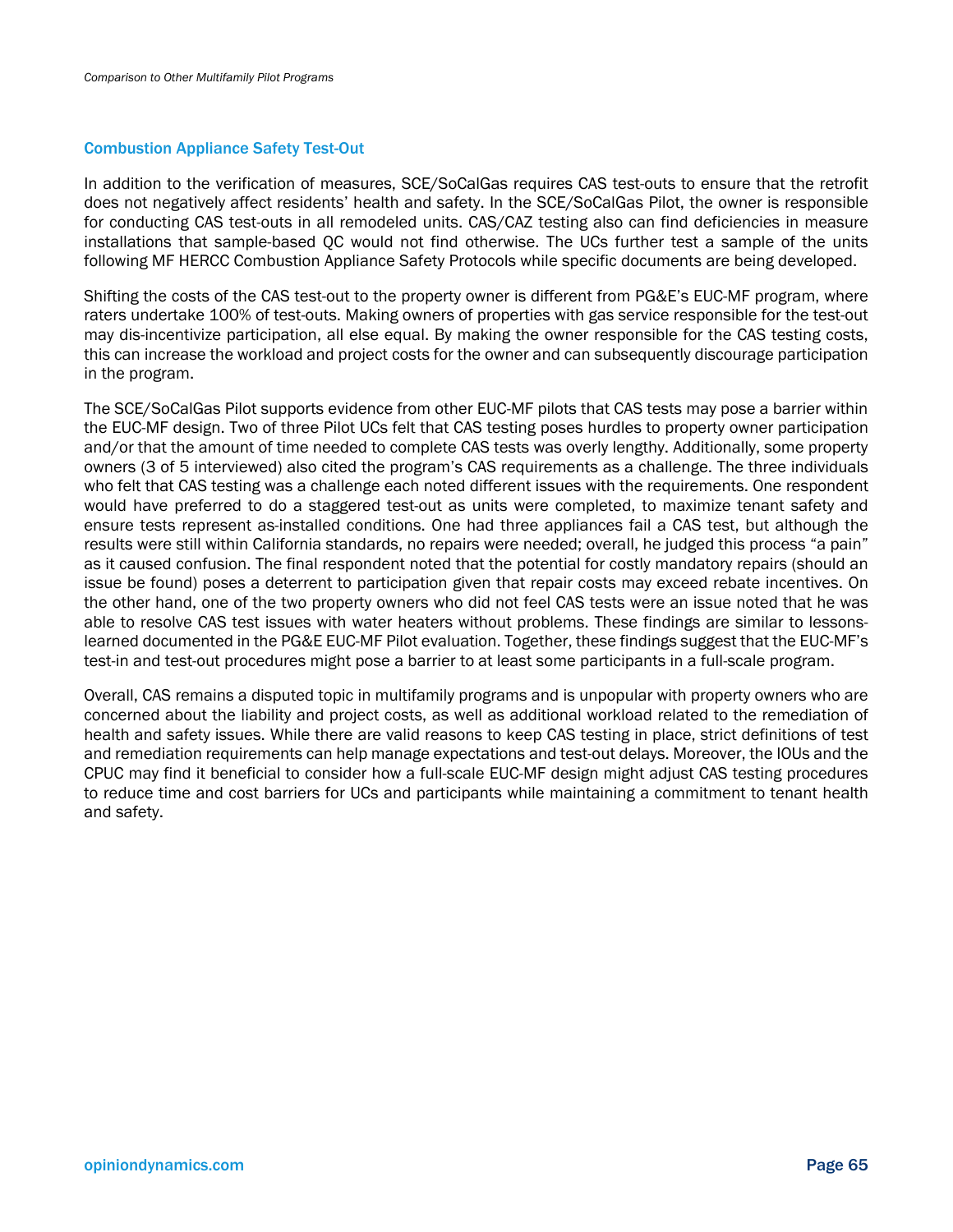### Combustion Appliance Safety Test-Out

In addition to the verification of measures, SCE/SoCalGas requires CAS test-outs to ensure that the retrofit does not negatively affect residents' health and safety. In the SCE/SoCalGas Pilot, the owner is responsible for conducting CAS test-outs in all remodeled units. CAS/CAZ testing also can find deficiencies in measure installations that sample-based QC would not find otherwise. The UCs further test a sample of the units following MF HERCC Combustion Appliance Safety Protocols while specific documents are being developed.

Shifting the costs of the CAS test-out to the property owner is different from PG&E's EUC-MF program, where raters undertake 100% of test-outs. Making owners of properties with gas service responsible for the test-out may dis-incentivize participation, all else equal. By making the owner responsible for the CAS testing costs, this can increase the workload and project costs for the owner and can subsequently discourage participation in the program.

The SCE/SoCalGas Pilot supports evidence from other EUC-MF pilots that CAS tests may pose a barrier within the EUC-MF design. Two of three Pilot UCs felt that CAS testing poses hurdles to property owner participation and/or that the amount of time needed to complete CAS tests was overly lengthy. Additionally, some property owners (3 of 5 interviewed) also cited the program's CAS requirements as a challenge. The three individuals who felt that CAS testing was a challenge each noted different issues with the requirements. One respondent would have preferred to do a staggered test-out as units were completed, to maximize tenant safety and ensure tests represent as-installed conditions. One had three appliances fail a CAS test, but although the results were still within California standards, no repairs were needed; overall, he judged this process "a pain" as it caused confusion. The final respondent noted that the potential for costly mandatory repairs (should an issue be found) poses a deterrent to participation given that repair costs may exceed rebate incentives. On the other hand, one of the two property owners who did not feel CAS tests were an issue noted that he was able to resolve CAS test issues with water heaters without problems. These findings are similar to lessons-learned documented in the PG&E EUC-MF Pilot evaluation. Together, these findings suggest that the EUC-MF's test-in and test-out procedures might pose a barrier to at least some participants in a full-scale program.

Overall, CAS remains a disputed topic in multifamily programs and is unpopular with property owners who are concerned about the liability and project costs, as well as additional workload related to the remediation of health and safety issues. While there are valid reasons to keep CAS testing in place, strict definitions of test and remediation requirements can help manage expectations and test-out delays. Moreover, the IOUs and the CPUC may find it beneficial to consider how a full-scale EUC-MF design might adjust CAS testing procedures to reduce time and cost barriers for UCs and participants while maintaining a commitment to tenant health and safety.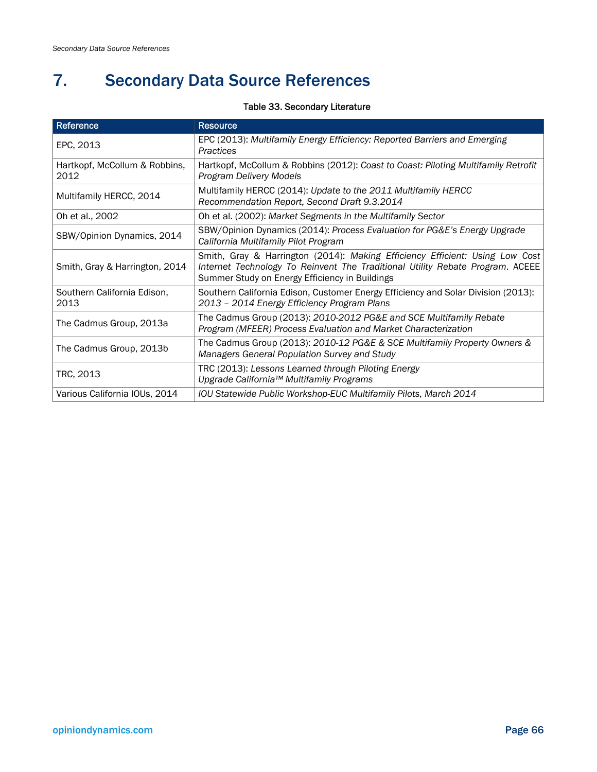# 7. Secondary Data Source References

Table 33. Secondary Literature

| Reference | Resource |
|---|---|
| EPC, 2013 | EPC (2013): *Multifamily Energy Efficiency: Reported Barriers and Emerging Practices* |
| Hartkopf, McCollum & Robbins, 2012 | Hartkopf, McCollum & Robbins (2012): *Coast to Coast: Piloting Multifamily Retrofit Program Delivery Models* |
| Multifamily HERCC, 2014 | Multifamily HERCC (2014): *Update to the 2011 Multifamily HERCC Recommendation Report, Second Draft 9.3.2014* |
| Oh et al., 2002 | Oh et al. (2002): *Market Segments in the Multifamily Sector* |
| SBW/Opinion Dynamics, 2014 | SBW/Opinion Dynamics (2014): *Process Evaluation for PG&E's Energy Upgrade California Multifamily Pilot Program* |
| Smith, Gray & Harrington, 2014 | Smith, Gray & Harrington (2014): *Making Efficiency Efficient: Using Low Cost Internet Technology To Reinvent The Traditional Utility Rebate Program*. ACEEE Summer Study on Energy Efficiency in Buildings |
| Southern California Edison, 2013 | Southern California Edison, Customer Energy Efficiency and Solar Division (2013): *2013 – 2014 Energy Efficiency Program Plans* |
| The Cadmus Group, 2013a | The Cadmus Group (2013): *2010-2012 PG&E and SCE Multifamily Rebate Program (MFEER) Process Evaluation and Market Characterization* |
| The Cadmus Group, 2013b | The Cadmus Group (2013): *2010-12 PG&E & SCE Multifamily Property Owners & Managers General Population Survey and Study* |
| TRC, 2013 | TRC (2013): *Lessons Learned through Piloting Energy Upgrade California™ Multifamily Programs* |
| Various California IOUs, 2014 | *IOU Statewide Public Workshop-EUC Multifamily Pilots, March 2014* |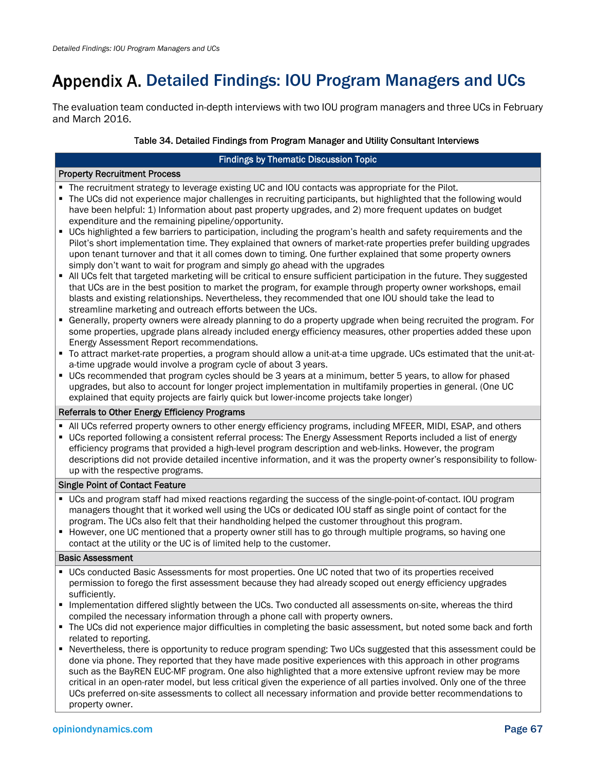# Appendix A. Detailed Findings: IOU Program Managers and UCs

The evaluation team conducted in-depth interviews with two IOU program managers and three UCs in February and March 2016.

**Table 34. Detailed Findings from Program Manager and Utility Consultant Interviews**

**Findings by Thematic Discussion Topic**

**Property Recruitment Process**

- The recruitment strategy to leverage existing UC and IOU contacts was appropriate for the Pilot.
- The UCs did not experience major challenges in recruiting participants, but highlighted that the following would have been helpful: 1) Information about past property upgrades, and 2) more frequent updates on budget expenditure and the remaining pipeline/opportunity.
- UCs highlighted a few barriers to participation, including the program's health and safety requirements and the Pilot's short implementation time. They explained that owners of market-rate properties prefer building upgrades upon tenant turnover and that it all comes down to timing. One further explained that some property owners simply don't want to wait for program and simply go ahead with the upgrades
- All UCs felt that targeted marketing will be critical to ensure sufficient participation in the future. They suggested that UCs are in the best position to market the program, for example through property owner workshops, email blasts and existing relationships. Nevertheless, they recommended that one IOU should take the lead to streamline marketing and outreach efforts between the UCs.
- Generally, property owners were already planning to do a property upgrade when being recruited the program. For some properties, upgrade plans already included energy efficiency measures, other properties added these upon Energy Assessment Report recommendations.
- To attract market-rate properties, a program should allow a unit-at-a time upgrade. UCs estimated that the unit-at-a-time upgrade would involve a program cycle of about 3 years.
- UCs recommended that program cycles should be 3 years at a minimum, better 5 years, to allow for phased upgrades, but also to account for longer project implementation in multifamily properties in general. (One UC explained that equity projects are fairly quick but lower-income projects take longer)

**Referrals to Other Energy Efficiency Programs**

- All UCs referred property owners to other energy efficiency programs, including MFEER, MIDI, ESAP, and others
- UCs reported following a consistent referral process: The Energy Assessment Reports included a list of energy efficiency programs that provided a high-level program description and web-links. However, the program descriptions did not provide detailed incentive information, and it was the property owner's responsibility to follow-up with the respective programs.

**Single Point of Contact Feature**

- UCs and program staff had mixed reactions regarding the success of the single-point-of-contact. IOU program managers thought that it worked well using the UCs or dedicated IOU staff as single point of contact for the program. The UCs also felt that their handholding helped the customer throughout this program.
- However, one UC mentioned that a property owner still has to go through multiple programs, so having one contact at the utility or the UC is of limited help to the customer.

**Basic Assessment**

- UCs conducted Basic Assessments for most properties. One UC noted that two of its properties received permission to forego the first assessment because they had already scoped out energy efficiency upgrades sufficiently.
- Implementation differed slightly between the UCs. Two conducted all assessments on-site, whereas the third compiled the necessary information through a phone call with property owners.
- The UCs did not experience major difficulties in completing the basic assessment, but noted some back and forth related to reporting.
- Nevertheless, there is opportunity to reduce program spending: Two UCs suggested that this assessment could be done via phone. They reported that they have made positive experiences with this approach in other programs such as the BayREN EUC-MF program. One also highlighted that a more extensive upfront review may be more critical in an open-rater model, but less critical given the experience of all parties involved. Only one of the three UCs preferred on-site assessments to collect all necessary information and provide better recommendations to property owner.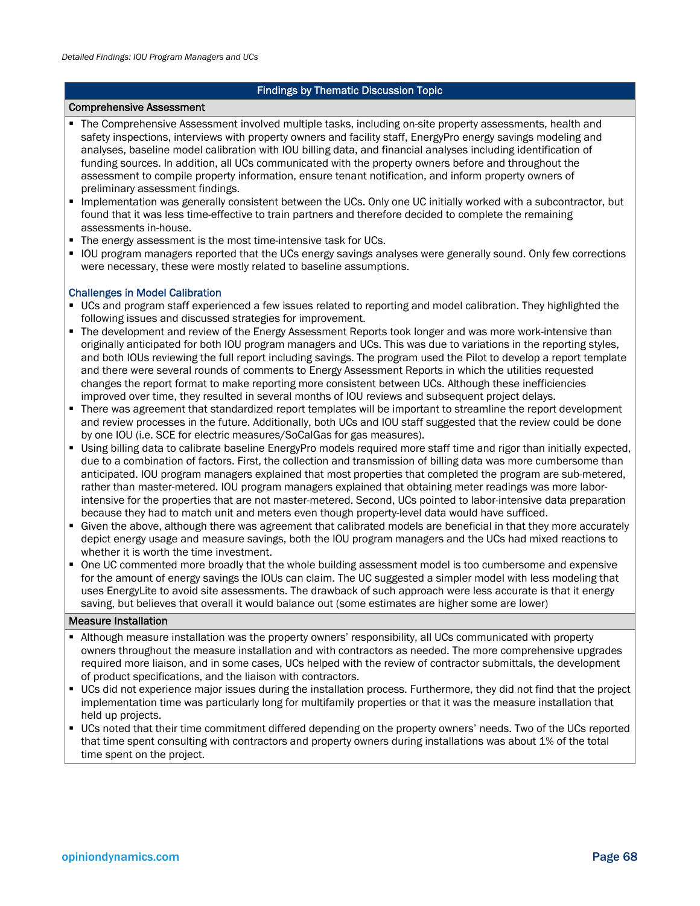*Detailed Findings: IOU Program Managers and UCs*

**Findings by Thematic Discussion Topic**

**Comprehensive Assessment**

- The Comprehensive Assessment involved multiple tasks, including on-site property assessments, health and safety inspections, interviews with property owners and facility staff, EnergyPro energy savings modeling and analyses, baseline model calibration with IOU billing data, and financial analyses including identification of funding sources. In addition, all UCs communicated with the property owners before and throughout the assessment to compile property information, ensure tenant notification, and inform property owners of preliminary assessment findings.
- Implementation was generally consistent between the UCs. Only one UC initially worked with a subcontractor, but found that it was less time-effective to train partners and therefore decided to complete the remaining assessments in-house.
- The energy assessment is the most time-intensive task for UCs.
- IOU program managers reported that the UCs energy savings analyses were generally sound. Only few corrections were necessary, these were mostly related to baseline assumptions.

**Challenges in Model Calibration**

- UCs and program staff experienced a few issues related to reporting and model calibration. They highlighted the following issues and discussed strategies for improvement.
- The development and review of the Energy Assessment Reports took longer and was more work-intensive than originally anticipated for both IOU program managers and UCs. This was due to variations in the reporting styles, and both IOUs reviewing the full report including savings. The program used the Pilot to develop a report template and there were several rounds of comments to Energy Assessment Reports in which the utilities requested changes the report format to make reporting more consistent between UCs. Although these inefficiencies improved over time, they resulted in several months of IOU reviews and subsequent project delays.
- There was agreement that standardized report templates will be important to streamline the report development and review processes in the future. Additionally, both UCs and IOU staff suggested that the review could be done by one IOU (i.e. SCE for electric measures/SoCalGas for gas measures).
- Using billing data to calibrate baseline EnergyPro models required more staff time and rigor than initially expected, due to a combination of factors. First, the collection and transmission of billing data was more cumbersome than anticipated. IOU program managers explained that most properties that completed the program are sub-metered, rather than master-metered. IOU program managers explained that obtaining meter readings was more labor-intensive for the properties that are not master-metered. Second, UCs pointed to labor-intensive data preparation because they had to match unit and meters even though property-level data would have sufficed.
- Given the above, although there was agreement that calibrated models are beneficial in that they more accurately depict energy usage and measure savings, both the IOU program managers and the UCs had mixed reactions to whether it is worth the time investment.
- One UC commented more broadly that the whole building assessment model is too cumbersome and expensive for the amount of energy savings the IOUs can claim. The UC suggested a simpler model with less modeling that uses EnergyLite to avoid site assessments. The drawback of such approach were less accurate is that it energy saving, but believes that overall it would balance out (some estimates are higher some are lower)

**Measure Installation**

- Although measure installation was the property owners' responsibility, all UCs communicated with property owners throughout the measure installation and with contractors as needed. The more comprehensive upgrades required more liaison, and in some cases, UCs helped with the review of contractor submittals, the development of product specifications, and the liaison with contractors.
- UCs did not experience major issues during the installation process. Furthermore, they did not find that the project implementation time was particularly long for multifamily properties or that it was the measure installation that held up projects.
- UCs noted that their time commitment differed depending on the property owners' needs. Two of the UCs reported that time spent consulting with contractors and property owners during installations was about 1% of the total time spent on the project.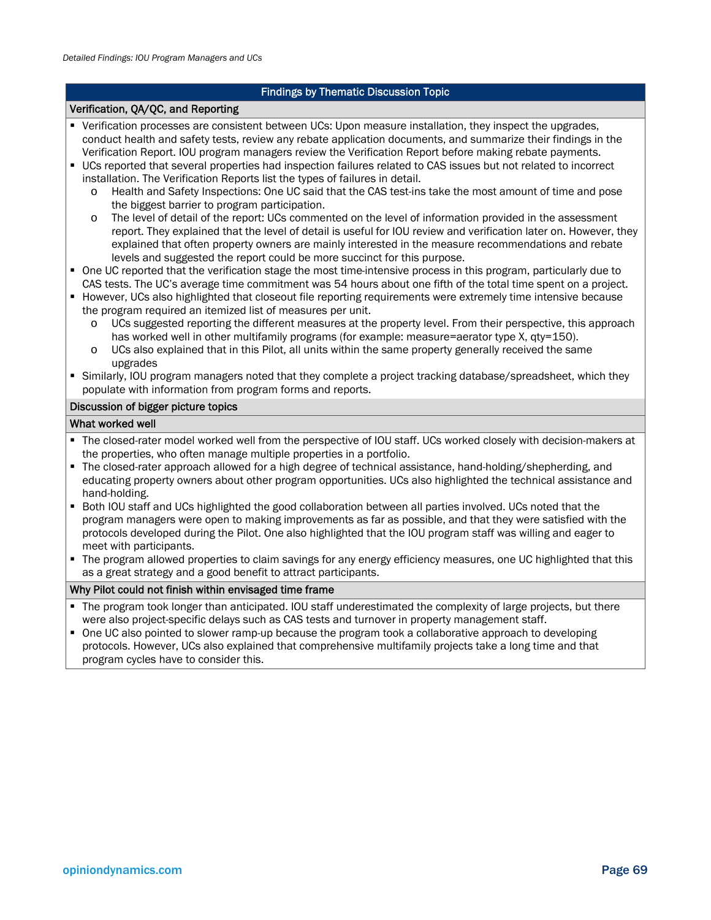| Findings by Thematic Discussion Topic |
|---|
| **Verification, QA/QC, and Reporting** |

- Verification processes are consistent between UCs: Upon measure installation, they inspect the upgrades, conduct health and safety tests, review any rebate application documents, and summarize their findings in the Verification Report. IOU program managers review the Verification Report before making rebate payments.
- UCs reported that several properties had inspection failures related to CAS issues but not related to incorrect installation. The Verification Reports list the types of failures in detail.
  - Health and Safety Inspections: One UC said that the CAS test-ins take the most amount of time and pose the biggest barrier to program participation.
  - The level of detail of the report: UCs commented on the level of information provided in the assessment report. They explained that the level of detail is useful for IOU review and verification later on. However, they explained that often property owners are mainly interested in the measure recommendations and rebate levels and suggested the report could be more succinct for this purpose.
- One UC reported that the verification stage the most time-intensive process in this program, particularly due to CAS tests. The UC's average time commitment was 54 hours about one fifth of the total time spent on a project.
- However, UCs also highlighted that closeout file reporting requirements were extremely time intensive because the program required an itemized list of measures per unit.
  - UCs suggested reporting the different measures at the property level. From their perspective, this approach has worked well in other multifamily programs (for example: measure=aerator type X, qty=150).
  - UCs also explained that in this Pilot, all units within the same property generally received the same upgrades
- Similarly, IOU program managers noted that they complete a project tracking database/spreadsheet, which they populate with information from program forms and reports.

**Discussion of bigger picture topics**

**What worked well**

- The closed-rater model worked well from the perspective of IOU staff. UCs worked closely with decision-makers at the properties, who often manage multiple properties in a portfolio.
- The closed-rater approach allowed for a high degree of technical assistance, hand-holding/shepherding, and educating property owners about other program opportunities. UCs also highlighted the technical assistance and hand-holding.
- Both IOU staff and UCs highlighted the good collaboration between all parties involved. UCs noted that the program managers were open to making improvements as far as possible, and that they were satisfied with the protocols developed during the Pilot. One also highlighted that the IOU program staff was willing and eager to meet with participants.
- The program allowed properties to claim savings for any energy efficiency measures, one UC highlighted that this as a great strategy and a good benefit to attract participants.

**Why Pilot could not finish within envisaged time frame**

- The program took longer than anticipated. IOU staff underestimated the complexity of large projects, but there were also project-specific delays such as CAS tests and turnover in property management staff.
- One UC also pointed to slower ramp-up because the program took a collaborative approach to developing protocols. However, UCs also explained that comprehensive multifamily projects take a long time and that program cycles have to consider this.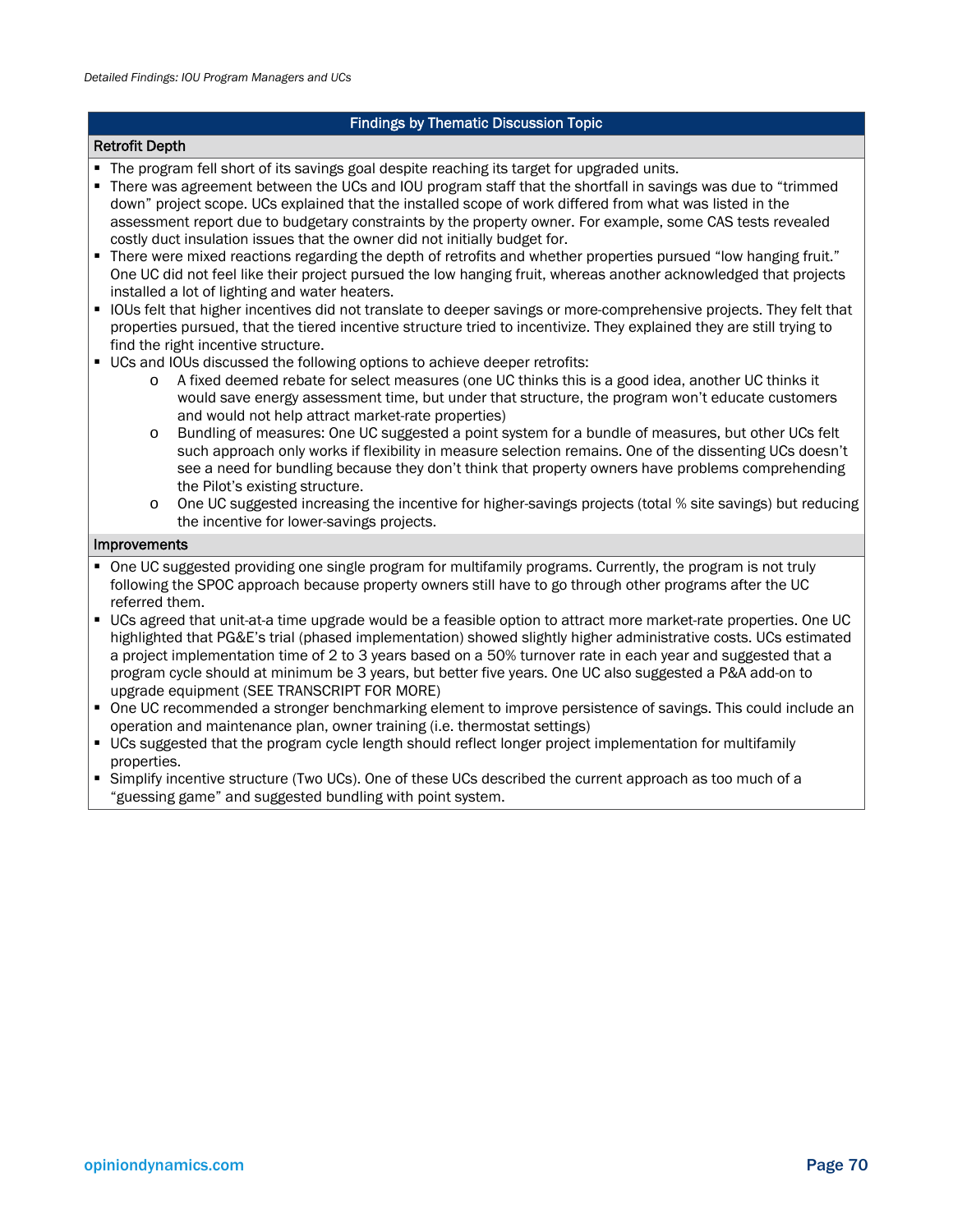| Findings by Thematic Discussion Topic |
|---|
| **Retrofit Depth** |

- The program fell short of its savings goal despite reaching its target for upgraded units.
- There was agreement between the UCs and IOU program staff that the shortfall in savings was due to "trimmed down" project scope. UCs explained that the installed scope of work differed from what was listed in the assessment report due to budgetary constraints by the property owner. For example, some CAS tests revealed costly duct insulation issues that the owner did not initially budget for.
- There were mixed reactions regarding the depth of retrofits and whether properties pursued "low hanging fruit." One UC did not feel like their project pursued the low hanging fruit, whereas another acknowledged that projects installed a lot of lighting and water heaters.
- IOUs felt that higher incentives did not translate to deeper savings or more-comprehensive projects. They felt that properties pursued, that the tiered incentive structure tried to incentivize. They explained they are still trying to find the right incentive structure.
- UCs and IOUs discussed the following options to achieve deeper retrofits:
  - A fixed deemed rebate for select measures (one UC thinks this is a good idea, another UC thinks it would save energy assessment time, but under that structure, the program won't educate customers and would not help attract market-rate properties)
  - Bundling of measures: One UC suggested a point system for a bundle of measures, but other UCs felt such approach only works if flexibility in measure selection remains. One of the dissenting UCs doesn't see a need for bundling because they don't think that property owners have problems comprehending the Pilot's existing structure.
  - One UC suggested increasing the incentive for higher-savings projects (total % site savings) but reducing the incentive for lower-savings projects.

**Improvements**

- One UC suggested providing one single program for multifamily programs. Currently, the program is not truly following the SPOC approach because property owners still have to go through other programs after the UC referred them.
- UCs agreed that unit-at-a time upgrade would be a feasible option to attract more market-rate properties. One UC highlighted that PG&E's trial (phased implementation) showed slightly higher administrative costs. UCs estimated a project implementation time of 2 to 3 years based on a 50% turnover rate in each year and suggested that a program cycle should at minimum be 3 years, but better five years. One UC also suggested a P&A add-on to upgrade equipment (SEE TRANSCRIPT FOR MORE)
- One UC recommended a stronger benchmarking element to improve persistence of savings. This could include an operation and maintenance plan, owner training (i.e. thermostat settings)
- UCs suggested that the program cycle length should reflect longer project implementation for multifamily properties.
- Simplify incentive structure (Two UCs). One of these UCs described the current approach as too much of a "guessing game" and suggested bundling with point system.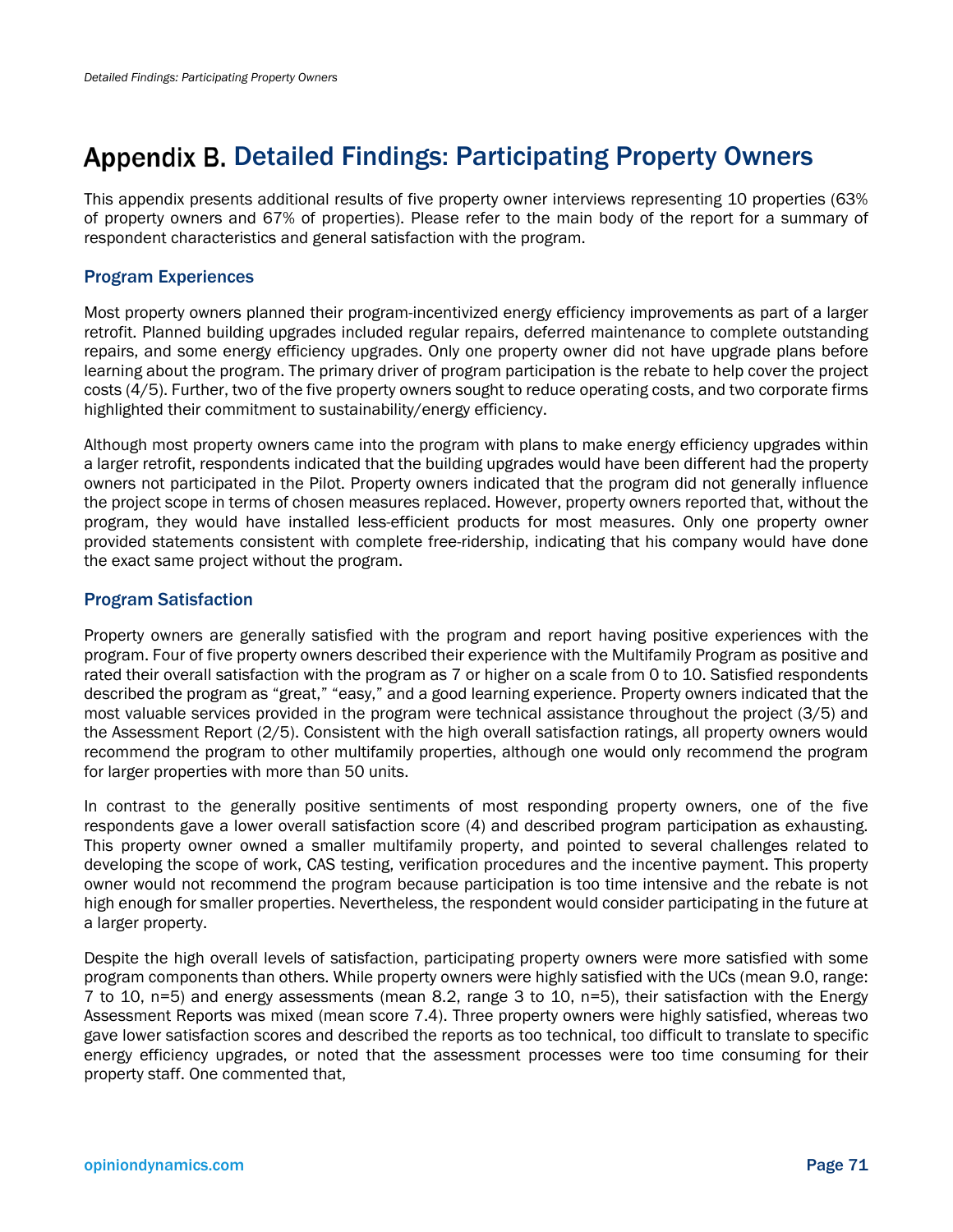# Appendix B. Detailed Findings: Participating Property Owners

This appendix presents additional results of five property owner interviews representing 10 properties (63% of property owners and 67% of properties). Please refer to the main body of the report for a summary of respondent characteristics and general satisfaction with the program.

## Program Experiences

Most property owners planned their program-incentivized energy efficiency improvements as part of a larger retrofit. Planned building upgrades included regular repairs, deferred maintenance to complete outstanding repairs, and some energy efficiency upgrades. Only one property owner did not have upgrade plans before learning about the program. The primary driver of program participation is the rebate to help cover the project costs (4/5). Further, two of the five property owners sought to reduce operating costs, and two corporate firms highlighted their commitment to sustainability/energy efficiency.

Although most property owners came into the program with plans to make energy efficiency upgrades within a larger retrofit, respondents indicated that the building upgrades would have been different had the property owners not participated in the Pilot. Property owners indicated that the program did not generally influence the project scope in terms of chosen measures replaced. However, property owners reported that, without the program, they would have installed less-efficient products for most measures. Only one property owner provided statements consistent with complete free-ridership, indicating that his company would have done the exact same project without the program.

## Program Satisfaction

Property owners are generally satisfied with the program and report having positive experiences with the program. Four of five property owners described their experience with the Multifamily Program as positive and rated their overall satisfaction with the program as 7 or higher on a scale from 0 to 10. Satisfied respondents described the program as "great," "easy," and a good learning experience. Property owners indicated that the most valuable services provided in the program were technical assistance throughout the project (3/5) and the Assessment Report (2/5). Consistent with the high overall satisfaction ratings, all property owners would recommend the program to other multifamily properties, although one would only recommend the program for larger properties with more than 50 units.

In contrast to the generally positive sentiments of most responding property owners, one of the five respondents gave a lower overall satisfaction score (4) and described program participation as exhausting. This property owner owned a smaller multifamily property, and pointed to several challenges related to developing the scope of work, CAS testing, verification procedures and the incentive payment. This property owner would not recommend the program because participation is too time intensive and the rebate is not high enough for smaller properties. Nevertheless, the respondent would consider participating in the future at a larger property.

Despite the high overall levels of satisfaction, participating property owners were more satisfied with some program components than others. While property owners were highly satisfied with the UCs (mean 9.0, range: 7 to 10, n=5) and energy assessments (mean 8.2, range 3 to 10, n=5), their satisfaction with the Energy Assessment Reports was mixed (mean score 7.4). Three property owners were highly satisfied, whereas two gave lower satisfaction scores and described the reports as too technical, too difficult to translate to specific energy efficiency upgrades, or noted that the assessment processes were too time consuming for their property staff. One commented that,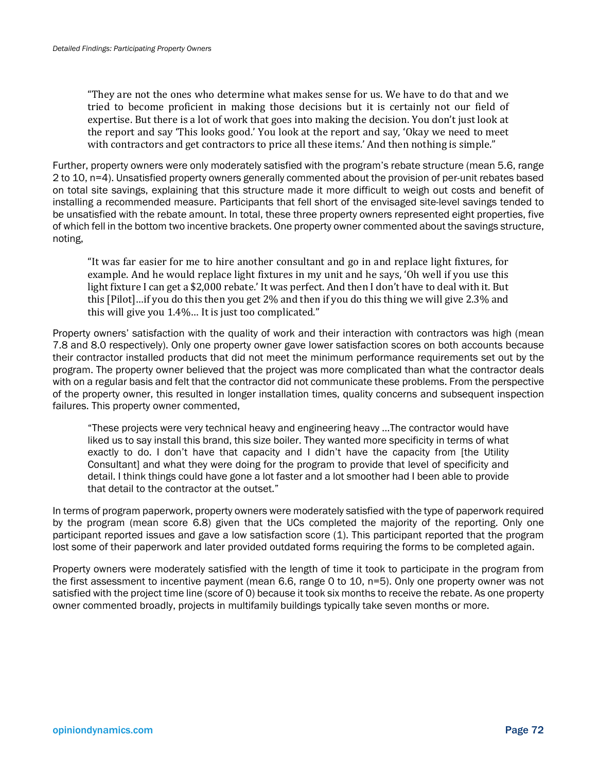> "They are not the ones who determine what makes sense for us. We have to do that and we tried to become proficient in making those decisions but it is certainly not our field of expertise. But there is a lot of work that goes into making the decision. You don't just look at the report and say 'This looks good.' You look at the report and say, 'Okay we need to meet with contractors and get contractors to price all these items.' And then nothing is simple."

Further, property owners were only moderately satisfied with the program's rebate structure (mean 5.6, range 2 to 10, n=4). Unsatisfied property owners generally commented about the provision of per-unit rebates based on total site savings, explaining that this structure made it more difficult to weigh out costs and benefit of installing a recommended measure. Participants that fell short of the envisaged site-level savings tended to be unsatisfied with the rebate amount. In total, these three property owners represented eight properties, five of which fell in the bottom two incentive brackets. One property owner commented about the savings structure, noting,

> "It was far easier for me to hire another consultant and go in and replace light fixtures, for example. And he would replace light fixtures in my unit and he says, 'Oh well if you use this light fixture I can get a $2,000 rebate.' It was perfect. And then I don't have to deal with it. But this [Pilot]…if you do this then you get 2% and then if you do this thing we will give 2.3% and this will give you 1.4%… It is just too complicated."

Property owners' satisfaction with the quality of work and their interaction with contractors was high (mean 7.8 and 8.0 respectively). Only one property owner gave lower satisfaction scores on both accounts because their contractor installed products that did not meet the minimum performance requirements set out by the program. The property owner believed that the project was more complicated than what the contractor deals with on a regular basis and felt that the contractor did not communicate these problems. From the perspective of the property owner, this resulted in longer installation times, quality concerns and subsequent inspection failures. This property owner commented,

> "These projects were very technical heavy and engineering heavy …The contractor would have liked us to say install this brand, this size boiler. They wanted more specificity in terms of what exactly to do. I don't have that capacity and I didn't have the capacity from [the Utility Consultant] and what they were doing for the program to provide that level of specificity and detail. I think things could have gone a lot faster and a lot smoother had I been able to provide that detail to the contractor at the outset."

In terms of program paperwork, property owners were moderately satisfied with the type of paperwork required by the program (mean score 6.8) given that the UCs completed the majority of the reporting. Only one participant reported issues and gave a low satisfaction score (1). This participant reported that the program lost some of their paperwork and later provided outdated forms requiring the forms to be completed again.

Property owners were moderately satisfied with the length of time it took to participate in the program from the first assessment to incentive payment (mean 6.6, range 0 to 10, n=5). Only one property owner was not satisfied with the project time line (score of 0) because it took six months to receive the rebate. As one property owner commented broadly, projects in multifamily buildings typically take seven months or more.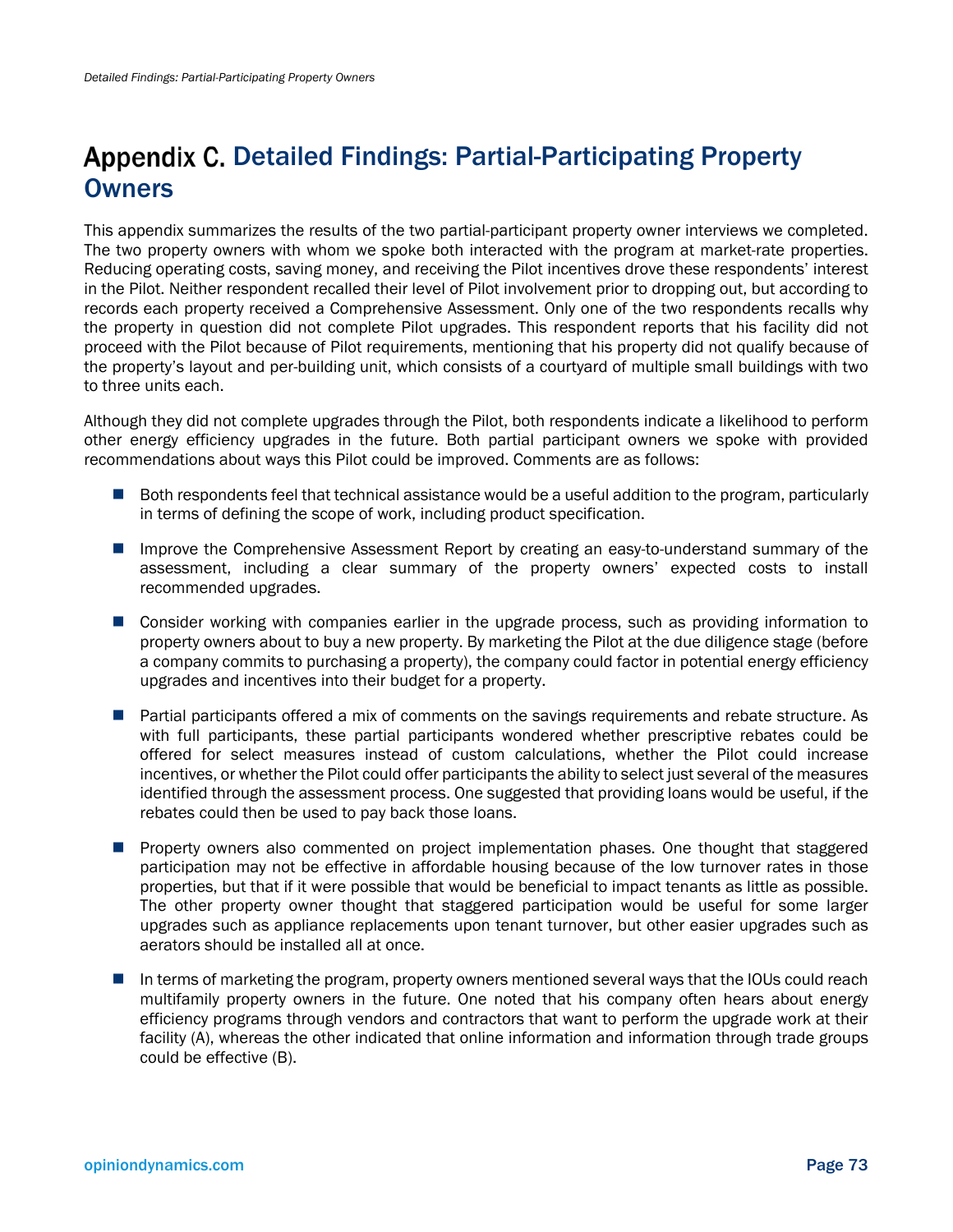# Appendix C. Detailed Findings: Partial-Participating Property Owners

This appendix summarizes the results of the two partial-participant property owner interviews we completed. The two property owners with whom we spoke both interacted with the program at market-rate properties. Reducing operating costs, saving money, and receiving the Pilot incentives drove these respondents' interest in the Pilot. Neither respondent recalled their level of Pilot involvement prior to dropping out, but according to records each property received a Comprehensive Assessment. Only one of the two respondents recalls why the property in question did not complete Pilot upgrades. This respondent reports that his facility did not proceed with the Pilot because of Pilot requirements, mentioning that his property did not qualify because of the property's layout and per-building unit, which consists of a courtyard of multiple small buildings with two to three units each.

Although they did not complete upgrades through the Pilot, both respondents indicate a likelihood to perform other energy efficiency upgrades in the future. Both partial participant owners we spoke with provided recommendations about ways this Pilot could be improved. Comments are as follows:

- Both respondents feel that technical assistance would be a useful addition to the program, particularly in terms of defining the scope of work, including product specification.
- Improve the Comprehensive Assessment Report by creating an easy-to-understand summary of the assessment, including a clear summary of the property owners' expected costs to install recommended upgrades.
- Consider working with companies earlier in the upgrade process, such as providing information to property owners about to buy a new property. By marketing the Pilot at the due diligence stage (before a company commits to purchasing a property), the company could factor in potential energy efficiency upgrades and incentives into their budget for a property.
- Partial participants offered a mix of comments on the savings requirements and rebate structure. As with full participants, these partial participants wondered whether prescriptive rebates could be offered for select measures instead of custom calculations, whether the Pilot could increase incentives, or whether the Pilot could offer participants the ability to select just several of the measures identified through the assessment process. One suggested that providing loans would be useful, if the rebates could then be used to pay back those loans.
- Property owners also commented on project implementation phases. One thought that staggered participation may not be effective in affordable housing because of the low turnover rates in those properties, but that if it were possible that would be beneficial to impact tenants as little as possible. The other property owner thought that staggered participation would be useful for some larger upgrades such as appliance replacements upon tenant turnover, but other easier upgrades such as aerators should be installed all at once.
- In terms of marketing the program, property owners mentioned several ways that the IOUs could reach multifamily property owners in the future. One noted that his company often hears about energy efficiency programs through vendors and contractors that want to perform the upgrade work at their facility (A), whereas the other indicated that online information and information through trade groups could be effective (B).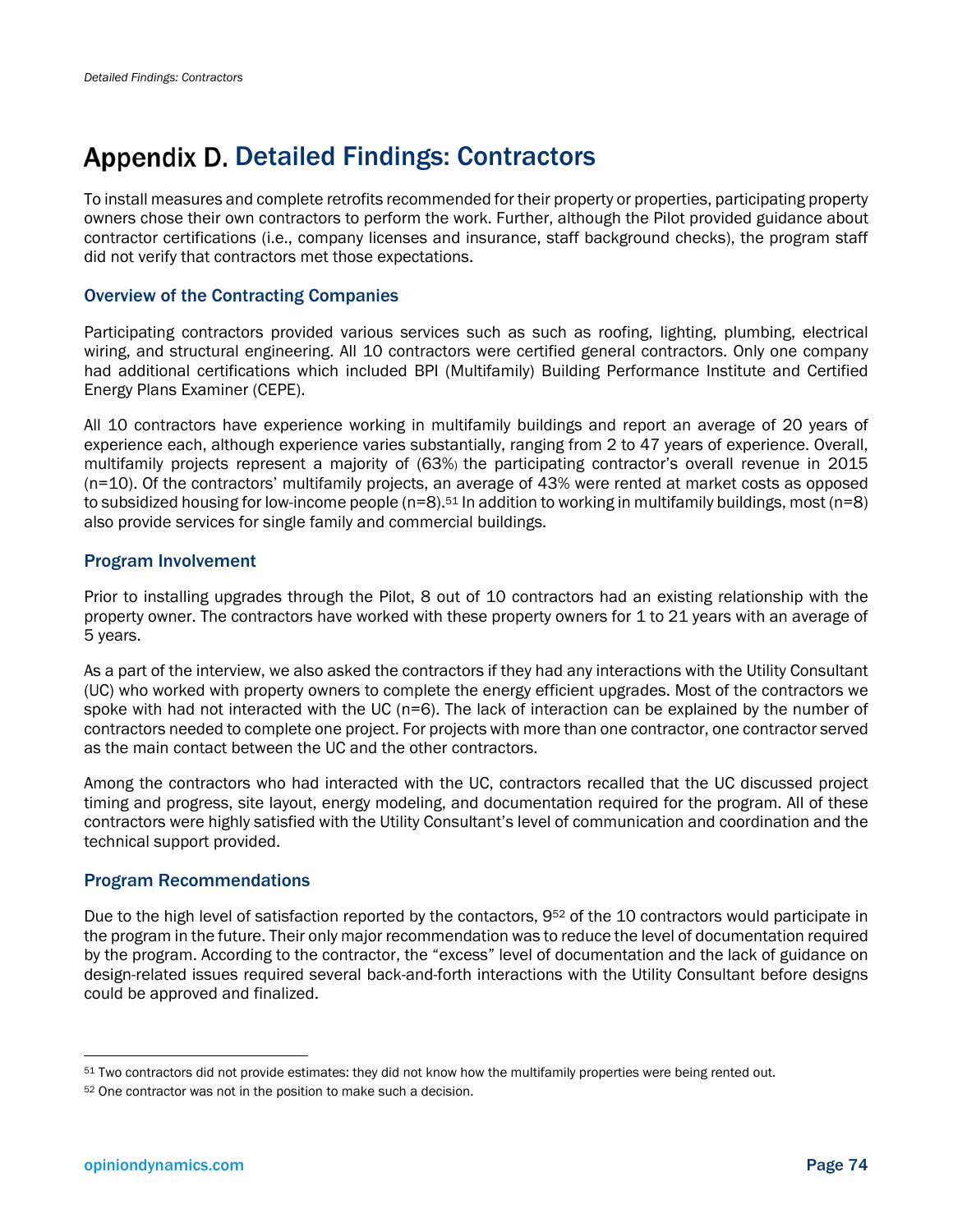# Appendix D. Detailed Findings: Contractors

To install measures and complete retrofits recommended for their property or properties, participating property owners chose their own contractors to perform the work. Further, although the Pilot provided guidance about contractor certifications (i.e., company licenses and insurance, staff background checks), the program staff did not verify that contractors met those expectations.

## Overview of the Contracting Companies

Participating contractors provided various services such as such as roofing, lighting, plumbing, electrical wiring, and structural engineering. All 10 contractors were certified general contractors. Only one company had additional certifications which included BPI (Multifamily) Building Performance Institute and Certified Energy Plans Examiner (CEPE).

All 10 contractors have experience working in multifamily buildings and report an average of 20 years of experience each, although experience varies substantially, ranging from 2 to 47 years of experience. Overall, multifamily projects represent a majority of (63%) the participating contractor's overall revenue in 2015 (n=10). Of the contractors' multifamily projects, an average of 43% were rented at market costs as opposed to subsidized housing for low-income people (n=8).[51] In addition to working in multifamily buildings, most (n=8) also provide services for single family and commercial buildings.

## Program Involvement

Prior to installing upgrades through the Pilot, 8 out of 10 contractors had an existing relationship with the property owner. The contractors have worked with these property owners for 1 to 21 years with an average of 5 years.

As a part of the interview, we also asked the contractors if they had any interactions with the Utility Consultant (UC) who worked with property owners to complete the energy efficient upgrades. Most of the contractors we spoke with had not interacted with the UC (n=6). The lack of interaction can be explained by the number of contractors needed to complete one project. For projects with more than one contractor, one contractor served as the main contact between the UC and the other contractors.

Among the contractors who had interacted with the UC, contractors recalled that the UC discussed project timing and progress, site layout, energy modeling, and documentation required for the program. All of these contractors were highly satisfied with the Utility Consultant's level of communication and coordination and the technical support provided.

## Program Recommendations

Due to the high level of satisfaction reported by the contactors, 9[52] of the 10 contractors would participate in the program in the future. Their only major recommendation was to reduce the level of documentation required by the program. According to the contractor, the "excess" level of documentation and the lack of guidance on design-related issues required several back-and-forth interactions with the Utility Consultant before designs could be approved and finalized.

---

[51] Two contractors did not provide estimates: they did not know how the multifamily properties were being rented out.

[52] One contractor was not in the position to make such a decision.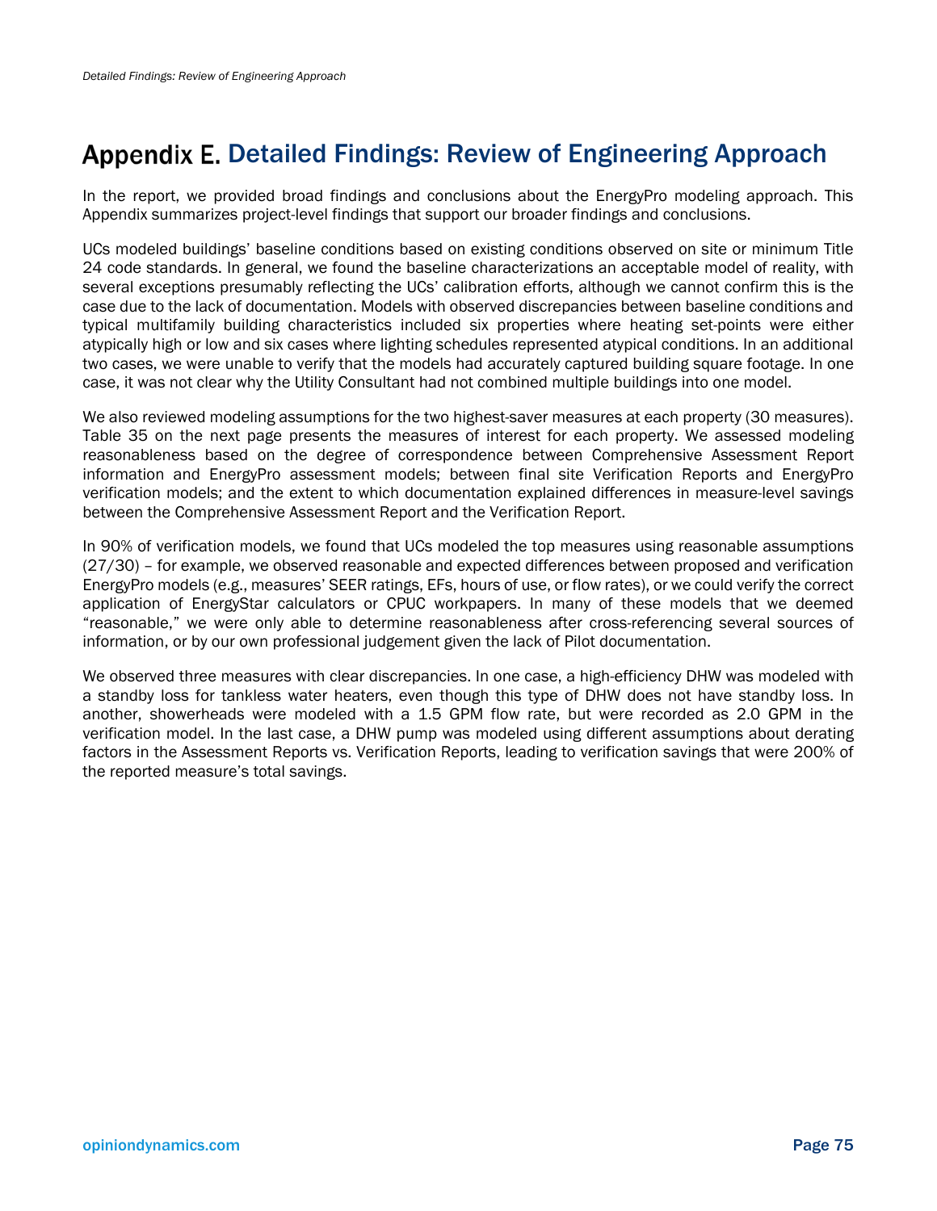# Appendix E. Detailed Findings: Review of Engineering Approach

In the report, we provided broad findings and conclusions about the EnergyPro modeling approach. This Appendix summarizes project-level findings that support our broader findings and conclusions.

UCs modeled buildings' baseline conditions based on existing conditions observed on site or minimum Title 24 code standards. In general, we found the baseline characterizations an acceptable model of reality, with several exceptions presumably reflecting the UCs' calibration efforts, although we cannot confirm this is the case due to the lack of documentation. Models with observed discrepancies between baseline conditions and typical multifamily building characteristics included six properties where heating set-points were either atypically high or low and six cases where lighting schedules represented atypical conditions. In an additional two cases, we were unable to verify that the models had accurately captured building square footage. In one case, it was not clear why the Utility Consultant had not combined multiple buildings into one model.

We also reviewed modeling assumptions for the two highest-saver measures at each property (30 measures). Table 35 on the next page presents the measures of interest for each property. We assessed modeling reasonableness based on the degree of correspondence between Comprehensive Assessment Report information and EnergyPro assessment models; between final site Verification Reports and EnergyPro verification models; and the extent to which documentation explained differences in measure-level savings between the Comprehensive Assessment Report and the Verification Report.

In 90% of verification models, we found that UCs modeled the top measures using reasonable assumptions (27/30) – for example, we observed reasonable and expected differences between proposed and verification EnergyPro models (e.g., measures' SEER ratings, EFs, hours of use, or flow rates), or we could verify the correct application of EnergyStar calculators or CPUC workpapers. In many of these models that we deemed "reasonable," we were only able to determine reasonableness after cross-referencing several sources of information, or by our own professional judgement given the lack of Pilot documentation.

We observed three measures with clear discrepancies. In one case, a high-efficiency DHW was modeled with a standby loss for tankless water heaters, even though this type of DHW does not have standby loss. In another, showerheads were modeled with a 1.5 GPM flow rate, but were recorded as 2.0 GPM in the verification model. In the last case, a DHW pump was modeled using different assumptions about derating factors in the Assessment Reports vs. Verification Reports, leading to verification savings that were 200% of the reported measure's total savings.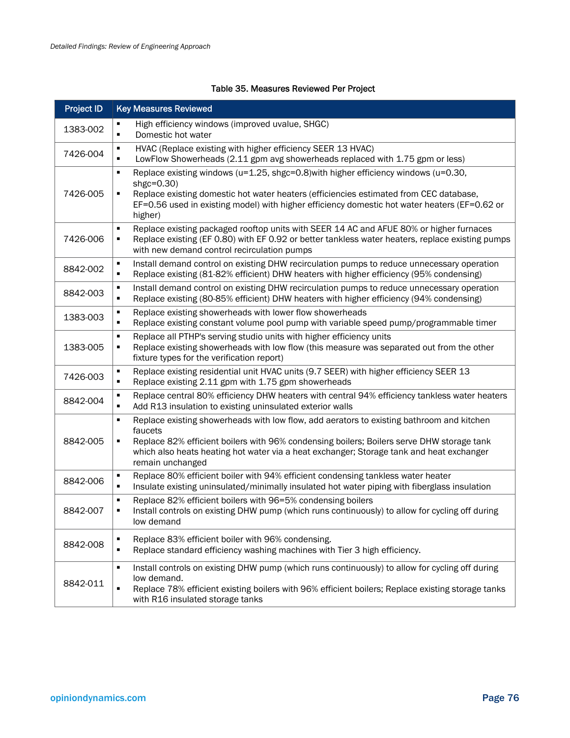Table 35. Measures Reviewed Per Project

| Project ID | Key Measures Reviewed |
|---|---|
| 1383-002 | ▪ High efficiency windows (improved uvalue, SHGC)<br>▪ Domestic hot water |
| 7426-004 | ▪ HVAC (Replace existing with higher efficiency SEER 13 HVAC)<br>▪ LowFlow Showerheads (2.11 gpm avg showerheads replaced with 1.75 gpm or less) |
| 7426-005 | ▪ Replace existing windows (u=1.25, shgc=0.8)with higher efficiency windows (u=0.30, shgc=0.30)<br>▪ Replace existing domestic hot water heaters (efficiencies estimated from CEC database, EF=0.56 used in existing model) with higher efficiency domestic hot water heaters (EF=0.62 or higher) |
| 7426-006 | ▪ Replace existing packaged rooftop units with SEER 14 AC and AFUE 80% or higher furnaces<br>▪ Replace existing (EF 0.80) with EF 0.92 or better tankless water heaters, replace existing pumps with new demand control recirculation pumps |
| 8842-002 | ▪ Install demand control on existing DHW recirculation pumps to reduce unnecessary operation<br>▪ Replace existing (81-82% efficient) DHW heaters with higher efficiency (95% condensing) |
| 8842-003 | ▪ Install demand control on existing DHW recirculation pumps to reduce unnecessary operation<br>▪ Replace existing (80-85% efficient) DHW heaters with higher efficiency (94% condensing) |
| 1383-003 | ▪ Replace existing showerheads with lower flow showerheads<br>▪ Replace existing constant volume pool pump with variable speed pump/programmable timer |
| 1383-005 | ▪ Replace all PTHP's serving studio units with higher efficiency units<br>▪ Replace existing showerheads with low flow (this measure was separated out from the other fixture types for the verification report) |
| 7426-003 | ▪ Replace existing residential unit HVAC units (9.7 SEER) with higher efficiency SEER 13<br>▪ Replace existing 2.11 gpm with 1.75 gpm showerheads |
| 8842-004 | ▪ Replace central 80% efficiency DHW heaters with central 94% efficiency tankless water heaters<br>▪ Add R13 insulation to existing uninsulated exterior walls |
| 8842-005 | ▪ Replace existing showerheads with low flow, add aerators to existing bathroom and kitchen faucets<br>▪ Replace 82% efficient boilers with 96% condensing boilers; Boilers serve DHW storage tank which also heats heating hot water via a heat exchanger; Storage tank and heat exchanger remain unchanged |
| 8842-006 | ▪ Replace 80% efficient boiler with 94% efficient condensing tankless water heater<br>▪ Insulate existing uninsulated/minimally insulated hot water piping with fiberglass insulation |
| 8842-007 | ▪ Replace 82% efficient boilers with 96=5% condensing boilers<br>▪ Install controls on existing DHW pump (which runs continuously) to allow for cycling off during low demand |
| 8842-008 | ▪ Replace 83% efficient boiler with 96% condensing.<br>▪ Replace standard efficiency washing machines with Tier 3 high efficiency. |
| 8842-011 | ▪ Install controls on existing DHW pump (which runs continuously) to allow for cycling off during low demand.<br>▪ Replace 78% efficient existing boilers with 96% efficient boilers; Replace existing storage tanks with R16 insulated storage tanks |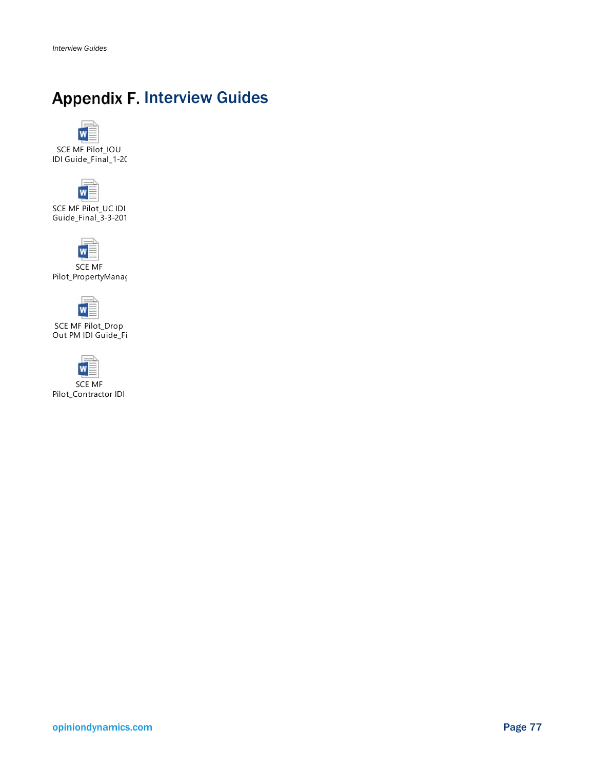# Appendix F. Interview Guides

SCE MF Pilot_IOU IDI Guide_Final_1-2(

SCE MF Pilot_UC IDI Guide_Final_3-3-201

SCE MF Pilot_PropertyManag

SCE MF Pilot_Drop Out PM IDI Guide_Fi

SCE MF Pilot_Contractor IDI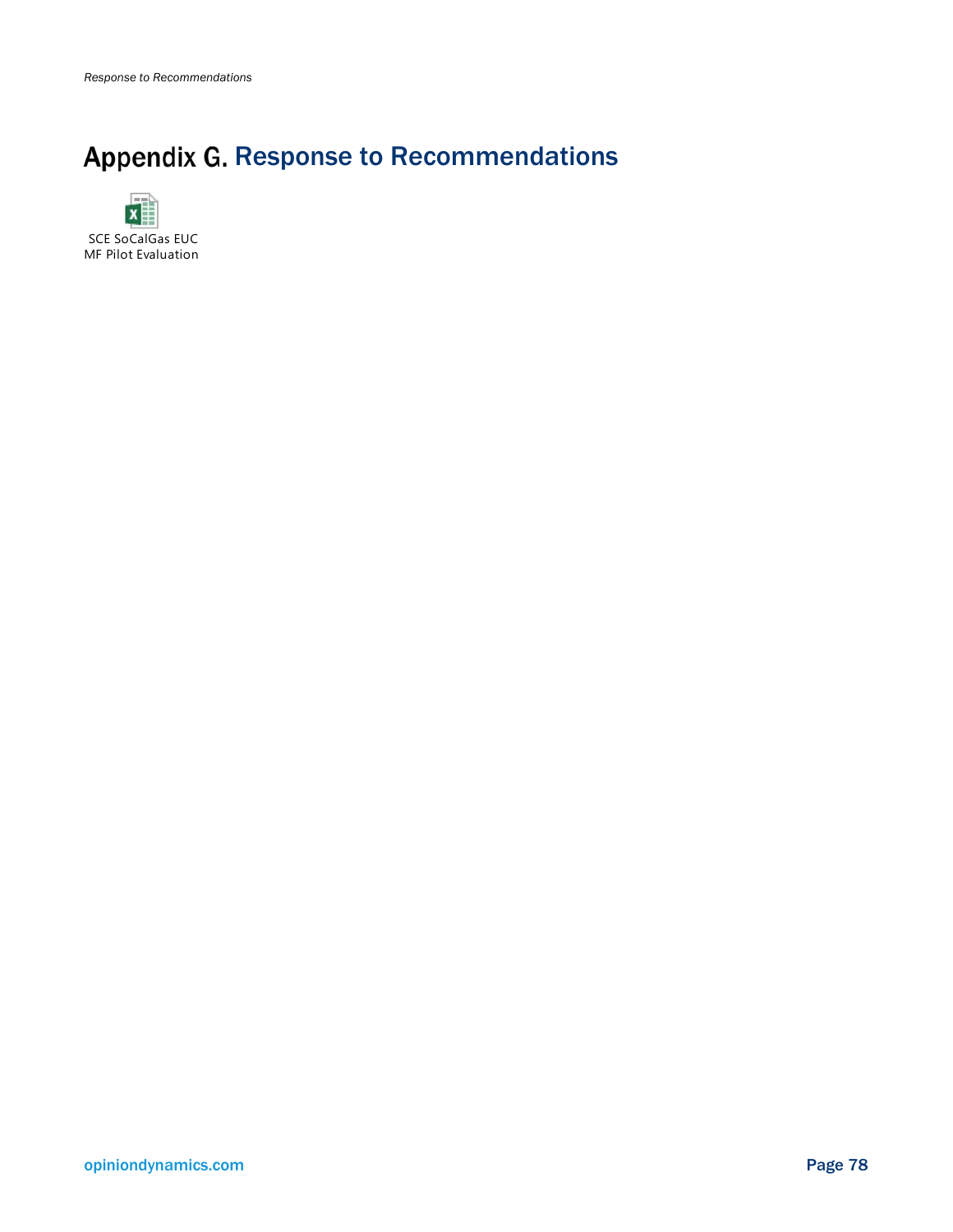# Appendix G. Response to Recommendations

SCE SoCalGas EUC MF Pilot Evaluation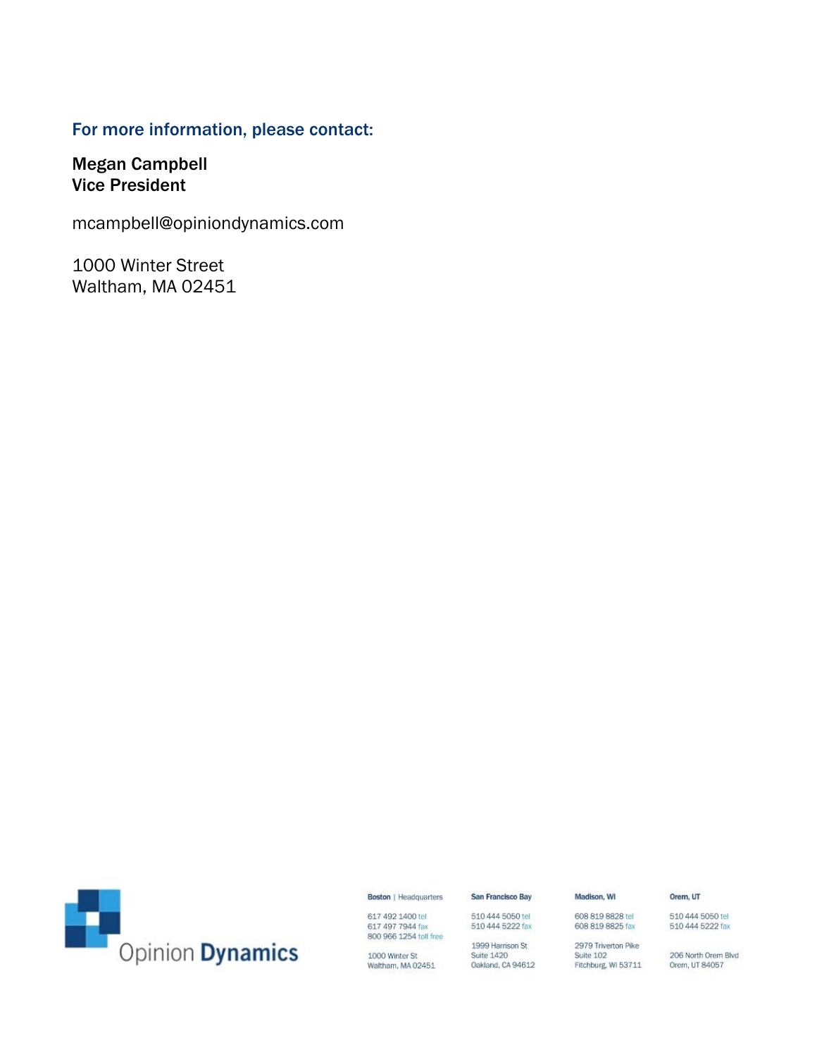**For more information, please contact:**

**Megan Campbell**
**Vice President**

mcampbell@opiniondynamics.com

1000 Winter Street
Waltham, MA 02451

Opinion Dynamics

**Boston** | Headquarters

617 492 1400 tel
617 497 7944 fax
800 966 1254 toll free

1000 Winter St
Waltham, MA 02451

**San Francisco Bay**

510 444 5050 tel
510 444 5222 fax

1999 Harrison St
Suite 1420
Oakland, CA 94612

**Madison, WI**

608 819 8828 tel
608 819 8825 fax

2979 Triverton Pike
Suite 102
Fitchburg, WI 53711

**Orem, UT**

510 444 5050 tel
510 444 5222 fax

206 North Orem Blvd
Orem, UT 84057